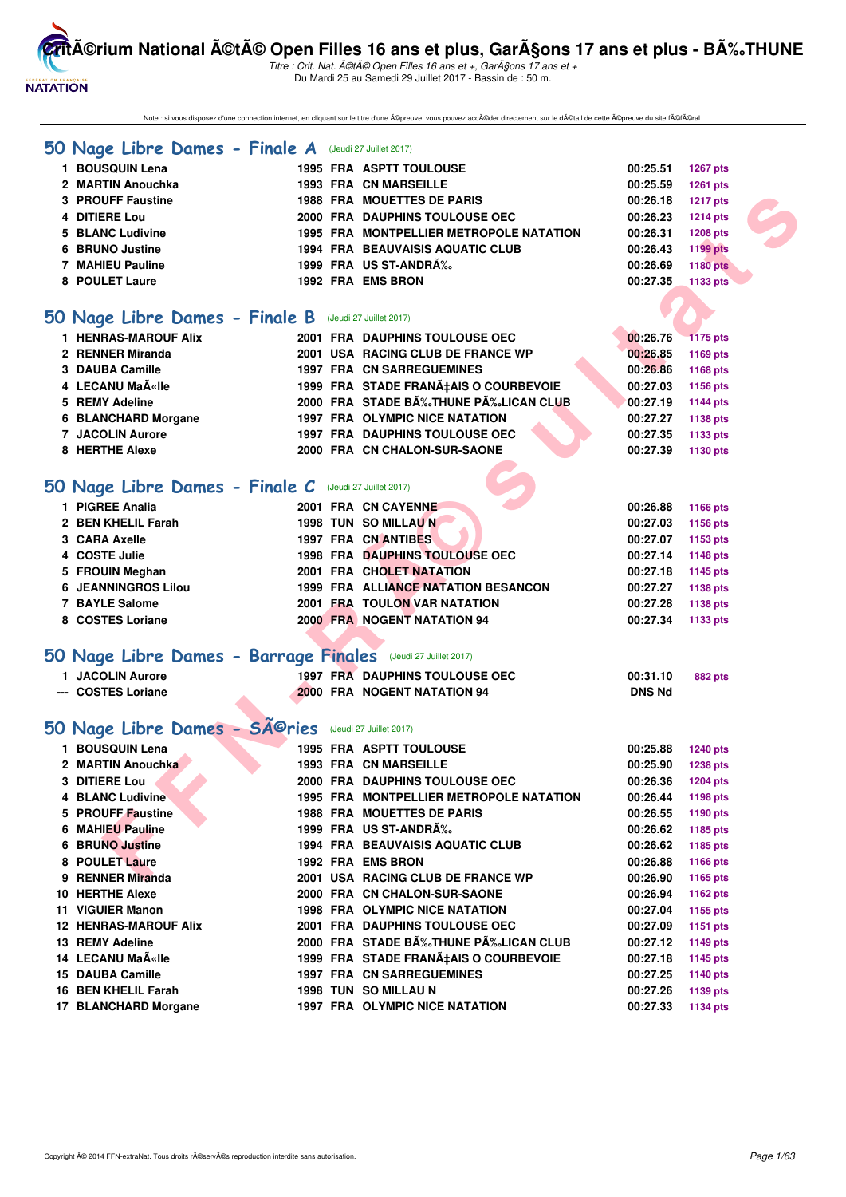# CritÃ©rium National Ã©tÃ© Open Filles 16 ans et plus, GarÃ§ons 17 ans et plus - BÃ‰THUNE

*Titre : Crit. Nat. Ã©tÃ© Open Filles 16 ans et +, GarÃ§ons 17 ans et +*
Du Mardi 25 au Samedi 29 Juillet 2017 - Bassin de : 50 m.

Note : si vous disposez d'une connection internet, en cliquant sur le titre d'une Ã©preuve, vous pouvez accÃ©der directement sur le dÃ©tail de cette Ã©preuve du site fÃ©dÃ©ral.

## 50 Nage Libre Dames - Finale A (Jeudi 27 Juillet 2017)

| | Nom | Année | Nat. | Club | Temps | Points |
|---|---|---|---|---|---|---|
| 1 | BOUSQUIN Lena | 1995 | FRA | ASPTT TOULOUSE | 00:25.51 | 1267 pts |
| 2 | MARTIN Anouchka | 1993 | FRA | CN MARSEILLE | 00:25.59 | 1261 pts |
| 3 | PROUFF Faustine | 1988 | FRA | MOUETTES DE PARIS | 00:26.18 | 1217 pts |
| 4 | DITIERE Lou | 2000 | FRA | DAUPHINS TOULOUSE OEC | 00:26.23 | 1214 pts |
| 5 | BLANC Ludivine | 1995 | FRA | MONTPELLIER METROPOLE NATATION | 00:26.31 | 1208 pts |
| 6 | BRUNO Justine | 1994 | FRA | BEAUVAISIS AQUATIC CLUB | 00:26.43 | 1199 pts |
| 7 | MAHIEU Pauline | 1999 | FRA | US ST-ANDRÃ‰ | 00:26.69 | 1180 pts |
| 8 | POULET Laure | 1992 | FRA | EMS BRON | 00:27.35 | 1133 pts |

## 50 Nage Libre Dames - Finale B (Jeudi 27 Juillet 2017)

| | Nom | Année | Nat. | Club | Temps | Points |
|---|---|---|---|---|---|---|
| 1 | HENRAS-MAROUF Alix | 2001 | FRA | DAUPHINS TOULOUSE OEC | 00:26.76 | 1175 pts |
| 2 | RENNER Miranda | 2001 | USA | RACING CLUB DE FRANCE WP | 00:26.85 | 1169 pts |
| 3 | DAUBA Camille | 1997 | FRA | CN SARREGUEMINES | 00:26.86 | 1168 pts |
| 4 | LECANU MaÃ«lle | 1999 | FRA | STADE FRANÃ‡AIS O COURBEVOIE | 00:27.03 | 1156 pts |
| 5 | REMY Adeline | 2000 | FRA | STADE BÃ‰THUNE PÃ‰LICAN CLUB | 00:27.19 | 1144 pts |
| 6 | BLANCHARD Morgane | 1997 | FRA | OLYMPIC NICE NATATION | 00:27.27 | 1138 pts |
| 7 | JACOLIN Aurore | 1997 | FRA | DAUPHINS TOULOUSE OEC | 00:27.35 | 1133 pts |
| 8 | HERTHE Alexe | 2000 | FRA | CN CHALON-SUR-SAONE | 00:27.39 | 1130 pts |

## 50 Nage Libre Dames - Finale C (Jeudi 27 Juillet 2017)

| | Nom | Année | Nat. | Club | Temps | Points |
|---|---|---|---|---|---|---|
| 1 | PIGREE Analia | 2001 | FRA | CN CAYENNE | 00:26.88 | 1166 pts |
| 2 | BEN KHELIL Farah | 1998 | TUN | SO MILLAU N | 00:27.03 | 1156 pts |
| 3 | CARA Axelle | 1997 | FRA | CN ANTIBES | 00:27.07 | 1153 pts |
| 4 | COSTE Julie | 1998 | FRA | DAUPHINS TOULOUSE OEC | 00:27.14 | 1148 pts |
| 5 | FROUIN Meghan | 2001 | FRA | CHOLET NATATION | 00:27.18 | 1145 pts |
| 6 | JEANNINGROS Lilou | 1999 | FRA | ALLIANCE NATATION BESANCON | 00:27.27 | 1138 pts |
| 7 | BAYLE Salome | 2001 | FRA | TOULON VAR NATATION | 00:27.28 | 1138 pts |
| 8 | COSTES Loriane | 2000 | FRA | NOGENT NATATION 94 | 00:27.34 | 1133 pts |

## 50 Nage Libre Dames - Barrage Finales (Jeudi 27 Juillet 2017)

| | Nom | Année | Nat. | Club | Temps | Points |
|---|---|---|---|---|---|---|
| 1 | JACOLIN Aurore | 1997 | FRA | DAUPHINS TOULOUSE OEC | 00:31.10 | 882 pts |
| --- | COSTES Loriane | 2000 | FRA | NOGENT NATATION 94 | DNS Nd | |

## 50 Nage Libre Dames - SÃ©ries (Jeudi 27 Juillet 2017)

| | Nom | Année | Nat. | Club | Temps | Points |
|---|---|---|---|---|---|---|
| 1 | BOUSQUIN Lena | 1995 | FRA | ASPTT TOULOUSE | 00:25.88 | 1240 pts |
| 2 | MARTIN Anouchka | 1993 | FRA | CN MARSEILLE | 00:25.90 | 1238 pts |
| 3 | DITIERE Lou | 2000 | FRA | DAUPHINS TOULOUSE OEC | 00:26.36 | 1204 pts |
| 4 | BLANC Ludivine | 1995 | FRA | MONTPELLIER METROPOLE NATATION | 00:26.44 | 1198 pts |
| 5 | PROUFF Faustine | 1988 | FRA | MOUETTES DE PARIS | 00:26.55 | 1190 pts |
| 6 | MAHIEU Pauline | 1999 | FRA | US ST-ANDRÃ‰ | 00:26.62 | 1185 pts |
| 6 | BRUNO Justine | 1994 | FRA | BEAUVAISIS AQUATIC CLUB | 00:26.62 | 1185 pts |
| 8 | POULET Laure | 1992 | FRA | EMS BRON | 00:26.88 | 1166 pts |
| 9 | RENNER Miranda | 2001 | USA | RACING CLUB DE FRANCE WP | 00:26.90 | 1165 pts |
| 10 | HERTHE Alexe | 2000 | FRA | CN CHALON-SUR-SAONE | 00:26.94 | 1162 pts |
| 11 | VIGUIER Manon | 1998 | FRA | OLYMPIC NICE NATATION | 00:27.04 | 1155 pts |
| 12 | HENRAS-MAROUF Alix | 2001 | FRA | DAUPHINS TOULOUSE OEC | 00:27.09 | 1151 pts |
| 13 | REMY Adeline | 2000 | FRA | STADE BÃ‰THUNE PÃ‰LICAN CLUB | 00:27.12 | 1149 pts |
| 14 | LECANU MaÃ«lle | 1999 | FRA | STADE FRANÃ‡AIS O COURBEVOIE | 00:27.18 | 1145 pts |
| 15 | DAUBA Camille | 1997 | FRA | CN SARREGUEMINES | 00:27.25 | 1140 pts |
| 16 | BEN KHELIL Farah | 1998 | TUN | SO MILLAU N | 00:27.26 | 1139 pts |
| 17 | BLANCHARD Morgane | 1997 | FRA | OLYMPIC NICE NATATION | 00:27.33 | 1134 pts |

Copyright Â© 2014 FFN-extraNat. Tous droits rÃ©servÃ©s reproduction interdite sans autorisation.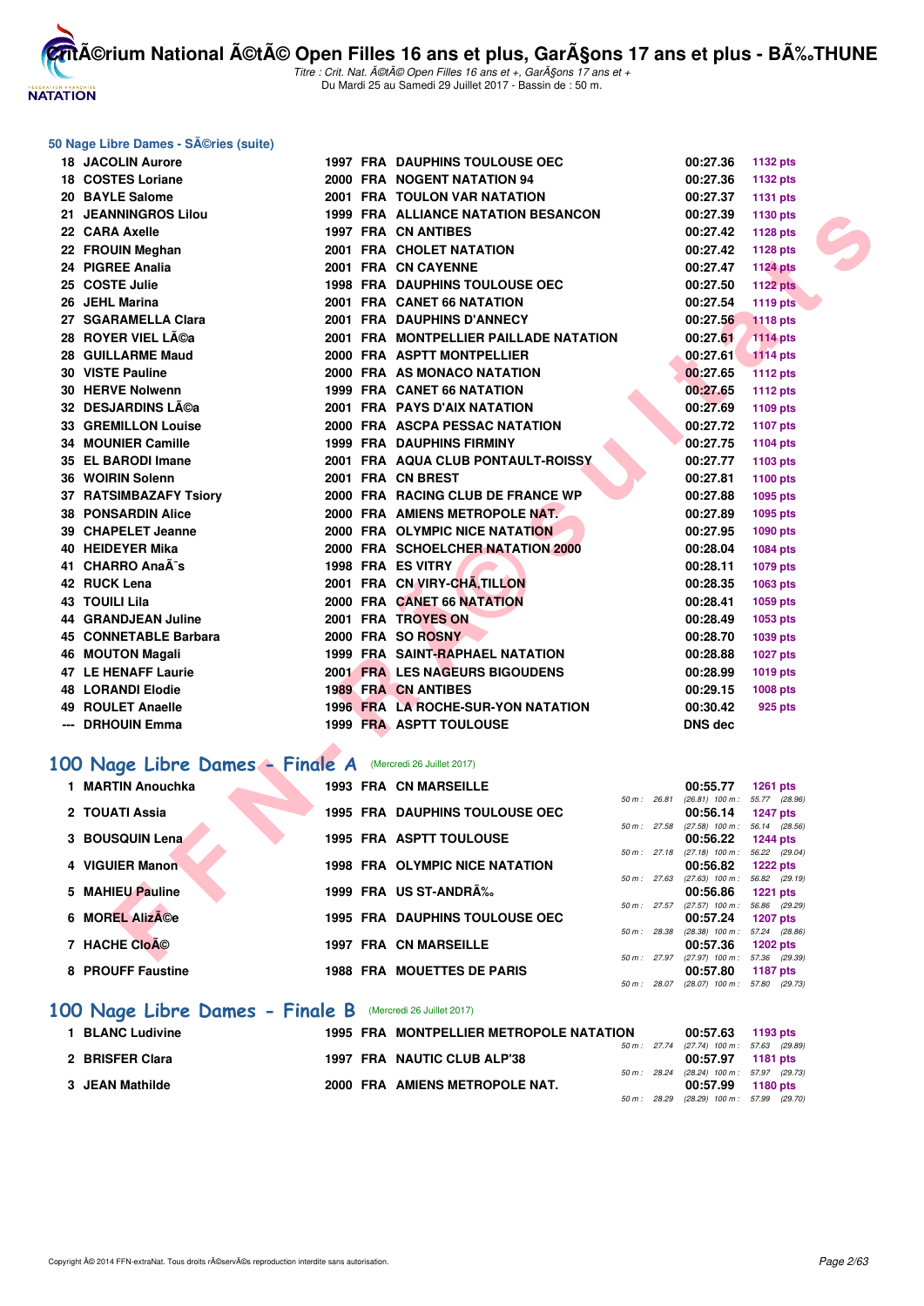## 50 Nage Libre Dames - SÃ©ries (suite)

| Rang | Nom | Année | Nat | Club | Temps | Points |
|---|---|---|---|---|---|---|
| 18 | JACOLIN Aurore | 1997 | FRA | DAUPHINS TOULOUSE OEC | 00:27.36 | 1132 pts |
| 18 | COSTES Loriane | 2000 | FRA | NOGENT NATATION 94 | 00:27.36 | 1132 pts |
| 20 | BAYLE Salome | 2001 | FRA | TOULON VAR NATATION | 00:27.37 | 1131 pts |
| 21 | JEANNINGROS Lilou | 1999 | FRA | ALLIANCE NATATION BESANCON | 00:27.39 | 1130 pts |
| 22 | CARA Axelle | 1997 | FRA | CN ANTIBES | 00:27.42 | 1128 pts |
| 22 | FROUIN Meghan | 2001 | FRA | CHOLET NATATION | 00:27.42 | 1128 pts |
| 24 | PIGREE Analia | 2001 | FRA | CN CAYENNE | 00:27.47 | 1124 pts |
| 25 | COSTE Julie | 1998 | FRA | DAUPHINS TOULOUSE OEC | 00:27.50 | 1122 pts |
| 26 | JEHL Marina | 2001 | FRA | CANET 66 NATATION | 00:27.54 | 1119 pts |
| 27 | SGARAMELLA Clara | 2001 | FRA | DAUPHINS D'ANNECY | 00:27.56 | 1118 pts |
| 28 | ROYER VIEL LÃ©a | 2001 | FRA | MONTPELLIER PAILLADE NATATION | 00:27.61 | 1114 pts |
| 28 | GUILLARME Maud | 2000 | FRA | ASPTT MONTPELLIER | 00:27.61 | 1114 pts |
| 30 | VISTE Pauline | 2000 | FRA | AS MONACO NATATION | 00:27.65 | 1112 pts |
| 30 | HERVE Nolwenn | 1999 | FRA | CANET 66 NATATION | 00:27.65 | 1112 pts |
| 32 | DESJARDINS LÃ©a | 2001 | FRA | PAYS D'AIX NATATION | 00:27.69 | 1109 pts |
| 33 | GREMILLON Louise | 2000 | FRA | ASCPA PESSAC NATATION | 00:27.72 | 1107 pts |
| 34 | MOUNIER Camille | 1999 | FRA | DAUPHINS FIRMINY | 00:27.75 | 1104 pts |
| 35 | EL BARODI Imane | 2001 | FRA | AQUA CLUB PONTAULT-ROISSY | 00:27.77 | 1103 pts |
| 36 | WOIRIN Solenn | 2001 | FRA | CN BREST | 00:27.81 | 1100 pts |
| 37 | RATSIMBAZAFY Tsiory | 2000 | FRA | RACING CLUB DE FRANCE WP | 00:27.88 | 1095 pts |
| 38 | PONSARDIN Alice | 2000 | FRA | AMIENS METROPOLE NAT. | 00:27.89 | 1095 pts |
| 39 | CHAPELET Jeanne | 2000 | FRA | OLYMPIC NICE NATATION | 00:27.95 | 1090 pts |
| 40 | HEIDEYER Mika | 2000 | FRA | SCHOELCHER NATATION 2000 | 00:28.04 | 1084 pts |
| 41 | CHARRO AnaÃ¯s | 1998 | FRA | ES VITRY | 00:28.11 | 1079 pts |
| 42 | RUCK Lena | 2001 | FRA | CN VIRY-CHÃ‚TILLON | 00:28.35 | 1063 pts |
| 43 | TOUILI Lila | 2000 | FRA | CANET 66 NATATION | 00:28.41 | 1059 pts |
| 44 | GRANDJEAN Juline | 2001 | FRA | TROYES ON | 00:28.49 | 1053 pts |
| 45 | CONNETABLE Barbara | 2000 | FRA | SO ROSNY | 00:28.70 | 1039 pts |
| 46 | MOUTON Magali | 1999 | FRA | SAINT-RAPHAEL NATATION | 00:28.88 | 1027 pts |
| 47 | LE HENAFF Laurie | 2001 | FRA | LES NAGEURS BIGOUDENS | 00:28.99 | 1019 pts |
| 48 | LORANDI Elodie | 1989 | FRA | CN ANTIBES | 00:29.15 | 1008 pts |
| 49 | ROULET Anaelle | 1996 | FRA | LA ROCHE-SUR-YON NATATION | 00:30.42 | 925 pts |
| --- | DRHOUIN Emma | 1999 | FRA | ASPTT TOULOUSE | DNS dec | |

## 100 Nage Libre Dames - Finale A (Mercredi 26 Juillet 2017)

| Rang | Nom | Année | Nat | Club | Temps | Points | 50 m | 100 m |
|---|---|---|---|---|---|---|---|---|
| 1 | MARTIN Anouchka | 1993 | FRA | CN MARSEILLE | 00:55.77 | 1261 pts | 26.81 (26.81) | 55.77 (28.96) |
| 2 | TOUATI Assia | 1995 | FRA | DAUPHINS TOULOUSE OEC | 00:56.14 | 1247 pts | 27.58 (27.58) | 56.14 (28.56) |
| 3 | BOUSQUIN Lena | 1995 | FRA | ASPTT TOULOUSE | 00:56.22 | 1244 pts | 27.18 (27.18) | 56.22 (29.04) |
| 4 | VIGUIER Manon | 1998 | FRA | OLYMPIC NICE NATATION | 00:56.82 | 1222 pts | 27.63 (27.63) | 56.82 (29.19) |
| 5 | MAHIEU Pauline | 1999 | FRA | US ST-ANDRÃ‰ | 00:56.86 | 1221 pts | 27.57 (27.57) | 56.86 (29.29) |
| 6 | MOREL AlizÃ©e | 1995 | FRA | DAUPHINS TOULOUSE OEC | 00:57.24 | 1207 pts | 28.38 (28.38) | 57.24 (28.86) |
| 7 | HACHE CloÃ© | 1997 | FRA | CN MARSEILLE | 00:57.36 | 1202 pts | 27.97 (27.97) | 57.36 (29.39) |
| 8 | PROUFF Faustine | 1988 | FRA | MOUETTES DE PARIS | 00:57.80 | 1187 pts | 28.07 (28.07) | 57.80 (29.73) |

## 100 Nage Libre Dames - Finale B (Mercredi 26 Juillet 2017)

| Rang | Nom | Année | Nat | Club | Temps | Points | 50 m | 100 m |
|---|---|---|---|---|---|---|---|---|
| 1 | BLANC Ludivine | 1995 | FRA | MONTPELLIER METROPOLE NATATION | 00:57.63 | 1193 pts | 27.74 (27.74) | 57.63 (29.89) |
| 2 | BRISFER Clara | 1997 | FRA | NAUTIC CLUB ALP'38 | 00:57.97 | 1181 pts | 28.24 (28.24) | 57.97 (29.73) |
| 3 | JEAN Mathilde | 2000 | FRA | AMIENS METROPOLE NAT. | 00:57.99 | 1180 pts | 28.29 (28.29) | 57.99 (29.70) |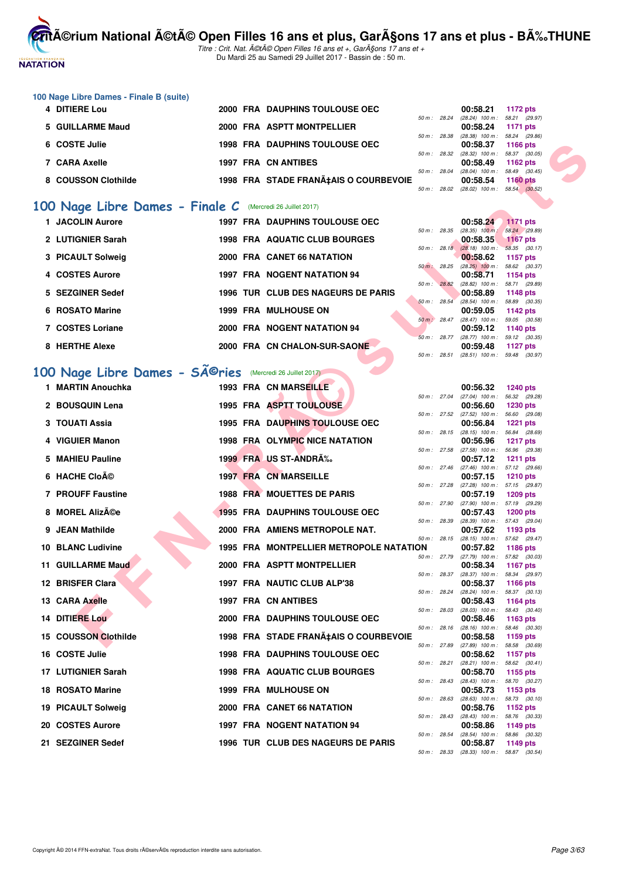### 100 Nage Libre Dames - Finale B (suite)

| Rang | Nom | Année | Nat | Club | Temps | Points | Splits |
|---|---|---|---|---|---|---|---|
| 4 | DITIERE Lou | 2000 | FRA | DAUPHINS TOULOUSE OEC | 00:58.21 | 1172 pts | 50 m : 28.24 (28.24) 100 m : 58.21 (29.97) |
| 5 | GUILLARME Maud | 2000 | FRA | ASPTT MONTPELLIER | 00:58.24 | 1171 pts | 50 m : 28.38 (28.38) 100 m : 58.24 (29.86) |
| 6 | COSTE Julie | 1998 | FRA | DAUPHINS TOULOUSE OEC | 00:58.37 | 1166 pts | 50 m : 28.32 (28.32) 100 m : 58.37 (30.05) |
| 7 | CARA Axelle | 1997 | FRA | CN ANTIBES | 00:58.49 | 1162 pts | 50 m : 28.04 (28.04) 100 m : 58.49 (30.45) |
| 8 | COUSSON Clothilde | 1998 | FRA | STADE FRANÃ‡AIS O COURBEVOIE | 00:58.54 | 1160 pts | 50 m : 28.02 (28.02) 100 m : 58.54 (30.52) |

## 100 Nage Libre Dames - Finale C (Mercredi 26 Juillet 2017)

| Rang | Nom | Année | Nat | Club | Temps | Points | Splits |
|---|---|---|---|---|---|---|---|
| 1 | JACOLIN Aurore | 1997 | FRA | DAUPHINS TOULOUSE OEC | 00:58.24 | 1171 pts | 50 m : 28.35 (28.35) 100 m : 58.24 (29.89) |
| 2 | LUTIGNIER Sarah | 1998 | FRA | AQUATIC CLUB BOURGES | 00:58.35 | 1167 pts | 50 m : 28.18 (28.18) 100 m : 58.35 (30.17) |
| 3 | PICAULT Solweig | 2000 | FRA | CANET 66 NATATION | 00:58.62 | 1157 pts | 50 m : 28.25 (28.25) 100 m : 58.62 (30.37) |
| 4 | COSTES Aurore | 1997 | FRA | NOGENT NATATION 94 | 00:58.71 | 1154 pts | 50 m : 28.82 (28.82) 100 m : 58.71 (29.89) |
| 5 | SEZGINER Sedef | 1996 | TUR | CLUB DES NAGEURS DE PARIS | 00:58.89 | 1148 pts | 50 m : 28.54 (28.54) 100 m : 58.89 (30.35) |
| 6 | ROSATO Marine | 1999 | FRA | MULHOUSE ON | 00:59.05 | 1142 pts | 50 m : 28.47 (28.47) 100 m : 59.05 (30.58) |
| 7 | COSTES Loriane | 2000 | FRA | NOGENT NATATION 94 | 00:59.12 | 1140 pts | 50 m : 28.77 (28.77) 100 m : 59.12 (30.35) |
| 8 | HERTHE Alexe | 2000 | FRA | CN CHALON-SUR-SAONE | 00:59.48 | 1127 pts | 50 m : 28.51 (28.51) 100 m : 59.48 (30.97) |

## 100 Nage Libre Dames - SÃ©ries (Mercredi 26 Juillet 2017)

| Rang | Nom | Année | Nat | Club | Temps | Points | Splits |
|---|---|---|---|---|---|---|---|
| 1 | MARTIN Anouchka | 1993 | FRA | CN MARSEILLE | 00:56.32 | 1240 pts | 50 m : 27.04 (27.04) 100 m : 56.32 (29.28) |
| 2 | BOUSQUIN Lena | 1995 | FRA | ASPTT TOULOUSE | 00:56.60 | 1230 pts | 50 m : 27.52 (27.52) 100 m : 56.60 (29.08) |
| 3 | TOUATI Assia | 1995 | FRA | DAUPHINS TOULOUSE OEC | 00:56.84 | 1221 pts | 50 m : 28.15 (28.15) 100 m : 56.84 (28.69) |
| 4 | VIGUIER Manon | 1998 | FRA | OLYMPIC NICE NATATION | 00:56.96 | 1217 pts | 50 m : 27.58 (27.58) 100 m : 56.96 (29.38) |
| 5 | MAHIEU Pauline | 1999 | FRA | US ST-ANDRÃ‰ | 00:57.12 | 1211 pts | 50 m : 27.46 (27.46) 100 m : 57.12 (29.66) |
| 6 | HACHE CloÃ© | 1997 | FRA | CN MARSEILLE | 00:57.15 | 1210 pts | 50 m : 27.28 (27.28) 100 m : 57.15 (29.87) |
| 7 | PROUFF Faustine | 1988 | FRA | MOUETTES DE PARIS | 00:57.19 | 1209 pts | 50 m : 27.90 (27.90) 100 m : 57.19 (29.29) |
| 8 | MOREL AlizÃ©e | 1995 | FRA | DAUPHINS TOULOUSE OEC | 00:57.43 | 1200 pts | 50 m : 28.39 (28.39) 100 m : 57.43 (29.04) |
| 9 | JEAN Mathilde | 2000 | FRA | AMIENS METROPOLE NAT. | 00:57.62 | 1193 pts | 50 m : 28.15 (28.15) 100 m : 57.62 (29.47) |
| 10 | BLANC Ludivine | 1995 | FRA | MONTPELLIER METROPOLE NATATION | 00:57.82 | 1186 pts | 50 m : 27.79 (27.79) 100 m : 57.82 (30.03) |
| 11 | GUILLARME Maud | 2000 | FRA | ASPTT MONTPELLIER | 00:58.34 | 1167 pts | 50 m : 28.37 (28.37) 100 m : 58.34 (29.97) |
| 12 | BRISFER Clara | 1997 | FRA | NAUTIC CLUB ALP'38 | 00:58.37 | 1166 pts | 50 m : 28.24 (28.24) 100 m : 58.37 (30.13) |
| 13 | CARA Axelle | 1997 | FRA | CN ANTIBES | 00:58.43 | 1164 pts | 50 m : 28.03 (28.03) 100 m : 58.43 (30.40) |
| 14 | DITIERE Lou | 2000 | FRA | DAUPHINS TOULOUSE OEC | 00:58.46 | 1163 pts | 50 m : 28.16 (28.16) 100 m : 58.46 (30.30) |
| 15 | COUSSON Clothilde | 1998 | FRA | STADE FRANÃ‡AIS O COURBEVOIE | 00:58.58 | 1159 pts | 50 m : 27.89 (27.89) 100 m : 58.58 (30.69) |
| 16 | COSTE Julie | 1998 | FRA | DAUPHINS TOULOUSE OEC | 00:58.62 | 1157 pts | 50 m : 28.21 (28.21) 100 m : 58.62 (30.41) |
| 17 | LUTIGNIER Sarah | 1998 | FRA | AQUATIC CLUB BOURGES | 00:58.70 | 1155 pts | 50 m : 28.43 (28.43) 100 m : 58.70 (30.27) |
| 18 | ROSATO Marine | 1999 | FRA | MULHOUSE ON | 00:58.73 | 1153 pts | 50 m : 28.63 (28.63) 100 m : 58.73 (30.10) |
| 19 | PICAULT Solweig | 2000 | FRA | CANET 66 NATATION | 00:58.76 | 1152 pts | 50 m : 28.43 (28.43) 100 m : 58.76 (30.33) |
| 20 | COSTES Aurore | 1997 | FRA | NOGENT NATATION 94 | 00:58.86 | 1149 pts | 50 m : 28.54 (28.54) 100 m : 58.86 (30.32) |
| 21 | SEZGINER Sedef | 1996 | TUR | CLUB DES NAGEURS DE PARIS | 00:58.87 | 1149 pts | 50 m : 28.33 (28.33) 100 m : 58.87 (30.54) |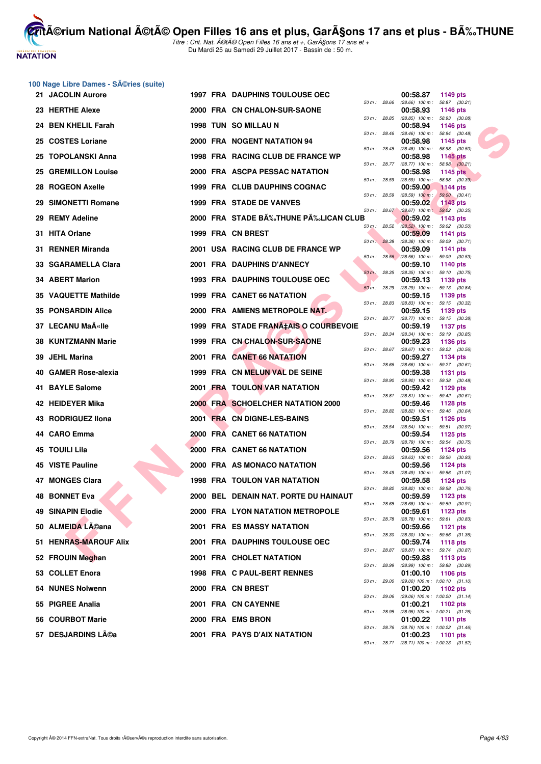## 100 Nage Libre Dames - SÃ©ries (suite)

| Rg | Nom | Année | Nat | Club | Temps | Points | 50 m | 100 m |
|---|---|---|---|---|---|---|---|---|
| 21 | JACOLIN Aurore | 1997 | FRA | DAUPHINS TOULOUSE OEC | 00:58.87 | 1149 pts | 28.66 | (28.66) 58.87 (30.21) |
| 23 | HERTHE Alexe | 2000 | FRA | CN CHALON-SUR-SAONE | 00:58.93 | 1146 pts | 28.85 | (28.85) 58.93 (30.08) |
| 24 | BEN KHELIL Farah | 1998 | TUN | SO MILLAU N | 00:58.94 | 1146 pts | 28.46 | (28.46) 58.94 (30.48) |
| 25 | COSTES Loriane | 2000 | FRA | NOGENT NATATION 94 | 00:58.98 | 1145 pts | 28.48 | (28.48) 58.98 (30.50) |
| 25 | TOPOLANSKI Anna | 1998 | FRA | RACING CLUB DE FRANCE WP | 00:58.98 | 1145 pts | 28.77 | (28.77) 58.98 (30.21) |
| 25 | GREMILLON Louise | 2000 | FRA | ASCPA PESSAC NATATION | 00:58.98 | 1145 pts | 28.59 | (28.59) 58.98 (30.39) |
| 28 | ROGEON Axelle | 1999 | FRA | CLUB DAUPHINS COGNAC | 00:59.00 | 1144 pts | 28.59 | (28.59) 59.00 (30.41) |
| 29 | SIMONETTI Romane | 1999 | FRA | STADE DE VANVES | 00:59.02 | 1143 pts | 28.67 | (28.67) 59.02 (30.35) |
| 29 | REMY Adeline | 2000 | FRA | STADE BÃ‰THUNE PÃ‰LICAN CLUB | 00:59.02 | 1143 pts | 28.52 | (28.52) 59.02 (30.50) |
| 31 | HITA Orlane | 1999 | FRA | CN BREST | 00:59.09 | 1141 pts | 28.38 | (28.38) 59.09 (30.71) |
| 31 | RENNER Miranda | 2001 | USA | RACING CLUB DE FRANCE WP | 00:59.09 | 1141 pts | 28.56 | (28.56) 59.09 (30.53) |
| 33 | SGARAMELLA Clara | 2001 | FRA | DAUPHINS D'ANNECY | 00:59.10 | 1140 pts | 28.35 | (28.35) 59.10 (30.75) |
| 34 | ABERT Marion | 1993 | FRA | DAUPHINS TOULOUSE OEC | 00:59.13 | 1139 pts | 28.29 | (28.29) 59.13 (30.84) |
| 35 | VAQUETTE Mathilde | 1999 | FRA | CANET 66 NATATION | 00:59.15 | 1139 pts | 28.83 | (28.83) 59.15 (30.32) |
| 35 | PONSARDIN Alice | 2000 | FRA | AMIENS METROPOLE NAT. | 00:59.15 | 1139 pts | 28.77 | (28.77) 59.15 (30.38) |
| 37 | LECANU MaÃ«lle | 1999 | FRA | STADE FRANÃ‡AIS O COURBEVOIE | 00:59.19 | 1137 pts | 28.34 | (28.34) 59.19 (30.85) |
| 38 | KUNTZMANN Marie | 1999 | FRA | CN CHALON-SUR-SAONE | 00:59.23 | 1136 pts | 28.67 | (28.67) 59.23 (30.56) |
| 39 | JEHL Marina | 2001 | FRA | CANET 66 NATATION | 00:59.27 | 1134 pts | 28.66 | (28.66) 59.27 (30.61) |
| 40 | GAMER Rose-alexia | 1999 | FRA | CN MELUN VAL DE SEINE | 00:59.38 | 1131 pts | 28.90 | (28.90) 59.38 (30.48) |
| 41 | BAYLE Salome | 2001 | FRA | TOULON VAR NATATION | 00:59.42 | 1129 pts | 28.81 | (28.81) 59.42 (30.61) |
| 42 | HEIDEYER Mika | 2000 | FRA | SCHOELCHER NATATION 2000 | 00:59.46 | 1128 pts | 28.82 | (28.82) 59.46 (30.64) |
| 43 | RODRIGUEZ Ilona | 2001 | FRA | CN DIGNE-LES-BAINS | 00:59.51 | 1126 pts | 28.54 | (28.54) 59.51 (30.97) |
| 44 | CARO Emma | 2000 | FRA | CANET 66 NATATION | 00:59.54 | 1125 pts | 28.79 | (28.79) 59.54 (30.75) |
| 45 | TOUILI Lila | 2000 | FRA | CANET 66 NATATION | 00:59.56 | 1124 pts | 28.63 | (28.63) 59.56 (30.93) |
| 45 | VISTE Pauline | 2000 | FRA | AS MONACO NATATION | 00:59.56 | 1124 pts | 28.49 | (28.49) 59.56 (31.07) |
| 47 | MONGES Clara | 1998 | FRA | TOULON VAR NATATION | 00:59.58 | 1124 pts | 28.82 | (28.82) 59.58 (30.76) |
| 48 | BONNET Eva | 2000 | BEL | DENAIN NAT. PORTE DU HAINAUT | 00:59.59 | 1123 pts | 28.68 | (28.68) 59.59 (30.91) |
| 49 | SINAPIN Elodie | 2000 | FRA | LYON NATATION METROPOLE | 00:59.61 | 1123 pts | 28.78 | (28.78) 59.61 (30.83) |
| 50 | ALMEIDA LÃ©ana | 2001 | FRA | ES MASSY NATATION | 00:59.66 | 1121 pts | 28.30 | (28.30) 59.66 (31.36) |
| 51 | HENRAS-MAROUF Alix | 2001 | FRA | DAUPHINS TOULOUSE OEC | 00:59.74 | 1118 pts | 28.87 | (28.87) 59.74 (30.87) |
| 52 | FROUIN Meghan | 2001 | FRA | CHOLET NATATION | 00:59.88 | 1113 pts | 28.99 | (28.99) 59.88 (30.89) |
| 53 | COLLET Enora | 1998 | FRA | C PAUL-BERT RENNES | 01:00.10 | 1106 pts | 29.00 | (29.00) 1:00.10 (31.10) |
| 54 | NUNES Nolwenn | 2000 | FRA | CN BREST | 01:00.20 | 1102 pts | 29.06 | (29.06) 1:00.20 (31.14) |
| 55 | PIGREE Analia | 2001 | FRA | CN CAYENNE | 01:00.21 | 1102 pts | 28.95 | (28.95) 1:00.21 (31.26) |
| 56 | COURBOT Marie | 2000 | FRA | EMS BRON | 01:00.22 | 1101 pts | 28.76 | (28.76) 1:00.22 (31.46) |
| 57 | DESJARDINS LÃ©a | 2001 | FRA | PAYS D'AIX NATATION | 01:00.23 | 1101 pts | 28.71 | (28.71) 1:00.23 (31.52) |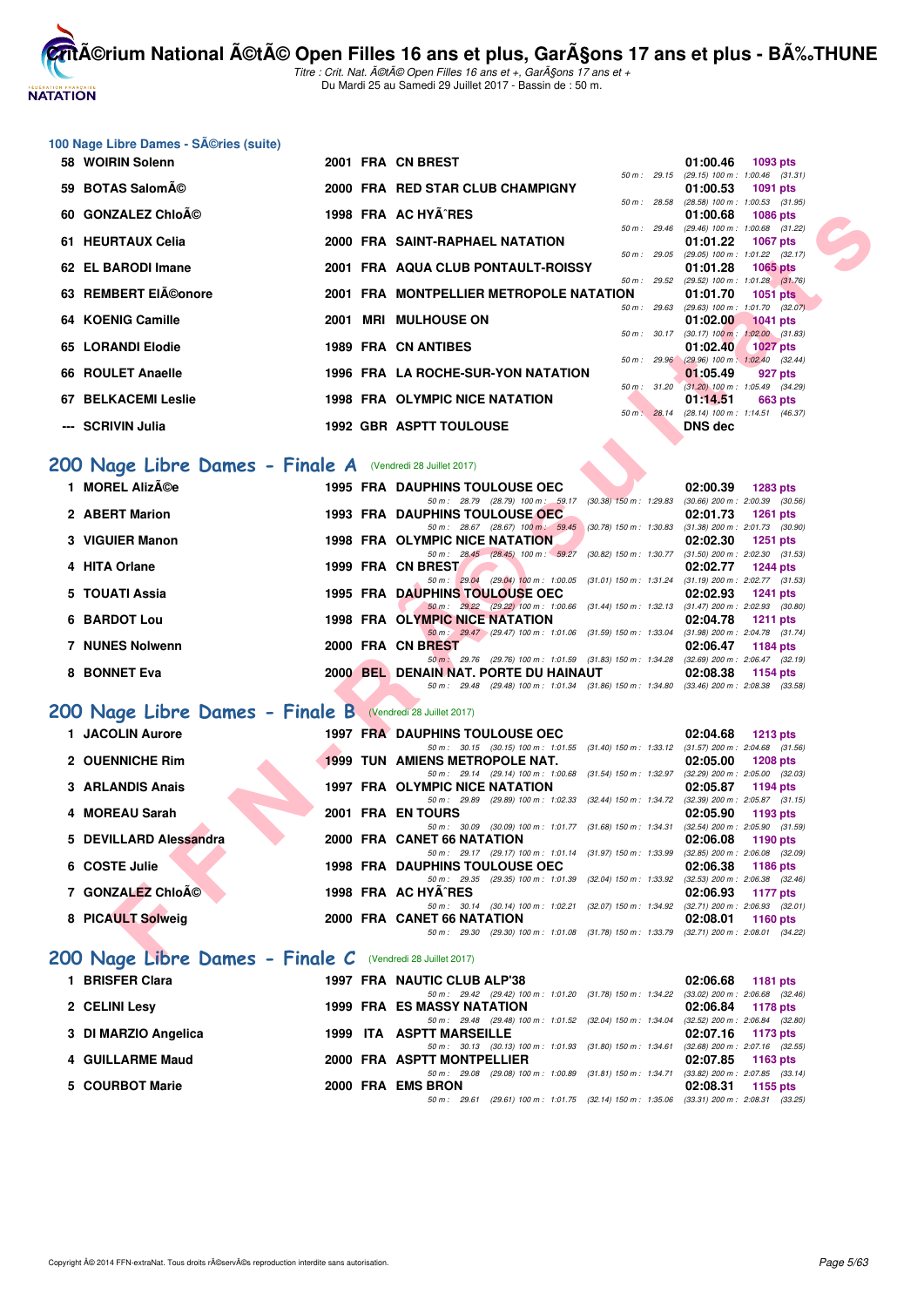# CritÃ©rium National Ã©tÃ© Open Filles 16 ans et plus, GarÃ§ons 17 ans et plus - BÃ‰THUNE

*Titre : Crit. Nat. Ã©tÃ© Open Filles 16 ans et +, GarÃ§ons 17 ans et +*
Du Mardi 25 au Samedi 29 Juillet 2017 - Bassin de : 50 m.

### 100 Nage Libre Dames - SÃ©ries (suite)

| Rang | Nom | Année | Nat | Club | Temps | Points | Splits |
|---|---|---|---|---|---|---|---|
| 58 | WOIRIN Solenn | 2001 | FRA | CN BREST | 01:00.46 | 1093 pts | 50 m : 29.15 (29.15) 100 m : 1:00.46 (31.31) |
| 59 | BOTAS SalomÃ© | 2000 | FRA | RED STAR CLUB CHAMPIGNY | 01:00.53 | 1091 pts | 50 m : 28.58 (28.58) 100 m : 1:00.53 (31.95) |
| 60 | GONZALEZ ChloÃ© | 1998 | FRA | AC HYÃ^RES | 01:00.68 | 1086 pts | 50 m : 29.46 (29.46) 100 m : 1:00.68 (31.22) |
| 61 | HEURTAUX Celia | 2000 | FRA | SAINT-RAPHAEL NATATION | 01:01.22 | 1067 pts | 50 m : 29.05 (29.05) 100 m : 1:01.22 (32.17) |
| 62 | EL BARODI Imane | 2001 | FRA | AQUA CLUB PONTAULT-ROISSY | 01:01.28 | 1065 pts | 50 m : 29.52 (29.52) 100 m : 1:01.28 (31.76) |
| 63 | REMBERT ElÃ©onore | 2001 | FRA | MONTPELLIER METROPOLE NATATION | 01:01.70 | 1051 pts | 50 m : 29.63 (29.63) 100 m : 1:01.70 (32.07) |
| 64 | KOENIG Camille | 2001 | MRI | MULHOUSE ON | 01:02.00 | 1041 pts | 50 m : 30.17 (30.17) 100 m : 1:02.00 (31.83) |
| 65 | LORANDI Elodie | 1989 | FRA | CN ANTIBES | 01:02.40 | 1027 pts | 50 m : 29.96 (29.96) 100 m : 1:02.40 (32.44) |
| 66 | ROULET Anaelle | 1996 | FRA | LA ROCHE-SUR-YON NATATION | 01:05.49 | 927 pts | 50 m : 31.20 (31.20) 100 m : 1:05.49 (34.29) |
| 67 | BELKACEMI Leslie | 1998 | FRA | OLYMPIC NICE NATATION | 01:14.51 | 663 pts | 50 m : 28.14 (28.14) 100 m : 1:14.51 (46.37) |
| --- | SCRIVIN Julia | 1992 | GBR | ASPTT TOULOUSE | DNS dec | | |

## 200 Nage Libre Dames - Finale A (Vendredi 28 Juillet 2017)

| Rang | Nom | Année | Nat | Club | Temps | Points | Splits |
|---|---|---|---|---|---|---|---|
| 1 | MOREL AlizÃ©e | 1995 | FRA | DAUPHINS TOULOUSE OEC | 02:00.39 | 1283 pts | 50 m : 28.79 (28.79) 100 m : 59.17 (30.38) 150 m : 1:29.83 (30.66) 200 m : 2:00.39 (30.56) |
| 2 | ABERT Marion | 1993 | FRA | DAUPHINS TOULOUSE OEC | 02:01.73 | 1261 pts | 50 m : 28.67 (28.67) 100 m : 59.45 (30.78) 150 m : 1:30.83 (31.38) 200 m : 2:01.73 (30.90) |
| 3 | VIGUIER Manon | 1998 | FRA | OLYMPIC NICE NATATION | 02:02.30 | 1251 pts | 50 m : 28.45 (28.45) 100 m : 59.27 (30.82) 150 m : 1:30.77 (31.50) 200 m : 2:02.30 (31.53) |
| 4 | HITA Orlane | 1999 | FRA | CN BREST | 02:02.77 | 1244 pts | 50 m : 29.04 (29.04) 100 m : 1:00.05 (31.01) 150 m : 1:31.24 (31.19) 200 m : 2:02.77 (31.53) |
| 5 | TOUATI Assia | 1995 | FRA | DAUPHINS TOULOUSE OEC | 02:02.93 | 1241 pts | 50 m : 29.22 (29.22) 100 m : 1:00.66 (31.44) 150 m : 1:32.13 (31.47) 200 m : 2:02.93 (30.80) |
| 6 | BARDOT Lou | 1998 | FRA | OLYMPIC NICE NATATION | 02:04.78 | 1211 pts | 50 m : 29.47 (29.47) 100 m : 1:01.06 (31.59) 150 m : 1:33.04 (31.98) 200 m : 2:04.78 (31.74) |
| 7 | NUNES Nolwenn | 2000 | FRA | CN BREST | 02:06.47 | 1184 pts | 50 m : 29.76 (29.76) 100 m : 1:01.59 (31.83) 150 m : 1:34.28 (32.69) 200 m : 2:06.47 (32.19) |
| 8 | BONNET Eva | 2000 | BEL | DENAIN NAT. PORTE DU HAINAUT | 02:08.38 | 1154 pts | 50 m : 29.48 (29.48) 100 m : 1:01.34 (31.86) 150 m : 1:34.80 (33.46) 200 m : 2:08.38 (33.58) |

## 200 Nage Libre Dames - Finale B (Vendredi 28 Juillet 2017)

| Rang | Nom | Année | Nat | Club | Temps | Points | Splits |
|---|---|---|---|---|---|---|---|
| 1 | JACOLIN Aurore | 1997 | FRA | DAUPHINS TOULOUSE OEC | 02:04.68 | 1213 pts | 50 m : 30.15 (30.15) 100 m : 1:01.55 (31.40) 150 m : 1:33.12 (31.57) 200 m : 2:04.68 (31.56) |
| 2 | OUENNICHE Rim | 1999 | TUN | AMIENS METROPOLE NAT. | 02:05.00 | 1208 pts | 50 m : 29.14 (29.14) 100 m : 1:00.68 (31.54) 150 m : 1:32.97 (32.29) 200 m : 2:05.00 (32.03) |
| 3 | ARLANDIS Anais | 1997 | FRA | OLYMPIC NICE NATATION | 02:05.87 | 1194 pts | 50 m : 29.89 (29.89) 100 m : 1:02.33 (32.44) 150 m : 1:34.72 (32.39) 200 m : 2:05.87 (31.15) |
| 4 | MOREAU Sarah | 2001 | FRA | EN TOURS | 02:05.90 | 1193 pts | 50 m : 30.09 (30.09) 100 m : 1:01.77 (31.68) 150 m : 1:34.31 (32.54) 200 m : 2:05.90 (31.59) |
| 5 | DEVILLARD Alessandra | 2000 | FRA | CANET 66 NATATION | 02:06.08 | 1190 pts | 50 m : 29.17 (29.17) 100 m : 1:01.14 (31.97) 150 m : 1:33.99 (32.85) 200 m : 2:06.08 (32.09) |
| 6 | COSTE Julie | 1998 | FRA | DAUPHINS TOULOUSE OEC | 02:06.38 | 1186 pts | 50 m : 29.35 (29.35) 100 m : 1:01.39 (32.04) 150 m : 1:33.92 (32.53) 200 m : 2:06.38 (32.46) |
| 7 | GONZALEZ ChloÃ© | 1998 | FRA | AC HYÃ^RES | 02:06.93 | 1177 pts | 50 m : 30.14 (30.14) 100 m : 1:02.21 (32.07) 150 m : 1:34.92 (32.71) 200 m : 2:06.93 (32.01) |
| 8 | PICAULT Solweig | 2000 | FRA | CANET 66 NATATION | 02:08.01 | 1160 pts | 50 m : 29.30 (29.30) 100 m : 1:01.08 (31.78) 150 m : 1:33.79 (32.71) 200 m : 2:08.01 (34.22) |

## 200 Nage Libre Dames - Finale C (Vendredi 28 Juillet 2017)

| Rang | Nom | Année | Nat | Club | Temps | Points | Splits |
|---|---|---|---|---|---|---|---|
| 1 | BRISFER Clara | 1997 | FRA | NAUTIC CLUB ALP'38 | 02:06.68 | 1181 pts | 50 m : 29.42 (29.42) 100 m : 1:01.20 (31.78) 150 m : 1:34.22 (33.02) 200 m : 2:06.68 (32.46) |
| 2 | CELINI Lesy | 1999 | FRA | ES MASSY NATATION | 02:06.84 | 1178 pts | 50 m : 29.48 (29.48) 100 m : 1:01.52 (32.04) 150 m : 1:34.04 (32.52) 200 m : 2:06.84 (32.80) |
| 3 | DI MARZIO Angelica | 1999 | ITA | ASPTT MARSEILLE | 02:07.16 | 1173 pts | 50 m : 30.13 (30.13) 100 m : 1:01.93 (31.80) 150 m : 1:34.61 (32.68) 200 m : 2:07.16 (32.55) |
| 4 | GUILLARME Maud | 2000 | FRA | ASPTT MONTPELLIER | 02:07.85 | 1163 pts | 50 m : 29.08 (29.08) 100 m : 1:00.89 (31.81) 150 m : 1:34.71 (33.82) 200 m : 2:07.85 (33.14) |
| 5 | COURBOT Marie | 2000 | FRA | EMS BRON | 02:08.31 | 1155 pts | 50 m : 29.61 (29.61) 100 m : 1:01.75 (32.14) 150 m : 1:35.06 (33.31) 200 m : 2:08.31 (33.25) |

Copyright Â© 2014 FFN-extraNat. Tous droits rÃ©servÃ©s reproduction interdite sans autorisation.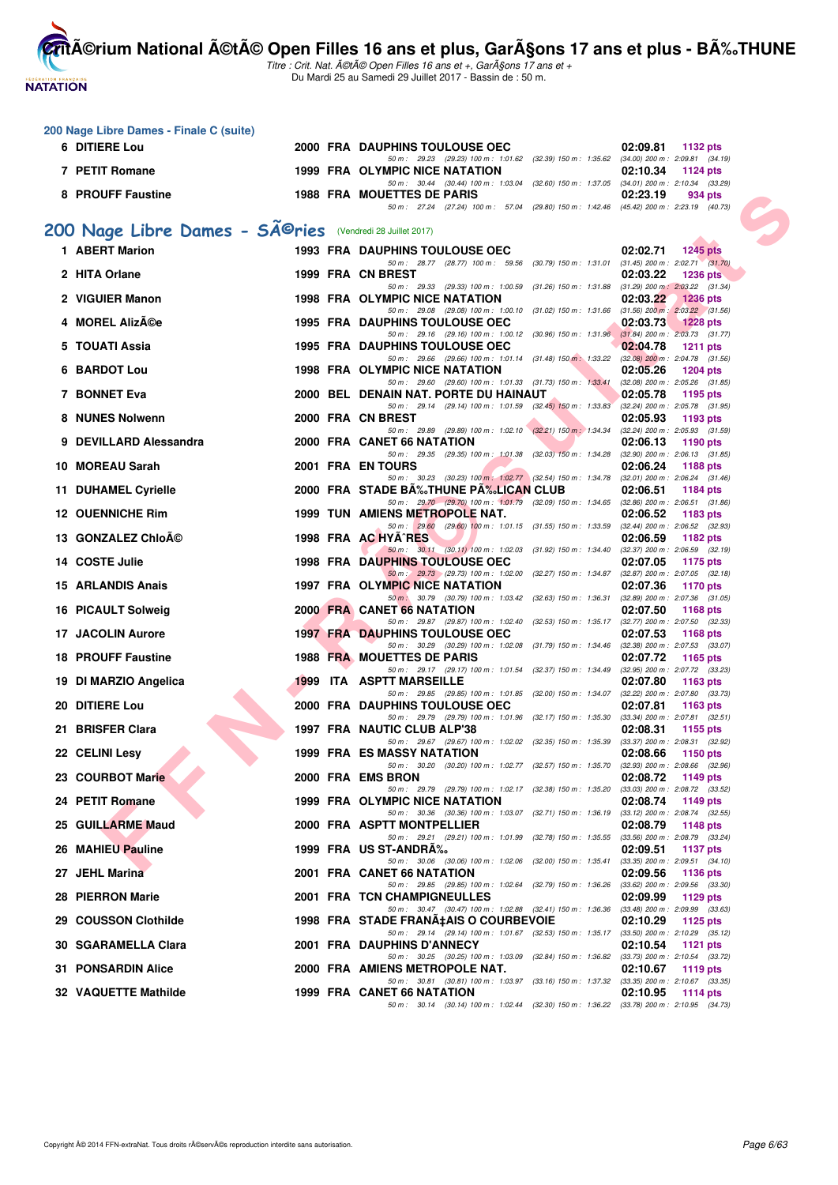## 200 Nage Libre Dames - Finale C (suite)

| Rang | Nom | Année | Nat | Club | Temps | Points |
|---|---|---|---|---|---|---|
| 6 | DITIERE Lou | 2000 | FRA | DAUPHINS TOULOUSE OEC | 02:09.81 | 1132 pts |
| | 50 m : 29.23 (29.23) 100 m : 1:01.62 (32.39) 150 m : 1:35.62 (34.00) 200 m : 2:09.81 (34.19) | | | | | |
| 7 | PETIT Romane | 1999 | FRA | OLYMPIC NICE NATATION | 02:10.34 | 1124 pts |
| | 50 m : 30.44 (30.44) 100 m : 1:03.04 (32.60) 150 m : 1:37.05 (34.01) 200 m : 2:10.34 (33.29) | | | | | |
| 8 | PROUFF Faustine | 1988 | FRA | MOUETTES DE PARIS | 02:23.19 | 934 pts |
| | 50 m : 27.24 (27.24) 100 m : 57.04 (29.80) 150 m : 1:42.46 (45.42) 200 m : 2:23.19 (40.73) | | | | | |

## 200 Nage Libre Dames - SÃ©ries (Vendredi 28 Juillet 2017)

| Rang | Nom | Année | Nat | Club | Temps | Points |
|---|---|---|---|---|---|---|
| 1 | ABERT Marion | 1993 | FRA | DAUPHINS TOULOUSE OEC | 02:02.71 | 1245 pts |
| | 50 m : 28.77 (28.77) 100 m : 59.56 (30.79) 150 m : 1:31.01 (31.45) 200 m : 2:02.71 (31.70) | | | | | |
| 2 | HITA Orlane | 1999 | FRA | CN BREST | 02:03.22 | 1236 pts |
| | 50 m : 29.33 (29.33) 100 m : 1:00.59 (31.26) 150 m : 1:31.88 (31.29) 200 m : 2:03.22 (31.34) | | | | | |
| 2 | VIGUIER Manon | 1998 | FRA | OLYMPIC NICE NATATION | 02:03.22 | 1236 pts |
| | 50 m : 29.08 (29.08) 100 m : 1:00.10 (31.02) 150 m : 1:31.66 (31.56) 200 m : 2:03.22 (31.56) | | | | | |
| 4 | MOREL AlizÃ©e | 1995 | FRA | DAUPHINS TOULOUSE OEC | 02:03.73 | 1228 pts |
| | 50 m : 29.16 (29.16) 100 m : 1:00.12 (30.96) 150 m : 1:31.96 (31.84) 200 m : 2:03.73 (31.77) | | | | | |
| 5 | TOUATI Assia | 1995 | FRA | DAUPHINS TOULOUSE OEC | 02:04.78 | 1211 pts |
| | 50 m : 29.66 (29.66) 100 m : 1:01.14 (31.48) 150 m : 1:33.22 (32.08) 200 m : 2:04.78 (31.56) | | | | | |
| 6 | BARDOT Lou | 1998 | FRA | OLYMPIC NICE NATATION | 02:05.26 | 1204 pts |
| | 50 m : 29.60 (29.60) 100 m : 1:01.33 (31.73) 150 m : 1:33.41 (32.08) 200 m : 2:05.26 (31.85) | | | | | |
| 7 | BONNET Eva | 2000 | BEL | DENAIN NAT. PORTE DU HAINAUT | 02:05.78 | 1195 pts |
| | 50 m : 29.14 (29.14) 100 m : 1:01.59 (32.45) 150 m : 1:33.83 (32.24) 200 m : 2:05.78 (31.95) | | | | | |
| 8 | NUNES Nolwenn | 2000 | FRA | CN BREST | 02:05.93 | 1193 pts |
| | 50 m : 29.89 (29.89) 100 m : 1:02.10 (32.21) 150 m : 1:34.34 (32.24) 200 m : 2:05.93 (31.59) | | | | | |
| 9 | DEVILLARD Alessandra | 2000 | FRA | CANET 66 NATATION | 02:06.13 | 1190 pts |
| | 50 m : 29.35 (29.35) 100 m : 1:01.38 (32.03) 150 m : 1:34.28 (32.90) 200 m : 2:06.13 (31.85) | | | | | |
| 10 | MOREAU Sarah | 2001 | FRA | EN TOURS | 02:06.24 | 1188 pts |
| | 50 m : 30.23 (30.23) 100 m : 1:02.77 (32.54) 150 m : 1:34.78 (32.01) 200 m : 2:06.24 (31.46) | | | | | |
| 11 | DUHAMEL Cyrielle | 2000 | FRA | STADE BÃ‰THUNE PÃ‰LICAN CLUB | 02:06.51 | 1184 pts |
| | 50 m : 29.70 (29.70) 100 m : 1:01.79 (32.09) 150 m : 1:34.65 (32.86) 200 m : 2:06.51 (31.86) | | | | | |
| 12 | OUENNICHE Rim | 1999 | TUN | AMIENS METROPOLE NAT. | 02:06.52 | 1183 pts |
| | 50 m : 29.60 (29.60) 100 m : 1:01.15 (31.55) 150 m : 1:33.59 (32.44) 200 m : 2:06.52 (32.93) | | | | | |
| 13 | GONZALEZ ChloÃ© | 1998 | FRA | AC HYÃˆRES | 02:06.59 | 1182 pts |
| | 50 m : 30.11 (30.11) 100 m : 1:02.03 (31.92) 150 m : 1:34.40 (32.37) 200 m : 2:06.59 (32.19) | | | | | |
| 14 | COSTE Julie | 1998 | FRA | DAUPHINS TOULOUSE OEC | 02:07.05 | 1175 pts |
| | 50 m : 29.73 (29.73) 100 m : 1:02.00 (32.27) 150 m : 1:34.87 (32.87) 200 m : 2:07.05 (32.18) | | | | | |
| 15 | ARLANDIS Anais | 1997 | FRA | OLYMPIC NICE NATATION | 02:07.36 | 1170 pts |
| | 50 m : 30.79 (30.79) 100 m : 1:03.42 (32.63) 150 m : 1:36.31 (32.89) 200 m : 2:07.36 (31.05) | | | | | |
| 16 | PICAULT Solweig | 2000 | FRA | CANET 66 NATATION | 02:07.50 | 1168 pts |
| | 50 m : 29.87 (29.87) 100 m : 1:02.40 (32.53) 150 m : 1:35.17 (32.77) 200 m : 2:07.50 (32.33) | | | | | |
| 17 | JACOLIN Aurore | 1997 | FRA | DAUPHINS TOULOUSE OEC | 02:07.53 | 1168 pts |
| | 50 m : 30.29 (30.29) 100 m : 1:02.08 (31.79) 150 m : 1:34.46 (32.38) 200 m : 2:07.53 (33.07) | | | | | |
| 18 | PROUFF Faustine | 1988 | FRA | MOUETTES DE PARIS | 02:07.72 | 1165 pts |
| | 50 m : 29.17 (29.17) 100 m : 1:01.54 (32.37) 150 m : 1:34.49 (32.95) 200 m : 2:07.72 (33.23) | | | | | |
| 19 | DI MARZIO Angelica | 1999 | ITA | ASPTT MARSEILLE | 02:07.80 | 1163 pts |
| | 50 m : 29.85 (29.85) 100 m : 1:01.85 (32.00) 150 m : 1:34.07 (32.22) 200 m : 2:07.80 (33.73) | | | | | |
| 20 | DITIERE Lou | 2000 | FRA | DAUPHINS TOULOUSE OEC | 02:07.81 | 1163 pts |
| | 50 m : 29.79 (29.79) 100 m : 1:01.96 (32.17) 150 m : 1:35.30 (33.34) 200 m : 2:07.81 (32.51) | | | | | |
| 21 | BRISFER Clara | 1997 | FRA | NAUTIC CLUB ALP'38 | 02:08.31 | 1155 pts |
| | 50 m : 29.67 (29.67) 100 m : 1:02.02 (32.35) 150 m : 1:35.39 (33.37) 200 m : 2:08.31 (32.92) | | | | | |
| 22 | CELINI Lesy | 1999 | FRA | ES MASSY NATATION | 02:08.66 | 1150 pts |
| | 50 m : 30.20 (30.20) 100 m : 1:02.77 (32.57) 150 m : 1:35.70 (32.93) 200 m : 2:08.66 (32.96) | | | | | |
| 23 | COURBOT Marie | 2000 | FRA | EMS BRON | 02:08.72 | 1149 pts |
| | 50 m : 29.79 (29.79) 100 m : 1:02.17 (32.38) 150 m : 1:35.20 (33.03) 200 m : 2:08.72 (33.52) | | | | | |
| 24 | PETIT Romane | 1999 | FRA | OLYMPIC NICE NATATION | 02:08.74 | 1149 pts |
| | 50 m : 30.36 (30.36) 100 m : 1:03.07 (32.71) 150 m : 1:36.19 (33.12) 200 m : 2:08.74 (32.55) | | | | | |
| 25 | GUILLARME Maud | 2000 | FRA | ASPTT MONTPELLIER | 02:08.79 | 1148 pts |
| | 50 m : 29.21 (29.21) 100 m : 1:01.99 (32.78) 150 m : 1:35.55 (33.56) 200 m : 2:08.79 (33.24) | | | | | |
| 26 | MAHIEU Pauline | 1999 | FRA | US ST-ANDRÃ‰ | 02:09.51 | 1137 pts |
| | 50 m : 30.06 (30.06) 100 m : 1:02.06 (32.00) 150 m : 1:35.41 (33.35) 200 m : 2:09.51 (34.10) | | | | | |
| 27 | JEHL Marina | 2001 | FRA | CANET 66 NATATION | 02:09.56 | 1136 pts |
| | 50 m : 29.85 (29.85) 100 m : 1:02.64 (32.79) 150 m : 1:36.26 (33.62) 200 m : 2:09.56 (33.30) | | | | | |
| 28 | PIERRON Marie | 2001 | FRA | TCN CHAMPIGNEULLES | 02:09.99 | 1129 pts |
| | 50 m : 30.47 (30.47) 100 m : 1:02.88 (32.41) 150 m : 1:36.36 (33.48) 200 m : 2:09.99 (33.63) | | | | | |
| 29 | COUSSON Clothilde | 1998 | FRA | STADE FRANÃ‡AIS O COURBEVOIE | 02:10.29 | 1125 pts |
| | 50 m : 29.14 (29.14) 100 m : 1:01.67 (32.53) 150 m : 1:35.17 (33.50) 200 m : 2:10.29 (35.12) | | | | | |
| 30 | SGARAMELLA Clara | 2001 | FRA | DAUPHINS D'ANNECY | 02:10.54 | 1121 pts |
| | 50 m : 30.25 (30.25) 100 m : 1:03.09 (32.84) 150 m : 1:36.82 (33.73) 200 m : 2:10.54 (33.72) | | | | | |
| 31 | PONSARDIN Alice | 2000 | FRA | AMIENS METROPOLE NAT. | 02:10.67 | 1119 pts |
| | 50 m : 30.81 (30.81) 100 m : 1:03.97 (33.16) 150 m : 1:37.32 (33.35) 200 m : 2:10.67 (33.35) | | | | | |
| 32 | VAQUETTE Mathilde | 1999 | FRA | CANET 66 NATATION | 02:10.95 | 1114 pts |
| | 50 m : 30.14 (30.14) 100 m : 1:02.44 (32.30) 150 m : 1:36.22 (33.78) 200 m : 2:10.95 (34.73) | | | | | |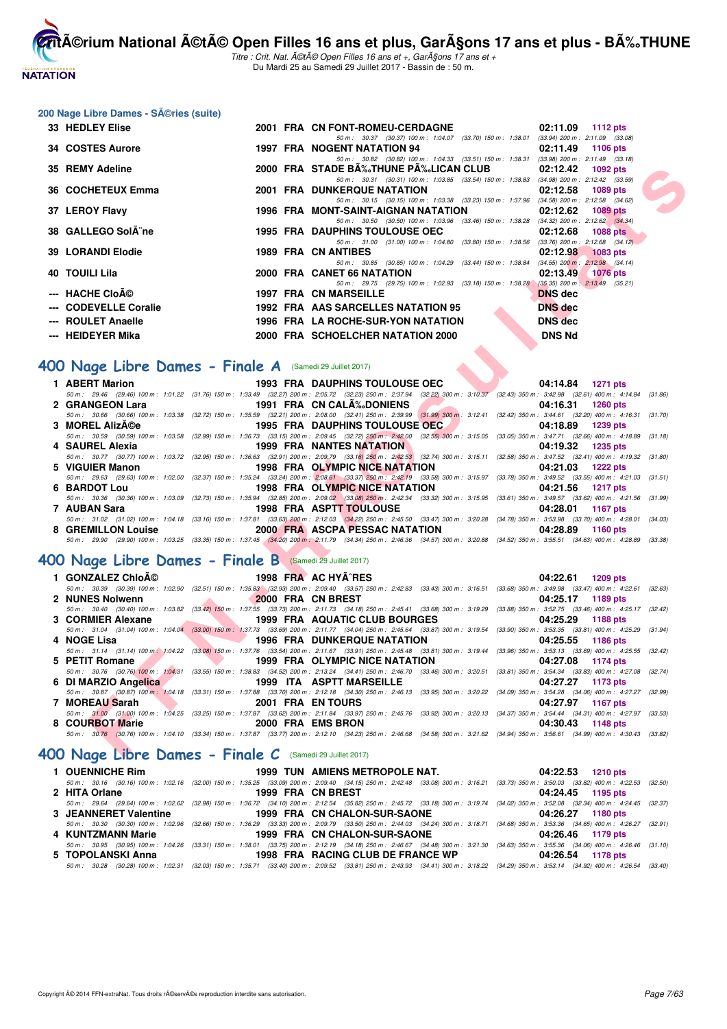## 200 Nage Libre Dames - SÃ©ries (suite)

| Pl. | Nom | Année | Nat. | Club | Temps | Points |
|---|---|---|---|---|---|---|
| 33 | HEDLEY Elise | 2001 | FRA | CN FONT-ROMEU-CERDAGNE | 02:11.09 | 1112 pts |
| | 50 m : 30.37 (30.37) 100 m : 1:04.07 (33.70) 150 m : 1:38.01 (33.94) 200 m : 2:11.09 (33.08) | | | | | |
| 34 | COSTES Aurore | 1997 | FRA | NOGENT NATATION 94 | 02:11.49 | 1106 pts |
| | 50 m : 30.82 (30.82) 100 m : 1:04.33 (33.51) 150 m : 1:38.31 (33.98) 200 m : 2:11.49 (33.18) | | | | | |
| 35 | REMY Adeline | 2000 | FRA | STADE BÃ‰THUNE PÃ‰LICAN CLUB | 02:12.42 | 1092 pts |
| | 50 m : 30.31 (30.31) 100 m : 1:03.85 (33.54) 150 m : 1:38.83 (34.98) 200 m : 2:12.42 (33.59) | | | | | |
| 36 | COCHETEUX Emma | 2001 | FRA | DUNKERQUE NATATION | 02:12.58 | 1089 pts |
| | 50 m : 30.15 (30.15) 100 m : 1:03.38 (33.23) 150 m : 1:37.96 (34.58) 200 m : 2:12.58 (34.62) | | | | | |
| 37 | LEROY Flavy | 1996 | FRA | MONT-SAINT-AIGNAN NATATION | 02:12.62 | 1089 pts |
| | 50 m : 30.50 (30.50) 100 m : 1:03.96 (33.46) 150 m : 1:38.28 (34.32) 200 m : 2:12.62 (34.34) | | | | | |
| 38 | GALLEGO SolÃ¨ne | 1995 | FRA | DAUPHINS TOULOUSE OEC | 02:12.68 | 1088 pts |
| | 50 m : 31.00 (31.00) 100 m : 1:04.80 (33.80) 150 m : 1:38.56 (33.76) 200 m : 2:12.68 (34.12) | | | | | |
| 39 | LORANDI Elodie | 1989 | FRA | CN ANTIBES | 02:12.98 | 1083 pts |
| | 50 m : 30.85 (30.85) 100 m : 1:04.29 (33.44) 150 m : 1:38.84 (34.55) 200 m : 2:12.98 (34.14) | | | | | |
| 40 | TOUILI Lila | 2000 | FRA | CANET 66 NATATION | 02:13.49 | 1076 pts |
| | 50 m : 29.75 (29.75) 100 m : 1:02.93 (33.18) 150 m : 1:38.28 (35.35) 200 m : 2:13.49 (35.21) | | | | | |
| --- | HACHE CloÃ© | 1997 | FRA | CN MARSEILLE | DNS dec | |
| --- | CODEVELLE Coralie | 1992 | FRA | AAS SARCELLES NATATION 95 | DNS dec | |
| --- | ROULET Anaelle | 1996 | FRA | LA ROCHE-SUR-YON NATATION | DNS dec | |
| --- | HEIDEYER Mika | 2000 | FRA | SCHOELCHER NATATION 2000 | DNS Nd | |

## 400 Nage Libre Dames - Finale A (Samedi 29 Juillet 2017)

| Pl. | Nom | Année | Nat. | Club | Temps | Points |
|---|---|---|---|---|---|---|
| 1 | ABERT Marion | 1993 | FRA | DAUPHINS TOULOUSE OEC | 04:14.84 | 1271 pts |
| | 50 m : 29.46 (29.46) 100 m : 1:01.22 (31.76) 150 m : 1:33.49 (32.27) 200 m : 2:05.72 (32.23) 250 m : 2:37.94 (32.22) 300 m : 3:10.37 (32.43) 350 m : 3:42.98 (32.61) 400 m : 4:14.84 (31.86) | | | | | |
| 2 | GRANGEON Lara | 1991 | FRA | CN CALÃ‰DONIENS | 04:16.31 | 1260 pts |
| | 50 m : 30.66 (30.66) 100 m : 1:03.38 (32.72) 150 m : 1:35.59 (32.21) 200 m : 2:08.00 (32.41) 250 m : 2:39.99 (31.99) 300 m : 3:12.41 (32.42) 350 m : 3:44.61 (32.20) 400 m : 4:16.31 (31.70) | | | | | |
| 3 | MOREL AlizÃ©e | 1995 | FRA | DAUPHINS TOULOUSE OEC | 04:18.89 | 1239 pts |
| | 50 m : 30.59 (30.59) 100 m : 1:03.58 (32.99) 150 m : 1:36.73 (33.15) 200 m : 2:09.45 (32.72) 250 m : 2:42.00 (32.55) 300 m : 3:15.05 (33.05) 350 m : 3:47.71 (32.66) 400 m : 4:18.89 (31.18) | | | | | |
| 4 | SAUREL Alexia | 1999 | FRA | NANTES NATATION | 04:19.32 | 1235 pts |
| | 50 m : 30.77 (30.77) 100 m : 1:03.72 (32.95) 150 m : 1:36.63 (32.91) 200 m : 2:09.79 (33.16) 250 m : 2:42.53 (32.74) 300 m : 3:15.11 (32.58) 350 m : 3:47.52 (32.41) 400 m : 4:19.32 (31.80) | | | | | |
| 5 | VIGUIER Manon | 1998 | FRA | OLYMPIC NICE NATATION | 04:21.03 | 1222 pts |
| | 50 m : 29.63 (29.63) 100 m : 1:02.00 (32.37) 150 m : 1:35.24 (33.24) 200 m : 2:08.61 (33.37) 250 m : 2:42.19 (33.58) 300 m : 3:15.97 (33.78) 350 m : 3:49.52 (33.55) 400 m : 4:21.03 (31.51) | | | | | |
| 6 | BARDOT Lou | 1998 | FRA | OLYMPIC NICE NATATION | 04:21.56 | 1217 pts |
| | 50 m : 30.36 (30.36) 100 m : 1:03.09 (32.73) 150 m : 1:35.94 (32.85) 200 m : 2:09.02 (33.08) 250 m : 2:42.34 (33.32) 300 m : 3:15.95 (33.61) 350 m : 3:49.57 (33.62) 400 m : 4:21.56 (31.99) | | | | | |
| 7 | AUBAN Sara | 1998 | FRA | ASPTT TOULOUSE | 04:28.01 | 1167 pts |
| | 50 m : 31.02 (31.02) 100 m : 1:04.18 (33.16) 150 m : 1:37.81 (33.63) 200 m : 2:12.03 (34.22) 250 m : 2:45.50 (33.47) 300 m : 3:20.28 (34.78) 350 m : 3:53.98 (33.70) 400 m : 4:28.01 (34.03) | | | | | |
| 8 | GREMILLON Louise | 2000 | FRA | ASCPA PESSAC NATATION | 04:28.89 | 1160 pts |
| | 50 m : 29.90 (29.90) 100 m : 1:03.25 (33.35) 150 m : 1:37.45 (34.20) 200 m : 2:11.79 (34.34) 250 m : 2:46.36 (34.57) 300 m : 3:20.88 (34.52) 350 m : 3:55.51 (34.63) 400 m : 4:28.89 (33.38) | | | | | |

## 400 Nage Libre Dames - Finale B (Samedi 29 Juillet 2017)

| Pl. | Nom | Année | Nat. | Club | Temps | Points |
|---|---|---|---|---|---|---|
| 1 | GONZALEZ ChloÃ© | 1998 | FRA | AC HYÃˆRES | 04:22.61 | 1209 pts |
| | 50 m : 30.39 (30.39) 100 m : 1:02.90 (32.51) 150 m : 1:35.83 (32.93) 200 m : 2:09.40 (33.57) 250 m : 2:42.83 (33.43) 300 m : 3:16.51 (33.68) 350 m : 3:49.98 (33.47) 400 m : 4:22.61 (32.63) | | | | | |
| 2 | NUNES Nolwenn | 2000 | FRA | CN BREST | 04:25.17 | 1189 pts |
| | 50 m : 30.40 (30.40) 100 m : 1:03.82 (33.42) 150 m : 1:37.55 (33.73) 200 m : 2:11.73 (34.18) 250 m : 2:45.41 (33.68) 300 m : 3:19.29 (33.88) 350 m : 3:52.75 (33.46) 400 m : 4:25.17 (32.42) | | | | | |
| 3 | CORMIER Alexane | 1999 | FRA | AQUATIC CLUB BOURGES | 04:25.29 | 1188 pts |
| | 50 m : 31.04 (31.04) 100 m : 1:04.04 (33.00) 150 m : 1:37.73 (33.69) 200 m : 2:11.77 (34.04) 250 m : 2:45.64 (33.87) 300 m : 3:19.54 (33.90) 350 m : 3:53.35 (33.81) 400 m : 4:25.29 (31.94) | | | | | |
| 4 | NOGE Lisa | 1996 | FRA | DUNKERQUE NATATION | 04:25.55 | 1186 pts |
| | 50 m : 31.14 (31.14) 100 m : 1:04.22 (33.08) 150 m : 1:37.76 (33.54) 200 m : 2:11.67 (33.91) 250 m : 2:45.48 (33.81) 300 m : 3:19.44 (33.96) 350 m : 3:53.13 (33.69) 400 m : 4:25.55 (32.42) | | | | | |
| 5 | PETIT Romane | 1999 | FRA | OLYMPIC NICE NATATION | 04:27.08 | 1174 pts |
| | 50 m : 30.76 (30.76) 100 m : 1:04.31 (33.55) 150 m : 1:38.83 (34.52) 200 m : 2:13.24 (34.41) 250 m : 2:46.70 (33.46) 300 m : 3:20.51 (33.81) 350 m : 3:54.34 (33.83) 400 m : 4:27.08 (32.74) | | | | | |
| 6 | DI MARZIO Angelica | 1999 | ITA | ASPTT MARSEILLE | 04:27.27 | 1173 pts |
| | 50 m : 30.87 (30.87) 100 m : 1:04.18 (33.31) 150 m : 1:37.88 (33.70) 200 m : 2:12.18 (34.30) 250 m : 2:46.13 (33.95) 300 m : 3:20.22 (34.09) 350 m : 3:54.28 (34.06) 400 m : 4:27.27 (32.99) | | | | | |
| 7 | MOREAU Sarah | 2001 | FRA | EN TOURS | 04:27.97 | 1167 pts |
| | 50 m : 31.00 (31.00) 100 m : 1:04.25 (33.25) 150 m : 1:37.87 (33.62) 200 m : 2:11.84 (33.97) 250 m : 2:45.76 (33.92) 300 m : 3:20.13 (34.37) 350 m : 3:54.44 (34.31) 400 m : 4:27.97 (33.53) | | | | | |
| 8 | COURBOT Marie | 2000 | FRA | EMS BRON | 04:30.43 | 1148 pts |
| | 50 m : 30.76 (30.76) 100 m : 1:04.10 (33.34) 150 m : 1:37.87 (33.77) 200 m : 2:12.10 (34.23) 250 m : 2:46.68 (34.58) 300 m : 3:21.62 (34.94) 350 m : 3:56.61 (34.99) 400 m : 4:30.43 (33.82) | | | | | |

## 400 Nage Libre Dames - Finale C (Samedi 29 Juillet 2017)

| Pl. | Nom | Année | Nat. | Club | Temps | Points |
|---|---|---|---|---|---|---|
| 1 | OUENNICHE Rim | 1999 | TUN | AMIENS METROPOLE NAT. | 04:22.53 | 1210 pts |
| | 50 m : 30.16 (30.16) 100 m : 1:02.16 (32.00) 150 m : 1:35.25 (33.09) 200 m : 2:09.40 (34.15) 250 m : 2:42.48 (33.08) 300 m : 3:16.21 (33.73) 350 m : 3:50.03 (33.82) 400 m : 4:22.53 (32.50) | | | | | |
| 2 | HITA Orlane | 1999 | FRA | CN BREST | 04:24.45 | 1195 pts |
| | 50 m : 29.64 (29.64) 100 m : 1:02.62 (32.98) 150 m : 1:36.72 (34.10) 200 m : 2:12.54 (35.82) 250 m : 2:45.72 (33.18) 300 m : 3:19.74 (34.02) 350 m : 3:52.08 (32.34) 400 m : 4:24.45 (32.37) | | | | | |
| 3 | JEANNERET Valentine | 1999 | FRA | CN CHALON-SUR-SAONE | 04:26.27 | 1180 pts |
| | 50 m : 30.30 (30.30) 100 m : 1:02.96 (32.66) 150 m : 1:36.29 (33.33) 200 m : 2:09.79 (33.50) 250 m : 2:44.03 (34.24) 300 m : 3:18.71 (34.68) 350 m : 3:53.36 (34.65) 400 m : 4:26.27 (32.91) | | | | | |
| 4 | KUNTZMANN Marie | 1999 | FRA | CN CHALON-SUR-SAONE | 04:26.46 | 1179 pts |
| | 50 m : 30.95 (30.95) 100 m : 1:04.26 (33.31) 150 m : 1:38.01 (33.75) 200 m : 2:12.19 (34.18) 250 m : 2:46.67 (34.48) 300 m : 3:21.30 (34.63) 350 m : 3:55.36 (34.06) 400 m : 4:26.46 (31.10) | | | | | |
| 5 | TOPOLANSKI Anna | 1998 | FRA | RACING CLUB DE FRANCE WP | 04:26.54 | 1178 pts |
| | 50 m : 30.28 (30.28) 100 m : 1:02.31 (32.03) 150 m : 1:35.71 (33.40) 200 m : 2:09.52 (33.81) 250 m : 2:43.93 (34.41) 300 m : 3:18.22 (34.29) 350 m : 3:53.14 (34.92) 400 m : 4:26.54 (33.40) | | | | | |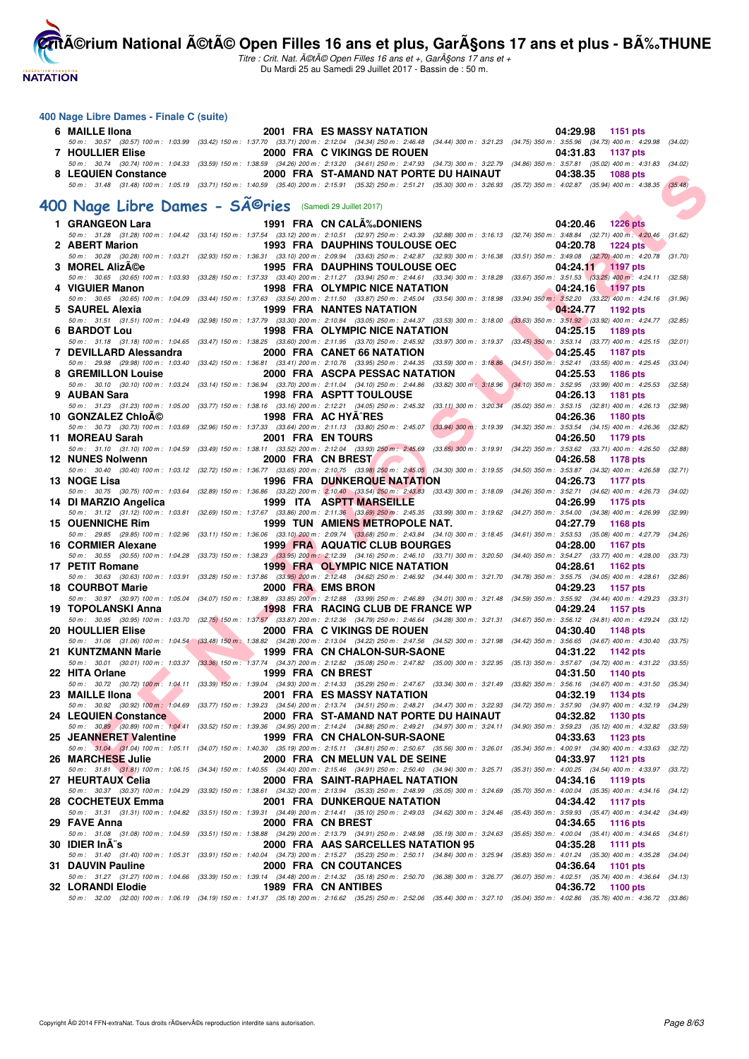## 400 Nage Libre Dames - Finale C (suite)

| Rang | Nom | Année | Nat | Club | Temps | Points |
|---|---|---|---|---|---|---|
| 6 | MAILLE Ilona | 2001 | FRA | ES MASSY NATATION | 04:29.98 | 1151 pts |
| | 50 m : 30.57 (30.57) 100 m : 1:03.99 (33.42) 150 m : 1:37.70 (33.71) 200 m : 2:12.04 (34.34) 250 m : 2:46.48 (34.44) 300 m : 3:21.23 (34.75) 350 m : 3:55.96 (34.73) 400 m : 4:29.98 (34.02) | | | | | |
| 7 | HOULLIER Elise | 2000 | FRA | C VIKINGS DE ROUEN | 04:31.83 | 1137 pts |
| | 50 m : 30.74 (30.74) 100 m : 1:04.33 (33.59) 150 m : 1:38.59 (34.26) 200 m : 2:13.20 (34.61) 250 m : 2:47.93 (34.73) 300 m : 3:22.79 (34.86) 350 m : 3:57.81 (35.02) 400 m : 4:31.83 (34.02) | | | | | |
| 8 | LEQUIEN Constance | 2000 | FRA | ST-AMAND NAT PORTE DU HAINAUT | 04:38.35 | 1088 pts |
| | 50 m : 31.48 (31.48) 100 m : 1:05.19 (33.71) 150 m : 1:40.59 (35.40) 200 m : 2:15.91 (35.32) 250 m : 2:51.21 (35.30) 300 m : 3:26.93 (35.72) 350 m : 4:02.87 (35.94) 400 m : 4:38.35 (35.48) | | | | | |

## 400 Nage Libre Dames - Séries (Samedi 29 Juillet 2017)

| Rang | Nom | Année | Nat | Club | Temps | Points |
|---|---|---|---|---|---|---|
| 1 | GRANGEON Lara | 1991 | FRA | CN CALÃ‰DONIENS | 04:20.46 | 1226 pts |
| | 50 m : 31.28 (31.28) 100 m : 1:04.42 (33.14) 150 m : 1:37.54 (33.12) 200 m : 2:10.51 (32.97) 250 m : 2:43.39 (32.88) 300 m : 3:16.13 (32.74) 350 m : 3:48.84 (32.71) 400 m : 4:20.46 (31.62) | | | | | |
| 2 | ABERT Marion | 1993 | FRA | DAUPHINS TOULOUSE OEC | 04:20.78 | 1224 pts |
| | 50 m : 30.28 (30.28) 100 m : 1:03.21 (32.93) 150 m : 1:36.31 (33.10) 200 m : 2:09.94 (33.63) 250 m : 2:42.87 (32.93) 300 m : 3:16.38 (33.51) 350 m : 3:49.08 (32.70) 400 m : 4:20.78 (31.70) | | | | | |
| 3 | MOREL AlizÃ©e | 1995 | FRA | DAUPHINS TOULOUSE OEC | 04:24.11 | 1197 pts |
| | 50 m : 30.65 (30.65) 100 m : 1:03.93 (33.28) 150 m : 1:37.33 (33.40) 200 m : 2:11.27 (33.94) 250 m : 2:44.61 (33.34) 300 m : 3:18.28 (33.67) 350 m : 3:51.53 (33.25) 400 m : 4:24.11 (32.58) | | | | | |
| 4 | VIGUIER Manon | 1998 | FRA | OLYMPIC NICE NATATION | 04:24.16 | 1197 pts |
| | 50 m : 30.65 (30.65) 100 m : 1:04.09 (33.44) 150 m : 1:37.63 (33.54) 200 m : 2:11.50 (33.87) 250 m : 2:45.04 (33.54) 300 m : 3:18.98 (33.94) 350 m : 3:52.20 (33.22) 400 m : 4:24.16 (31.96) | | | | | |
| 5 | SAUREL Alexia | 1999 | FRA | NANTES NATATION | 04:24.77 | 1192 pts |
| | 50 m : 31.51 (31.51) 100 m : 1:04.49 (32.98) 150 m : 1:37.79 (33.30) 200 m : 2:10.84 (33.05) 250 m : 2:44.37 (33.53) 300 m : 3:18.00 (33.63) 350 m : 3:51.92 (33.92) 400 m : 4:24.77 (32.85) | | | | | |
| 6 | BARDOT Lou | 1998 | FRA | OLYMPIC NICE NATATION | 04:25.15 | 1189 pts |
| | 50 m : 31.18 (31.18) 100 m : 1:04.65 (33.47) 150 m : 1:38.25 (33.60) 200 m : 2:11.95 (33.70) 250 m : 2:45.92 (33.97) 300 m : 3:19.37 (33.45) 350 m : 3:53.14 (33.77) 400 m : 4:25.15 (32.01) | | | | | |
| 7 | DEVILLARD Alessandra | 2000 | FRA | CANET 66 NATATION | 04:25.45 | 1187 pts |
| | 50 m : 29.98 (29.98) 100 m : 1:03.40 (33.42) 150 m : 1:36.81 (33.41) 200 m : 2:10.76 (33.95) 250 m : 2:44.35 (33.59) 300 m : 3:18.86 (34.51) 350 m : 3:52.41 (33.55) 400 m : 4:25.45 (33.04) | | | | | |
| 8 | GREMILLON Louise | 2000 | FRA | ASCPA PESSAC NATATION | 04:25.53 | 1186 pts |
| | 50 m : 30.10 (30.10) 100 m : 1:03.24 (33.14) 150 m : 1:36.94 (33.70) 200 m : 2:11.04 (34.10) 250 m : 2:44.86 (33.82) 300 m : 3:18.96 (34.10) 350 m : 3:52.95 (33.99) 400 m : 4:25.53 (32.58) | | | | | |
| 9 | AUBAN Sara | 1998 | FRA | ASPTT TOULOUSE | 04:26.13 | 1181 pts |
| | 50 m : 31.23 (31.23) 100 m : 1:05.00 (33.77) 150 m : 1:38.16 (33.16) 200 m : 2:12.21 (34.05) 250 m : 2:45.32 (33.11) 300 m : 3:20.34 (35.02) 350 m : 3:53.15 (32.81) 400 m : 4:26.13 (32.98) | | | | | |
| 10 | GONZALEZ ChloÃ© | 1998 | FRA | AC HYÃˆRES | 04:26.36 | 1180 pts |
| | 50 m : 30.73 (30.73) 100 m : 1:03.69 (32.96) 150 m : 1:37.33 (33.64) 200 m : 2:11.13 (33.80) 250 m : 2:45.07 (33.94) 300 m : 3:19.39 (34.32) 350 m : 3:53.54 (34.15) 400 m : 4:26.36 (32.82) | | | | | |
| 11 | MOREAU Sarah | 2001 | FRA | EN TOURS | 04:26.50 | 1179 pts |
| | 50 m : 31.10 (31.10) 100 m : 1:04.59 (33.49) 150 m : 1:38.11 (33.52) 200 m : 2:12.04 (33.93) 250 m : 2:45.69 (33.65) 300 m : 3:19.91 (34.22) 350 m : 3:53.62 (33.71) 400 m : 4:26.50 (32.88) | | | | | |
| 12 | NUNES Nolwenn | 2000 | FRA | CN BREST | 04:26.58 | 1178 pts |
| | 50 m : 30.40 (30.40) 100 m : 1:03.12 (32.72) 150 m : 1:36.77 (33.65) 200 m : 2:10.75 (33.98) 250 m : 2:45.05 (34.30) 300 m : 3:19.55 (34.50) 350 m : 3:53.87 (34.32) 400 m : 4:26.58 (32.71) | | | | | |
| 13 | NOGE Lisa | 1996 | FRA | DUNKERQUE NATATION | 04:26.73 | 1177 pts |
| | 50 m : 30.75 (30.75) 100 m : 1:03.64 (32.89) 150 m : 1:36.86 (33.22) 200 m : 2:10.40 (33.54) 250 m : 2:43.83 (33.43) 300 m : 3:18.09 (34.26) 350 m : 3:52.71 (34.62) 400 m : 4:26.73 (34.02) | | | | | |
| 14 | DI MARZIO Angelica | 1999 | ITA | ASPTT MARSEILLE | 04:26.99 | 1175 pts |
| | 50 m : 31.12 (31.12) 100 m : 1:03.81 (32.69) 150 m : 1:37.67 (33.86) 200 m : 2:11.36 (33.69) 250 m : 2:45.35 (33.99) 300 m : 3:19.62 (34.27) 350 m : 3:54.00 (34.38) 400 m : 4:26.99 (32.99) | | | | | |
| 15 | OUENNICHE Rim | 1999 | TUN | AMIENS METROPOLE NAT. | 04:27.79 | 1168 pts |
| | 50 m : 29.85 (29.85) 100 m : 1:02.96 (33.11) 150 m : 1:36.06 (33.10) 200 m : 2:09.74 (33.68) 250 m : 2:43.84 (34.10) 300 m : 3:18.45 (34.61) 350 m : 3:53.53 (35.08) 400 m : 4:27.79 (34.26) | | | | | |
| 16 | CORMIER Alexane | 1999 | FRA | AQUATIC CLUB BOURGES | 04:28.00 | 1167 pts |
| | 50 m : 30.55 (30.55) 100 m : 1:04.28 (33.73) 150 m : 1:38.23 (33.95) 200 m : 2:12.39 (34.16) 250 m : 2:46.10 (33.71) 300 m : 3:20.50 (34.40) 350 m : 3:54.27 (33.77) 400 m : 4:28.00 (33.73) | | | | | |
| 17 | PETIT Romane | 1999 | FRA | OLYMPIC NICE NATATION | 04:28.61 | 1162 pts |
| | 50 m : 30.63 (30.63) 100 m : 1:03.91 (33.28) 150 m : 1:37.86 (33.95) 200 m : 2:12.48 (34.62) 250 m : 2:46.92 (34.44) 300 m : 3:21.70 (34.78) 350 m : 3:55.75 (34.05) 400 m : 4:28.61 (32.86) | | | | | |
| 18 | COURBOT Marie | 2000 | FRA | EMS BRON | 04:29.23 | 1157 pts |
| | 50 m : 30.97 (30.97) 100 m : 1:05.04 (34.07) 150 m : 1:38.89 (33.85) 200 m : 2:12.88 (33.99) 250 m : 2:46.89 (34.01) 300 m : 3:21.48 (34.59) 350 m : 3:55.92 (34.44) 400 m : 4:29.23 (33.31) | | | | | |
| 19 | TOPOLANSKI Anna | 1998 | FRA | RACING CLUB DE FRANCE WP | 04:29.24 | 1157 pts |
| | 50 m : 30.95 (30.95) 100 m : 1:03.70 (32.75) 150 m : 1:37.57 (33.87) 200 m : 2:12.36 (34.79) 250 m : 2:46.64 (34.28) 300 m : 3:21.31 (34.67) 350 m : 3:56.12 (34.81) 400 m : 4:29.24 (33.12) | | | | | |
| 20 | HOULLIER Elise | 2000 | FRA | C VIKINGS DE ROUEN | 04:30.40 | 1148 pts |
| | 50 m : 31.06 (31.06) 100 m : 1:04.54 (33.48) 150 m : 1:38.82 (34.28) 200 m : 2:13.04 (34.22) 250 m : 2:47.56 (34.52) 300 m : 3:21.98 (34.42) 350 m : 3:56.65 (34.67) 400 m : 4:30.40 (33.75) | | | | | |
| 21 | KUNTZMANN Marie | 1999 | FRA | CN CHALON-SUR-SAONE | 04:31.22 | 1142 pts |
| | 50 m : 30.01 (30.01) 100 m : 1:03.37 (33.36) 150 m : 1:37.74 (34.37) 200 m : 2:12.82 (35.08) 250 m : 2:47.82 (35.00) 300 m : 3:22.95 (35.13) 350 m : 3:57.67 (34.72) 400 m : 4:31.22 (33.55) | | | | | |
| 22 | HITA Orlane | 1999 | FRA | CN BREST | 04:31.50 | 1140 pts |
| | 50 m : 30.72 (30.72) 100 m : 1:04.11 (33.39) 150 m : 1:39.04 (34.93) 200 m : 2:14.33 (35.29) 250 m : 2:47.67 (33.34) 300 m : 3:21.49 (33.82) 350 m : 3:56.16 (34.67) 400 m : 4:31.50 (35.34) | | | | | |
| 23 | MAILLE Ilona | 2001 | FRA | ES MASSY NATATION | 04:32.19 | 1134 pts |
| | 50 m : 30.92 (30.92) 100 m : 1:04.69 (33.77) 150 m : 1:39.23 (34.54) 200 m : 2:13.74 (34.51) 250 m : 2:48.21 (34.47) 300 m : 3:22.93 (34.72) 350 m : 3:57.90 (34.97) 400 m : 4:32.19 (34.29) | | | | | |
| 24 | LEQUIEN Constance | 2000 | FRA | ST-AMAND NAT PORTE DU HAINAUT | 04:32.82 | 1130 pts |
| | 50 m : 30.89 (30.89) 100 m : 1:04.41 (33.52) 150 m : 1:39.36 (34.95) 200 m : 2:14.24 (34.88) 250 m : 2:49.21 (34.97) 300 m : 3:24.11 (34.90) 350 m : 3:59.23 (35.12) 400 m : 4:32.82 (33.59) | | | | | |
| 25 | JEANNERET Valentine | 1999 | FRA | CN CHALON-SUR-SAONE | 04:33.63 | 1123 pts |
| | 50 m : 31.04 (31.04) 100 m : 1:05.11 (34.07) 150 m : 1:40.30 (35.19) 200 m : 2:15.11 (34.81) 250 m : 2:50.67 (35.56) 300 m : 3:26.01 (35.34) 350 m : 4:00.91 (34.90) 400 m : 4:33.63 (32.72) | | | | | |
| 26 | MARCHESE Julie | 2000 | FRA | CN MELUN VAL DE SEINE | 04:33.97 | 1121 pts |
| | 50 m : 31.81 (31.81) 100 m : 1:06.15 (34.34) 150 m : 1:40.55 (34.40) 200 m : 2:15.46 (34.91) 250 m : 2:50.40 (34.94) 300 m : 3:25.71 (35.31) 350 m : 4:00.25 (34.54) 400 m : 4:33.97 (33.72) | | | | | |
| 27 | HEURTAUX Celia | 2000 | FRA | SAINT-RAPHAEL NATATION | 04:34.16 | 1119 pts |
| | 50 m : 30.37 (30.37) 100 m : 1:04.29 (33.92) 150 m : 1:38.61 (34.32) 200 m : 2:13.94 (35.33) 250 m : 2:48.99 (35.05) 300 m : 3:24.69 (35.70) 350 m : 4:00.04 (35.35) 400 m : 4:34.16 (34.12) | | | | | |
| 28 | COCHETEUX Emma | 2001 | FRA | DUNKERQUE NATATION | 04:34.42 | 1117 pts |
| | 50 m : 31.31 (31.31) 100 m : 1:04.82 (33.51) 150 m : 1:39.31 (34.49) 200 m : 2:14.41 (35.10) 250 m : 2:49.03 (34.62) 300 m : 3:24.46 (35.43) 350 m : 3:59.93 (35.47) 400 m : 4:34.42 (34.49) | | | | | |
| 29 | FAVE Anna | 2000 | FRA | CN BREST | 04:34.65 | 1116 pts |
| | 50 m : 31.08 (31.08) 100 m : 1:04.59 (33.51) 150 m : 1:38.88 (34.29) 200 m : 2:13.79 (34.91) 250 m : 2:48.98 (35.19) 300 m : 3:24.63 (35.65) 350 m : 4:00.04 (35.41) 400 m : 4:34.65 (34.61) | | | | | |
| 30 | IDIER InÃ¨s | 2000 | FRA | AAS SARCELLES NATATION 95 | 04:35.28 | 1111 pts |
| | 50 m : 31.40 (31.40) 100 m : 1:05.31 (33.91) 150 m : 1:40.04 (34.73) 200 m : 2:15.27 (35.23) 250 m : 2:50.11 (34.84) 300 m : 3:25.94 (35.83) 350 m : 4:01.24 (35.30) 400 m : 4:35.28 (34.04) | | | | | |
| 31 | DAUVIN Pauline | 2000 | FRA | CN COUTANCES | 04:36.64 | 1101 pts |
| | 50 m : 31.27 (31.27) 100 m : 1:04.66 (33.39) 150 m : 1:39.14 (34.48) 200 m : 2:14.32 (35.18) 250 m : 2:50.70 (36.38) 300 m : 3:26.77 (36.07) 350 m : 4:02.51 (35.74) 400 m : 4:36.64 (34.13) | | | | | |
| 32 | LORANDI Elodie | 1989 | FRA | CN ANTIBES | 04:36.72 | 1100 pts |
| | 50 m : 32.00 (32.00) 100 m : 1:06.19 (34.19) 150 m : 1:41.37 (35.18) 200 m : 2:16.62 (35.25) 250 m : 2:52.06 (35.44) 300 m : 3:27.10 (35.04) 350 m : 4:02.86 (35.76) 400 m : 4:36.72 (33.86) | | | | | |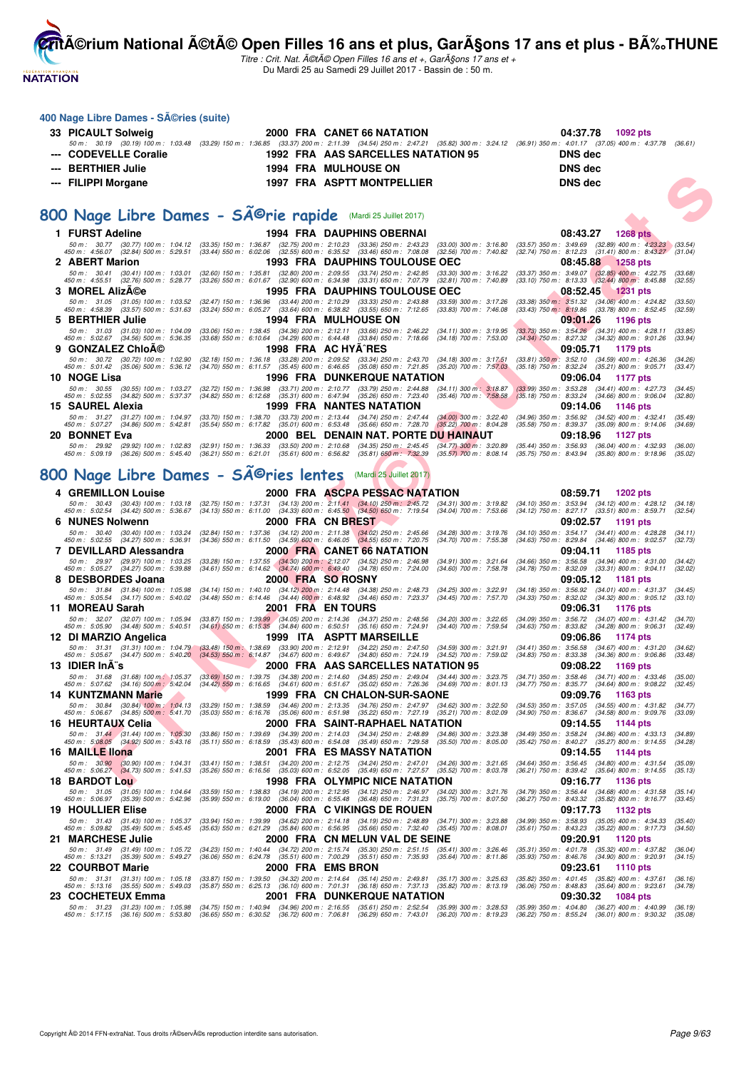## 400 Nage Libre Dames - SÃ©ries (suite)

| Place | Nom | Année | Nat | Club | Temps | Points |
|---|---|---|---|---|---|---|
| 33 | PICAULT Solweig | 2000 | FRA | CANET 66 NATATION | 04:37.78 | 1092 pts |
| | 50 m : 30.19 (30.19) 100 m : 1:03.48 (33.29) 150 m : 1:36.85 (33.37) 200 m : 2:11.39 (34.54) 250 m : 2:47.21 (35.82) 300 m : 3:24.12 (36.91) 350 m : 4:01.17 (37.05) 400 m : 4:37.78 (36.61) | | | | | |
| --- | CODEVELLE Coralie | 1992 | FRA | AAS SARCELLES NATATION 95 | DNS dec | |
| --- | BERTHIER Julie | 1994 | FRA | MULHOUSE ON | DNS dec | |
| --- | FILIPPI Morgane | 1997 | FRA | ASPTT MONTPELLIER | DNS dec | |

## 800 Nage Libre Dames - SÃ©rie rapide (Mardi 25 Juillet 2017)

| Place | Nom | Année | Nat | Club | Temps | Points |
|---|---|---|---|---|---|---|
| 1 | FURST Adeline | 1994 | FRA | DAUPHINS OBERNAI | 08:43.27 | 1268 pts |
| | 50 m : 30.77 (30.77) 100 m : 1:04.12 (33.35) 150 m : 1:36.87 (32.75) 200 m : 2:10.23 (33.36) 250 m : 2:43.23 (33.00) 300 m : 3:16.80 (33.57) 350 m : 3:49.69 (32.89) 400 m : 4:23.23 (33.54) 450 m : 4:56.07 (32.84) 500 m : 5:29.51 (33.44) 550 m : 6:02.06 (32.55) 600 m : 6:35.52 (33.46) 650 m : 7:08.08 (32.56) 700 m : 7:40.82 (32.74) 750 m : 8:12.23 (31.41) 800 m : 8:43.27 (31.04) | | | | | |
| 2 | ABERT Marion | 1993 | FRA | DAUPHINS TOULOUSE OEC | 08:45.88 | 1258 pts |
| | 50 m : 30.41 (30.41) 100 m : 1:03.01 (32.60) 150 m : 1:35.81 (32.80) 200 m : 2:09.55 (33.74) 250 m : 2:42.85 (33.30) 300 m : 3:16.22 (33.37) 350 m : 3:49.07 (32.85) 400 m : 4:22.75 (33.68) 450 m : 4:55.51 (32.76) 500 m : 5:28.77 (33.26) 550 m : 6:01.67 (32.90) 600 m : 6:34.98 (33.31) 650 m : 7:07.79 (32.81) 700 m : 7:40.89 (33.10) 750 m : 8:13.33 (32.44) 800 m : 8:45.88 (32.55) | | | | | |
| 3 | MOREL AlizÃ©e | 1995 | FRA | DAUPHINS TOULOUSE OEC | 08:52.45 | 1231 pts |
| | 50 m : 31.05 (31.05) 100 m : 1:03.52 (32.47) 150 m : 1:36.96 (33.44) 200 m : 2:10.29 (33.33) 250 m : 2:43.88 (33.59) 300 m : 3:17.26 (33.38) 350 m : 3:51.32 (34.06) 400 m : 4:24.82 (33.50) 450 m : 4:58.39 (33.57) 500 m : 5:31.63 (33.24) 550 m : 6:05.27 (33.64) 600 m : 6:38.82 (33.55) 650 m : 7:12.65 (33.83) 700 m : 7:46.08 (33.43) 750 m : 8:19.86 (33.78) 800 m : 8:52.45 (32.59) | | | | | |
| 5 | BERTHIER Julie | 1994 | FRA | MULHOUSE ON | 09:01.26 | 1196 pts |
| | 50 m : 31.03 (31.03) 100 m : 1:04.09 (33.06) 150 m : 1:38.45 (34.36) 200 m : 2:12.11 (33.66) 250 m : 2:46.22 (34.11) 300 m : 3:19.95 (33.73) 350 m : 3:54.26 (34.31) 400 m : 4:28.11 (33.85) 450 m : 5:02.67 (34.56) 500 m : 5:36.35 (33.68) 550 m : 6:10.64 (34.29) 600 m : 6:44.48 (33.84) 650 m : 7:18.66 (34.18) 700 m : 7:53.00 (34.34) 750 m : 8:27.32 (34.32) 800 m : 9:01.26 (33.94) | | | | | |
| 9 | GONZALEZ ChloÃ© | 1998 | FRA | AC HYÃˆRES | 09:05.71 | 1179 pts |
| | 50 m : 30.72 (30.72) 100 m : 1:02.90 (32.18) 150 m : 1:36.18 (33.28) 200 m : 2:09.52 (33.34) 250 m : 2:43.70 (34.18) 300 m : 3:17.51 (33.81) 350 m : 3:52.10 (34.59) 400 m : 4:26.36 (34.26) 450 m : 5:01.42 (35.06) 500 m : 5:36.12 (34.70) 550 m : 6:11.57 (35.45) 600 m : 6:46.65 (35.08) 650 m : 7:21.85 (35.20) 700 m : 7:57.03 (35.18) 750 m : 8:32.24 (35.21) 800 m : 9:05.71 (33.47) | | | | | |
| 10 | NOGE Lisa | 1996 | FRA | DUNKERQUE NATATION | 09:06.04 | 1177 pts |
| | 50 m : 30.55 (30.55) 100 m : 1:03.27 (32.72) 150 m : 1:36.98 (33.71) 200 m : 2:10.77 (33.79) 250 m : 2:44.88 (34.11) 300 m : 3:18.87 (33.99) 350 m : 3:53.28 (34.41) 400 m : 4:27.73 (34.45) 450 m : 5:02.55 (34.82) 500 m : 5:37.37 (34.82) 550 m : 6:12.68 (35.31) 600 m : 6:47.94 (35.26) 650 m : 7:23.40 (35.46) 700 m : 7:58.58 (35.18) 750 m : 8:33.24 (34.66) 800 m : 9:06.04 (32.80) | | | | | |
| 15 | SAUREL Alexia | 1999 | FRA | NANTES NATATION | 09:14.06 | 1146 pts |
| | 50 m : 31.27 (31.27) 100 m : 1:04.97 (33.70) 150 m : 1:38.70 (33.73) 200 m : 2:13.44 (34.74) 250 m : 2:47.44 (34.00) 300 m : 3:22.40 (34.96) 350 m : 3:56.92 (34.52) 400 m : 4:32.41 (35.49) 450 m : 5:07.27 (34.86) 500 m : 5:42.81 (35.54) 550 m : 6:17.82 (35.01) 600 m : 6:53.48 (35.66) 650 m : 7:28.70 (35.22) 700 m : 8:04.28 (35.58) 750 m : 8:39.37 (35.09) 800 m : 9:14.06 (34.69) | | | | | |
| 20 | BONNET Eva | 2000 | BEL | DENAIN NAT. PORTE DU HAINAUT | 09:18.96 | 1127 pts |
| | 50 m : 29.92 (29.92) 100 m : 1:02.83 (32.91) 150 m : 1:36.33 (33.50) 200 m : 2:10.68 (34.35) 250 m : 2:45.45 (34.77) 300 m : 3:20.89 (35.44) 350 m : 3:56.93 (36.04) 400 m : 4:32.93 (36.00) 450 m : 5:09.19 (36.26) 500 m : 5:45.40 (36.21) 550 m : 6:21.01 (35.61) 600 m : 6:56.82 (35.81) 650 m : 7:32.39 (35.57) 700 m : 8:08.14 (35.75) 750 m : 8:43.94 (35.80) 800 m : 9:18.96 (35.02) | | | | | |

## 800 Nage Libre Dames - SÃ©ries lentes (Mardi 25 Juillet 2017)

| Place | Nom | Année | Nat | Club | Temps | Points |
|---|---|---|---|---|---|---|
| 4 | GREMILLON Louise | 2000 | FRA | ASCPA PESSAC NATATION | 08:59.71 | 1202 pts |
| | 50 m : 30.43 (30.43) 100 m : 1:03.18 (32.75) 150 m : 1:37.31 (34.13) 200 m : 2:11.41 (34.10) 250 m : 2:45.72 (34.31) 300 m : 3:19.82 (34.10) 350 m : 3:53.94 (34.12) 400 m : 4:28.12 (34.18) 450 m : 5:02.54 (34.42) 500 m : 5:36.67 (34.13) 550 m : 6:11.00 (34.33) 600 m : 6:45.50 (34.50) 650 m : 7:19.54 (34.04) 700 m : 7:53.66 (34.12) 750 m : 8:27.17 (33.51) 800 m : 8:59.71 (32.54) | | | | | |
| 6 | NUNES Nolwenn | 2000 | FRA | CN BREST | 09:02.57 | 1191 pts |
| | 50 m : 30.40 (30.40) 100 m : 1:03.24 (32.84) 150 m : 1:37.36 (34.12) 200 m : 2:11.38 (34.02) 250 m : 2:45.66 (34.28) 300 m : 3:19.76 (34.10) 350 m : 3:54.17 (34.41) 400 m : 4:28.28 (34.11) 450 m : 5:02.55 (34.27) 500 m : 5:36.91 (34.36) 550 m : 6:11.50 (34.59) 600 m : 6:46.05 (34.55) 650 m : 7:20.75 (34.70) 700 m : 7:55.38 (34.63) 750 m : 8:29.84 (34.46) 800 m : 9:02.57 (32.73) | | | | | |
| 7 | DEVILLARD Alessandra | 2000 | FRA | CANET 66 NATATION | 09:04.11 | 1185 pts |
| | 50 m : 29.97 (29.97) 100 m : 1:03.25 (33.28) 150 m : 1:37.55 (34.30) 200 m : 2:12.07 (34.52) 250 m : 2:46.98 (34.91) 300 m : 3:21.64 (34.66) 350 m : 3:56.58 (34.94) 400 m : 4:31.00 (34.42) 450 m : 5:05.27 (34.27) 500 m : 5:39.88 (34.61) 550 m : 6:14.62 (34.74) 600 m : 6:49.40 (34.78) 650 m : 7:24.00 (34.60) 700 m : 7:58.78 (34.78) 750 m : 8:32.09 (33.31) 800 m : 9:04.11 (32.02) | | | | | |
| 8 | DESBORDES Joana | 2000 | FRA | SO ROSNY | 09:05.12 | 1181 pts |
| | 50 m : 31.84 (31.84) 100 m : 1:05.98 (34.14) 150 m : 1:40.10 (34.12) 200 m : 2:14.48 (34.38) 250 m : 2:48.73 (34.25) 300 m : 3:22.91 (34.18) 350 m : 3:56.92 (34.01) 400 m : 4:31.37 (34.45) 450 m : 5:05.54 (34.17) 500 m : 5:40.02 (34.48) 550 m : 6:14.46 (34.44) 600 m : 6:48.92 (34.46) 650 m : 7:23.37 (34.45) 700 m : 7:57.70 (34.33) 750 m : 8:32.02 (34.32) 800 m : 9:05.12 (33.10) | | | | | |
| 11 | MOREAU Sarah | 2001 | FRA | EN TOURS | 09:06.31 | 1176 pts |
| | 50 m : 32.07 (32.07) 100 m : 1:05.94 (33.87) 150 m : 1:39.99 (34.05) 200 m : 2:14.36 (34.37) 250 m : 2:48.56 (34.20) 300 m : 3:22.65 (34.09) 350 m : 3:56.72 (34.07) 400 m : 4:31.42 (34.70) 450 m : 5:05.90 (34.48) 500 m : 5:40.51 (34.61) 550 m : 6:15.35 (34.84) 600 m : 6:50.51 (35.16) 650 m : 7:24.91 (34.40) 700 m : 7:59.54 (34.63) 750 m : 8:33.82 (34.28) 800 m : 9:06.31 (32.49) | | | | | |
| 12 | DI MARZIO Angelica | 1999 | ITA | ASPTT MARSEILLE | 09:06.86 | 1174 pts |
| | 50 m : 31.31 (31.31) 100 m : 1:04.79 (33.48) 150 m : 1:38.69 (33.90) 200 m : 2:12.91 (34.22) 250 m : 2:47.50 (34.59) 300 m : 3:21.91 (34.41) 350 m : 3:56.58 (34.67) 400 m : 4:31.20 (34.62) 450 m : 5:05.67 (34.47) 500 m : 5:40.20 (34.53) 550 m : 6:14.87 (34.67) 600 m : 6:49.67 (34.80) 650 m : 7:24.19 (34.52) 700 m : 7:59.02 (34.83) 750 m : 8:33.38 (34.36) 800 m : 9:06.86 (33.48) | | | | | |
| 13 | IDIER InÃ¨s | 2000 | FRA | AAS SARCELLES NATATION 95 | 09:08.22 | 1169 pts |
| | 50 m : 31.68 (31.68) 100 m : 1:05.37 (33.69) 150 m : 1:39.75 (34.38) 200 m : 2:14.60 (34.85) 250 m : 2:49.04 (34.44) 300 m : 3:23.75 (34.71) 350 m : 3:58.46 (34.71) 400 m : 4:33.46 (35.00) 450 m : 5:07.62 (34.16) 500 m : 5:42.04 (34.42) 550 m : 6:16.65 (34.61) 600 m : 6:51.67 (35.02) 650 m : 7:26.36 (34.69) 700 m : 8:01.13 (34.77) 750 m : 8:35.77 (34.64) 800 m : 9:08.22 (32.45) | | | | | |
| 14 | KUNTZMANN Marie | 1999 | FRA | CN CHALON-SUR-SAONE | 09:09.76 | 1163 pts |
| | 50 m : 30.84 (30.84) 100 m : 1:04.13 (33.29) 150 m : 1:38.59 (34.46) 200 m : 2:13.35 (34.76) 250 m : 2:47.97 (34.62) 300 m : 3:22.50 (34.53) 350 m : 3:57.05 (34.55) 400 m : 4:31.82 (34.77) 450 m : 5:06.67 (34.85) 500 m : 5:41.70 (35.03) 550 m : 6:16.76 (35.06) 600 m : 6:51.98 (35.22) 650 m : 7:27.19 (35.21) 700 m : 8:02.09 (34.90) 750 m : 8:36.67 (34.58) 800 m : 9:09.76 (33.09) | | | | | |
| 16 | HEURTAUX Celia | 2000 | FRA | SAINT-RAPHAEL NATATION | 09:14.55 | 1144 pts |
| | 50 m : 31.44 (31.44) 100 m : 1:05.30 (33.86) 150 m : 1:39.69 (34.39) 200 m : 2:14.03 (34.34) 250 m : 2:48.89 (34.86) 300 m : 3:23.38 (34.49) 350 m : 3:58.24 (34.86) 400 m : 4:33.13 (34.89) 450 m : 5:08.05 (34.92) 500 m : 5:43.16 (35.11) 550 m : 6:18.59 (35.43) 600 m : 6:54.08 (35.49) 650 m : 7:29.58 (35.50) 700 m : 8:05.00 (35.42) 750 m : 8:40.27 (35.27) 800 m : 9:14.55 (34.28) | | | | | |
| 16 | MAILLE Ilona | 2001 | FRA | ES MASSY NATATION | 09:14.55 | 1144 pts |
| | 50 m : 30.90 (30.90) 100 m : 1:04.31 (33.41) 150 m : 1:38.51 (34.20) 200 m : 2:12.75 (34.24) 250 m : 2:47.01 (34.26) 300 m : 3:21.65 (34.64) 350 m : 3:56.45 (34.80) 400 m : 4:31.54 (35.09) 450 m : 5:06.27 (34.73) 500 m : 5:41.53 (35.26) 550 m : 6:16.56 (35.03) 600 m : 6:52.05 (35.49) 650 m : 7:27.57 (35.52) 700 m : 8:03.78 (36.21) 750 m : 8:39.42 (35.64) 800 m : 9:14.55 (35.13) | | | | | |
| 18 | BARDOT Lou | 1998 | FRA | OLYMPIC NICE NATATION | 09:16.77 | 1136 pts |
| | 50 m : 31.05 (31.05) 100 m : 1:04.64 (33.59) 150 m : 1:38.83 (34.19) 200 m : 2:12.95 (34.12) 250 m : 2:46.97 (34.02) 300 m : 3:21.76 (34.79) 350 m : 3:56.44 (34.68) 400 m : 4:31.58 (35.14) 450 m : 5:06.97 (35.39) 500 m : 5:42.96 (35.99) 550 m : 6:19.00 (36.04) 600 m : 6:55.48 (36.48) 650 m : 7:31.23 (35.75) 700 m : 8:07.50 (36.27) 750 m : 8:43.32 (35.82) 800 m : 9:16.77 (33.45) | | | | | |
| 19 | HOULLIER Elise | 2000 | FRA | C VIKINGS DE ROUEN | 09:17.73 | 1132 pts |
| | 50 m : 31.43 (31.43) 100 m : 1:05.37 (33.94) 150 m : 1:39.99 (34.62) 200 m : 2:14.18 (34.19) 250 m : 2:48.89 (34.71) 300 m : 3:23.88 (34.99) 350 m : 3:58.93 (35.05) 400 m : 4:34.33 (35.40) 450 m : 5:09.82 (35.49) 500 m : 5:45.45 (35.63) 550 m : 6:21.29 (35.84) 600 m : 6:56.95 (35.66) 650 m : 7:32.40 (35.45) 700 m : 8:08.01 (35.61) 750 m : 8:43.23 (35.22) 800 m : 9:17.73 (34.50) | | | | | |
| 21 | MARCHESE Julie | 2000 | FRA | CN MELUN VAL DE SEINE | 09:20.91 | 1120 pts |
| | 50 m : 31.49 (31.49) 100 m : 1:05.72 (34.23) 150 m : 1:40.44 (34.72) 200 m : 2:15.74 (35.30) 250 m : 2:51.15 (35.41) 300 m : 3:26.46 (35.31) 350 m : 4:01.78 (35.32) 400 m : 4:37.82 (36.04) 450 m : 5:13.21 (35.39) 500 m : 5:49.27 (36.06) 550 m : 6:24.78 (35.51) 600 m : 7:00.29 (35.51) 650 m : 7:35.93 (35.64) 700 m : 8:11.86 (35.93) 750 m : 8:46.76 (34.90) 800 m : 9:20.91 (34.15) | | | | | |
| 22 | COURBOT Marie | 2000 | FRA | EMS BRON | 09:23.61 | 1110 pts |
| | 50 m : 31.31 (31.31) 100 m : 1:05.18 (33.87) 150 m : 1:39.50 (34.32) 200 m : 2:14.64 (35.14) 250 m : 2:49.81 (35.17) 300 m : 3:25.63 (35.82) 350 m : 4:01.45 (35.82) 400 m : 4:37.61 (36.16) 450 m : 5:13.16 (35.55) 500 m : 5:49.03 (35.87) 550 m : 6:25.13 (36.10) 600 m : 7:01.31 (36.18) 650 m : 7:37.13 (35.82) 700 m : 8:13.19 (36.06) 750 m : 8:48.83 (35.64) 800 m : 9:23.61 (34.78) | | | | | |
| 23 | COCHETEUX Emma | 2001 | FRA | DUNKERQUE NATATION | 09:30.32 | 1084 pts |
| | 50 m : 31.23 (31.23) 100 m : 1:05.98 (34.75) 150 m : 1:40.94 (34.96) 200 m : 2:16.55 (35.61) 250 m : 2:52.54 (35.99) 300 m : 3:28.53 (35.99) 350 m : 4:04.80 (36.27) 400 m : 4:40.99 (36.19) 450 m : 5:17.15 (36.16) 500 m : 5:53.80 (36.65) 550 m : 6:30.52 (36.72) 600 m : 7:06.81 (36.29) 650 m : 7:43.01 (36.20) 700 m : 8:19.23 (36.22) 750 m : 8:55.24 (36.01) 800 m : 9:30.32 (35.08) | | | | | |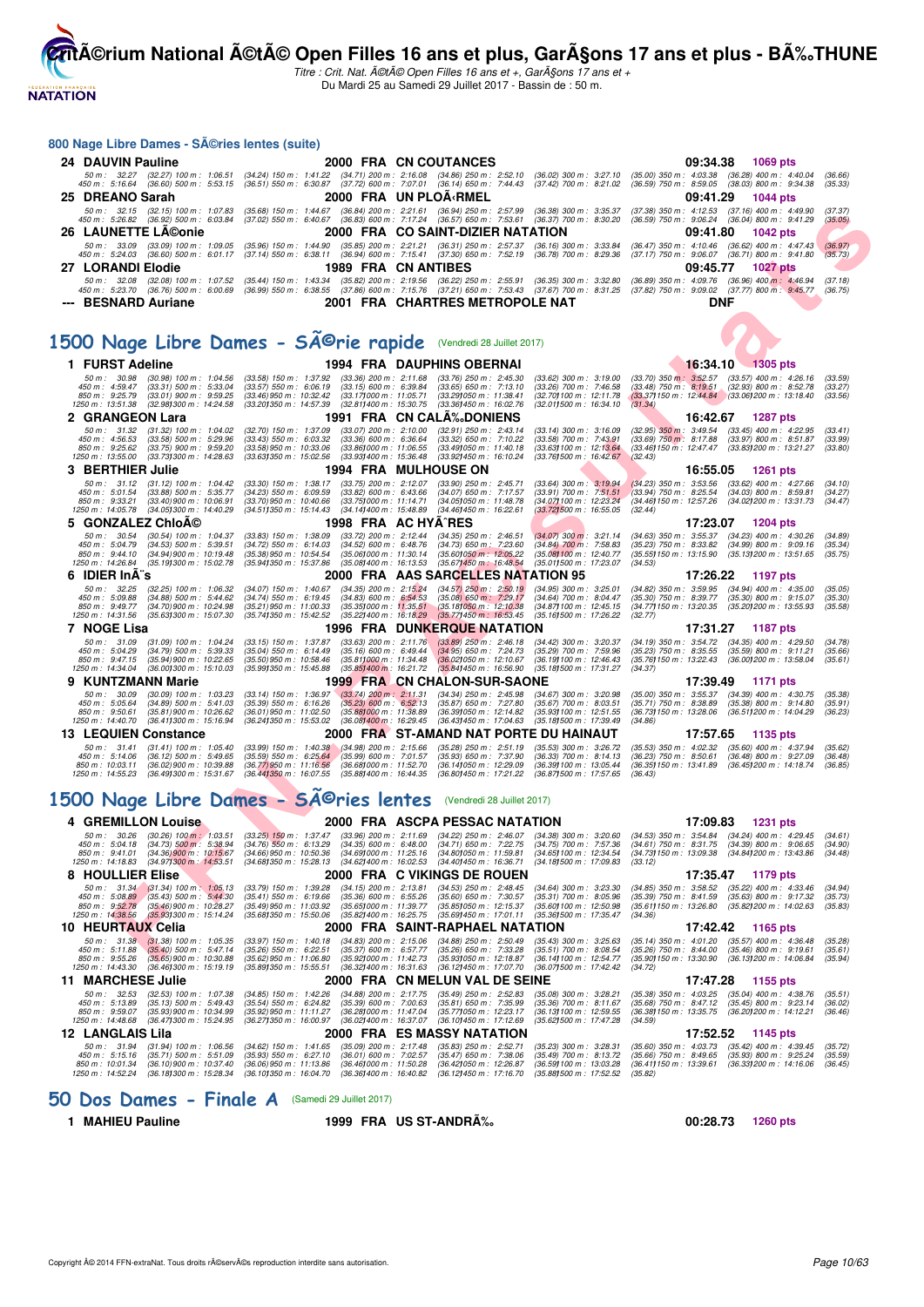## 800 Nage Libre Dames - SÃ©ries lentes (suite)

**24 DAUVIN Pauline** — 2000 FRA CN COUTANCES — 09:34.38 — 1069 pts

50 m : 32.27 (32.27) 100 m : 1:06.51 (34.24) 150 m : 1:41.22 (34.71) 200 m : 2:16.08 (34.86) 250 m : 2:52.10 (36.02) 300 m : 3:27.10 (35.00) 350 m : 4:03.38 (36.28) 400 m : 4:40.04 (36.66)
450 m : 5:16.64 (36.60) 500 m : 5:53.15 (36.51) 550 m : 6:30.87 (37.72) 600 m : 7:07.01 (36.14) 650 m : 7:44.43 (37.42) 700 m : 8:21.02 (36.59) 750 m : 8:59.05 (38.03) 800 m : 9:34.38 (35.33)

**25 DREANO Sarah** — 2000 FRA UN PLOÃ‹RMEL — 09:41.29 — 1044 pts

50 m : 32.15 (32.15) 100 m : 1:07.83 (35.68) 150 m : 1:44.67 (36.84) 200 m : 2:21.61 (36.94) 250 m : 2:57.99 (36.38) 300 m : 3:35.37 (37.38) 350 m : 4:12.53 (37.16) 400 m : 4:49.90 (37.37)
450 m : 5:26.82 (36.92) 500 m : 6:03.84 (37.02) 550 m : 6:40.67 (36.83) 600 m : 7:17.24 (36.57) 650 m : 7:53.61 (36.37) 700 m : 8:30.20 (36.59) 750 m : 9:06.24 (36.04) 800 m : 9:41.29 (35.05)

**26 LAUNETTE LÃ©onie** — 2000 FRA CO SAINT-DIZIER NATATION — 09:41.80 — 1042 pts

50 m : 33.09 (33.09) 100 m : 1:09.05 (35.96) 150 m : 1:44.90 (35.85) 200 m : 2:21.21 (36.31) 250 m : 2:57.37 (36.16) 300 m : 3:33.84 (36.47) 350 m : 4:10.46 (36.62) 400 m : 4:47.43 (36.97)
450 m : 5:24.03 (36.60) 500 m : 6:01.17 (37.14) 550 m : 6:38.11 (36.94) 600 m : 7:15.41 (37.30) 650 m : 7:52.19 (36.78) 700 m : 8:29.36 (37.17) 750 m : 9:06.07 (36.71) 800 m : 9:41.80 (35.73)

**27 LORANDI Elodie** — 1989 FRA CN ANTIBES — 09:45.77 — 1027 pts

50 m : 32.08 (32.08) 100 m : 1:07.52 (35.44) 150 m : 1:43.34 (35.82) 200 m : 2:19.56 (36.22) 250 m : 2:55.91 (36.35) 300 m : 3:32.80 (36.89) 350 m : 4:09.76 (36.96) 400 m : 4:46.94 (37.18)
450 m : 5:23.70 (36.76) 500 m : 6:00.69 (36.99) 550 m : 6:38.55 (37.86) 600 m : 7:15.76 (37.21) 650 m : 7:53.43 (37.67) 700 m : 8:31.25 (37.82) 750 m : 9:09.02 (37.77) 800 m : 9:45.77 (36.75)

**--- BESNARD Auriane** — 2001 FRA CHARTRES METROPOLE NAT — DNF

## 1500 Nage Libre Dames - SÃ©rie rapide (Vendredi 28 Juillet 2017)

**1 FURST Adeline** — 1994 FRA DAUPHINS OBERNAI — 16:34.10 — 1305 pts

50 m : 30.98 (30.98) 100 m : 1:04.56 (33.58) 150 m : 1:37.92 (33.36) 200 m : 2:11.68 (33.76) 250 m : 2:45.30 (33.62) 300 m : 3:19.00 (33.70) 350 m : 3:52.57 (33.57) 400 m : 4:26.16 (33.59)
450 m : 4:59.47 (33.31) 500 m : 5:33.04 (33.57) 550 m : 6:06.19 (33.15) 600 m : 6:39.84 (33.65) 650 m : 7:13.10 (33.26) 700 m : 7:46.58 (33.48) 750 m : 8:19.51 (32.93) 800 m : 8:52.78 (33.27)
850 m : 9:25.79 (33.01) 900 m : 9:59.25 (33.46) 950 m : 10:32.42 (33.17) 1000 m : 11:05.71 (33.29) 1050 m : 11:38.41 (32.70) 1100 m : 12:11.78 (33.37) 1150 m : 12:44.84 (33.06) 1200 m : 13:18.40 (33.56)
1250 m : 13:51.38 (32.98) 1300 m : 14:24.58 (33.20) 1350 m : 14:57.39 (32.81) 1400 m : 15:30.75 (33.36) 1450 m : 16:02.76 (32.01) 1500 m : 16:34.10 (31.34)

**2 GRANGEON Lara** — 1991 FRA CN CALÃ‰DONIENS — 16:42.67 — 1287 pts

50 m : 31.32 (31.32) 100 m : 1:04.02 (32.70) 150 m : 1:37.09 (33.07) 200 m : 2:10.00 (32.91) 250 m : 2:43.14 (33.14) 300 m : 3:16.09 (32.95) 350 m : 3:49.54 (33.45) 400 m : 4:22.95 (33.41)
450 m : 4:56.53 (33.58) 500 m : 5:29.96 (33.43) 550 m : 6:03.32 (33.36) 600 m : 6:36.64 (33.32) 650 m : 7:10.22 (33.58) 700 m : 7:43.91 (33.69) 750 m : 8:17.88 (33.97) 800 m : 8:51.87 (33.99)
850 m : 9:25.62 (33.75) 900 m : 9:59.20 (33.58) 950 m : 10:33.06 (33.86) 1000 m : 11:06.55 (33.49) 1050 m : 11:40.18 (33.63) 1100 m : 12:13.64 (33.46) 1150 m : 12:47.47 (33.83) 1200 m : 13:21.27 (33.80)
1250 m : 13:55.00 (33.73) 1300 m : 14:28.63 (33.63) 1350 m : 15:02.56 (33.93) 1400 m : 15:36.48 (33.92) 1450 m : 16:10.24 (33.76) 1500 m : 16:42.67 (32.43)

**3 BERTHIER Julie** — 1994 FRA MULHOUSE ON — 16:55.05 — 1261 pts

50 m : 31.12 (31.12) 100 m : 1:04.42 (33.30) 150 m : 1:38.17 (33.75) 200 m : 2:12.07 (33.90) 250 m : 2:45.71 (33.64) 300 m : 3:19.94 (34.23) 350 m : 3:53.56 (33.62) 400 m : 4:27.66 (34.10)
450 m : 5:01.54 (33.88) 500 m : 5:35.77 (34.23) 550 m : 6:09.59 (33.82) 600 m : 6:43.66 (34.07) 650 m : 7:17.57 (33.91) 700 m : 7:51.51 (33.94) 750 m : 8:25.54 (34.03) 800 m : 8:59.81 (34.27)
850 m : 9:33.21 (33.40) 900 m : 10:06.91 (33.70) 950 m : 10:40.66 (33.75) 1000 m : 11:14.71 (34.05) 1050 m : 11:48.78 (34.07) 1100 m : 12:23.24 (34.46) 1150 m : 12:57.26 (34.02) 1200 m : 13:31.73 (34.47)
1250 m : 14:05.78 (34.05) 1300 m : 14:40.29 (34.51) 1350 m : 15:14.43 (34.14) 1400 m : 15:48.89 (34.46) 1450 m : 16:22.61 (33.72) 1500 m : 16:55.05 (32.44)

**5 GONZALEZ ChloÃ©** — 1998 FRA AC HYÃˆRES — 17:23.07 — 1204 pts

50 m : 30.54 (30.54) 100 m : 1:04.37 (33.83) 150 m : 1:38.09 (33.72) 200 m : 2:12.44 (34.35) 250 m : 2:46.51 (34.07) 300 m : 3:21.14 (34.63) 350 m : 3:55.37 (34.23) 400 m : 4:30.26 (34.89)
450 m : 5:04.79 (34.53) 500 m : 5:39.51 (34.72) 550 m : 6:14.03 (34.52) 600 m : 6:48.76 (34.73) 650 m : 7:23.60 (34.84) 700 m : 7:58.83 (35.23) 750 m : 8:33.82 (34.99) 800 m : 9:09.16 (35.34)
850 m : 9:44.10 (34.94) 900 m : 10:19.48 (35.38) 950 m : 10:54.54 (35.06) 1000 m : 11:30.14 (35.60) 1050 m : 12:05.22 (35.08) 1100 m : 12:40.77 (35.55) 1150 m : 13:15.90 (35.13) 1200 m : 13:51.65 (35.75)
1250 m : 14:26.84 (35.19) 1300 m : 15:02.78 (35.94) 1350 m : 15:37.86 (35.08) 1400 m : 16:13.53 (35.67) 1450 m : 16:48.54 (35.01) 1500 m : 17:23.07 (34.53)

**6 IDIER InÃ¨s** — 2000 FRA AAS SARCELLES NATATION 95 — 17:26.22 — 1197 pts

50 m : 32.25 (32.25) 100 m : 1:06.32 (34.07) 150 m : 1:40.67 (34.35) 200 m : 2:15.24 (34.57) 250 m : 2:50.19 (34.95) 300 m : 3:25.01 (34.82) 350 m : 3:59.95 (34.94) 400 m : 4:35.00 (35.05)
450 m : 5:09.88 (34.88) 500 m : 5:44.62 (34.74) 550 m : 6:19.45 (34.83) 600 m : 6:54.53 (35.08) 650 m : 7:29.17 (34.64) 700 m : 8:04.47 (35.30) 750 m : 8:39.77 (35.30) 800 m : 9:15.07 (35.30)
850 m : 9:49.77 (34.70) 900 m : 10:24.98 (35.21) 950 m : 11:00.33 (35.35) 1000 m : 11:35.51 (35.18) 1050 m : 12:10.38 (34.87) 1100 m : 12:45.15 (34.77) 1150 m : 13:20.35 (35.20) 1200 m : 13:55.93 (35.58)
1250 m : 14:31.56 (35.63) 1300 m : 15:07.30 (35.74) 1350 m : 15:42.52 (35.22) 1400 m : 16:18.29 (35.77) 1450 m : 16:53.45 (35.16) 1500 m : 17:26.22 (32.77)

**7 NOGE Lisa** — 1996 FRA DUNKERQUE NATATION — 17:31.27 — 1187 pts

50 m : 31.09 (31.09) 100 m : 1:04.24 (33.15) 150 m : 1:37.87 (33.63) 200 m : 2:11.76 (33.89) 250 m : 2:46.18 (34.42) 300 m : 3:20.37 (34.19) 350 m : 3:54.72 (34.35) 400 m : 4:29.50 (34.78)
450 m : 5:04.29 (34.79) 500 m : 5:39.33 (35.04) 550 m : 6:14.49 (35.16) 600 m : 6:49.44 (34.95) 650 m : 7:24.73 (35.29) 700 m : 7:59.96 (35.23) 750 m : 8:35.55 (35.59) 800 m : 9:11.21 (35.66)
850 m : 9:47.15 (35.94) 900 m : 10:22.65 (35.50) 950 m : 10:58.46 (35.81) 1000 m : 11:34.48 (36.02) 1050 m : 12:10.67 (36.19) 1100 m : 12:46.43 (35.76) 1150 m : 13:22.43 (36.00) 1200 m : 13:58.04 (35.61)
1250 m : 14:34.04 (36.00) 1300 m : 15:10.03 (35.99) 1350 m : 15:45.88 (35.85) 1400 m : 16:21.72 (35.84) 1450 m : 16:56.90 (35.18) 1500 m : 17:31.27 (34.37)

**9 KUNTZMANN Marie** — 1999 FRA CN CHALON-SUR-SAONE — 17:39.49 — 1171 pts

50 m : 30.09 (30.09) 100 m : 1:03.23 (33.14) 150 m : 1:36.97 (33.74) 200 m : 2:11.31 (34.34) 250 m : 2:45.98 (34.67) 300 m : 3:20.98 (35.00) 350 m : 3:55.37 (34.39) 400 m : 4:30.75 (35.38)
450 m : 5:05.64 (34.89) 500 m : 5:41.03 (35.39) 550 m : 6:16.26 (35.23) 600 m : 6:52.13 (35.87) 650 m : 7:27.80 (35.67) 700 m : 8:03.51 (35.71) 750 m : 8:38.89 (35.38) 800 m : 9:14.80 (35.91)
850 m : 9:50.61 (35.81) 900 m : 10:26.62 (36.01) 950 m : 11:02.50 (35.88) 1000 m : 11:38.89 (36.39) 1050 m : 12:14.82 (35.93) 1100 m : 12:51.55 (36.73) 1150 m : 13:28.06 (36.51) 1200 m : 14:04.29 (36.23)
1250 m : 14:40.70 (36.41) 1300 m : 15:16.94 (36.24) 1350 m : 15:53.02 (36.08) 1400 m : 16:29.45 (36.43) 1450 m : 17:04.63 (35.18) 1500 m : 17:39.49 (34.86)

**13 LEQUIEN Constance** — 2000 FRA ST-AMAND NAT PORTE DU HAINAUT — 17:57.65 — 1135 pts

50 m : 31.41 (31.41) 100 m : 1:05.40 (33.99) 150 m : 1:40.38 (34.98) 200 m : 2:15.66 (35.28) 250 m : 2:51.19 (35.53) 300 m : 3:26.72 (35.53) 350 m : 4:02.32 (35.60) 400 m : 4:37.94 (35.62)
450 m : 5:14.06 (36.12) 500 m : 5:49.65 (35.59) 550 m : 6:25.64 (35.99) 600 m : 7:01.57 (35.93) 650 m : 7:37.90 (36.33) 700 m : 8:14.13 (36.23) 750 m : 8:50.61 (36.48) 800 m : 9:27.09 (36.48)
850 m : 10:03.11 (36.02) 900 m : 10:39.88 (36.77) 950 m : 11:16.56 (36.68) 1000 m : 11:52.70 (36.14) 1050 m : 12:29.09 (36.39) 1100 m : 13:05.44 (36.35) 1150 m : 13:41.89 (36.45) 1200 m : 14:18.74 (36.85)
1250 m : 14:55.23 (36.49) 1300 m : 15:31.67 (36.44) 1350 m : 16:07.55 (35.88) 1400 m : 16:44.35 (36.80) 1450 m : 17:21.22 (36.87) 1500 m : 17:57.65 (36.43)

## 1500 Nage Libre Dames - SÃ©ries lentes (Vendredi 28 Juillet 2017)

**4 GREMILLON Louise** — 2000 FRA ASCPA PESSAC NATATION — 17:09.83 — 1231 pts

50 m : 30.26 (30.26) 100 m : 1:03.51 (33.25) 150 m : 1:37.47 (33.96) 200 m : 2:11.69 (34.22) 250 m : 2:46.07 (34.38) 300 m : 3:20.60 (34.53) 350 m : 3:54.84 (34.24) 400 m : 4:29.45 (34.61)
450 m : 5:04.18 (34.73) 500 m : 5:38.94 (34.76) 550 m : 6:13.29 (34.35) 600 m : 6:48.00 (34.71) 650 m : 7:22.75 (34.75) 700 m : 7:57.36 (34.61) 750 m : 8:31.75 (34.39) 800 m : 9:06.65 (34.90)
850 m : 9:41.01 (34.36) 900 m : 10:15.67 (34.66) 950 m : 10:50.36 (34.69) 1000 m : 11:25.16 (34.80) 1050 m : 11:59.81 (34.65) 1100 m : 12:34.54 (34.73) 1150 m : 13:09.38 (34.84) 1200 m : 13:43.86 (34.48)
1250 m : 14:18.83 (34.97) 1300 m : 14:53.51 (34.68) 1350 m : 15:28.13 (34.62) 1400 m : 16:02.53 (34.40) 1450 m : 16:36.71 (34.18) 1500 m : 17:09.83 (33.12)

**8 HOULLIER Elise** — 2000 FRA C VIKINGS DE ROUEN — 17:35.47 — 1179 pts

50 m : 31.34 (31.34) 100 m : 1:05.13 (33.79) 150 m : 1:39.28 (34.15) 200 m : 2:13.81 (34.53) 250 m : 2:48.45 (34.64) 300 m : 3:23.30 (34.85) 350 m : 3:58.52 (35.22) 400 m : 4:33.46 (34.94)
450 m : 5:08.89 (35.43) 500 m : 5:44.30 (35.41) 550 m : 6:19.66 (35.36) 600 m : 6:55.26 (35.60) 650 m : 7:30.57 (35.31) 700 m : 8:05.96 (35.39) 750 m : 8:41.59 (35.63) 800 m : 9:17.32 (35.73)
850 m : 9:52.78 (35.46) 900 m : 10:28.27 (35.49) 950 m : 11:03.92 (35.65) 1000 m : 11:39.77 (35.85) 1050 m : 12:15.37 (35.60) 1100 m : 12:50.98 (35.61) 1150 m : 13:26.80 (35.82) 1200 m : 14:02.63 (35.83)
1250 m : 14:38.56 (35.93) 1300 m : 15:14.24 (35.68) 1350 m : 15:50.06 (35.82) 1400 m : 16:25.75 (35.69) 1450 m : 17:01.11 (35.36) 1500 m : 17:35.47 (34.36)

**10 HEURTAUX Celia** — 2000 FRA SAINT-RAPHAEL NATATION — 17:42.42 — 1165 pts

50 m : 31.38 (31.38) 100 m : 1:05.35 (33.97) 150 m : 1:40.18 (34.83) 200 m : 2:15.06 (34.88) 250 m : 2:50.49 (35.43) 300 m : 3:25.63 (35.14) 350 m : 4:01.20 (35.57) 400 m : 4:36.48 (35.28)
450 m : 5:11.88 (35.40) 500 m : 5:47.14 (35.26) 550 m : 6:22.51 (35.37) 600 m : 6:57.77 (35.26) 650 m : 7:33.28 (35.51) 700 m : 8:08.54 (35.26) 750 m : 8:44.00 (35.46) 800 m : 9:19.61 (35.61)
850 m : 9:55.26 (35.65) 900 m : 10:30.88 (35.62) 950 m : 11:06.80 (35.92) 1000 m : 11:42.73 (35.93) 1050 m : 12:18.87 (36.14) 1100 m : 12:54.77 (35.90) 1150 m : 13:30.90 (36.13) 1200 m : 14:06.84 (35.94)
1250 m : 14:43.30 (36.46) 1300 m : 15:19.19 (35.89) 1350 m : 15:55.51 (36.32) 1400 m : 16:31.63 (36.12) 1450 m : 17:07.70 (36.07) 1500 m : 17:42.42 (34.72)

**11 MARCHESE Julie** — 2000 FRA CN MELUN VAL DE SEINE — 17:47.28 — 1155 pts

50 m : 32.53 (32.53) 100 m : 1:07.38 (34.85) 150 m : 1:42.26 (34.88) 200 m : 2:17.75 (35.49) 250 m : 2:52.83 (35.08) 300 m : 3:28.21 (35.38) 350 m : 4:03.25 (35.04) 400 m : 4:38.76 (35.51)
450 m : 5:13.89 (35.13) 500 m : 5:49.43 (35.54) 550 m : 6:24.82 (35.39) 600 m : 7:00.63 (35.81) 650 m : 7:35.99 (35.36) 700 m : 8:11.67 (35.68) 750 m : 8:47.12 (35.45) 800 m : 9:23.14 (36.02)
850 m : 9:59.07 (35.93) 900 m : 10:34.99 (35.92) 950 m : 11:11.27 (36.28) 1000 m : 11:47.04 (35.77) 1050 m : 12:23.17 (36.13) 1100 m : 12:59.55 (36.38) 1150 m : 13:35.75 (36.20) 1200 m : 14:12.21 (36.46)
1250 m : 14:48.68 (36.47) 1300 m : 15:24.95 (36.27) 1350 m : 16:00.97 (36.02) 1400 m : 16:37.07 (36.10) 1450 m : 17:12.69 (35.62) 1500 m : 17:47.28 (34.59)

**12 LANGLAIS Lila** — 2000 FRA ES MASSY NATATION — 17:52.52 — 1145 pts

50 m : 31.94 (31.94) 100 m : 1:06.56 (34.62) 150 m : 1:41.65 (35.09) 200 m : 2:17.48 (35.83) 250 m : 2:52.71 (35.23) 300 m : 3:28.31 (35.60) 350 m : 4:03.73 (35.42) 400 m : 4:39.45 (35.72)
450 m : 5:15.16 (35.71) 500 m : 5:51.09 (35.93) 550 m : 6:27.10 (36.01) 600 m : 7:02.57 (35.47) 650 m : 7:38.06 (35.49) 700 m : 8:13.72 (35.66) 750 m : 8:49.65 (35.93) 800 m : 9:25.24 (35.59)
850 m : 10:01.34 (36.10) 900 m : 10:37.40 (36.06) 950 m : 11:13.86 (36.46) 1000 m : 11:50.28 (36.42) 1050 m : 12:26.87 (36.59) 1100 m : 13:03.28 (36.41) 1150 m : 13:39.61 (36.33) 1200 m : 14:16.06 (36.45)
1250 m : 14:52.24 (36.18) 1300 m : 15:28.34 (36.10) 1350 m : 16:04.70 (36.36) 1400 m : 16:40.82 (36.12) 1450 m : 17:16.70 (35.88) 1500 m : 17:52.52 (35.82)

## 50 Dos Dames - Finale A (Samedi 29 Juillet 2017)

**1 MAHIEU Pauline** — 1999 FRA US ST-ANDRÃ‰ — 00:28.73 — 1260 pts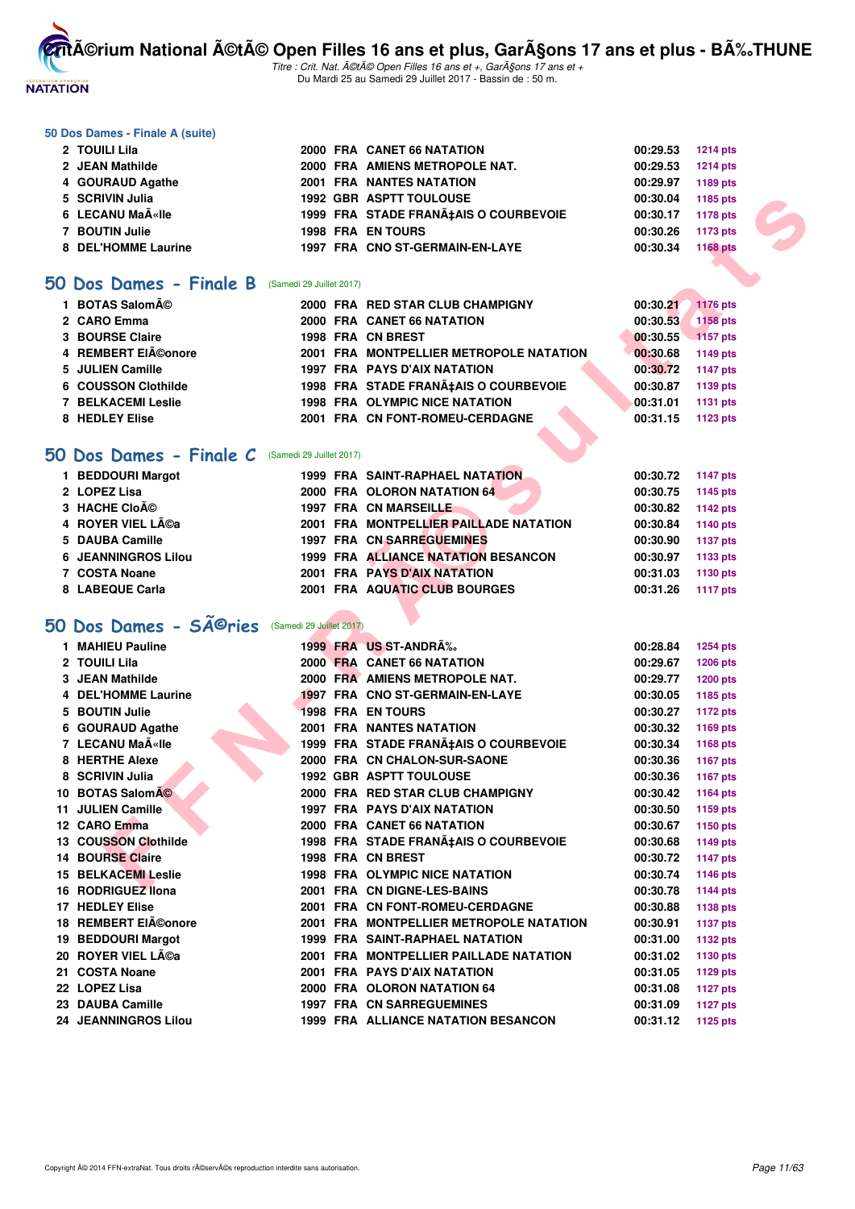### 50 Dos Dames - Finale A (suite)

| | | | | | | |
|---|---|---|---|---|---|---|
| 2 | TOUILI Lila | 2000 | FRA | CANET 66 NATATION | 00:29.53 | 1214 pts |
| 2 | JEAN Mathilde | 2000 | FRA | AMIENS METROPOLE NAT. | 00:29.53 | 1214 pts |
| 4 | GOURAUD Agathe | 2001 | FRA | NANTES NATATION | 00:29.97 | 1189 pts |
| 5 | SCRIVIN Julia | 1992 | GBR | ASPTT TOULOUSE | 00:30.04 | 1185 pts |
| 6 | LECANU MaÃ«lle | 1999 | FRA | STADE FRANÃ‡AIS O COURBEVOIE | 00:30.17 | 1178 pts |
| 7 | BOUTIN Julie | 1998 | FRA | EN TOURS | 00:30.26 | 1173 pts |
| 8 | DEL'HOMME Laurine | 1997 | FRA | CNO ST-GERMAIN-EN-LAYE | 00:30.34 | 1168 pts |

## 50 Dos Dames - Finale B (Samedi 29 Juillet 2017)

| | | | | | | |
|---|---|---|---|---|---|---|
| 1 | BOTAS SalomÃ© | 2000 | FRA | RED STAR CLUB CHAMPIGNY | 00:30.21 | 1176 pts |
| 2 | CARO Emma | 2000 | FRA | CANET 66 NATATION | 00:30.53 | 1158 pts |
| 3 | BOURSE Claire | 1998 | FRA | CN BREST | 00:30.55 | 1157 pts |
| 4 | REMBERT ElÃ©onore | 2001 | FRA | MONTPELLIER METROPOLE NATATION | 00:30.68 | 1149 pts |
| 5 | JULIEN Camille | 1997 | FRA | PAYS D'AIX NATATION | 00:30.72 | 1147 pts |
| 6 | COUSSON Clothilde | 1998 | FRA | STADE FRANÃ‡AIS O COURBEVOIE | 00:30.87 | 1139 pts |
| 7 | BELKACEMI Leslie | 1998 | FRA | OLYMPIC NICE NATATION | 00:31.01 | 1131 pts |
| 8 | HEDLEY Elise | 2001 | FRA | CN FONT-ROMEU-CERDAGNE | 00:31.15 | 1123 pts |

## 50 Dos Dames - Finale C (Samedi 29 Juillet 2017)

| | | | | | | |
|---|---|---|---|---|---|---|
| 1 | BEDDOURI Margot | 1999 | FRA | SAINT-RAPHAEL NATATION | 00:30.72 | 1147 pts |
| 2 | LOPEZ Lisa | 2000 | FRA | OLORON NATATION 64 | 00:30.75 | 1145 pts |
| 3 | HACHE CloÃ© | 1997 | FRA | CN MARSEILLE | 00:30.82 | 1142 pts |
| 4 | ROYER VIEL LÃ©a | 2001 | FRA | MONTPELLIER PAILLADE NATATION | 00:30.84 | 1140 pts |
| 5 | DAUBA Camille | 1997 | FRA | CN SARREGUEMINES | 00:30.90 | 1137 pts |
| 6 | JEANNINGROS Lilou | 1999 | FRA | ALLIANCE NATATION BESANCON | 00:30.97 | 1133 pts |
| 7 | COSTA Noane | 2001 | FRA | PAYS D'AIX NATATION | 00:31.03 | 1130 pts |
| 8 | LABEQUE Carla | 2001 | FRA | AQUATIC CLUB BOURGES | 00:31.26 | 1117 pts |

## 50 Dos Dames - SÃ©ries (Samedi 29 Juillet 2017)

| | | | | | | |
|---|---|---|---|---|---|---|
| 1 | MAHIEU Pauline | 1999 | FRA | US ST-ANDRÃ‰ | 00:28.84 | 1254 pts |
| 2 | TOUILI Lila | 2000 | FRA | CANET 66 NATATION | 00:29.67 | 1206 pts |
| 3 | JEAN Mathilde | 2000 | FRA | AMIENS METROPOLE NAT. | 00:29.77 | 1200 pts |
| 4 | DEL'HOMME Laurine | 1997 | FRA | CNO ST-GERMAIN-EN-LAYE | 00:30.05 | 1185 pts |
| 5 | BOUTIN Julie | 1998 | FRA | EN TOURS | 00:30.27 | 1172 pts |
| 6 | GOURAUD Agathe | 2001 | FRA | NANTES NATATION | 00:30.32 | 1169 pts |
| 7 | LECANU MaÃ«lle | 1999 | FRA | STADE FRANÃ‡AIS O COURBEVOIE | 00:30.34 | 1168 pts |
| 8 | HERTHE Alexe | 2000 | FRA | CN CHALON-SUR-SAONE | 00:30.36 | 1167 pts |
| 8 | SCRIVIN Julia | 1992 | GBR | ASPTT TOULOUSE | 00:30.36 | 1167 pts |
| 10 | BOTAS SalomÃ© | 2000 | FRA | RED STAR CLUB CHAMPIGNY | 00:30.42 | 1164 pts |
| 11 | JULIEN Camille | 1997 | FRA | PAYS D'AIX NATATION | 00:30.50 | 1159 pts |
| 12 | CARO Emma | 2000 | FRA | CANET 66 NATATION | 00:30.67 | 1150 pts |
| 13 | COUSSON Clothilde | 1998 | FRA | STADE FRANÃ‡AIS O COURBEVOIE | 00:30.68 | 1149 pts |
| 14 | BOURSE Claire | 1998 | FRA | CN BREST | 00:30.72 | 1147 pts |
| 15 | BELKACEMI Leslie | 1998 | FRA | OLYMPIC NICE NATATION | 00:30.74 | 1146 pts |
| 16 | RODRIGUEZ Ilona | 2001 | FRA | CN DIGNE-LES-BAINS | 00:30.78 | 1144 pts |
| 17 | HEDLEY Elise | 2001 | FRA | CN FONT-ROMEU-CERDAGNE | 00:30.88 | 1138 pts |
| 18 | REMBERT ElÃ©onore | 2001 | FRA | MONTPELLIER METROPOLE NATATION | 00:30.91 | 1137 pts |
| 19 | BEDDOURI Margot | 1999 | FRA | SAINT-RAPHAEL NATATION | 00:31.00 | 1132 pts |
| 20 | ROYER VIEL LÃ©a | 2001 | FRA | MONTPELLIER PAILLADE NATATION | 00:31.02 | 1130 pts |
| 21 | COSTA Noane | 2001 | FRA | PAYS D'AIX NATATION | 00:31.05 | 1129 pts |
| 22 | LOPEZ Lisa | 2000 | FRA | OLORON NATATION 64 | 00:31.08 | 1127 pts |
| 23 | DAUBA Camille | 1997 | FRA | CN SARREGUEMINES | 00:31.09 | 1127 pts |
| 24 | JEANNINGROS Lilou | 1999 | FRA | ALLIANCE NATATION BESANCON | 00:31.12 | 1125 pts |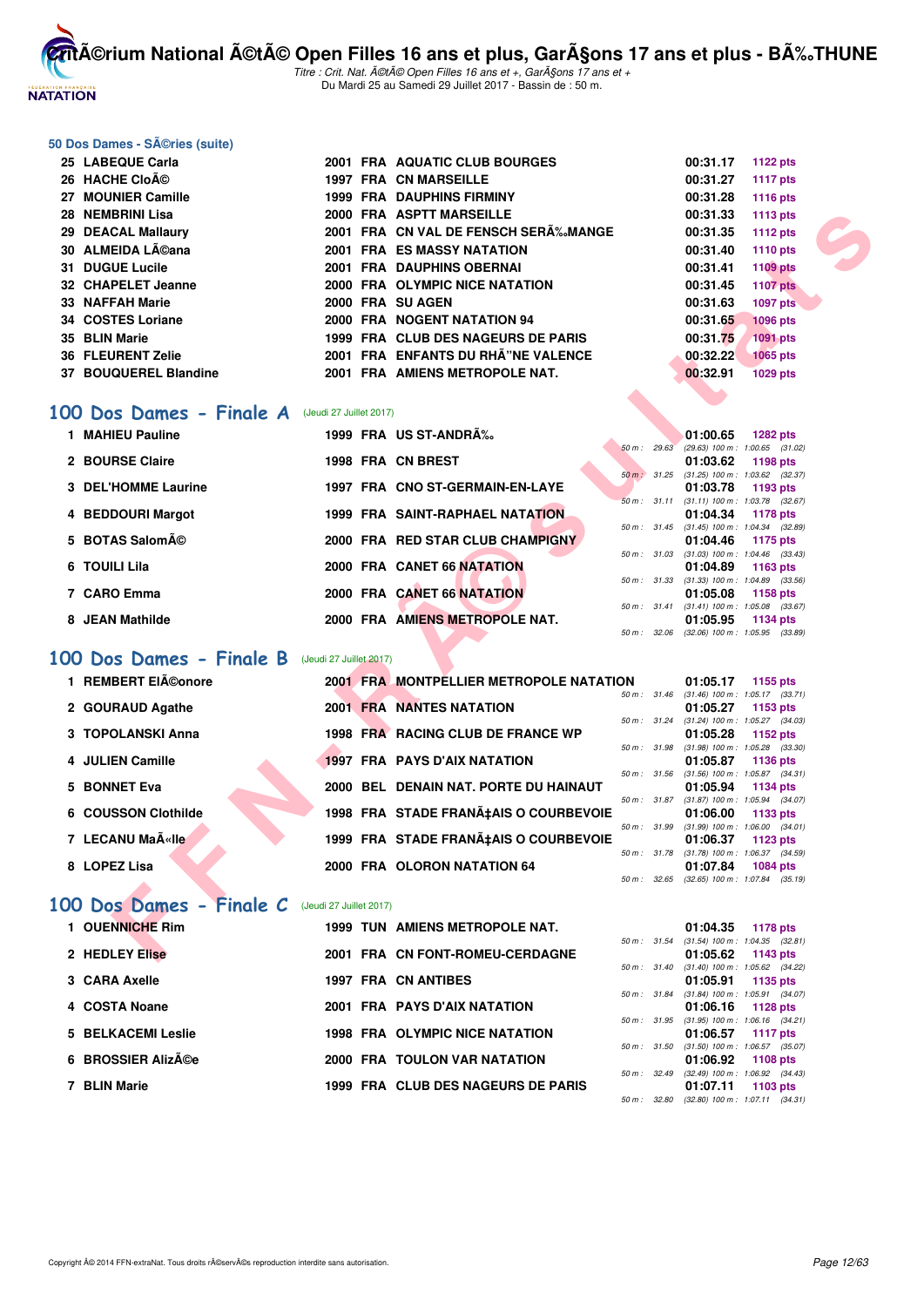### 50 Dos Dames - SÃ©ries (suite)

| | | | | | | |
|---|---|---|---|---|---|---|
| 25 | LABEQUE Carla | 2001 | FRA | AQUATIC CLUB BOURGES | 00:31.17 | 1122 pts |
| 26 | HACHE CloÃ© | 1997 | FRA | CN MARSEILLE | 00:31.27 | 1117 pts |
| 27 | MOUNIER Camille | 1999 | FRA | DAUPHINS FIRMINY | 00:31.28 | 1116 pts |
| 28 | NEMBRINI Lisa | 2000 | FRA | ASPTT MARSEILLE | 00:31.33 | 1113 pts |
| 29 | DEACAL Mallaury | 2001 | FRA | CN VAL DE FENSCH SERÃ‰MANGE | 00:31.35 | 1112 pts |
| 30 | ALMEIDA LÃ©ana | 2001 | FRA | ES MASSY NATATION | 00:31.40 | 1110 pts |
| 31 | DUGUE Lucile | 2001 | FRA | DAUPHINS OBERNAI | 00:31.41 | 1109 pts |
| 32 | CHAPELET Jeanne | 2000 | FRA | OLYMPIC NICE NATATION | 00:31.45 | 1107 pts |
| 33 | NAFFAH Marie | 2000 | FRA | SU AGEN | 00:31.63 | 1097 pts |
| 34 | COSTES Loriane | 2000 | FRA | NOGENT NATATION 94 | 00:31.65 | 1096 pts |
| 35 | BLIN Marie | 1999 | FRA | CLUB DES NAGEURS DE PARIS | 00:31.75 | 1091 pts |
| 36 | FLEURENT Zelie | 2001 | FRA | ENFANTS DU RHÃ"NE VALENCE | 00:32.22 | 1065 pts |
| 37 | BOUQUEREL Blandine | 2001 | FRA | AMIENS METROPOLE NAT. | 00:32.91 | 1029 pts |

## 100 Dos Dames - Finale A (Jeudi 27 Juillet 2017)

| | | | | | | | |
|---|---|---|---|---|---|---|---|
| 1 | MAHIEU Pauline | 1999 | FRA | US ST-ANDRÃ‰ | 01:00.65 | 1282 pts | 50 m : 29.63 (29.63) 100 m : 1:00.65 (31.02) |
| 2 | BOURSE Claire | 1998 | FRA | CN BREST | 01:03.62 | 1198 pts | 50 m : 31.25 (31.25) 100 m : 1:03.62 (32.37) |
| 3 | DEL'HOMME Laurine | 1997 | FRA | CNO ST-GERMAIN-EN-LAYE | 01:03.78 | 1193 pts | 50 m : 31.11 (31.11) 100 m : 1:03.78 (32.67) |
| 4 | BEDDOURI Margot | 1999 | FRA | SAINT-RAPHAEL NATATION | 01:04.34 | 1178 pts | 50 m : 31.45 (31.45) 100 m : 1:04.34 (32.89) |
| 5 | BOTAS SalomÃ© | 2000 | FRA | RED STAR CLUB CHAMPIGNY | 01:04.46 | 1175 pts | 50 m : 31.03 (31.03) 100 m : 1:04.46 (33.43) |
| 6 | TOUILI Lila | 2000 | FRA | CANET 66 NATATION | 01:04.89 | 1163 pts | 50 m : 31.33 (31.33) 100 m : 1:04.89 (33.56) |
| 7 | CARO Emma | 2000 | FRA | CANET 66 NATATION | 01:05.08 | 1158 pts | 50 m : 31.41 (31.41) 100 m : 1:05.08 (33.67) |
| 8 | JEAN Mathilde | 2000 | FRA | AMIENS METROPOLE NAT. | 01:05.95 | 1134 pts | 50 m : 32.06 (32.06) 100 m : 1:05.95 (33.89) |

## 100 Dos Dames - Finale B (Jeudi 27 Juillet 2017)

| | | | | | | | |
|---|---|---|---|---|---|---|---|
| 1 | REMBERT ElÃ©onore | 2001 | FRA | MONTPELLIER METROPOLE NATATION | 01:05.17 | 1155 pts | 50 m : 31.46 (31.46) 100 m : 1:05.17 (33.71) |
| 2 | GOURAUD Agathe | 2001 | FRA | NANTES NATATION | 01:05.27 | 1153 pts | 50 m : 31.24 (31.24) 100 m : 1:05.27 (34.03) |
| 3 | TOPOLANSKI Anna | 1998 | FRA | RACING CLUB DE FRANCE WP | 01:05.28 | 1152 pts | 50 m : 31.98 (31.98) 100 m : 1:05.28 (33.30) |
| 4 | JULIEN Camille | 1997 | FRA | PAYS D'AIX NATATION | 01:05.87 | 1136 pts | 50 m : 31.56 (31.56) 100 m : 1:05.87 (34.31) |
| 5 | BONNET Eva | 2000 | BEL | DENAIN NAT. PORTE DU HAINAUT | 01:05.94 | 1134 pts | 50 m : 31.87 (31.87) 100 m : 1:05.94 (34.07) |
| 6 | COUSSON Clothilde | 1998 | FRA | STADE FRANÃ‡AIS O COURBEVOIE | 01:06.00 | 1133 pts | 50 m : 31.99 (31.99) 100 m : 1:06.00 (34.01) |
| 7 | LECANU MaÃ«lle | 1999 | FRA | STADE FRANÃ‡AIS O COURBEVOIE | 01:06.37 | 1123 pts | 50 m : 31.78 (31.78) 100 m : 1:06.37 (34.59) |
| 8 | LOPEZ Lisa | 2000 | FRA | OLORON NATATION 64 | 01:07.84 | 1084 pts | 50 m : 32.65 (32.65) 100 m : 1:07.84 (35.19) |

## 100 Dos Dames - Finale C (Jeudi 27 Juillet 2017)

| | | | | | | | |
|---|---|---|---|---|---|---|---|
| 1 | OUENNICHE Rim | 1999 | TUN | AMIENS METROPOLE NAT. | 01:04.35 | 1178 pts | 50 m : 31.54 (31.54) 100 m : 1:04.35 (32.81) |
| 2 | HEDLEY Elise | 2001 | FRA | CN FONT-ROMEU-CERDAGNE | 01:05.62 | 1143 pts | 50 m : 31.40 (31.40) 100 m : 1:05.62 (34.22) |
| 3 | CARA Axelle | 1997 | FRA | CN ANTIBES | 01:05.91 | 1135 pts | 50 m : 31.84 (31.84) 100 m : 1:05.91 (34.07) |
| 4 | COSTA Noane | 2001 | FRA | PAYS D'AIX NATATION | 01:06.16 | 1128 pts | 50 m : 31.95 (31.95) 100 m : 1:06.16 (34.21) |
| 5 | BELKACEMI Leslie | 1998 | FRA | OLYMPIC NICE NATATION | 01:06.57 | 1117 pts | 50 m : 31.50 (31.50) 100 m : 1:06.57 (35.07) |
| 6 | BROSSIER AlizÃ©e | 2000 | FRA | TOULON VAR NATATION | 01:06.92 | 1108 pts | 50 m : 32.49 (32.49) 100 m : 1:06.92 (34.43) |
| 7 | BLIN Marie | 1999 | FRA | CLUB DES NAGEURS DE PARIS | 01:07.11 | 1103 pts | 50 m : 32.80 (32.80) 100 m : 1:07.11 (34.31) |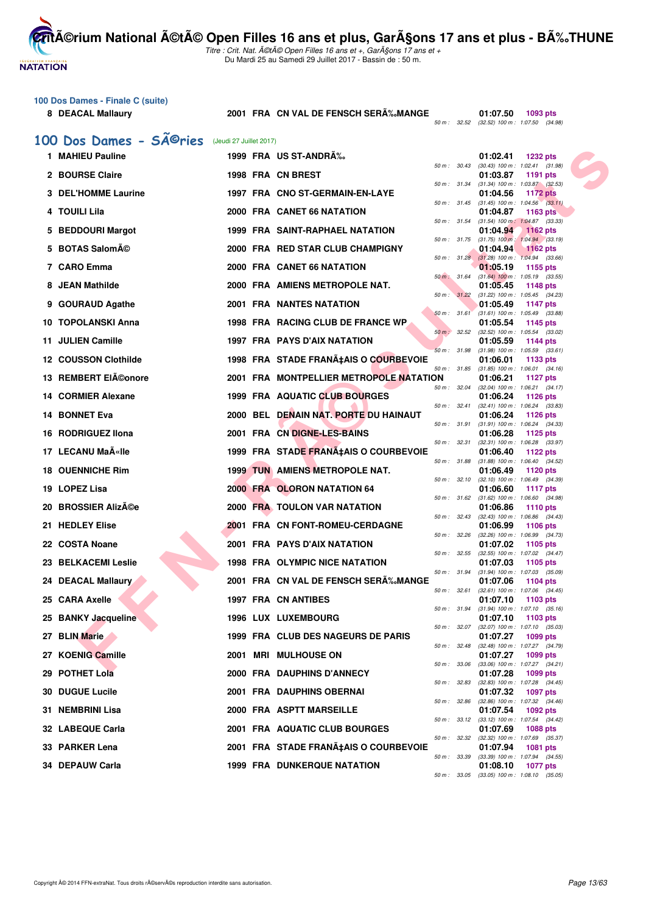### 100 Dos Dames - Finale C (suite)

| Rang | Nom | Année | Nat. | Club | Temps | Points | Splits |
|---|---|---|---|---|---|---|---|
| 8 | DEACAL Mallaury | 2001 | FRA | CN VAL DE FENSCH SERÃ‰MANGE | 01:07.50 | 1093 pts | 50 m : 32.52 (32.52) 100 m : 1:07.50 (34.98) |

## 100 Dos Dames - SÃ©ries (Jeudi 27 Juillet 2017)

| Rang | Nom | Année | Nat. | Club | Temps | Points | Splits |
|---|---|---|---|---|---|---|---|
| 1 | MAHIEU Pauline | 1999 | FRA | US ST-ANDRÃ‰ | 01:02.41 | 1232 pts | 50 m : 30.43 (30.43) 100 m : 1:02.41 (31.98) |
| 2 | BOURSE Claire | 1998 | FRA | CN BREST | 01:03.87 | 1191 pts | 50 m : 31.34 (31.34) 100 m : 1:03.87 (32.53) |
| 3 | DEL'HOMME Laurine | 1997 | FRA | CNO ST-GERMAIN-EN-LAYE | 01:04.56 | 1172 pts | 50 m : 31.45 (31.45) 100 m : 1:04.56 (33.11) |
| 4 | TOUILI Lila | 2000 | FRA | CANET 66 NATATION | 01:04.87 | 1163 pts | 50 m : 31.54 (31.54) 100 m : 1:04.87 (33.33) |
| 5 | BEDDOURI Margot | 1999 | FRA | SAINT-RAPHAEL NATATION | 01:04.94 | 1162 pts | 50 m : 31.75 (31.75) 100 m : 1:04.94 (33.19) |
| 5 | BOTAS SalomÃ© | 2000 | FRA | RED STAR CLUB CHAMPIGNY | 01:04.94 | 1162 pts | 50 m : 31.28 (31.28) 100 m : 1:04.94 (33.66) |
| 7 | CARO Emma | 2000 | FRA | CANET 66 NATATION | 01:05.19 | 1155 pts | 50 m : 31.64 (31.64) 100 m : 1:05.19 (33.55) |
| 8 | JEAN Mathilde | 2000 | FRA | AMIENS METROPOLE NAT. | 01:05.45 | 1148 pts | 50 m : 31.22 (31.22) 100 m : 1:05.45 (34.23) |
| 9 | GOURAUD Agathe | 2001 | FRA | NANTES NATATION | 01:05.49 | 1147 pts | 50 m : 31.61 (31.61) 100 m : 1:05.49 (33.88) |
| 10 | TOPOLANSKI Anna | 1998 | FRA | RACING CLUB DE FRANCE WP | 01:05.54 | 1145 pts | 50 m : 32.52 (32.52) 100 m : 1:05.54 (33.02) |
| 11 | JULIEN Camille | 1997 | FRA | PAYS D'AIX NATATION | 01:05.59 | 1144 pts | 50 m : 31.98 (31.98) 100 m : 1:05.59 (33.61) |
| 12 | COUSSON Clothilde | 1998 | FRA | STADE FRANÃ‡AIS O COURBEVOIE | 01:06.01 | 1133 pts | 50 m : 31.85 (31.85) 100 m : 1:06.01 (34.16) |
| 13 | REMBERT EIÃ©onore | 2001 | FRA | MONTPELLIER METROPOLE NATATION | 01:06.21 | 1127 pts | 50 m : 32.04 (32.04) 100 m : 1:06.21 (34.17) |
| 14 | CORMIER Alexane | 1999 | FRA | AQUATIC CLUB BOURGES | 01:06.24 | 1126 pts | 50 m : 32.41 (32.41) 100 m : 1:06.24 (33.83) |
| 14 | BONNET Eva | 2000 | BEL | DENAIN NAT. PORTE DU HAINAUT | 01:06.24 | 1126 pts | 50 m : 31.91 (31.91) 100 m : 1:06.24 (34.33) |
| 16 | RODRIGUEZ Ilona | 2001 | FRA | CN DIGNE-LES-BAINS | 01:06.28 | 1125 pts | 50 m : 32.31 (32.31) 100 m : 1:06.28 (33.97) |
| 17 | LECANU MaÃ«lle | 1999 | FRA | STADE FRANÃ‡AIS O COURBEVOIE | 01:06.40 | 1122 pts | 50 m : 31.88 (31.88) 100 m : 1:06.40 (34.52) |
| 18 | OUENNICHE Rim | 1999 | TUN | AMIENS METROPOLE NAT. | 01:06.49 | 1120 pts | 50 m : 32.10 (32.10) 100 m : 1:06.49 (34.39) |
| 19 | LOPEZ Lisa | 2000 | FRA | OLORON NATATION 64 | 01:06.60 | 1117 pts | 50 m : 31.62 (31.62) 100 m : 1:06.60 (34.98) |
| 20 | BROSSIER AlizÃ©e | 2000 | FRA | TOULON VAR NATATION | 01:06.86 | 1110 pts | 50 m : 32.43 (32.43) 100 m : 1:06.86 (34.43) |
| 21 | HEDLEY Elise | 2001 | FRA | CN FONT-ROMEU-CERDAGNE | 01:06.99 | 1106 pts | 50 m : 32.26 (32.26) 100 m : 1:06.99 (34.73) |
| 22 | COSTA Noane | 2001 | FRA | PAYS D'AIX NATATION | 01:07.02 | 1105 pts | 50 m : 32.55 (32.55) 100 m : 1:07.02 (34.47) |
| 23 | BELKACEMI Leslie | 1998 | FRA | OLYMPIC NICE NATATION | 01:07.03 | 1105 pts | 50 m : 31.94 (31.94) 100 m : 1:07.03 (35.09) |
| 24 | DEACAL Mallaury | 2001 | FRA | CN VAL DE FENSCH SERÃ‰MANGE | 01:07.06 | 1104 pts | 50 m : 32.61 (32.61) 100 m : 1:07.06 (34.45) |
| 25 | CARA Axelle | 1997 | FRA | CN ANTIBES | 01:07.10 | 1103 pts | 50 m : 31.94 (31.94) 100 m : 1:07.10 (35.16) |
| 25 | BANKY Jacqueline | 1996 | LUX | LUXEMBOURG | 01:07.10 | 1103 pts | 50 m : 32.07 (32.07) 100 m : 1:07.10 (35.03) |
| 27 | BLIN Marie | 1999 | FRA | CLUB DES NAGEURS DE PARIS | 01:07.27 | 1099 pts | 50 m : 32.48 (32.48) 100 m : 1:07.27 (34.79) |
| 27 | KOENIG Camille | 2001 | MRI | MULHOUSE ON | 01:07.27 | 1099 pts | 50 m : 33.06 (33.06) 100 m : 1:07.27 (34.21) |
| 29 | POTHET Lola | 2000 | FRA | DAUPHINS D'ANNECY | 01:07.28 | 1099 pts | 50 m : 32.83 (32.83) 100 m : 1:07.28 (34.45) |
| 30 | DUGUE Lucile | 2001 | FRA | DAUPHINS OBERNAI | 01:07.32 | 1097 pts | 50 m : 32.86 (32.86) 100 m : 1:07.32 (34.46) |
| 31 | NEMBRINI Lisa | 2000 | FRA | ASPTT MARSEILLE | 01:07.54 | 1092 pts | 50 m : 33.12 (33.12) 100 m : 1:07.54 (34.42) |
| 32 | LABEQUE Carla | 2001 | FRA | AQUATIC CLUB BOURGES | 01:07.69 | 1088 pts | 50 m : 32.32 (32.32) 100 m : 1:07.69 (35.37) |
| 33 | PARKER Lena | 2001 | FRA | STADE FRANÃ‡AIS O COURBEVOIE | 01:07.94 | 1081 pts | 50 m : 33.39 (33.39) 100 m : 1:07.94 (34.55) |
| 34 | DEPAUW Carla | 1999 | FRA | DUNKERQUE NATATION | 01:08.10 | 1077 pts | 50 m : 33.05 (33.05) 100 m : 1:08.10 (35.05) |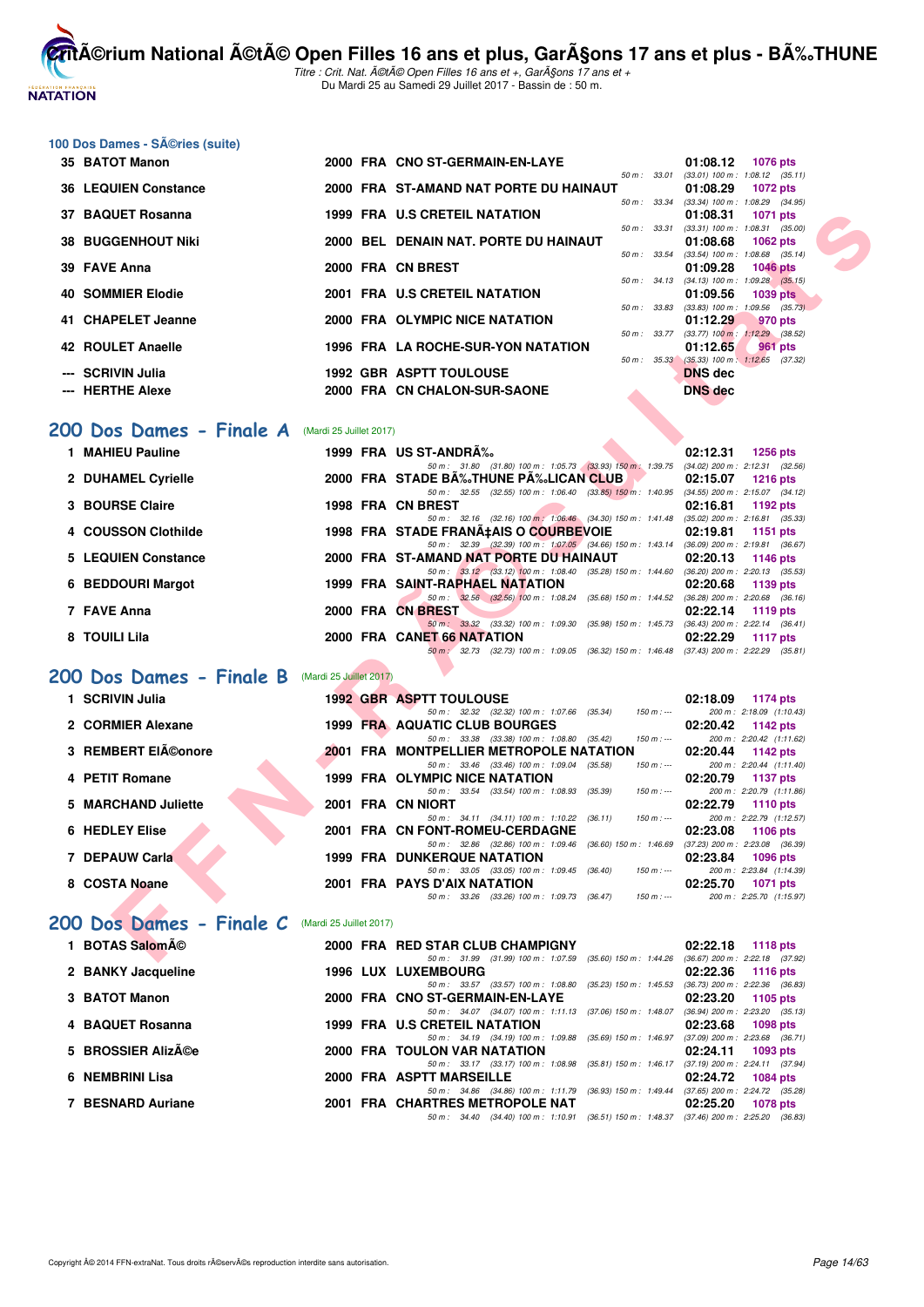## 100 Dos Dames - SÃ©ries (suite)

| Rg | Nom | Année | Nat | Club | Temps | Points | Splits |
|---|---|---|---|---|---|---|---|
| 35 | BATOT Manon | 2000 | FRA | CNO ST-GERMAIN-EN-LAYE | 01:08.12 | 1076 pts | 50 m : 33.01 (33.01) 100 m : 1:08.12 (35.11) |
| 36 | LEQUIEN Constance | 2000 | FRA | ST-AMAND NAT PORTE DU HAINAUT | 01:08.29 | 1072 pts | 50 m : 33.34 (33.34) 100 m : 1:08.29 (34.95) |
| 37 | BAQUET Rosanna | 1999 | FRA | U.S CRETEIL NATATION | 01:08.31 | 1071 pts | 50 m : 33.31 (33.31) 100 m : 1:08.31 (35.00) |
| 38 | BUGGENHOUT Niki | 2000 | BEL | DENAIN NAT. PORTE DU HAINAUT | 01:08.68 | 1062 pts | 50 m : 33.54 (33.54) 100 m : 1:08.68 (35.14) |
| 39 | FAVE Anna | 2000 | FRA | CN BREST | 01:09.28 | 1046 pts | 50 m : 34.13 (34.13) 100 m : 1:09.28 (35.15) |
| 40 | SOMMIER Elodie | 2001 | FRA | U.S CRETEIL NATATION | 01:09.56 | 1039 pts | 50 m : 33.83 (33.83) 100 m : 1:09.56 (35.73) |
| 41 | CHAPELET Jeanne | 2000 | FRA | OLYMPIC NICE NATATION | 01:12.29 | 970 pts | 50 m : 33.77 (33.77) 100 m : 1:12.29 (38.52) |
| 42 | ROULET Anaelle | 1996 | FRA | LA ROCHE-SUR-YON NATATION | 01:12.65 | 961 pts | 50 m : 35.33 (35.33) 100 m : 1:12.65 (37.32) |
| --- | SCRIVIN Julia | 1992 | GBR | ASPTT TOULOUSE | DNS dec | | |
| --- | HERTHE Alexe | 2000 | FRA | CN CHALON-SUR-SAONE | DNS dec | | |

## 200 Dos Dames - Finale A (Mardi 25 Juillet 2017)

| Rg | Nom | Année | Nat | Club | Temps | Points | Splits |
|---|---|---|---|---|---|---|---|
| 1 | MAHIEU Pauline | 1999 | FRA | US ST-ANDRÃ‰ | 02:12.31 | 1256 pts | 50 m : 31.80 (31.80) 100 m : 1:05.73 (33.93) 150 m : 1:39.75 (34.02) 200 m : 2:12.31 (32.56) |
| 2 | DUHAMEL Cyrielle | 2000 | FRA | STADE BÃ‰THUNE PÃ‰LICAN CLUB | 02:15.07 | 1216 pts | 50 m : 32.55 (32.55) 100 m : 1:06.40 (33.85) 150 m : 1:40.95 (34.55) 200 m : 2:15.07 (34.12) |
| 3 | BOURSE Claire | 1998 | FRA | CN BREST | 02:16.81 | 1192 pts | 50 m : 32.16 (32.16) 100 m : 1:06.46 (34.30) 150 m : 1:41.48 (35.02) 200 m : 2:16.81 (35.33) |
| 4 | COUSSON Clothilde | 1998 | FRA | STADE FRANÃ‡AIS O COURBEVOIE | 02:19.81 | 1151 pts | 50 m : 32.39 (32.39) 100 m : 1:07.05 (34.66) 150 m : 1:43.14 (36.09) 200 m : 2:19.81 (36.67) |
| 5 | LEQUIEN Constance | 2000 | FRA | ST-AMAND NAT PORTE DU HAINAUT | 02:20.13 | 1146 pts | 50 m : 33.12 (33.12) 100 m : 1:08.40 (35.28) 150 m : 1:44.60 (36.20) 200 m : 2:20.13 (35.53) |
| 6 | BEDDOURI Margot | 1999 | FRA | SAINT-RAPHAEL NATATION | 02:20.68 | 1139 pts | 50 m : 32.56 (32.56) 100 m : 1:08.24 (35.68) 150 m : 1:44.52 (36.28) 200 m : 2:20.68 (36.16) |
| 7 | FAVE Anna | 2000 | FRA | CN BREST | 02:22.14 | 1119 pts | 50 m : 33.32 (33.32) 100 m : 1:09.30 (35.98) 150 m : 1:45.73 (36.43) 200 m : 2:22.14 (36.41) |
| 8 | TOUILI Lila | 2000 | FRA | CANET 66 NATATION | 02:22.29 | 1117 pts | 50 m : 32.73 (32.73) 100 m : 1:09.05 (36.32) 150 m : 1:46.48 (37.43) 200 m : 2:22.29 (35.81) |

## 200 Dos Dames - Finale B (Mardi 25 Juillet 2017)

| Rg | Nom | Année | Nat | Club | Temps | Points | Splits |
|---|---|---|---|---|---|---|---|
| 1 | SCRIVIN Julia | 1992 | GBR | ASPTT TOULOUSE | 02:18.09 | 1174 pts | 50 m : 32.32 (32.32) 100 m : 1:07.66 (35.34) 150 m : --- 200 m : 2:18.09 (1:10.43) |
| 2 | CORMIER Alexane | 1999 | FRA | AQUATIC CLUB BOURGES | 02:20.42 | 1142 pts | 50 m : 33.38 (33.38) 100 m : 1:08.80 (35.42) 150 m : --- 200 m : 2:20.42 (1:11.62) |
| 3 | REMBERT ElÃ©onore | 2001 | FRA | MONTPELLIER METROPOLE NATATION | 02:20.44 | 1142 pts | 50 m : 33.46 (33.46) 100 m : 1:09.04 (35.58) 150 m : --- 200 m : 2:20.44 (1:11.40) |
| 4 | PETIT Romane | 1999 | FRA | OLYMPIC NICE NATATION | 02:20.79 | 1137 pts | 50 m : 33.54 (33.54) 100 m : 1:08.93 (35.39) 150 m : --- 200 m : 2:20.79 (1:11.86) |
| 5 | MARCHAND Juliette | 2001 | FRA | CN NIORT | 02:22.79 | 1110 pts | 50 m : 34.11 (34.11) 100 m : 1:10.22 (36.11) 150 m : --- 200 m : 2:22.79 (1:12.57) |
| 6 | HEDLEY Elise | 2001 | FRA | CN FONT-ROMEU-CERDAGNE | 02:23.08 | 1106 pts | 50 m : 32.86 (32.86) 100 m : 1:09.46 (36.60) 150 m : 1:46.69 (37.23) 200 m : 2:23.08 (36.39) |
| 7 | DEPAUW Carla | 1999 | FRA | DUNKERQUE NATATION | 02:23.84 | 1096 pts | 50 m : 33.05 (33.05) 100 m : 1:09.45 (36.40) 150 m : --- 200 m : 2:23.84 (1:14.39) |
| 8 | COSTA Noane | 2001 | FRA | PAYS D'AIX NATATION | 02:25.70 | 1071 pts | 50 m : 33.26 (33.26) 100 m : 1:09.73 (36.47) 150 m : --- 200 m : 2:25.70 (1:15.97) |

## 200 Dos Dames - Finale C (Mardi 25 Juillet 2017)

| Rg | Nom | Année | Nat | Club | Temps | Points | Splits |
|---|---|---|---|---|---|---|---|
| 1 | BOTAS SalomÃ© | 2000 | FRA | RED STAR CLUB CHAMPIGNY | 02:22.18 | 1118 pts | 50 m : 31.99 (31.99) 100 m : 1:07.59 (35.60) 150 m : 1:44.26 (36.67) 200 m : 2:22.18 (37.92) |
| 2 | BANKY Jacqueline | 1996 | LUX | LUXEMBOURG | 02:22.36 | 1116 pts | 50 m : 33.57 (33.57) 100 m : 1:08.80 (35.23) 150 m : 1:45.53 (36.73) 200 m : 2:22.36 (36.83) |
| 3 | BATOT Manon | 2000 | FRA | CNO ST-GERMAIN-EN-LAYE | 02:23.20 | 1105 pts | 50 m : 34.07 (34.07) 100 m : 1:11.13 (37.06) 150 m : 1:48.07 (36.94) 200 m : 2:23.20 (35.13) |
| 4 | BAQUET Rosanna | 1999 | FRA | U.S CRETEIL NATATION | 02:23.68 | 1098 pts | 50 m : 34.19 (34.19) 100 m : 1:09.88 (35.69) 150 m : 1:46.97 (37.09) 200 m : 2:23.68 (36.71) |
| 5 | BROSSIER AlizÃ©e | 2000 | FRA | TOULON VAR NATATION | 02:24.11 | 1093 pts | 50 m : 33.17 (33.17) 100 m : 1:08.98 (35.81) 150 m : 1:46.17 (37.19) 200 m : 2:24.11 (37.94) |
| 6 | NEMBRINI Lisa | 2000 | FRA | ASPTT MARSEILLE | 02:24.72 | 1084 pts | 50 m : 34.86 (34.86) 100 m : 1:11.79 (36.93) 150 m : 1:49.44 (37.65) 200 m : 2:24.72 (35.28) |
| 7 | BESNARD Auriane | 2001 | FRA | CHARTRES METROPOLE NAT | 02:25.20 | 1078 pts | 50 m : 34.40 (34.40) 100 m : 1:10.91 (36.51) 150 m : 1:48.37 (37.46) 200 m : 2:25.20 (36.83) |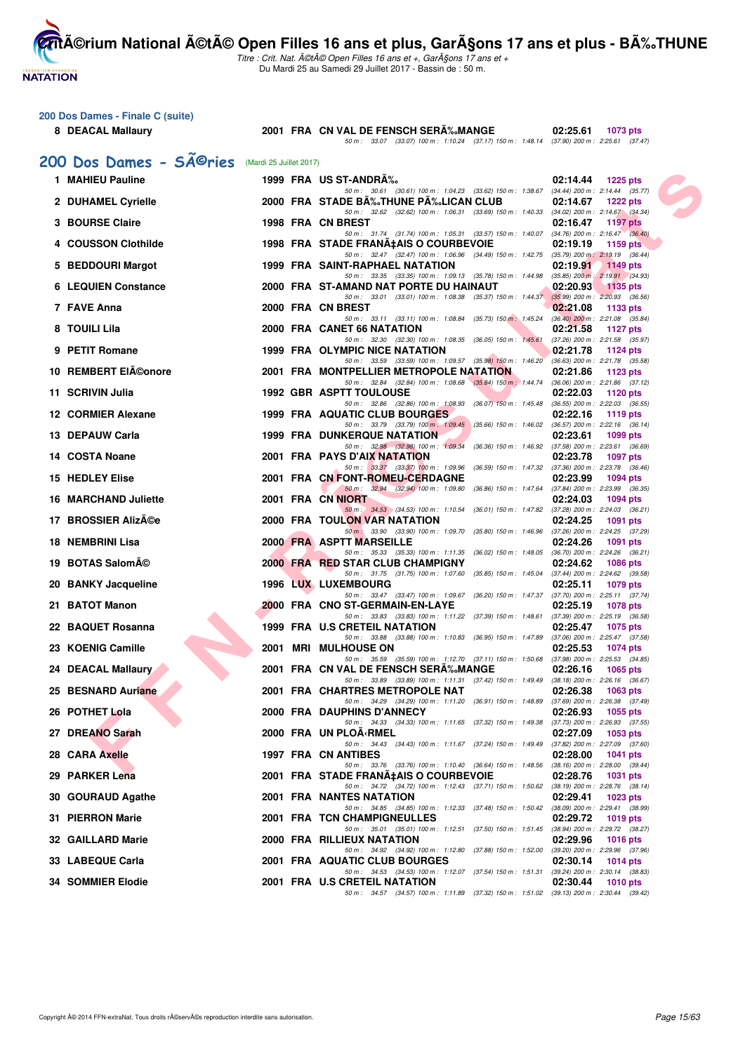## 200 Dos Dames - Finale C (suite)

| | Nom | Année | Nat | Club | Temps | Points |
|---|---|---|---|---|---|---|
| 8 | DEACAL Mallaury | 2001 | FRA | CN VAL DE FENSCH SERÃ‰MANGE | 02:25.61 | 1073 pts |
| | | | | 50 m : 33.07 (33.07) 100 m : 1:10.24 (37.17) 150 m : 1:48.14 (37.90) 200 m : 2:25.61 (37.47) | | |

## 200 Dos Dames - SÃ©ries (Mardi 25 Juillet 2017)

| | Nom | Année | Nat | Club | Temps | Points |
|---|---|---|---|---|---|---|
| 1 | MAHIEU Pauline | 1999 | FRA | US ST-ANDRÃ‰ | 02:14.44 | 1225 pts |
| | | | | 50 m : 30.61 (30.61) 100 m : 1:04.23 (33.62) 150 m : 1:38.67 (34.44) 200 m : 2:14.44 (35.77) | | |
| 2 | DUHAMEL Cyrielle | 2000 | FRA | STADE BÃ‰THUNE PÃ‰LICAN CLUB | 02:14.67 | 1222 pts |
| | | | | 50 m : 32.62 (32.62) 100 m : 1:06.31 (33.69) 150 m : 1:40.33 (34.02) 200 m : 2:14.67 (34.34) | | |
| 3 | BOURSE Claire | 1998 | FRA | CN BREST | 02:16.47 | 1197 pts |
| | | | | 50 m : 31.74 (31.74) 100 m : 1:05.31 (33.57) 150 m : 1:40.07 (34.76) 200 m : 2:16.47 (36.40) | | |
| 4 | COUSSON Clothilde | 1998 | FRA | STADE FRANÃ‡AIS O COURBEVOIE | 02:19.19 | 1159 pts |
| | | | | 50 m : 32.47 (32.47) 100 m : 1:06.96 (34.49) 150 m : 1:42.75 (35.79) 200 m : 2:19.19 (36.44) | | |
| 5 | BEDDOURI Margot | 1999 | FRA | SAINT-RAPHAEL NATATION | 02:19.91 | 1149 pts |
| | | | | 50 m : 33.35 (33.35) 100 m : 1:09.13 (35.78) 150 m : 1:44.98 (35.85) 200 m : 2:19.91 (34.93) | | |
| 6 | LEQUIEN Constance | 2000 | FRA | ST-AMAND NAT PORTE DU HAINAUT | 02:20.93 | 1135 pts |
| | | | | 50 m : 33.01 (33.01) 100 m : 1:08.38 (35.37) 150 m : 1:44.37 (35.99) 200 m : 2:20.93 (36.56) | | |
| 7 | FAVE Anna | 2000 | FRA | CN BREST | 02:21.08 | 1133 pts |
| | | | | 50 m : 33.11 (33.11) 100 m : 1:08.84 (35.73) 150 m : 1:45.24 (36.40) 200 m : 2:21.08 (35.84) | | |
| 8 | TOUILI Lila | 2000 | FRA | CANET 66 NATATION | 02:21.58 | 1127 pts |
| | | | | 50 m : 32.30 (32.30) 100 m : 1:08.35 (36.05) 150 m : 1:45.61 (37.26) 200 m : 2:21.58 (35.97) | | |
| 9 | PETIT Romane | 1999 | FRA | OLYMPIC NICE NATATION | 02:21.78 | 1124 pts |
| | | | | 50 m : 33.59 (33.59) 100 m : 1:09.57 (35.98) 150 m : 1:46.20 (36.63) 200 m : 2:21.78 (35.58) | | |
| 10 | REMBERT ElÃ©onore | 2001 | FRA | MONTPELLIER METROPOLE NATATION | 02:21.86 | 1123 pts |
| | | | | 50 m : 32.84 (32.84) 100 m : 1:08.68 (35.84) 150 m : 1:44.74 (36.06) 200 m : 2:21.86 (37.12) | | |
| 11 | SCRIVIN Julia | 1992 | GBR | ASPTT TOULOUSE | 02:22.03 | 1120 pts |
| | | | | 50 m : 32.86 (32.86) 100 m : 1:08.93 (36.07) 150 m : 1:45.48 (36.55) 200 m : 2:22.03 (36.55) | | |
| 12 | CORMIER Alexane | 1999 | FRA | AQUATIC CLUB BOURGES | 02:22.16 | 1119 pts |
| | | | | 50 m : 33.79 (33.79) 100 m : 1:09.45 (35.66) 150 m : 1:46.02 (36.57) 200 m : 2:22.16 (36.14) | | |
| 13 | DEPAUW Carla | 1999 | FRA | DUNKERQUE NATATION | 02:23.61 | 1099 pts |
| | | | | 50 m : 32.98 (32.98) 100 m : 1:09.34 (36.36) 150 m : 1:46.92 (37.58) 200 m : 2:23.61 (36.69) | | |
| 14 | COSTA Noane | 2001 | FRA | PAYS D'AIX NATATION | 02:23.78 | 1097 pts |
| | | | | 50 m : 33.37 (33.37) 100 m : 1:09.96 (36.59) 150 m : 1:47.32 (37.36) 200 m : 2:23.78 (36.46) | | |
| 15 | HEDLEY Elise | 2001 | FRA | CN FONT-ROMEU-CERDAGNE | 02:23.99 | 1094 pts |
| | | | | 50 m : 32.94 (32.94) 100 m : 1:09.80 (36.86) 150 m : 1:47.64 (37.84) 200 m : 2:23.99 (36.35) | | |
| 16 | MARCHAND Juliette | 2001 | FRA | CN NIORT | 02:24.03 | 1094 pts |
| | | | | 50 m : 34.53 (34.53) 100 m : 1:10.54 (36.01) 150 m : 1:47.82 (37.28) 200 m : 2:24.03 (36.21) | | |
| 17 | BROSSIER AlizÃ©e | 2000 | FRA | TOULON VAR NATATION | 02:24.25 | 1091 pts |
| | | | | 50 m : 33.90 (33.90) 100 m : 1:09.70 (35.80) 150 m : 1:46.96 (37.26) 200 m : 2:24.25 (37.29) | | |
| 18 | NEMBRINI Lisa | 2000 | FRA | ASPTT MARSEILLE | 02:24.26 | 1091 pts |
| | | | | 50 m : 35.33 (35.33) 100 m : 1:11.35 (36.02) 150 m : 1:48.05 (36.70) 200 m : 2:24.26 (36.21) | | |
| 19 | BOTAS SalomÃ© | 2000 | FRA | RED STAR CLUB CHAMPIGNY | 02:24.62 | 1086 pts |
| | | | | 50 m : 31.75 (31.75) 100 m : 1:07.60 (35.85) 150 m : 1:45.04 (37.44) 200 m : 2:24.62 (39.58) | | |
| 20 | BANKY Jacqueline | 1996 | LUX | LUXEMBOURG | 02:25.11 | 1079 pts |
| | | | | 50 m : 33.47 (33.47) 100 m : 1:09.67 (36.20) 150 m : 1:47.37 (37.70) 200 m : 2:25.11 (37.74) | | |
| 21 | BATOT Manon | 2000 | FRA | CNO ST-GERMAIN-EN-LAYE | 02:25.19 | 1078 pts |
| | | | | 50 m : 33.83 (33.83) 100 m : 1:11.22 (37.39) 150 m : 1:48.61 (37.39) 200 m : 2:25.19 (36.58) | | |
| 22 | BAQUET Rosanna | 1999 | FRA | U.S CRETEIL NATATION | 02:25.47 | 1075 pts |
| | | | | 50 m : 33.88 (33.88) 100 m : 1:10.83 (36.95) 150 m : 1:47.89 (37.06) 200 m : 2:25.47 (37.58) | | |
| 23 | KOENIG Camille | 2001 | MRI | MULHOUSE ON | 02:25.53 | 1074 pts |
| | | | | 50 m : 35.59 (35.59) 100 m : 1:12.70 (37.11) 150 m : 1:50.68 (37.98) 200 m : 2:25.53 (34.85) | | |
| 24 | DEACAL Mallaury | 2001 | FRA | CN VAL DE FENSCH SERÃ‰MANGE | 02:26.16 | 1065 pts |
| | | | | 50 m : 33.89 (33.89) 100 m : 1:11.31 (37.42) 150 m : 1:49.49 (38.18) 200 m : 2:26.16 (36.67) | | |
| 25 | BESNARD Auriane | 2001 | FRA | CHARTRES METROPOLE NAT | 02:26.38 | 1063 pts |
| | | | | 50 m : 34.29 (34.29) 100 m : 1:11.20 (36.91) 150 m : 1:48.89 (37.69) 200 m : 2:26.38 (37.49) | | |
| 26 | POTHET Lola | 2000 | FRA | DAUPHINS D'ANNECY | 02:26.93 | 1055 pts |
| | | | | 50 m : 34.33 (34.33) 100 m : 1:11.65 (37.32) 150 m : 1:49.38 (37.73) 200 m : 2:26.93 (37.55) | | |
| 27 | DREANO Sarah | 2000 | FRA | UN PLOÃ‹RMEL | 02:27.09 | 1053 pts |
| | | | | 50 m : 34.43 (34.43) 100 m : 1:11.67 (37.24) 150 m : 1:49.49 (37.82) 200 m : 2:27.09 (37.60) | | |
| 28 | CARA Axelle | 1997 | FRA | CN ANTIBES | 02:28.00 | 1041 pts |
| | | | | 50 m : 33.76 (33.76) 100 m : 1:10.40 (36.64) 150 m : 1:48.56 (38.16) 200 m : 2:28.00 (39.44) | | |
| 29 | PARKER Lena | 2001 | FRA | STADE FRANÃ‡AIS O COURBEVOIE | 02:28.76 | 1031 pts |
| | | | | 50 m : 34.72 (34.72) 100 m : 1:12.43 (37.71) 150 m : 1:50.62 (38.19) 200 m : 2:28.76 (38.14) | | |
| 30 | GOURAUD Agathe | 2001 | FRA | NANTES NATATION | 02:29.41 | 1023 pts |
| | | | | 50 m : 34.85 (34.85) 100 m : 1:12.33 (37.48) 150 m : 1:50.42 (38.09) 200 m : 2:29.41 (38.99) | | |
| 31 | PIERRON Marie | 2001 | FRA | TCN CHAMPIGNEULLES | 02:29.72 | 1019 pts |
| | | | | 50 m : 35.01 (35.01) 100 m : 1:12.51 (37.50) 150 m : 1:51.45 (38.94) 200 m : 2:29.72 (38.27) | | |
| 32 | GAILLARD Marie | 2000 | FRA | RILLIEUX NATATION | 02:29.96 | 1016 pts |
| | | | | 50 m : 34.92 (34.92) 100 m : 1:12.80 (37.88) 150 m : 1:52.00 (39.20) 200 m : 2:29.96 (37.96) | | |
| 33 | LABEQUE Carla | 2001 | FRA | AQUATIC CLUB BOURGES | 02:30.14 | 1014 pts |
| | | | | 50 m : 34.53 (34.53) 100 m : 1:12.07 (37.54) 150 m : 1:51.31 (39.24) 200 m : 2:30.14 (38.83) | | |
| 34 | SOMMIER Elodie | 2001 | FRA | U.S CRETEIL NATATION | 02:30.44 | 1010 pts |
| | | | | 50 m : 34.57 (34.57) 100 m : 1:11.89 (37.32) 150 m : 1:51.02 (39.13) 200 m : 2:30.44 (39.42) | | |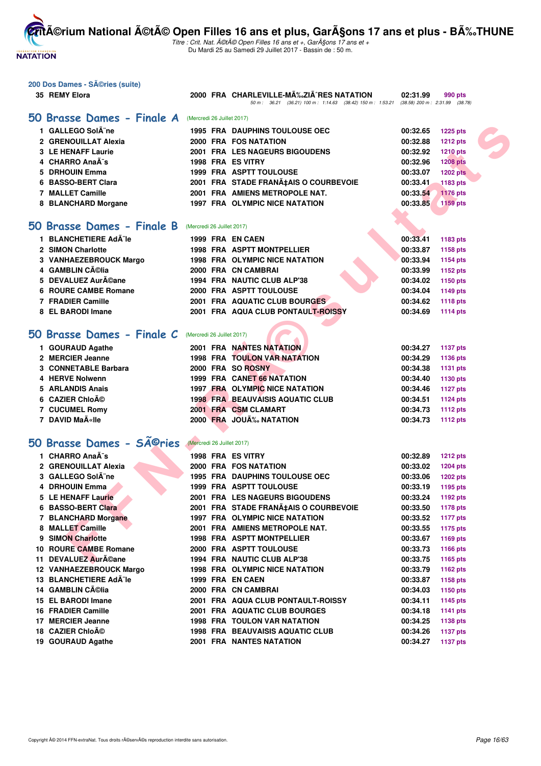## 200 Dos Dames - SÃ©ries (suite)

| | | | | | | |
|---|---|---|---|---|---|---|
| 35 | REMY Elora | 2000 | FRA | CHARLEVILLE-MÃ‰ZIÃˆRES NATATION | 02:31.99 | 990 pts |

50 m : 36.21 (36.21) 100 m : 1:14.63 (38.42) 150 m : 1:53.21 (38.58) 200 m : 2:31.99 (38.78)

## 50 Brasse Dames - Finale A (Mercredi 26 Juillet 2017)

| | | | | | | |
|---|---|---|---|---|---|---|
| 1 | GALLEGO SolÃ¨ne | 1995 | FRA | DAUPHINS TOULOUSE OEC | 00:32.65 | 1225 pts |
| 2 | GRENOUILLAT Alexia | 2000 | FRA | FOS NATATION | 00:32.88 | 1212 pts |
| 3 | LE HENAFF Laurie | 2001 | FRA | LES NAGEURS BIGOUDENS | 00:32.92 | 1210 pts |
| 4 | CHARRO AnaÃ¯s | 1998 | FRA | ES VITRY | 00:32.96 | 1208 pts |
| 5 | DRHOUIN Emma | 1999 | FRA | ASPTT TOULOUSE | 00:33.07 | 1202 pts |
| 6 | BASSO-BERT Clara | 2001 | FRA | STADE FRANÃ‡AIS O COURBEVOIE | 00:33.41 | 1183 pts |
| 7 | MALLET Camille | 2001 | FRA | AMIENS METROPOLE NAT. | 00:33.54 | 1176 pts |
| 8 | BLANCHARD Morgane | 1997 | FRA | OLYMPIC NICE NATATION | 00:33.85 | 1159 pts |

## 50 Brasse Dames - Finale B (Mercredi 26 Juillet 2017)

| | | | | | | |
|---|---|---|---|---|---|---|
| 1 | BLANCHETIERE AdÃ¨le | 1999 | FRA | EN CAEN | 00:33.41 | 1183 pts |
| 2 | SIMON Charlotte | 1998 | FRA | ASPTT MONTPELLIER | 00:33.87 | 1158 pts |
| 3 | VANHAEZEBROUCK Margo | 1998 | FRA | OLYMPIC NICE NATATION | 00:33.94 | 1154 pts |
| 4 | GAMBLIN CÃ©lia | 2000 | FRA | CN CAMBRAI | 00:33.99 | 1152 pts |
| 5 | DEVALUEZ AurÃ©ane | 1994 | FRA | NAUTIC CLUB ALP'38 | 00:34.02 | 1150 pts |
| 6 | ROURE CAMBE Romane | 2000 | FRA | ASPTT TOULOUSE | 00:34.04 | 1149 pts |
| 7 | FRADIER Camille | 2001 | FRA | AQUATIC CLUB BOURGES | 00:34.62 | 1118 pts |
| 8 | EL BARODI Imane | 2001 | FRA | AQUA CLUB PONTAULT-ROISSY | 00:34.69 | 1114 pts |

## 50 Brasse Dames - Finale C (Mercredi 26 Juillet 2017)

| | | | | | | |
|---|---|---|---|---|---|---|
| 1 | GOURAUD Agathe | 2001 | FRA | NANTES NATATION | 00:34.27 | 1137 pts |
| 2 | MERCIER Jeanne | 1998 | FRA | TOULON VAR NATATION | 00:34.29 | 1136 pts |
| 3 | CONNETABLE Barbara | 2000 | FRA | SO ROSNY | 00:34.38 | 1131 pts |
| 4 | HERVE Nolwenn | 1999 | FRA | CANET 66 NATATION | 00:34.40 | 1130 pts |
| 5 | ARLANDIS Anais | 1997 | FRA | OLYMPIC NICE NATATION | 00:34.46 | 1127 pts |
| 6 | CAZIER ChloÃ© | 1998 | FRA | BEAUVAISIS AQUATIC CLUB | 00:34.51 | 1124 pts |
| 7 | CUCUMEL Romy | 2001 | FRA | CSM CLAMART | 00:34.73 | 1112 pts |
| 7 | DAVID MaÃ«lle | 2000 | FRA | JOUÃ‰ NATATION | 00:34.73 | 1112 pts |

## 50 Brasse Dames - SÃ©ries (Mercredi 26 Juillet 2017)

| | | | | | | |
|---|---|---|---|---|---|---|
| 1 | CHARRO AnaÃ¯s | 1998 | FRA | ES VITRY | 00:32.89 | 1212 pts |
| 2 | GRENOUILLAT Alexia | 2000 | FRA | FOS NATATION | 00:33.02 | 1204 pts |
| 3 | GALLEGO SolÃ¨ne | 1995 | FRA | DAUPHINS TOULOUSE OEC | 00:33.06 | 1202 pts |
| 4 | DRHOUIN Emma | 1999 | FRA | ASPTT TOULOUSE | 00:33.19 | 1195 pts |
| 5 | LE HENAFF Laurie | 2001 | FRA | LES NAGEURS BIGOUDENS | 00:33.24 | 1192 pts |
| 6 | BASSO-BERT Clara | 2001 | FRA | STADE FRANÃ‡AIS O COURBEVOIE | 00:33.50 | 1178 pts |
| 7 | BLANCHARD Morgane | 1997 | FRA | OLYMPIC NICE NATATION | 00:33.52 | 1177 pts |
| 8 | MALLET Camille | 2001 | FRA | AMIENS METROPOLE NAT. | 00:33.55 | 1175 pts |
| 9 | SIMON Charlotte | 1998 | FRA | ASPTT MONTPELLIER | 00:33.67 | 1169 pts |
| 10 | ROURE CAMBE Romane | 2000 | FRA | ASPTT TOULOUSE | 00:33.73 | 1166 pts |
| 11 | DEVALUEZ AurÃ©ane | 1994 | FRA | NAUTIC CLUB ALP'38 | 00:33.75 | 1165 pts |
| 12 | VANHAEZEBROUCK Margo | 1998 | FRA | OLYMPIC NICE NATATION | 00:33.79 | 1162 pts |
| 13 | BLANCHETIERE AdÃ¨le | 1999 | FRA | EN CAEN | 00:33.87 | 1158 pts |
| 14 | GAMBLIN CÃ©lia | 2000 | FRA | CN CAMBRAI | 00:34.03 | 1150 pts |
| 15 | EL BARODI Imane | 2001 | FRA | AQUA CLUB PONTAULT-ROISSY | 00:34.11 | 1145 pts |
| 16 | FRADIER Camille | 2001 | FRA | AQUATIC CLUB BOURGES | 00:34.18 | 1141 pts |
| 17 | MERCIER Jeanne | 1998 | FRA | TOULON VAR NATATION | 00:34.25 | 1138 pts |
| 18 | CAZIER ChloÃ© | 1998 | FRA | BEAUVAISIS AQUATIC CLUB | 00:34.26 | 1137 pts |
| 19 | GOURAUD Agathe | 2001 | FRA | NANTES NATATION | 00:34.27 | 1137 pts |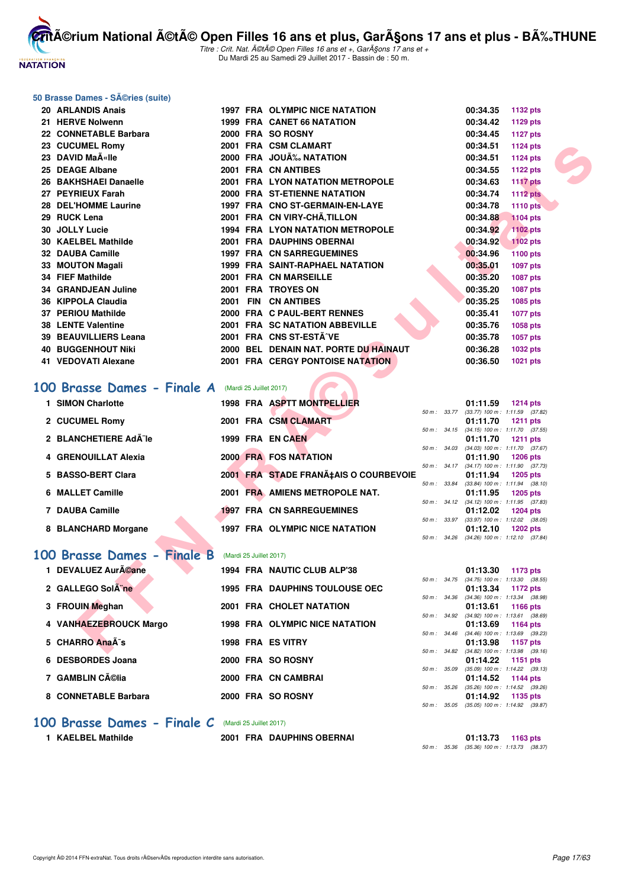## 50 Brasse Dames - SÃ©ries (suite)

| Rang | Nom | Année | Nat | Club | Temps | Points |
|---|---|---|---|---|---|---|
| 20 | ARLANDIS Anais | 1997 | FRA | OLYMPIC NICE NATATION | 00:34.35 | 1132 pts |
| 21 | HERVE Nolwenn | 1999 | FRA | CANET 66 NATATION | 00:34.42 | 1129 pts |
| 22 | CONNETABLE Barbara | 2000 | FRA | SO ROSNY | 00:34.45 | 1127 pts |
| 23 | CUCUMEL Romy | 2001 | FRA | CSM CLAMART | 00:34.51 | 1124 pts |
| 23 | DAVID MaÃ«lle | 2000 | FRA | JOUÃ‰ NATATION | 00:34.51 | 1124 pts |
| 25 | DEAGE Albane | 2001 | FRA | CN ANTIBES | 00:34.55 | 1122 pts |
| 26 | BAKHSHAEI Danaelle | 2001 | FRA | LYON NATATION METROPOLE | 00:34.63 | 1117 pts |
| 27 | PEYRIEUX Farah | 2000 | FRA | ST-ETIENNE NATATION | 00:34.74 | 1112 pts |
| 28 | DEL'HOMME Laurine | 1997 | FRA | CNO ST-GERMAIN-EN-LAYE | 00:34.78 | 1110 pts |
| 29 | RUCK Lena | 2001 | FRA | CN VIRY-CHÃ‚TILLON | 00:34.88 | 1104 pts |
| 30 | JOLLY Lucie | 1994 | FRA | LYON NATATION METROPOLE | 00:34.92 | 1102 pts |
| 30 | KAELBEL Mathilde | 2001 | FRA | DAUPHINS OBERNAI | 00:34.92 | 1102 pts |
| 32 | DAUBA Camille | 1997 | FRA | CN SARREGUEMINES | 00:34.96 | 1100 pts |
| 33 | MOUTON Magali | 1999 | FRA | SAINT-RAPHAEL NATATION | 00:35.01 | 1097 pts |
| 34 | FIEF Mathilde | 2001 | FRA | CN MARSEILLE | 00:35.20 | 1087 pts |
| 34 | GRANDJEAN Juline | 2001 | FRA | TROYES ON | 00:35.20 | 1087 pts |
| 36 | KIPPOLA Claudia | 2001 | FIN | CN ANTIBES | 00:35.25 | 1085 pts |
| 37 | PERIOU Mathilde | 2000 | FRA | C PAUL-BERT RENNES | 00:35.41 | 1077 pts |
| 38 | LENTE Valentine | 2001 | FRA | SC NATATION ABBEVILLE | 00:35.76 | 1058 pts |
| 39 | BEAUVILLIERS Leana | 2001 | FRA | CNS ST-ESTÃˆVE | 00:35.78 | 1057 pts |
| 40 | BUGGENHOUT Niki | 2000 | BEL | DENAIN NAT. PORTE DU HAINAUT | 00:36.28 | 1032 pts |
| 41 | VEDOVATI Alexane | 2001 | FRA | CERGY PONTOISE NATATION | 00:36.50 | 1021 pts |

## 100 Brasse Dames - Finale A (Mardi 25 Juillet 2017)

| Rang | Nom | Année | Nat | Club | Temps | Points | Intermédiaires |
|---|---|---|---|---|---|---|---|
| 1 | SIMON Charlotte | 1998 | FRA | ASPTT MONTPELLIER | 01:11.59 | 1214 pts | 50 m : 33.77 (33.77) 100 m : 1:11.59 (37.82) |
| 2 | CUCUMEL Romy | 2001 | FRA | CSM CLAMART | 01:11.70 | 1211 pts | 50 m : 34.15 (34.15) 100 m : 1:11.70 (37.55) |
| 2 | BLANCHETIERE AdÃ¨le | 1999 | FRA | EN CAEN | 01:11.70 | 1211 pts | 50 m : 34.03 (34.03) 100 m : 1:11.70 (37.67) |
| 4 | GRENOUILLAT Alexia | 2000 | FRA | FOS NATATION | 01:11.90 | 1206 pts | 50 m : 34.17 (34.17) 100 m : 1:11.90 (37.73) |
| 5 | BASSO-BERT Clara | 2001 | FRA | STADE FRANÃ‡AIS O COURBEVOIE | 01:11.94 | 1205 pts | 50 m : 33.84 (33.84) 100 m : 1:11.94 (38.10) |
| 6 | MALLET Camille | 2001 | FRA | AMIENS METROPOLE NAT. | 01:11.95 | 1205 pts | 50 m : 34.12 (34.12) 100 m : 1:11.95 (37.83) |
| 7 | DAUBA Camille | 1997 | FRA | CN SARREGUEMINES | 01:12.02 | 1204 pts | 50 m : 33.97 (33.97) 100 m : 1:12.02 (38.05) |
| 8 | BLANCHARD Morgane | 1997 | FRA | OLYMPIC NICE NATATION | 01:12.10 | 1202 pts | 50 m : 34.26 (34.26) 100 m : 1:12.10 (37.84) |

## 100 Brasse Dames - Finale B (Mardi 25 Juillet 2017)

| Rang | Nom | Année | Nat | Club | Temps | Points | Intermédiaires |
|---|---|---|---|---|---|---|---|
| 1 | DEVALUEZ AurÃ©ane | 1994 | FRA | NAUTIC CLUB ALP'38 | 01:13.30 | 1173 pts | 50 m : 34.75 (34.75) 100 m : 1:13.30 (38.55) |
| 2 | GALLEGO SolÃ¨ne | 1995 | FRA | DAUPHINS TOULOUSE OEC | 01:13.34 | 1172 pts | 50 m : 34.36 (34.36) 100 m : 1:13.34 (38.98) |
| 3 | FROUIN Meghan | 2001 | FRA | CHOLET NATATION | 01:13.61 | 1166 pts | 50 m : 34.92 (34.92) 100 m : 1:13.61 (38.69) |
| 4 | VANHAEZEBROUCK Margo | 1998 | FRA | OLYMPIC NICE NATATION | 01:13.69 | 1164 pts | 50 m : 34.46 (34.46) 100 m : 1:13.69 (39.23) |
| 5 | CHARRO AnaÃ¯s | 1998 | FRA | ES VITRY | 01:13.98 | 1157 pts | 50 m : 34.82 (34.82) 100 m : 1:13.98 (39.16) |
| 6 | DESBORDES Joana | 2000 | FRA | SO ROSNY | 01:14.22 | 1151 pts | 50 m : 35.09 (35.09) 100 m : 1:14.22 (39.13) |
| 7 | GAMBLIN CÃ©lia | 2000 | FRA | CN CAMBRAI | 01:14.52 | 1144 pts | 50 m : 35.26 (35.26) 100 m : 1:14.52 (39.26) |
| 8 | CONNETABLE Barbara | 2000 | FRA | SO ROSNY | 01:14.92 | 1135 pts | 50 m : 35.05 (35.05) 100 m : 1:14.92 (39.87) |

## 100 Brasse Dames - Finale C (Mardi 25 Juillet 2017)

| Rang | Nom | Année | Nat | Club | Temps | Points | Intermédiaires |
|---|---|---|---|---|---|---|---|
| 1 | KAELBEL Mathilde | 2001 | FRA | DAUPHINS OBERNAI | 01:13.73 | 1163 pts | 50 m : 35.36 (35.36) 100 m : 1:13.73 (38.37) |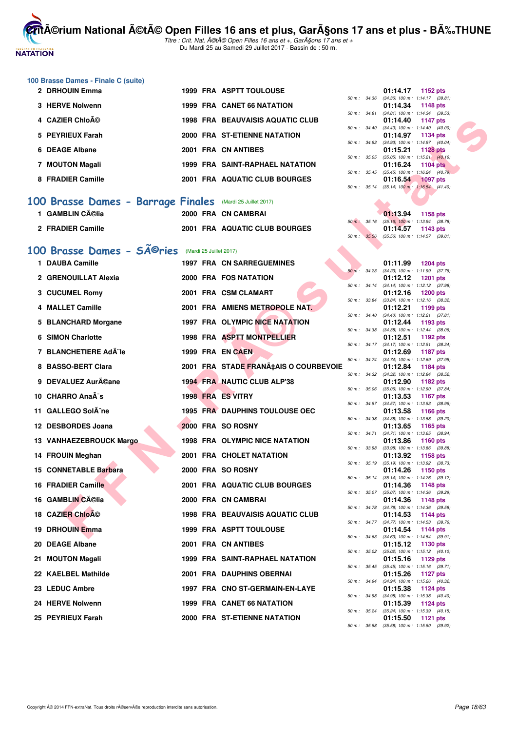### 100 Brasse Dames - Finale C (suite)

| Rang | Nom | Année | Nat. | Club | Temps | Points | Splits |
|---|---|---|---|---|---|---|---|
| 2 | DRHOUIN Emma | 1999 | FRA | ASPTT TOULOUSE | 01:14.17 | 1152 pts | 50 m : 34.36 (34.36) 100 m : 1:14.17 (39.81) |
| 3 | HERVE Nolwenn | 1999 | FRA | CANET 66 NATATION | 01:14.34 | 1148 pts | 50 m : 34.81 (34.81) 100 m : 1:14.34 (39.53) |
| 4 | CAZIER ChloÃ© | 1998 | FRA | BEAUVAISIS AQUATIC CLUB | 01:14.40 | 1147 pts | 50 m : 34.40 (34.40) 100 m : 1:14.40 (40.00) |
| 5 | PEYRIEUX Farah | 2000 | FRA | ST-ETIENNE NATATION | 01:14.97 | 1134 pts | 50 m : 34.93 (34.93) 100 m : 1:14.97 (40.04) |
| 6 | DEAGE Albane | 2001 | FRA | CN ANTIBES | 01:15.21 | 1128 pts | 50 m : 35.05 (35.05) 100 m : 1:15.21 (40.16) |
| 7 | MOUTON Magali | 1999 | FRA | SAINT-RAPHAEL NATATION | 01:16.24 | 1104 pts | 50 m : 35.45 (35.45) 100 m : 1:16.24 (40.79) |
| 8 | FRADIER Camille | 2001 | FRA | AQUATIC CLUB BOURGES | 01:16.54 | 1097 pts | 50 m : 35.14 (35.14) 100 m : 1:16.54 (41.40) |

## 100 Brasse Dames - Barrage Finales (Mardi 25 Juillet 2017)

| Rang | Nom | Année | Nat. | Club | Temps | Points | Splits |
|---|---|---|---|---|---|---|---|
| 1 | GAMBLIN CÃ©lia | 2000 | FRA | CN CAMBRAI | 01:13.94 | 1158 pts | 50 m : 35.16 (35.16) 100 m : 1:13.94 (38.78) |
| 2 | FRADIER Camille | 2001 | FRA | AQUATIC CLUB BOURGES | 01:14.57 | 1143 pts | 50 m : 35.56 (35.56) 100 m : 1:14.57 (39.01) |

## 100 Brasse Dames - SÃ©ries (Mardi 25 Juillet 2017)

| Rang | Nom | Année | Nat. | Club | Temps | Points | Splits |
|---|---|---|---|---|---|---|---|
| 1 | DAUBA Camille | 1997 | FRA | CN SARREGUEMINES | 01:11.99 | 1204 pts | 50 m : 34.23 (34.23) 100 m : 1:11.99 (37.76) |
| 2 | GRENOUILLAT Alexia | 2000 | FRA | FOS NATATION | 01:12.12 | 1201 pts | 50 m : 34.14 (34.14) 100 m : 1:12.12 (37.98) |
| 3 | CUCUMEL Romy | 2001 | FRA | CSM CLAMART | 01:12.16 | 1200 pts | 50 m : 33.84 (33.84) 100 m : 1:12.16 (38.32) |
| 4 | MALLET Camille | 2001 | FRA | AMIENS METROPOLE NAT. | 01:12.21 | 1199 pts | 50 m : 34.40 (34.40) 100 m : 1:12.21 (37.81) |
| 5 | BLANCHARD Morgane | 1997 | FRA | OLYMPIC NICE NATATION | 01:12.44 | 1193 pts | 50 m : 34.38 (34.38) 100 m : 1:12.44 (38.06) |
| 6 | SIMON Charlotte | 1998 | FRA | ASPTT MONTPELLIER | 01:12.51 | 1192 pts | 50 m : 34.17 (34.17) 100 m : 1:12.51 (38.34) |
| 7 | BLANCHETIERE AdÃ¨le | 1999 | FRA | EN CAEN | 01:12.69 | 1187 pts | 50 m : 34.74 (34.74) 100 m : 1:12.69 (37.95) |
| 8 | BASSO-BERT Clara | 2001 | FRA | STADE FRANÃ‡AIS O COURBEVOIE | 01:12.84 | 1184 pts | 50 m : 34.32 (34.32) 100 m : 1:12.84 (38.52) |
| 9 | DEVALUEZ AurÃ©ane | 1994 | FRA | NAUTIC CLUB ALP'38 | 01:12.90 | 1182 pts | 50 m : 35.06 (35.06) 100 m : 1:12.90 (37.84) |
| 10 | CHARRO AnaÃ¯s | 1998 | FRA | ES VITRY | 01:13.53 | 1167 pts | 50 m : 34.57 (34.57) 100 m : 1:13.53 (38.96) |
| 11 | GALLEGO SolÃ¨ne | 1995 | FRA | DAUPHINS TOULOUSE OEC | 01:13.58 | 1166 pts | 50 m : 34.38 (34.38) 100 m : 1:13.58 (39.20) |
| 12 | DESBORDES Joana | 2000 | FRA | SO ROSNY | 01:13.65 | 1165 pts | 50 m : 34.71 (34.71) 100 m : 1:13.65 (38.94) |
| 13 | VANHAEZEBROUCK Margo | 1998 | FRA | OLYMPIC NICE NATATION | 01:13.86 | 1160 pts | 50 m : 33.98 (33.98) 100 m : 1:13.86 (39.88) |
| 14 | FROUIN Meghan | 2001 | FRA | CHOLET NATATION | 01:13.92 | 1158 pts | 50 m : 35.19 (35.19) 100 m : 1:13.92 (38.73) |
| 15 | CONNETABLE Barbara | 2000 | FRA | SO ROSNY | 01:14.26 | 1150 pts | 50 m : 35.14 (35.14) 100 m : 1:14.26 (39.12) |
| 16 | FRADIER Camille | 2001 | FRA | AQUATIC CLUB BOURGES | 01:14.36 | 1148 pts | 50 m : 35.07 (35.07) 100 m : 1:14.36 (39.29) |
| 16 | GAMBLIN CÃ©lia | 2000 | FRA | CN CAMBRAI | 01:14.36 | 1148 pts | 50 m : 34.78 (34.78) 100 m : 1:14.36 (39.58) |
| 18 | CAZIER ChloÃ© | 1998 | FRA | BEAUVAISIS AQUATIC CLUB | 01:14.53 | 1144 pts | 50 m : 34.77 (34.77) 100 m : 1:14.53 (39.76) |
| 19 | DRHOUIN Emma | 1999 | FRA | ASPTT TOULOUSE | 01:14.54 | 1144 pts | 50 m : 34.63 (34.63) 100 m : 1:14.54 (39.91) |
| 20 | DEAGE Albane | 2001 | FRA | CN ANTIBES | 01:15.12 | 1130 pts | 50 m : 35.02 (35.02) 100 m : 1:15.12 (40.10) |
| 21 | MOUTON Magali | 1999 | FRA | SAINT-RAPHAEL NATATION | 01:15.16 | 1129 pts | 50 m : 35.45 (35.45) 100 m : 1:15.16 (39.71) |
| 22 | KAELBEL Mathilde | 2001 | FRA | DAUPHINS OBERNAI | 01:15.26 | 1127 pts | 50 m : 34.94 (34.94) 100 m : 1:15.26 (40.32) |
| 23 | LEDUC Ambre | 1997 | FRA | CNO ST-GERMAIN-EN-LAYE | 01:15.38 | 1124 pts | 50 m : 34.98 (34.98) 100 m : 1:15.38 (40.40) |
| 24 | HERVE Nolwenn | 1999 | FRA | CANET 66 NATATION | 01:15.39 | 1124 pts | 50 m : 35.24 (35.24) 100 m : 1:15.39 (40.15) |
| 25 | PEYRIEUX Farah | 2000 | FRA | ST-ETIENNE NATATION | 01:15.50 | 1121 pts | 50 m : 35.58 (35.58) 100 m : 1:15.50 (39.92) |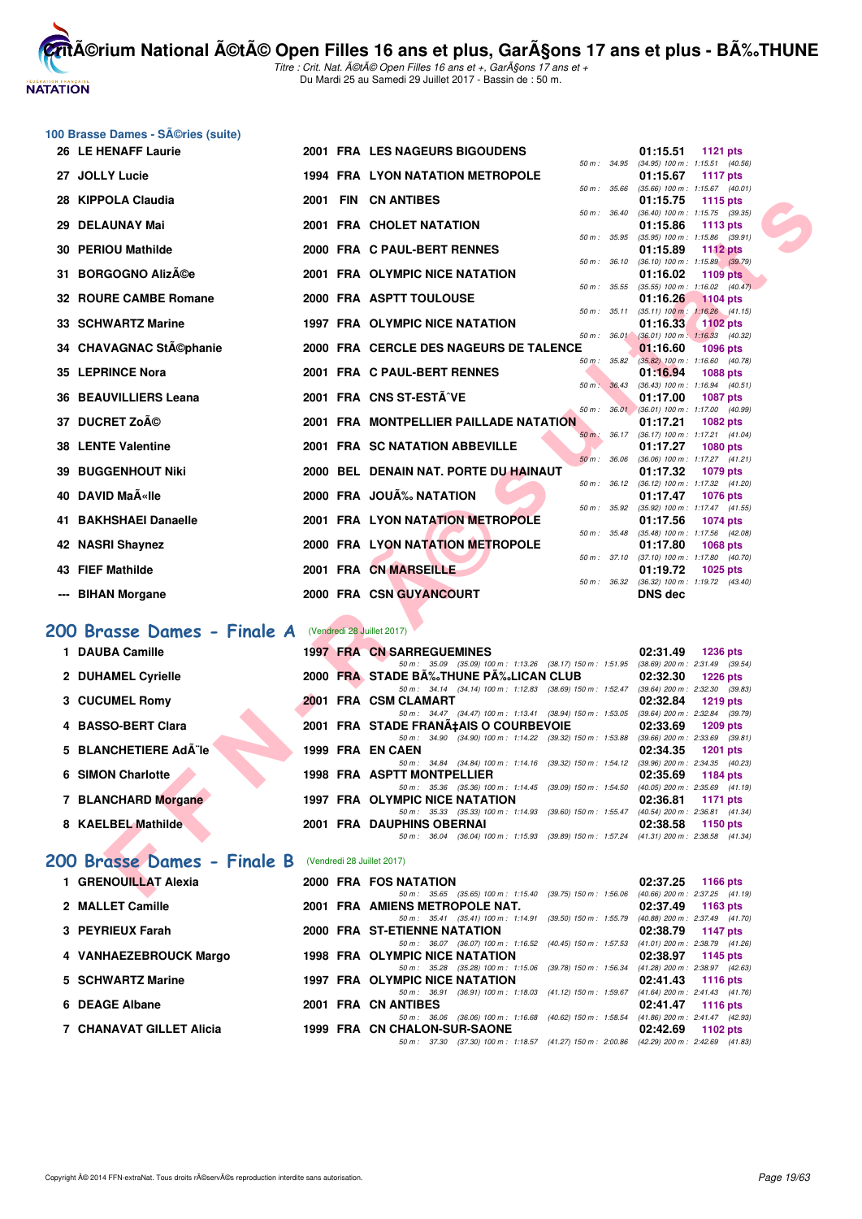## 100 Brasse Dames - SÃ©ries (suite)

| Rang | Nom | Année | Nat | Club | 50 m | 100 m | Temps | Points |
|---|---|---|---|---|---|---|---|---|
| 26 | LE HENAFF Laurie | 2001 | FRA | LES NAGEURS BIGOUDENS | 34.95 | (34.95) 1:15.51 (40.56) | 01:15.51 | 1121 pts |
| 27 | JOLLY Lucie | 1994 | FRA | LYON NATATION METROPOLE | 35.66 | (35.66) 1:15.67 (40.01) | 01:15.67 | 1117 pts |
| 28 | KIPPOLA Claudia | 2001 | FIN | CN ANTIBES | 36.40 | (36.40) 1:15.75 (39.35) | 01:15.75 | 1115 pts |
| 29 | DELAUNAY Mai | 2001 | FRA | CHOLET NATATION | 35.95 | (35.95) 1:15.86 (39.91) | 01:15.86 | 1113 pts |
| 30 | PERIOU Mathilde | 2000 | FRA | C PAUL-BERT RENNES | 36.10 | (36.10) 1:15.89 (39.79) | 01:15.89 | 1112 pts |
| 31 | BORGOGNO AlizÃ©e | 2001 | FRA | OLYMPIC NICE NATATION | 35.55 | (35.55) 1:16.02 (40.47) | 01:16.02 | 1109 pts |
| 32 | ROURE CAMBE Romane | 2000 | FRA | ASPTT TOULOUSE | 35.11 | (35.11) 1:16.26 (41.15) | 01:16.26 | 1104 pts |
| 33 | SCHWARTZ Marine | 1997 | FRA | OLYMPIC NICE NATATION | 36.01 | (36.01) 1:16.33 (40.32) | 01:16.33 | 1102 pts |
| 34 | CHAVAGNAC StÃ©phanie | 2000 | FRA | CERCLE DES NAGEURS DE TALENCE | 35.82 | (35.82) 1:16.60 (40.78) | 01:16.60 | 1096 pts |
| 35 | LEPRINCE Nora | 2001 | FRA | C PAUL-BERT RENNES | 36.43 | (36.43) 1:16.94 (40.51) | 01:16.94 | 1088 pts |
| 36 | BEAUVILLIERS Leana | 2001 | FRA | CNS ST-ESTÃˆVE | 36.01 | (36.01) 1:17.00 (40.99) | 01:17.00 | 1087 pts |
| 37 | DUCRET ZoÃ© | 2001 | FRA | MONTPELLIER PAILLADE NATATION | 36.17 | (36.17) 1:17.21 (41.04) | 01:17.21 | 1082 pts |
| 38 | LENTE Valentine | 2001 | FRA | SC NATATION ABBEVILLE | 36.06 | (36.06) 1:17.27 (41.21) | 01:17.27 | 1080 pts |
| 39 | BUGGENHOUT Niki | 2000 | BEL | DENAIN NAT. PORTE DU HAINAUT | 36.12 | (36.12) 1:17.32 (41.20) | 01:17.32 | 1079 pts |
| 40 | DAVID MaÃ«lle | 2000 | FRA | JOUÃ‰ NATATION | 35.92 | (35.92) 1:17.47 (41.55) | 01:17.47 | 1076 pts |
| 41 | BAKHSHAEI Danaelle | 2001 | FRA | LYON NATATION METROPOLE | 35.48 | (35.48) 1:17.56 (42.08) | 01:17.56 | 1074 pts |
| 42 | NASRI Shaynez | 2000 | FRA | LYON NATATION METROPOLE | 37.10 | (37.10) 1:17.80 (40.70) | 01:17.80 | 1068 pts |
| 43 | FIEF Mathilde | 2001 | FRA | CN MARSEILLE | 36.32 | (36.32) 1:19.72 (43.40) | 01:19.72 | 1025 pts |
| --- | BIHAN Morgane | 2000 | FRA | CSN GUYANCOURT | | | DNS dec | |

## 200 Brasse Dames - Finale A (Vendredi 28 Juillet 2017)

| Rang | Nom | Année | Nat | Club | 50 m | 100 m | 150 m | 200 m | Temps | Points |
|---|---|---|---|---|---|---|---|---|---|---|
| 1 | DAUBA Camille | 1997 | FRA | CN SARREGUEMINES | 35.09 | (35.09) 1:13.26 (38.17) | 1:51.95 (38.69) | 2:31.49 (39.54) | 02:31.49 | 1236 pts |
| 2 | DUHAMEL Cyrielle | 2000 | FRA | STADE BÃ‰THUNE PÃ‰LICAN CLUB | 34.14 | (34.14) 1:12.83 (38.69) | 1:52.47 (39.64) | 2:32.30 (39.83) | 02:32.30 | 1226 pts |
| 3 | CUCUMEL Romy | 2001 | FRA | CSM CLAMART | 34.47 | (34.47) 1:13.41 (38.94) | 1:53.05 (39.64) | 2:32.84 (39.79) | 02:32.84 | 1219 pts |
| 4 | BASSO-BERT Clara | 2001 | FRA | STADE FRANÃ‡AIS O COURBEVOIE | 34.90 | (34.90) 1:14.22 (39.32) | 1:53.88 (39.66) | 2:33.69 (39.81) | 02:33.69 | 1209 pts |
| 5 | BLANCHETIERE AdÃ¨le | 1999 | FRA | EN CAEN | 34.84 | (34.84) 1:14.16 (39.32) | 1:54.12 (39.96) | 2:34.35 (40.23) | 02:34.35 | 1201 pts |
| 6 | SIMON Charlotte | 1998 | FRA | ASPTT MONTPELLIER | 35.36 | (35.36) 1:14.45 (39.09) | 1:54.50 (40.05) | 2:35.69 (41.19) | 02:35.69 | 1184 pts |
| 7 | BLANCHARD Morgane | 1997 | FRA | OLYMPIC NICE NATATION | 35.33 | (35.33) 1:14.93 (39.60) | 1:55.47 (40.54) | 2:36.81 (41.34) | 02:36.81 | 1171 pts |
| 8 | KAELBEL Mathilde | 2001 | FRA | DAUPHINS OBERNAI | 36.04 | (36.04) 1:15.93 (39.89) | 1:57.24 (41.31) | 2:38.58 (41.34) | 02:38.58 | 1150 pts |

## 200 Brasse Dames - Finale B (Vendredi 28 Juillet 2017)

| Rang | Nom | Année | Nat | Club | 50 m | 100 m | 150 m | 200 m | Temps | Points |
|---|---|---|---|---|---|---|---|---|---|---|
| 1 | GRENOUILLAT Alexia | 2000 | FRA | FOS NATATION | 35.65 | (35.65) 1:15.40 (39.75) | 1:56.06 (40.66) | 2:37.25 (41.19) | 02:37.25 | 1166 pts |
| 2 | MALLET Camille | 2001 | FRA | AMIENS METROPOLE NAT. | 35.41 | (35.41) 1:14.91 (39.50) | 1:55.79 (40.88) | 2:37.49 (41.70) | 02:37.49 | 1163 pts |
| 3 | PEYRIEUX Farah | 2000 | FRA | ST-ETIENNE NATATION | 36.07 | (36.07) 1:16.52 (40.45) | 1:57.53 (41.01) | 2:38.79 (41.26) | 02:38.79 | 1147 pts |
| 4 | VANHAEZEBROUCK Margo | 1998 | FRA | OLYMPIC NICE NATATION | 35.28 | (35.28) 1:15.06 (39.78) | 1:56.34 (41.28) | 2:38.97 (42.63) | 02:38.97 | 1145 pts |
| 5 | SCHWARTZ Marine | 1997 | FRA | OLYMPIC NICE NATATION | 36.91 | (36.91) 1:18.03 (41.12) | 1:59.67 (41.64) | 2:41.43 (41.76) | 02:41.43 | 1116 pts |
| 6 | DEAGE Albane | 2001 | FRA | CN ANTIBES | 36.06 | (36.06) 1:16.68 (40.62) | 1:58.54 (41.86) | 2:41.47 (42.93) | 02:41.47 | 1116 pts |
| 7 | CHANAVAT GILLET Alicia | 1999 | FRA | CN CHALON-SUR-SAONE | 37.30 | (37.30) 1:18.57 (41.27) | 2:00.86 (42.29) | 2:42.69 (41.83) | 02:42.69 | 1102 pts |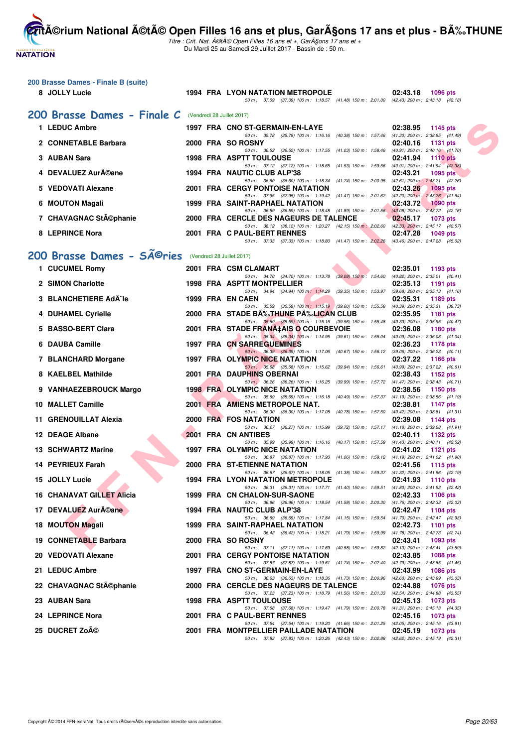## 200 Brasse Dames - Finale B (suite)

| Rang | Nom | Année | Nat | Club | Temps | Points |
|---|---|---|---|---|---|---|
| 8 | JOLLY Lucie | 1994 | FRA | LYON NATATION METROPOLE | 02:43.18 | 1096 pts |
| | 50 m : 37.09 (37.09) 100 m : 1:18.57 (41.48) 150 m : 2:01.00 (42.43) 200 m : 2:43.18 (42.18) | | | | | |

## 200 Brasse Dames - Finale C (Vendredi 28 Juillet 2017)

| Rang | Nom | Année | Nat | Club | Temps | Points |
|---|---|---|---|---|---|---|
| 1 | LEDUC Ambre | 1997 | FRA | CNO ST-GERMAIN-EN-LAYE | 02:38.95 | 1145 pts |
| | 50 m : 35.78 (35.78) 100 m : 1:16.16 (40.38) 150 m : 1:57.46 (41.30) 200 m : 2:38.95 (41.49) | | | | | |
| 2 | CONNETABLE Barbara | 2000 | FRA | SO ROSNY | 02:40.16 | 1131 pts |
| | 50 m : 36.52 (36.52) 100 m : 1:17.55 (41.03) 150 m : 1:58.46 (40.91) 200 m : 2:40.16 (41.70) | | | | | |
| 3 | AUBAN Sara | 1998 | FRA | ASPTT TOULOUSE | 02:41.94 | 1110 pts |
| | 50 m : 37.12 (37.12) 100 m : 1:18.65 (41.53) 150 m : 1:59.56 (40.91) 200 m : 2:41.94 (42.38) | | | | | |
| 4 | DEVALUEZ AurÃ©ane | 1994 | FRA | NAUTIC CLUB ALP'38 | 02:43.21 | 1095 pts |
| | 50 m : 36.60 (36.60) 100 m : 1:18.34 (41.74) 150 m : 2:00.95 (42.61) 200 m : 2:43.21 (42.26) | | | | | |
| 5 | VEDOVATI Alexane | 2001 | FRA | CERGY PONTOISE NATATION | 02:43.26 | 1095 pts |
| | 50 m : 37.95 (37.95) 100 m : 1:19.42 (41.47) 150 m : 2:01.62 (42.20) 200 m : 2:43.26 (41.64) | | | | | |
| 6 | MOUTON Magali | 1999 | FRA | SAINT-RAPHAEL NATATION | 02:43.72 | 1090 pts |
| | 50 m : 36.59 (36.59) 100 m : 1:18.48 (41.89) 150 m : 2:01.56 (43.08) 200 m : 2:43.72 (42.16) | | | | | |
| 7 | CHAVAGNAC StÃ©phanie | 2000 | FRA | CERCLE DES NAGEURS DE TALENCE | 02:45.17 | 1073 pts |
| | 50 m : 38.12 (38.12) 100 m : 1:20.27 (42.15) 150 m : 2:02.60 (42.33) 200 m : 2:45.17 (42.57) | | | | | |
| 8 | LEPRINCE Nora | 2001 | FRA | C PAUL-BERT RENNES | 02:47.28 | 1049 pts |
| | 50 m : 37.33 (37.33) 100 m : 1:18.80 (41.47) 150 m : 2:02.26 (43.46) 200 m : 2:47.28 (45.02) | | | | | |

## 200 Brasse Dames - SÃ©ries (Vendredi 28 Juillet 2017)

| Rang | Nom | Année | Nat | Club | Temps | Points |
|---|---|---|---|---|---|---|
| 1 | CUCUMEL Romy | 2001 | FRA | CSM CLAMART | 02:35.01 | 1193 pts |
| | 50 m : 34.70 (34.70) 100 m : 1:13.78 (39.08) 150 m : 1:54.60 (40.82) 200 m : 2:35.01 (40.41) | | | | | |
| 2 | SIMON Charlotte | 1998 | FRA | ASPTT MONTPELLIER | 02:35.13 | 1191 pts |
| | 50 m : 34.94 (34.94) 100 m : 1:14.29 (39.35) 150 m : 1:53.97 (39.68) 200 m : 2:35.13 (41.16) | | | | | |
| 3 | BLANCHETIERE AdÃ¨le | 1999 | FRA | EN CAEN | 02:35.31 | 1189 pts |
| | 50 m : 35.59 (35.59) 100 m : 1:15.19 (39.60) 150 m : 1:55.58 (40.39) 200 m : 2:35.31 (39.73) | | | | | |
| 4 | DUHAMEL Cyrielle | 2000 | FRA | STADE BÃ‰THUNE PÃ‰LICAN CLUB | 02:35.95 | 1181 pts |
| | 50 m : 35.59 (35.59) 100 m : 1:15.15 (39.56) 150 m : 1:55.48 (40.33) 200 m : 2:35.95 (40.47) | | | | | |
| 5 | BASSO-BERT Clara | 2001 | FRA | STADE FRANÃ‡AIS O COURBEVOIE | 02:36.08 | 1180 pts |
| | 50 m : 35.34 (35.34) 100 m : 1:14.95 (39.61) 150 m : 1:55.04 (40.09) 200 m : 2:36.08 (41.04) | | | | | |
| 6 | DAUBA Camille | 1997 | FRA | CN SARREGUEMINES | 02:36.23 | 1178 pts |
| | 50 m : 36.39 (36.39) 100 m : 1:17.06 (40.67) 150 m : 1:56.12 (39.06) 200 m : 2:36.23 (40.11) | | | | | |
| 7 | BLANCHARD Morgane | 1997 | FRA | OLYMPIC NICE NATATION | 02:37.22 | 1166 pts |
| | 50 m : 35.68 (35.68) 100 m : 1:15.62 (39.94) 150 m : 1:56.61 (40.99) 200 m : 2:37.22 (40.61) | | | | | |
| 8 | KAELBEL Mathilde | 2001 | FRA | DAUPHINS OBERNAI | 02:38.43 | 1152 pts |
| | 50 m : 36.26 (36.26) 100 m : 1:16.25 (39.99) 150 m : 1:57.72 (41.47) 200 m : 2:38.43 (40.71) | | | | | |
| 9 | VANHAEZEBROUCK Margo | 1998 | FRA | OLYMPIC NICE NATATION | 02:38.56 | 1150 pts |
| | 50 m : 35.69 (35.69) 100 m : 1:16.18 (40.49) 150 m : 1:57.37 (41.19) 200 m : 2:38.56 (41.19) | | | | | |
| 10 | MALLET Camille | 2001 | FRA | AMIENS METROPOLE NAT. | 02:38.81 | 1147 pts |
| | 50 m : 36.30 (36.30) 100 m : 1:17.08 (40.78) 150 m : 1:57.50 (40.42) 200 m : 2:38.81 (41.31) | | | | | |
| 11 | GRENOUILLAT Alexia | 2000 | FRA | FOS NATATION | 02:39.08 | 1144 pts |
| | 50 m : 36.27 (36.27) 100 m : 1:15.99 (39.72) 150 m : 1:57.17 (41.18) 200 m : 2:39.08 (41.91) | | | | | |
| 12 | DEAGE Albane | 2001 | FRA | CN ANTIBES | 02:40.11 | 1132 pts |
| | 50 m : 35.99 (35.99) 100 m : 1:16.16 (40.17) 150 m : 1:57.59 (41.43) 200 m : 2:40.11 (42.52) | | | | | |
| 13 | SCHWARTZ Marine | 1997 | FRA | OLYMPIC NICE NATATION | 02:41.02 | 1121 pts |
| | 50 m : 36.87 (36.87) 100 m : 1:17.93 (41.06) 150 m : 1:59.12 (41.19) 200 m : 2:41.02 (41.90) | | | | | |
| 14 | PEYRIEUX Farah | 2000 | FRA | ST-ETIENNE NATATION | 02:41.56 | 1115 pts |
| | 50 m : 36.67 (36.67) 100 m : 1:18.05 (41.38) 150 m : 1:59.37 (41.32) 200 m : 2:41.56 (42.19) | | | | | |
| 15 | JOLLY Lucie | 1994 | FRA | LYON NATATION METROPOLE | 02:41.93 | 1110 pts |
| | 50 m : 36.31 (36.31) 100 m : 1:17.71 (41.40) 150 m : 1:59.51 (41.80) 200 m : 2:41.93 (42.42) | | | | | |
| 16 | CHANAVAT GILLET Alicia | 1999 | FRA | CN CHALON-SUR-SAONE | 02:42.33 | 1106 pts |
| | 50 m : 36.96 (36.96) 100 m : 1:18.54 (41.58) 150 m : 2:00.30 (41.76) 200 m : 2:42.33 (42.03) | | | | | |
| 17 | DEVALUEZ AurÃ©ane | 1994 | FRA | NAUTIC CLUB ALP'38 | 02:42.47 | 1104 pts |
| | 50 m : 36.69 (36.69) 100 m : 1:17.84 (41.15) 150 m : 1:59.54 (41.70) 200 m : 2:42.47 (42.93) | | | | | |
| 18 | MOUTON Magali | 1999 | FRA | SAINT-RAPHAEL NATATION | 02:42.73 | 1101 pts |
| | 50 m : 36.42 (36.42) 100 m : 1:18.21 (41.79) 150 m : 1:59.99 (41.78) 200 m : 2:42.73 (42.74) | | | | | |
| 19 | CONNETABLE Barbara | 2000 | FRA | SO ROSNY | 02:43.41 | 1093 pts |
| | 50 m : 37.11 (37.11) 100 m : 1:17.69 (40.58) 150 m : 1:59.82 (42.13) 200 m : 2:43.41 (43.59) | | | | | |
| 20 | VEDOVATI Alexane | 2001 | FRA | CERGY PONTOISE NATATION | 02:43.85 | 1088 pts |
| | 50 m : 37.87 (37.87) 100 m : 1:19.61 (41.74) 150 m : 2:02.40 (42.79) 200 m : 2:43.85 (41.45) | | | | | |
| 21 | LEDUC Ambre | 1997 | FRA | CNO ST-GERMAIN-EN-LAYE | 02:43.99 | 1086 pts |
| | 50 m : 36.63 (36.63) 100 m : 1:18.36 (41.73) 150 m : 2:00.96 (42.60) 200 m : 2:43.99 (43.03) | | | | | |
| 22 | CHAVAGNAC StÃ©phanie | 2000 | FRA | CERCLE DES NAGEURS DE TALENCE | 02:44.88 | 1076 pts |
| | 50 m : 37.23 (37.23) 100 m : 1:18.79 (41.56) 150 m : 2:01.33 (42.54) 200 m : 2:44.88 (43.55) | | | | | |
| 23 | AUBAN Sara | 1998 | FRA | ASPTT TOULOUSE | 02:45.13 | 1073 pts |
| | 50 m : 37.68 (37.68) 100 m : 1:19.47 (41.79) 150 m : 2:00.78 (41.31) 200 m : 2:45.13 (44.35) | | | | | |
| 24 | LEPRINCE Nora | 2001 | FRA | C PAUL-BERT RENNES | 02:45.16 | 1073 pts |
| | 50 m : 37.54 (37.54) 100 m : 1:19.20 (41.66) 150 m : 2:01.25 (42.05) 200 m : 2:45.16 (43.91) | | | | | |
| 25 | DUCRET ZoÃ© | 2001 | FRA | MONTPELLIER PAILLADE NATATION | 02:45.19 | 1073 pts |
| | 50 m : 37.83 (37.83) 100 m : 1:20.26 (42.43) 150 m : 2:02.88 (42.62) 200 m : 2:45.19 (42.31) | | | | | |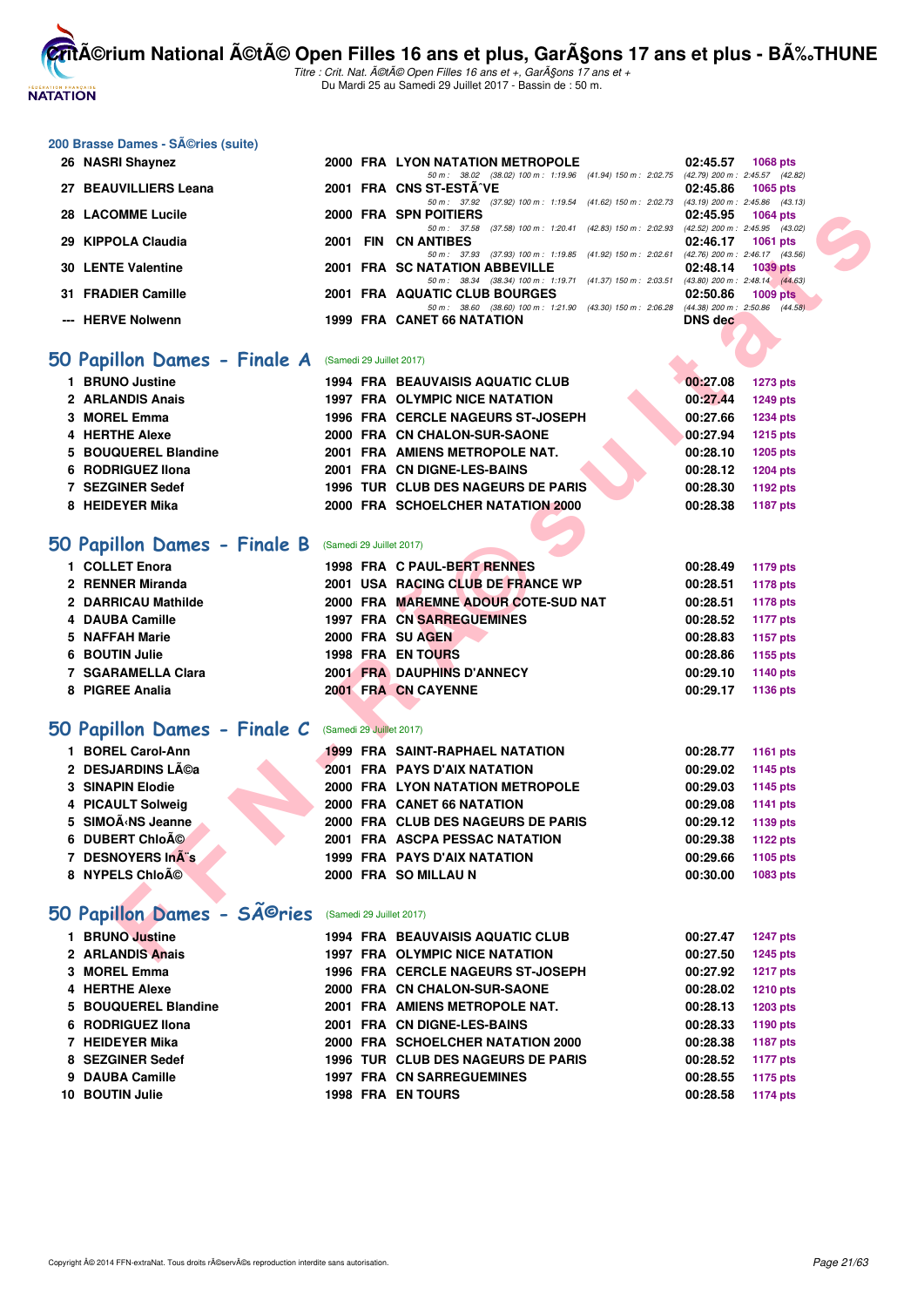## 200 Brasse Dames - SÃ©ries (suite)

| Pl. | Nom | Année | Nat. | Club | Temps | Points |
|---|---|---|---|---|---|---|
| 26 | NASRI Shaynez | 2000 | FRA | LYON NATATION METROPOLE | 02:45.57 | 1068 pts |
| | | | | 50 m : 38.02 (38.02) 100 m : 1:19.96 (41.94) 150 m : 2:02.75 (42.79) 200 m : 2:45.57 (42.82) | | |
| 27 | BEAUVILLIERS Leana | 2001 | FRA | CNS ST-ESTÃˆVE | 02:45.86 | 1065 pts |
| | | | | 50 m : 37.92 (37.92) 100 m : 1:19.54 (41.62) 150 m : 2:02.73 (43.19) 200 m : 2:45.86 (43.13) | | |
| 28 | LACOMME Lucile | 2000 | FRA | SPN POITIERS | 02:45.95 | 1064 pts |
| | | | | 50 m : 37.58 (37.58) 100 m : 1:20.41 (42.83) 150 m : 2:02.93 (42.52) 200 m : 2:45.95 (43.02) | | |
| 29 | KIPPOLA Claudia | 2001 | FIN | CN ANTIBES | 02:46.17 | 1061 pts |
| | | | | 50 m : 37.93 (37.93) 100 m : 1:19.85 (41.92) 150 m : 2:02.61 (42.76) 200 m : 2:46.17 (43.56) | | |
| 30 | LENTE Valentine | 2001 | FRA | SC NATATION ABBEVILLE | 02:48.14 | 1039 pts |
| | | | | 50 m : 38.34 (38.34) 100 m : 1:19.71 (41.37) 150 m : 2:03.51 (43.80) 200 m : 2:48.14 (44.63) | | |
| 31 | FRADIER Camille | 2001 | FRA | AQUATIC CLUB BOURGES | 02:50.86 | 1009 pts |
| | | | | 50 m : 38.60 (38.60) 100 m : 1:21.90 (43.30) 150 m : 2:06.28 (44.38) 200 m : 2:50.86 (44.58) | | |
| --- | HERVE Nolwenn | 1999 | FRA | CANET 66 NATATION | DNS dec | |

## 50 Papillon Dames - Finale A (Samedi 29 Juillet 2017)

| Pl. | Nom | Année | Nat. | Club | Temps | Points |
|---|---|---|---|---|---|---|
| 1 | BRUNO Justine | 1994 | FRA | BEAUVAISIS AQUATIC CLUB | 00:27.08 | 1273 pts |
| 2 | ARLANDIS Anais | 1997 | FRA | OLYMPIC NICE NATATION | 00:27.44 | 1249 pts |
| 3 | MOREL Emma | 1996 | FRA | CERCLE NAGEURS ST-JOSEPH | 00:27.66 | 1234 pts |
| 4 | HERTHE Alexe | 2000 | FRA | CN CHALON-SUR-SAONE | 00:27.94 | 1215 pts |
| 5 | BOUQUEREL Blandine | 2001 | FRA | AMIENS METROPOLE NAT. | 00:28.10 | 1205 pts |
| 6 | RODRIGUEZ Ilona | 2001 | FRA | CN DIGNE-LES-BAINS | 00:28.12 | 1204 pts |
| 7 | SEZGINER Sedef | 1996 | TUR | CLUB DES NAGEURS DE PARIS | 00:28.30 | 1192 pts |
| 8 | HEIDEYER Mika | 2000 | FRA | SCHOELCHER NATATION 2000 | 00:28.38 | 1187 pts |

## 50 Papillon Dames - Finale B (Samedi 29 Juillet 2017)

| Pl. | Nom | Année | Nat. | Club | Temps | Points |
|---|---|---|---|---|---|---|
| 1 | COLLET Enora | 1998 | FRA | C PAUL-BERT RENNES | 00:28.49 | 1179 pts |
| 2 | RENNER Miranda | 2001 | USA | RACING CLUB DE FRANCE WP | 00:28.51 | 1178 pts |
| 2 | DARRICAU Mathilde | 2000 | FRA | MAREMNE ADOUR COTE-SUD NAT | 00:28.51 | 1178 pts |
| 4 | DAUBA Camille | 1997 | FRA | CN SARREGUEMINES | 00:28.52 | 1177 pts |
| 5 | NAFFAH Marie | 2000 | FRA | SU AGEN | 00:28.83 | 1157 pts |
| 6 | BOUTIN Julie | 1998 | FRA | EN TOURS | 00:28.86 | 1155 pts |
| 7 | SGARAMELLA Clara | 2001 | FRA | DAUPHINS D'ANNECY | 00:29.10 | 1140 pts |
| 8 | PIGREE Analia | 2001 | FRA | CN CAYENNE | 00:29.17 | 1136 pts |

## 50 Papillon Dames - Finale C (Samedi 29 Juillet 2017)

| Pl. | Nom | Année | Nat. | Club | Temps | Points |
|---|---|---|---|---|---|---|
| 1 | BOREL Carol-Ann | 1999 | FRA | SAINT-RAPHAEL NATATION | 00:28.77 | 1161 pts |
| 2 | DESJARDINS LÃ©a | 2001 | FRA | PAYS D'AIX NATATION | 00:29.02 | 1145 pts |
| 3 | SINAPIN Elodie | 2000 | FRA | LYON NATATION METROPOLE | 00:29.03 | 1145 pts |
| 4 | PICAULT Solweig | 2000 | FRA | CANET 66 NATATION | 00:29.08 | 1141 pts |
| 5 | SIMOÃ‹NS Jeanne | 2000 | FRA | CLUB DES NAGEURS DE PARIS | 00:29.12 | 1139 pts |
| 6 | DUBERT ChloÃ© | 2001 | FRA | ASCPA PESSAC NATATION | 00:29.38 | 1122 pts |
| 7 | DESNOYERS InÃ¨s | 1999 | FRA | PAYS D'AIX NATATION | 00:29.66 | 1105 pts |
| 8 | NYPELS ChloÃ© | 2000 | FRA | SO MILLAU N | 00:30.00 | 1083 pts |

## 50 Papillon Dames - SÃ©ries (Samedi 29 Juillet 2017)

| Pl. | Nom | Année | Nat. | Club | Temps | Points |
|---|---|---|---|---|---|---|
| 1 | BRUNO Justine | 1994 | FRA | BEAUVAISIS AQUATIC CLUB | 00:27.47 | 1247 pts |
| 2 | ARLANDIS Anais | 1997 | FRA | OLYMPIC NICE NATATION | 00:27.50 | 1245 pts |
| 3 | MOREL Emma | 1996 | FRA | CERCLE NAGEURS ST-JOSEPH | 00:27.92 | 1217 pts |
| 4 | HERTHE Alexe | 2000 | FRA | CN CHALON-SUR-SAONE | 00:28.02 | 1210 pts |
| 5 | BOUQUEREL Blandine | 2001 | FRA | AMIENS METROPOLE NAT. | 00:28.13 | 1203 pts |
| 6 | RODRIGUEZ Ilona | 2001 | FRA | CN DIGNE-LES-BAINS | 00:28.33 | 1190 pts |
| 7 | HEIDEYER Mika | 2000 | FRA | SCHOELCHER NATATION 2000 | 00:28.38 | 1187 pts |
| 8 | SEZGINER Sedef | 1996 | TUR | CLUB DES NAGEURS DE PARIS | 00:28.52 | 1177 pts |
| 9 | DAUBA Camille | 1997 | FRA | CN SARREGUEMINES | 00:28.55 | 1175 pts |
| 10 | BOUTIN Julie | 1998 | FRA | EN TOURS | 00:28.58 | 1174 pts |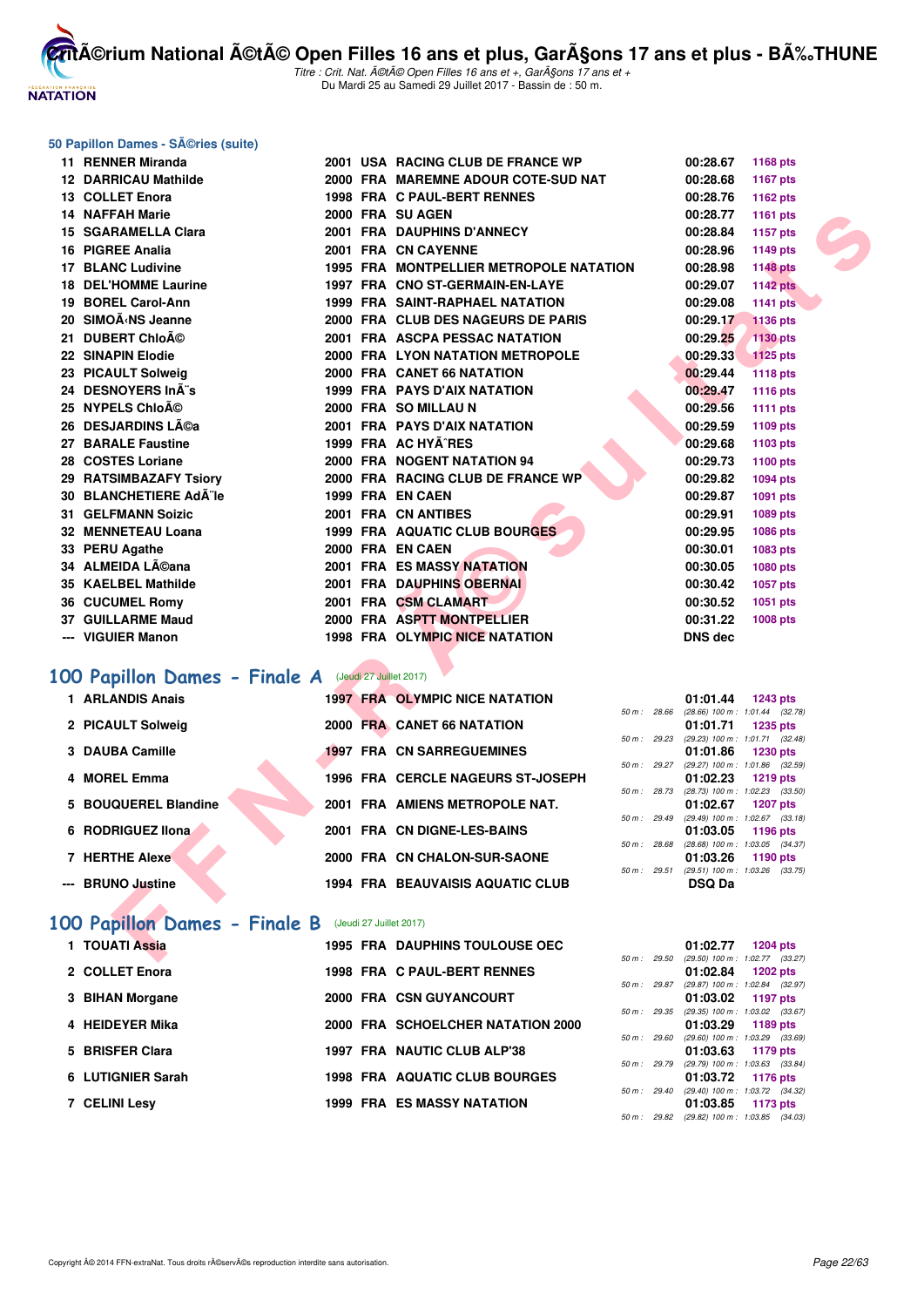### 50 Papillon Dames - SÃ©ries (suite)

| Rang | Nom | Année | Nat | Club | Temps | Points |
|---|---|---|---|---|---|---|
| 11 | RENNER Miranda | 2001 | USA | RACING CLUB DE FRANCE WP | 00:28.67 | 1168 pts |
| 12 | DARRICAU Mathilde | 2000 | FRA | MAREMNE ADOUR COTE-SUD NAT | 00:28.68 | 1167 pts |
| 13 | COLLET Enora | 1998 | FRA | C PAUL-BERT RENNES | 00:28.76 | 1162 pts |
| 14 | NAFFAH Marie | 2000 | FRA | SU AGEN | 00:28.77 | 1161 pts |
| 15 | SGARAMELLA Clara | 2001 | FRA | DAUPHINS D'ANNECY | 00:28.84 | 1157 pts |
| 16 | PIGREE Analia | 2001 | FRA | CN CAYENNE | 00:28.96 | 1149 pts |
| 17 | BLANC Ludivine | 1995 | FRA | MONTPELLIER METROPOLE NATATION | 00:28.98 | 1148 pts |
| 18 | DEL'HOMME Laurine | 1997 | FRA | CNO ST-GERMAIN-EN-LAYE | 00:29.07 | 1142 pts |
| 19 | BOREL Carol-Ann | 1999 | FRA | SAINT-RAPHAEL NATATION | 00:29.08 | 1141 pts |
| 20 | SIMOÃ‹NS Jeanne | 2000 | FRA | CLUB DES NAGEURS DE PARIS | 00:29.17 | 1136 pts |
| 21 | DUBERT ChloÃ© | 2001 | FRA | ASCPA PESSAC NATATION | 00:29.25 | 1130 pts |
| 22 | SINAPIN Elodie | 2000 | FRA | LYON NATATION METROPOLE | 00:29.33 | 1125 pts |
| 23 | PICAULT Solweig | 2000 | FRA | CANET 66 NATATION | 00:29.44 | 1118 pts |
| 24 | DESNOYERS InÃ¨s | 1999 | FRA | PAYS D'AIX NATATION | 00:29.47 | 1116 pts |
| 25 | NYPELS ChloÃ© | 2000 | FRA | SO MILLAU N | 00:29.56 | 1111 pts |
| 26 | DESJARDINS LÃ©a | 2001 | FRA | PAYS D'AIX NATATION | 00:29.59 | 1109 pts |
| 27 | BARALE Faustine | 1999 | FRA | AC HYÃˆRES | 00:29.68 | 1103 pts |
| 28 | COSTES Loriane | 2000 | FRA | NOGENT NATATION 94 | 00:29.73 | 1100 pts |
| 29 | RATSIMBAZAFY Tsiory | 2000 | FRA | RACING CLUB DE FRANCE WP | 00:29.82 | 1094 pts |
| 30 | BLANCHETIERE AdÃ¨le | 1999 | FRA | EN CAEN | 00:29.87 | 1091 pts |
| 31 | GELFMANN Soizic | 2001 | FRA | CN ANTIBES | 00:29.91 | 1089 pts |
| 32 | MENNETEAU Loana | 1999 | FRA | AQUATIC CLUB BOURGES | 00:29.95 | 1086 pts |
| 33 | PERU Agathe | 2000 | FRA | EN CAEN | 00:30.01 | 1083 pts |
| 34 | ALMEIDA LÃ©ana | 2001 | FRA | ES MASSY NATATION | 00:30.05 | 1080 pts |
| 35 | KAELBEL Mathilde | 2001 | FRA | DAUPHINS OBERNAI | 00:30.42 | 1057 pts |
| 36 | CUCUMEL Romy | 2001 | FRA | CSM CLAMART | 00:30.52 | 1051 pts |
| 37 | GUILLARME Maud | 2000 | FRA | ASPTT MONTPELLIER | 00:31.22 | 1008 pts |
| --- | VIGUIER Manon | 1998 | FRA | OLYMPIC NICE NATATION | DNS dec | |

## 100 Papillon Dames - Finale A (Jeudi 27 Juillet 2017)

| Rang | Nom | Année | Nat | Club | Temps | Points | Splits |
|---|---|---|---|---|---|---|---|
| 1 | ARLANDIS Anais | 1997 | FRA | OLYMPIC NICE NATATION | 01:01.44 | 1243 pts | 50 m : 28.66 (28.66) 100 m : 1:01.44 (32.78) |
| 2 | PICAULT Solweig | 2000 | FRA | CANET 66 NATATION | 01:01.71 | 1235 pts | 50 m : 29.23 (29.23) 100 m : 1:01.71 (32.48) |
| 3 | DAUBA Camille | 1997 | FRA | CN SARREGUEMINES | 01:01.86 | 1230 pts | 50 m : 29.27 (29.27) 100 m : 1:01.86 (32.59) |
| 4 | MOREL Emma | 1996 | FRA | CERCLE NAGEURS ST-JOSEPH | 01:02.23 | 1219 pts | 50 m : 28.73 (28.73) 100 m : 1:02.23 (33.50) |
| 5 | BOUQUEREL Blandine | 2001 | FRA | AMIENS METROPOLE NAT. | 01:02.67 | 1207 pts | 50 m : 29.49 (29.49) 100 m : 1:02.67 (33.18) |
| 6 | RODRIGUEZ Ilona | 2001 | FRA | CN DIGNE-LES-BAINS | 01:03.05 | 1196 pts | 50 m : 28.68 (28.68) 100 m : 1:03.05 (34.37) |
| 7 | HERTHE Alexe | 2000 | FRA | CN CHALON-SUR-SAONE | 01:03.26 | 1190 pts | 50 m : 29.51 (29.51) 100 m : 1:03.26 (33.75) |
| --- | BRUNO Justine | 1994 | FRA | BEAUVAISIS AQUATIC CLUB | DSQ Da | | |

## 100 Papillon Dames - Finale B (Jeudi 27 Juillet 2017)

| Rang | Nom | Année | Nat | Club | Temps | Points | Splits |
|---|---|---|---|---|---|---|---|
| 1 | TOUATI Assia | 1995 | FRA | DAUPHINS TOULOUSE OEC | 01:02.77 | 1204 pts | 50 m : 29.50 (29.50) 100 m : 1:02.77 (33.27) |
| 2 | COLLET Enora | 1998 | FRA | C PAUL-BERT RENNES | 01:02.84 | 1202 pts | 50 m : 29.87 (29.87) 100 m : 1:02.84 (32.97) |
| 3 | BIHAN Morgane | 2000 | FRA | CSN GUYANCOURT | 01:03.02 | 1197 pts | 50 m : 29.35 (29.35) 100 m : 1:03.02 (33.67) |
| 4 | HEIDEYER Mika | 2000 | FRA | SCHOELCHER NATATION 2000 | 01:03.29 | 1189 pts | 50 m : 29.60 (29.60) 100 m : 1:03.29 (33.69) |
| 5 | BRISFER Clara | 1997 | FRA | NAUTIC CLUB ALP'38 | 01:03.63 | 1179 pts | 50 m : 29.79 (29.79) 100 m : 1:03.63 (33.84) |
| 6 | LUTIGNIER Sarah | 1998 | FRA | AQUATIC CLUB BOURGES | 01:03.72 | 1176 pts | 50 m : 29.40 (29.40) 100 m : 1:03.72 (34.32) |
| 7 | CELINI Lesy | 1999 | FRA | ES MASSY NATATION | 01:03.85 | 1173 pts | 50 m : 29.82 (29.82) 100 m : 1:03.85 (34.03) |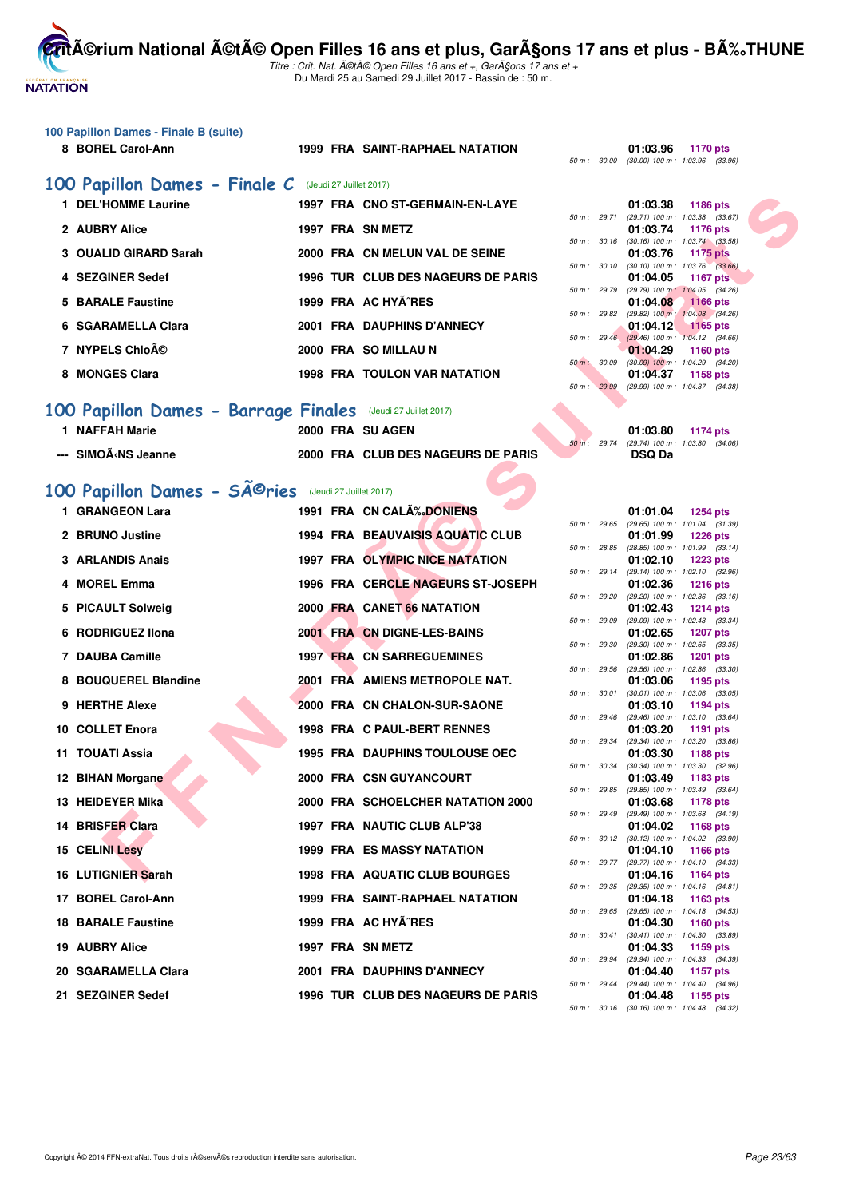## 100 Papillon Dames - Finale B (suite)

| | Nom | Année | Nat | Club | Temps | Points | Splits |
|---|---|---|---|---|---|---|---|
| 8 | BOREL Carol-Ann | 1999 | FRA | SAINT-RAPHAEL NATATION | 01:03.96 | 1170 pts | 50 m : 30.00 (30.00) 100 m : 1:03.96 (33.96) |

## 100 Papillon Dames - Finale C (Jeudi 27 Juillet 2017)

| | Nom | Année | Nat | Club | Temps | Points | Splits |
|---|---|---|---|---|---|---|---|
| 1 | DEL'HOMME Laurine | 1997 | FRA | CNO ST-GERMAIN-EN-LAYE | 01:03.38 | 1186 pts | 50 m : 29.71 (29.71) 100 m : 1:03.38 (33.67) |
| 2 | AUBRY Alice | 1997 | FRA | SN METZ | 01:03.74 | 1176 pts | 50 m : 30.16 (30.16) 100 m : 1:03.74 (33.58) |
| 3 | OUALID GIRARD Sarah | 2000 | FRA | CN MELUN VAL DE SEINE | 01:03.76 | 1175 pts | 50 m : 30.10 (30.10) 100 m : 1:03.76 (33.66) |
| 4 | SEZGINER Sedef | 1996 | TUR | CLUB DES NAGEURS DE PARIS | 01:04.05 | 1167 pts | 50 m : 29.79 (29.79) 100 m : 1:04.05 (34.26) |
| 5 | BARALE Faustine | 1999 | FRA | AC HYÃˆRES | 01:04.08 | 1166 pts | 50 m : 29.82 (29.82) 100 m : 1:04.08 (34.26) |
| 6 | SGARAMELLA Clara | 2001 | FRA | DAUPHINS D'ANNECY | 01:04.12 | 1165 pts | 50 m : 29.46 (29.46) 100 m : 1:04.12 (34.66) |
| 7 | NYPELS ChloÃ© | 2000 | FRA | SO MILLAU N | 01:04.29 | 1160 pts | 50 m : 30.09 (30.09) 100 m : 1:04.29 (34.20) |
| 8 | MONGES Clara | 1998 | FRA | TOULON VAR NATATION | 01:04.37 | 1158 pts | 50 m : 29.99 (29.99) 100 m : 1:04.37 (34.38) |

## 100 Papillon Dames - Barrage Finales (Jeudi 27 Juillet 2017)

| | Nom | Année | Nat | Club | Temps | Points | Splits |
|---|---|---|---|---|---|---|---|
| 1 | NAFFAH Marie | 2000 | FRA | SU AGEN | 01:03.80 | 1174 pts | 50 m : 29.74 (29.74) 100 m : 1:03.80 (34.06) |
| --- | SIMOÃ‹NS Jeanne | 2000 | FRA | CLUB DES NAGEURS DE PARIS | DSQ Da | | |

## 100 Papillon Dames - SÃ©ries (Jeudi 27 Juillet 2017)

| | Nom | Année | Nat | Club | Temps | Points | Splits |
|---|---|---|---|---|---|---|---|
| 1 | GRANGEON Lara | 1991 | FRA | CN CALÃ‰DONIENS | 01:01.04 | 1254 pts | 50 m : 29.65 (29.65) 100 m : 1:01.04 (31.39) |
| 2 | BRUNO Justine | 1994 | FRA | BEAUVAISIS AQUATIC CLUB | 01:01.99 | 1226 pts | 50 m : 28.85 (28.85) 100 m : 1:01.99 (33.14) |
| 3 | ARLANDIS Anais | 1997 | FRA | OLYMPIC NICE NATATION | 01:02.10 | 1223 pts | 50 m : 29.14 (29.14) 100 m : 1:02.10 (32.96) |
| 4 | MOREL Emma | 1996 | FRA | CERCLE NAGEURS ST-JOSEPH | 01:02.36 | 1216 pts | 50 m : 29.20 (29.20) 100 m : 1:02.36 (33.16) |
| 5 | PICAULT Solweig | 2000 | FRA | CANET 66 NATATION | 01:02.43 | 1214 pts | 50 m : 29.09 (29.09) 100 m : 1:02.43 (33.34) |
| 6 | RODRIGUEZ Ilona | 2001 | FRA | CN DIGNE-LES-BAINS | 01:02.65 | 1207 pts | 50 m : 29.30 (29.30) 100 m : 1:02.65 (33.35) |
| 7 | DAUBA Camille | 1997 | FRA | CN SARREGUEMINES | 01:02.86 | 1201 pts | 50 m : 29.56 (29.56) 100 m : 1:02.86 (33.30) |
| 8 | BOUQUEREL Blandine | 2001 | FRA | AMIENS METROPOLE NAT. | 01:03.06 | 1195 pts | 50 m : 30.01 (30.01) 100 m : 1:03.06 (33.05) |
| 9 | HERTHE Alexe | 2000 | FRA | CN CHALON-SUR-SAONE | 01:03.10 | 1194 pts | 50 m : 29.46 (29.46) 100 m : 1:03.10 (33.64) |
| 10 | COLLET Enora | 1998 | FRA | C PAUL-BERT RENNES | 01:03.20 | 1191 pts | 50 m : 29.34 (29.34) 100 m : 1:03.20 (33.86) |
| 11 | TOUATI Assia | 1995 | FRA | DAUPHINS TOULOUSE OEC | 01:03.30 | 1188 pts | 50 m : 30.34 (30.34) 100 m : 1:03.30 (32.96) |
| 12 | BIHAN Morgane | 2000 | FRA | CSN GUYANCOURT | 01:03.49 | 1183 pts | 50 m : 29.85 (29.85) 100 m : 1:03.49 (33.64) |
| 13 | HEIDEYER Mika | 2000 | FRA | SCHOELCHER NATATION 2000 | 01:03.68 | 1178 pts | 50 m : 29.49 (29.49) 100 m : 1:03.68 (34.19) |
| 14 | BRISFER Clara | 1997 | FRA | NAUTIC CLUB ALP'38 | 01:04.02 | 1168 pts | 50 m : 30.12 (30.12) 100 m : 1:04.02 (33.90) |
| 15 | CELINI Lesy | 1999 | FRA | ES MASSY NATATION | 01:04.10 | 1166 pts | 50 m : 29.77 (29.77) 100 m : 1:04.10 (34.33) |
| 16 | LUTIGNIER Sarah | 1998 | FRA | AQUATIC CLUB BOURGES | 01:04.16 | 1164 pts | 50 m : 29.35 (29.35) 100 m : 1:04.16 (34.81) |
| 17 | BOREL Carol-Ann | 1999 | FRA | SAINT-RAPHAEL NATATION | 01:04.18 | 1163 pts | 50 m : 29.65 (29.65) 100 m : 1:04.18 (34.53) |
| 18 | BARALE Faustine | 1999 | FRA | AC HYÃˆRES | 01:04.30 | 1160 pts | 50 m : 30.41 (30.41) 100 m : 1:04.30 (33.89) |
| 19 | AUBRY Alice | 1997 | FRA | SN METZ | 01:04.33 | 1159 pts | 50 m : 29.94 (29.94) 100 m : 1:04.33 (34.39) |
| 20 | SGARAMELLA Clara | 2001 | FRA | DAUPHINS D'ANNECY | 01:04.40 | 1157 pts | 50 m : 29.44 (29.44) 100 m : 1:04.40 (34.96) |
| 21 | SEZGINER Sedef | 1996 | TUR | CLUB DES NAGEURS DE PARIS | 01:04.48 | 1155 pts | 50 m : 30.16 (30.16) 100 m : 1:04.48 (34.32) |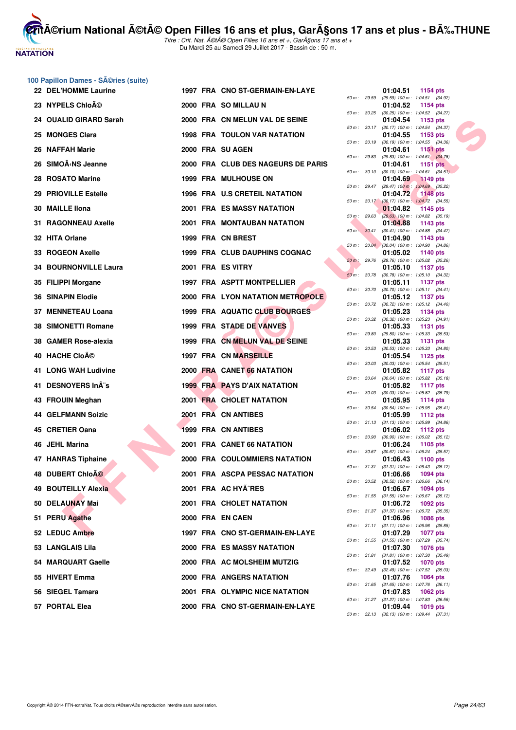## 100 Papillon Dames - SÃ©ries (suite)

| Rang | Nom | Année | Nat | Club | Temps | Points | 50 m | 100 m |
|---|---|---|---|---|---|---|---|---|
| 22 | DEL'HOMME Laurine | 1997 | FRA | CNO ST-GERMAIN-EN-LAYE | 01:04.51 | 1154 pts | 29.59 | (29.59) 1:04.51 (34.92) |
| 23 | NYPELS ChloÃ© | 2000 | FRA | SO MILLAU N | 01:04.52 | 1154 pts | 30.25 | (30.25) 1:04.52 (34.27) |
| 24 | OUALID GIRARD Sarah | 2000 | FRA | CN MELUN VAL DE SEINE | 01:04.54 | 1153 pts | 30.17 | (30.17) 1:04.54 (34.37) |
| 25 | MONGES Clara | 1998 | FRA | TOULON VAR NATATION | 01:04.55 | 1153 pts | 30.19 | (30.19) 1:04.55 (34.36) |
| 26 | NAFFAH Marie | 2000 | FRA | SU AGEN | 01:04.61 | 1151 pts | 29.83 | (29.83) 1:04.61 (34.78) |
| 26 | SIMOÃ‹NS Jeanne | 2000 | FRA | CLUB DES NAGEURS DE PARIS | 01:04.61 | 1151 pts | 30.10 | (30.10) 1:04.61 (34.51) |
| 28 | ROSATO Marine | 1999 | FRA | MULHOUSE ON | 01:04.69 | 1149 pts | 29.47 | (29.47) 1:04.69 (35.22) |
| 29 | PRIOVILLE Estelle | 1996 | FRA | U.S CRETEIL NATATION | 01:04.72 | 1148 pts | 30.17 | (30.17) 1:04.72 (34.55) |
| 30 | MAILLE Ilona | 2001 | FRA | ES MASSY NATATION | 01:04.82 | 1145 pts | 29.63 | (29.63) 1:04.82 (35.19) |
| 31 | RAGONNEAU Axelle | 2001 | FRA | MONTAUBAN NATATION | 01:04.88 | 1143 pts | 30.41 | (30.41) 1:04.88 (34.47) |
| 32 | HITA Orlane | 1999 | FRA | CN BREST | 01:04.90 | 1143 pts | 30.04 | (30.04) 1:04.90 (34.86) |
| 33 | ROGEON Axelle | 1999 | FRA | CLUB DAUPHINS COGNAC | 01:05.02 | 1140 pts | 29.76 | (29.76) 1:05.02 (35.26) |
| 34 | BOURNONVILLE Laura | 2001 | FRA | ES VITRY | 01:05.10 | 1137 pts | 30.78 | (30.78) 1:05.10 (34.32) |
| 35 | FILIPPI Morgane | 1997 | FRA | ASPTT MONTPELLIER | 01:05.11 | 1137 pts | 30.70 | (30.70) 1:05.11 (34.41) |
| 36 | SINAPIN Elodie | 2000 | FRA | LYON NATATION METROPOLE | 01:05.12 | 1137 pts | 30.72 | (30.72) 1:05.12 (34.40) |
| 37 | MENNETEAU Loana | 1999 | FRA | AQUATIC CLUB BOURGES | 01:05.23 | 1134 pts | 30.32 | (30.32) 1:05.23 (34.91) |
| 38 | SIMONETTI Romane | 1999 | FRA | STADE DE VANVES | 01:05.33 | 1131 pts | 29.80 | (29.80) 1:05.33 (35.53) |
| 38 | GAMER Rose-alexia | 1999 | FRA | CN MELUN VAL DE SEINE | 01:05.33 | 1131 pts | 30.53 | (30.53) 1:05.33 (34.80) |
| 40 | HACHE CloÃ© | 1997 | FRA | CN MARSEILLE | 01:05.54 | 1125 pts | 30.03 | (30.03) 1:05.54 (35.51) |
| 41 | LONG WAH Ludivine | 2000 | FRA | CANET 66 NATATION | 01:05.82 | 1117 pts | 30.64 | (30.64) 1:05.82 (35.18) |
| 41 | DESNOYERS InÃ¨s | 1999 | FRA | PAYS D'AIX NATATION | 01:05.82 | 1117 pts | 30.03 | (30.03) 1:05.82 (35.79) |
| 43 | FROUIN Meghan | 2001 | FRA | CHOLET NATATION | 01:05.95 | 1114 pts | 30.54 | (30.54) 1:05.95 (35.41) |
| 44 | GELFMANN Soizic | 2001 | FRA | CN ANTIBES | 01:05.99 | 1112 pts | 31.13 | (31.13) 1:05.99 (34.86) |
| 45 | CRETIER Oana | 1999 | FRA | CN ANTIBES | 01:06.02 | 1112 pts | 30.90 | (30.90) 1:06.02 (35.12) |
| 46 | JEHL Marina | 2001 | FRA | CANET 66 NATATION | 01:06.24 | 1105 pts | 30.67 | (30.67) 1:06.24 (35.57) |
| 47 | HANRAS Tiphaine | 2000 | FRA | COULOMMIERS NATATION | 01:06.43 | 1100 pts | 31.31 | (31.31) 1:06.43 (35.12) |
| 48 | DUBERT ChloÃ© | 2001 | FRA | ASCPA PESSAC NATATION | 01:06.66 | 1094 pts | 30.52 | (30.52) 1:06.66 (36.14) |
| 49 | BOUTEILLY Alexia | 2001 | FRA | AC HYÃˆRES | 01:06.67 | 1094 pts | 31.55 | (31.55) 1:06.67 (35.12) |
| 50 | DELAUNAY Mai | 2001 | FRA | CHOLET NATATION | 01:06.72 | 1092 pts | 31.37 | (31.37) 1:06.72 (35.35) |
| 51 | PERU Agathe | 2000 | FRA | EN CAEN | 01:06.96 | 1086 pts | 31.11 | (31.11) 1:06.96 (35.85) |
| 52 | LEDUC Ambre | 1997 | FRA | CNO ST-GERMAIN-EN-LAYE | 01:07.29 | 1077 pts | 31.55 | (31.55) 1:07.29 (35.74) |
| 53 | LANGLAIS Lila | 2000 | FRA | ES MASSY NATATION | 01:07.30 | 1076 pts | 31.81 | (31.81) 1:07.30 (35.49) |
| 54 | MARQUART Gaelle | 2000 | FRA | AC MOLSHEIM MUTZIG | 01:07.52 | 1070 pts | 32.49 | (32.49) 1:07.52 (35.03) |
| 55 | HIVERT Emma | 2000 | FRA | ANGERS NATATION | 01:07.76 | 1064 pts | 31.65 | (31.65) 1:07.76 (36.11) |
| 56 | SIEGEL Tamara | 2001 | FRA | OLYMPIC NICE NATATION | 01:07.83 | 1062 pts | 31.27 | (31.27) 1:07.83 (36.56) |
| 57 | PORTAL Elea | 2000 | FRA | CNO ST-GERMAIN-EN-LAYE | 01:09.44 | 1019 pts | 32.13 | (32.13) 1:09.44 (37.31) |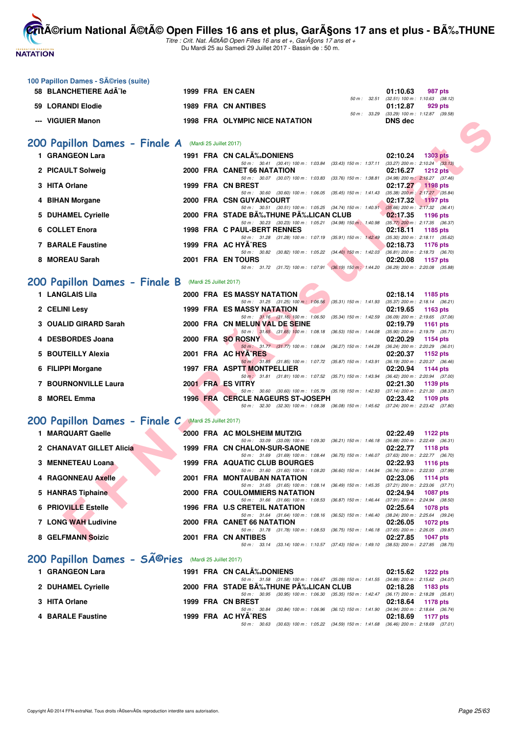## 100 Papillon Dames - SÃ©ries (suite)

| | Nom | Année | Nat | Club | Splits | Temps | Points |
|---|---|---|---|---|---|---|---|
| 58 | BLANCHETIERE AdÃ¨le | 1999 | FRA | EN CAEN | 50 m : 32.51 (32.51) 100 m : 1:10.63 (38.12) | 01:10.63 | 987 pts |
| 59 | LORANDI Elodie | 1989 | FRA | CN ANTIBES | 50 m : 33.29 (33.29) 100 m : 1:12.87 (39.58) | 01:12.87 | 929 pts |
| --- | VIGUIER Manon | 1998 | FRA | OLYMPIC NICE NATATION | | DNS dec | |

## 200 Papillon Dames - Finale A (Mardi 25 Juillet 2017)

| | Nom | Année | Nat | Club | Splits | Temps | Points |
|---|---|---|---|---|---|---|---|
| 1 | GRANGEON Lara | 1991 | FRA | CN CALÃ‰DONIENS | 50 m : 30.41 (30.41) 100 m : 1:03.84 (33.43) 150 m : 1:37.11 (33.27) 200 m : 2:10.24 (33.13) | 02:10.24 | 1303 pts |
| 2 | PICAULT Solweig | 2000 | FRA | CANET 66 NATATION | 50 m : 30.07 (30.07) 100 m : 1:03.83 (33.76) 150 m : 1:38.81 (34.98) 200 m : 2:16.27 (37.46) | 02:16.27 | 1212 pts |
| 3 | HITA Orlane | 1999 | FRA | CN BREST | 50 m : 30.60 (30.60) 100 m : 1:06.05 (35.45) 150 m : 1:41.43 (35.38) 200 m : 2:17.27 (35.84) | 02:17.27 | 1198 pts |
| 4 | BIHAN Morgane | 2000 | FRA | CSN GUYANCOURT | 50 m : 30.51 (30.51) 100 m : 1:05.25 (34.74) 150 m : 1:40.91 (35.66) 200 m : 2:17.32 (36.41) | 02:17.32 | 1197 pts |
| 5 | DUHAMEL Cyrielle | 2000 | FRA | STADE BÃ‰THUNE PÃ‰LICAN CLUB | 50 m : 30.23 (30.23) 100 m : 1:05.21 (34.98) 150 m : 1:40.98 (35.77) 200 m : 2:17.35 (36.37) | 02:17.35 | 1196 pts |
| 6 | COLLET Enora | 1998 | FRA | C PAUL-BERT RENNES | 50 m : 31.28 (31.28) 100 m : 1:07.19 (35.91) 150 m : 1:42.49 (35.30) 200 m : 2:18.11 (35.62) | 02:18.11 | 1185 pts |
| 7 | BARALE Faustine | 1999 | FRA | AC HYÃˆRES | 50 m : 30.82 (30.82) 100 m : 1:05.22 (34.40) 150 m : 1:42.03 (36.81) 200 m : 2:18.73 (36.70) | 02:18.73 | 1176 pts |
| 8 | MOREAU Sarah | 2001 | FRA | EN TOURS | 50 m : 31.72 (31.72) 100 m : 1:07.91 (36.19) 150 m : 1:44.20 (36.29) 200 m : 2:20.08 (35.88) | 02:20.08 | 1157 pts |

## 200 Papillon Dames - Finale B (Mardi 25 Juillet 2017)

| | Nom | Année | Nat | Club | Splits | Temps | Points |
|---|---|---|---|---|---|---|---|
| 1 | LANGLAIS Lila | 2000 | FRA | ES MASSY NATATION | 50 m : 31.25 (31.25) 100 m : 1:06.56 (35.31) 150 m : 1:41.93 (35.37) 200 m : 2:18.14 (36.21) | 02:18.14 | 1185 pts |
| 2 | CELINI Lesy | 1999 | FRA | ES MASSY NATATION | 50 m : 31.16 (31.16) 100 m : 1:06.50 (35.34) 150 m : 1:42.59 (36.09) 200 m : 2:19.65 (37.06) | 02:19.65 | 1163 pts |
| 3 | OUALID GIRARD Sarah | 2000 | FRA | CN MELUN VAL DE SEINE | 50 m : 31.65 (31.65) 100 m : 1:08.18 (36.53) 150 m : 1:44.08 (35.90) 200 m : 2:19.79 (35.71) | 02:19.79 | 1161 pts |
| 4 | DESBORDES Joana | 2000 | FRA | SO ROSNY | 50 m : 31.77 (31.77) 100 m : 1:08.04 (36.27) 150 m : 1:44.28 (36.24) 200 m : 2:20.29 (36.01) | 02:20.29 | 1154 pts |
| 5 | BOUTEILLY Alexia | 2001 | FRA | AC HYÃˆRES | 50 m : 31.85 (31.85) 100 m : 1:07.72 (35.87) 150 m : 1:43.91 (36.19) 200 m : 2:20.37 (36.46) | 02:20.37 | 1152 pts |
| 6 | FILIPPI Morgane | 1997 | FRA | ASPTT MONTPELLIER | 50 m : 31.81 (31.81) 100 m : 1:07.52 (35.71) 150 m : 1:43.94 (36.42) 200 m : 2:20.94 (37.00) | 02:20.94 | 1144 pts |
| 7 | BOURNONVILLE Laura | 2001 | FRA | ES VITRY | 50 m : 30.60 (30.60) 100 m : 1:05.79 (35.19) 150 m : 1:42.93 (37.14) 200 m : 2:21.30 (38.37) | 02:21.30 | 1139 pts |
| 8 | MOREL Emma | 1996 | FRA | CERCLE NAGEURS ST-JOSEPH | 50 m : 32.30 (32.30) 100 m : 1:08.38 (36.08) 150 m : 1:45.62 (37.24) 200 m : 2:23.42 (37.80) | 02:23.42 | 1109 pts |

## 200 Papillon Dames - Finale C (Mardi 25 Juillet 2017)

| | Nom | Année | Nat | Club | Splits | Temps | Points |
|---|---|---|---|---|---|---|---|
| 1 | MARQUART Gaelle | 2000 | FRA | AC MOLSHEIM MUTZIG | 50 m : 33.09 (33.09) 100 m : 1:09.30 (36.21) 150 m : 1:46.18 (36.88) 200 m : 2:22.49 (36.31) | 02:22.49 | 1122 pts |
| 2 | CHANAVAT GILLET Alicia | 1999 | FRA | CN CHALON-SUR-SAONE | 50 m : 31.69 (31.69) 100 m : 1:08.44 (36.75) 150 m : 1:46.07 (37.63) 200 m : 2:22.77 (36.70) | 02:22.77 | 1118 pts |
| 3 | MENNETEAU Loana | 1999 | FRA | AQUATIC CLUB BOURGES | 50 m : 31.60 (31.60) 100 m : 1:08.20 (36.60) 150 m : 1:44.94 (36.74) 200 m : 2:22.93 (37.99) | 02:22.93 | 1116 pts |
| 4 | RAGONNEAU Axelle | 2001 | FRA | MONTAUBAN NATATION | 50 m : 31.65 (31.65) 100 m : 1:08.14 (36.49) 150 m : 1:45.35 (37.21) 200 m : 2:23.06 (37.71) | 02:23.06 | 1114 pts |
| 5 | HANRAS Tiphaine | 2000 | FRA | COULOMMIERS NATATION | 50 m : 31.66 (31.66) 100 m : 1:08.53 (36.87) 150 m : 1:46.44 (37.91) 200 m : 2:24.94 (38.50) | 02:24.94 | 1087 pts |
| 6 | PRIOVILLE Estelle | 1996 | FRA | U.S CRETEIL NATATION | 50 m : 31.64 (31.64) 100 m : 1:08.16 (36.52) 150 m : 1:46.40 (38.24) 200 m : 2:25.64 (39.24) | 02:25.64 | 1078 pts |
| 7 | LONG WAH Ludivine | 2000 | FRA | CANET 66 NATATION | 50 m : 31.78 (31.78) 100 m : 1:08.53 (36.75) 150 m : 1:46.18 (37.65) 200 m : 2:26.05 (39.87) | 02:26.05 | 1072 pts |
| 8 | GELFMANN Soizic | 2001 | FRA | CN ANTIBES | 50 m : 33.14 (33.14) 100 m : 1:10.57 (37.43) 150 m : 1:49.10 (38.53) 200 m : 2:27.85 (38.75) | 02:27.85 | 1047 pts |

## 200 Papillon Dames - SÃ©ries (Mardi 25 Juillet 2017)

| | Nom | Année | Nat | Club | Splits | Temps | Points |
|---|---|---|---|---|---|---|---|
| 1 | GRANGEON Lara | 1991 | FRA | CN CALÃ‰DONIENS | 50 m : 31.58 (31.58) 100 m : 1:06.67 (35.09) 150 m : 1:41.55 (34.88) 200 m : 2:15.62 (34.07) | 02:15.62 | 1222 pts |
| 2 | DUHAMEL Cyrielle | 2000 | FRA | STADE BÃ‰THUNE PÃ‰LICAN CLUB | 50 m : 30.95 (30.95) 100 m : 1:06.30 (35.35) 150 m : 1:42.47 (36.17) 200 m : 2:18.28 (35.81) | 02:18.28 | 1183 pts |
| 3 | HITA Orlane | 1999 | FRA | CN BREST | 50 m : 30.84 (30.84) 100 m : 1:06.96 (36.12) 150 m : 1:41.90 (34.94) 200 m : 2:18.64 (36.74) | 02:18.64 | 1178 pts |
| 4 | BARALE Faustine | 1999 | FRA | AC HYÃˆRES | 50 m : 30.63 (30.63) 100 m : 1:05.22 (34.59) 150 m : 1:41.68 (36.46) 200 m : 2:18.69 (37.01) | 02:18.69 | 1177 pts |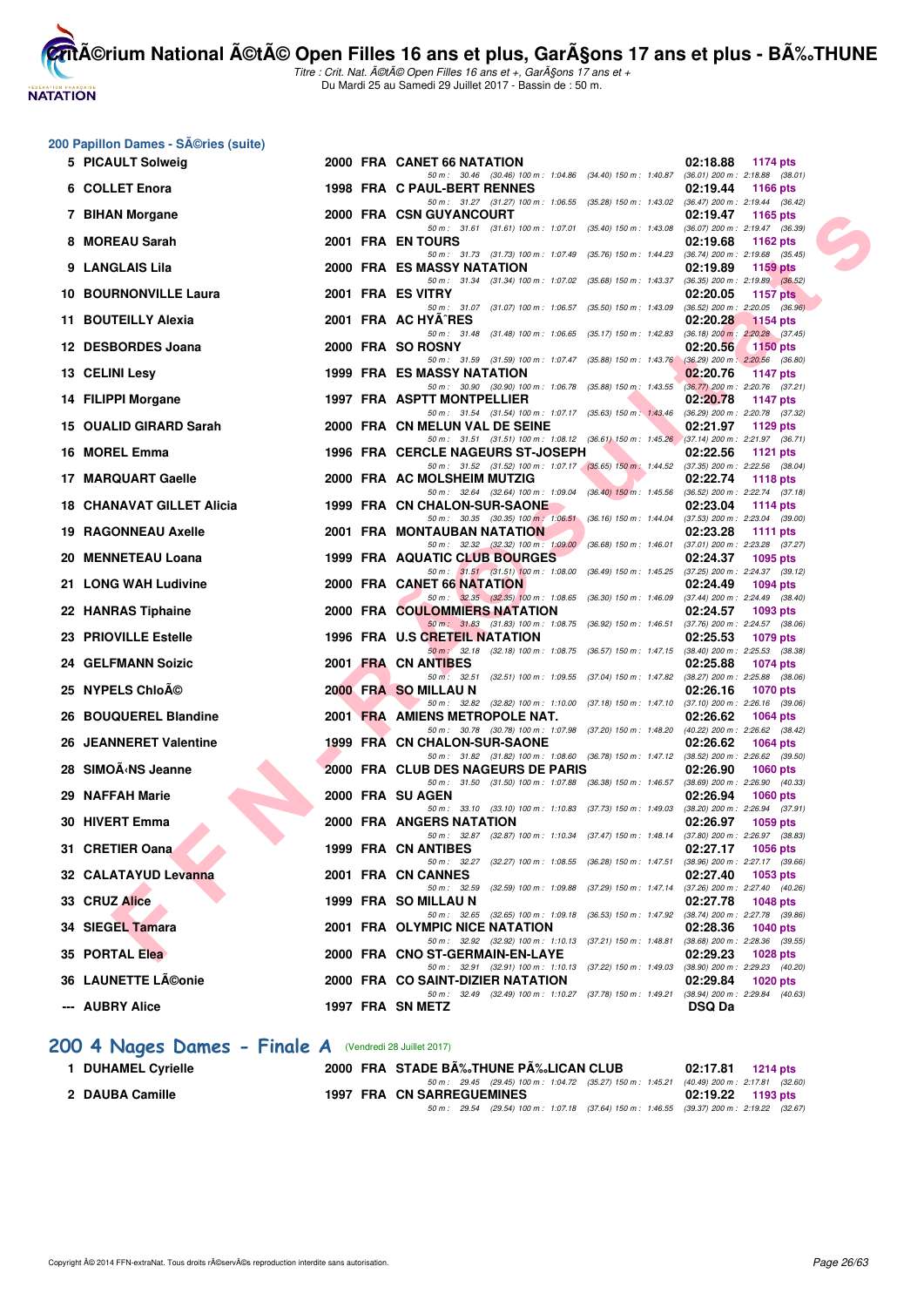## 200 Papillon Dames - SÃ©ries (suite)

| Place | Nom | Année | Nat | Club | Temps | Points |
|---|---|---|---|---|---|---|
| 5 | PICAULT Solweig | 2000 | FRA | CANET 66 NATATION | 02:18.88 | 1174 pts |
| | 50 m : 30.46 (30.46) 100 m : 1:04.86 (34.40) 150 m : 1:40.87 (36.01) 200 m : 2:18.88 (38.01) | | | | | |
| 6 | COLLET Enora | 1998 | FRA | C PAUL-BERT RENNES | 02:19.44 | 1166 pts |
| | 50 m : 31.27 (31.27) 100 m : 1:06.55 (35.28) 150 m : 1:43.02 (36.47) 200 m : 2:19.44 (36.42) | | | | | |
| 7 | BIHAN Morgane | 2000 | FRA | CSN GUYANCOURT | 02:19.47 | 1165 pts |
| | 50 m : 31.61 (31.61) 100 m : 1:07.01 (35.40) 150 m : 1:43.08 (36.07) 200 m : 2:19.47 (36.39) | | | | | |
| 8 | MOREAU Sarah | 2001 | FRA | EN TOURS | 02:19.68 | 1162 pts |
| | 50 m : 31.73 (31.73) 100 m : 1:07.49 (35.76) 150 m : 1:44.23 (36.74) 200 m : 2:19.68 (35.45) | | | | | |
| 9 | LANGLAIS Lila | 2000 | FRA | ES MASSY NATATION | 02:19.89 | 1159 pts |
| | 50 m : 31.34 (31.34) 100 m : 1:07.02 (35.68) 150 m : 1:43.37 (36.35) 200 m : 2:19.89 (36.52) | | | | | |
| 10 | BOURNONVILLE Laura | 2001 | FRA | ES VITRY | 02:20.05 | 1157 pts |
| | 50 m : 31.07 (31.07) 100 m : 1:06.57 (35.50) 150 m : 1:43.09 (36.52) 200 m : 2:20.05 (36.96) | | | | | |
| 11 | BOUTEILLY Alexia | 2001 | FRA | AC HYÃˆRES | 02:20.28 | 1154 pts |
| | 50 m : 31.48 (31.48) 100 m : 1:06.65 (35.17) 150 m : 1:42.83 (36.18) 200 m : 2:20.28 (37.45) | | | | | |
| 12 | DESBORDES Joana | 2000 | FRA | SO ROSNY | 02:20.56 | 1150 pts |
| | 50 m : 31.59 (31.59) 100 m : 1:07.47 (35.88) 150 m : 1:43.76 (36.29) 200 m : 2:20.56 (36.80) | | | | | |
| 13 | CELINI Lesy | 1999 | FRA | ES MASSY NATATION | 02:20.76 | 1147 pts |
| | 50 m : 30.90 (30.90) 100 m : 1:06.78 (35.88) 150 m : 1:43.55 (36.77) 200 m : 2:20.76 (37.21) | | | | | |
| 14 | FILIPPI Morgane | 1997 | FRA | ASPTT MONTPELLIER | 02:20.78 | 1147 pts |
| | 50 m : 31.54 (31.54) 100 m : 1:07.17 (35.63) 150 m : 1:43.46 (36.29) 200 m : 2:20.78 (37.32) | | | | | |
| 15 | OUALID GIRARD Sarah | 2000 | FRA | CN MELUN VAL DE SEINE | 02:21.97 | 1129 pts |
| | 50 m : 31.51 (31.51) 100 m : 1:08.12 (36.61) 150 m : 1:45.26 (37.14) 200 m : 2:21.97 (36.71) | | | | | |
| 16 | MOREL Emma | 1996 | FRA | CERCLE NAGEURS ST-JOSEPH | 02:22.56 | 1121 pts |
| | 50 m : 31.52 (31.52) 100 m : 1:07.17 (35.65) 150 m : 1:44.52 (37.35) 200 m : 2:22.56 (38.04) | | | | | |
| 17 | MARQUART Gaelle | 2000 | FRA | AC MOLSHEIM MUTZIG | 02:22.74 | 1118 pts |
| | 50 m : 32.64 (32.64) 100 m : 1:09.04 (36.40) 150 m : 1:45.56 (36.52) 200 m : 2:22.74 (37.18) | | | | | |
| 18 | CHANAVAT GILLET Alicia | 1999 | FRA | CN CHALON-SUR-SAONE | 02:23.04 | 1114 pts |
| | 50 m : 30.35 (30.35) 100 m : 1:06.51 (36.16) 150 m : 1:44.04 (37.53) 200 m : 2:23.04 (39.00) | | | | | |
| 19 | RAGONNEAU Axelle | 2001 | FRA | MONTAUBAN NATATION | 02:23.28 | 1111 pts |
| | 50 m : 32.32 (32.32) 100 m : 1:09.00 (36.68) 150 m : 1:46.01 (37.01) 200 m : 2:23.28 (37.27) | | | | | |
| 20 | MENNETEAU Loana | 1999 | FRA | AQUATIC CLUB BOURGES | 02:24.37 | 1095 pts |
| | 50 m : 31.51 (31.51) 100 m : 1:08.00 (36.49) 150 m : 1:45.25 (37.25) 200 m : 2:24.37 (39.12) | | | | | |
| 21 | LONG WAH Ludivine | 2000 | FRA | CANET 66 NATATION | 02:24.49 | 1094 pts |
| | 50 m : 32.35 (32.35) 100 m : 1:08.65 (36.30) 150 m : 1:46.09 (37.44) 200 m : 2:24.49 (38.40) | | | | | |
| 22 | HANRAS Tiphaine | 2000 | FRA | COULOMMIERS NATATION | 02:24.57 | 1093 pts |
| | 50 m : 31.83 (31.83) 100 m : 1:08.75 (36.92) 150 m : 1:46.51 (37.76) 200 m : 2:24.57 (38.06) | | | | | |
| 23 | PRIOVILLE Estelle | 1996 | FRA | U.S CRETEIL NATATION | 02:25.53 | 1079 pts |
| | 50 m : 32.18 (32.18) 100 m : 1:08.75 (36.57) 150 m : 1:47.15 (38.40) 200 m : 2:25.53 (38.38) | | | | | |
| 24 | GELFMANN Soizic | 2001 | FRA | CN ANTIBES | 02:25.88 | 1074 pts |
| | 50 m : 32.51 (32.51) 100 m : 1:09.55 (37.04) 150 m : 1:47.82 (38.27) 200 m : 2:25.88 (38.06) | | | | | |
| 25 | NYPELS ChloÃ© | 2000 | FRA | SO MILLAU N | 02:26.16 | 1070 pts |
| | 50 m : 32.82 (32.82) 100 m : 1:10.00 (37.18) 150 m : 1:47.10 (37.10) 200 m : 2:26.16 (39.06) | | | | | |
| 26 | BOUQUEREL Blandine | 2001 | FRA | AMIENS METROPOLE NAT. | 02:26.62 | 1064 pts |
| | 50 m : 30.78 (30.78) 100 m : 1:07.98 (37.20) 150 m : 1:48.20 (40.22) 200 m : 2:26.62 (38.42) | | | | | |
| 26 | JEANNERET Valentine | 1999 | FRA | CN CHALON-SUR-SAONE | 02:26.62 | 1064 pts |
| | 50 m : 31.82 (31.82) 100 m : 1:08.60 (36.78) 150 m : 1:47.12 (38.52) 200 m : 2:26.62 (39.50) | | | | | |
| 28 | SIMOÃ‹NS Jeanne | 2000 | FRA | CLUB DES NAGEURS DE PARIS | 02:26.90 | 1060 pts |
| | 50 m : 31.50 (31.50) 100 m : 1:07.88 (36.38) 150 m : 1:46.57 (38.69) 200 m : 2:26.90 (40.33) | | | | | |
| 29 | NAFFAH Marie | 2000 | FRA | SU AGEN | 02:26.94 | 1060 pts |
| | 50 m : 33.10 (33.10) 100 m : 1:10.83 (37.73) 150 m : 1:49.03 (38.20) 200 m : 2:26.94 (37.91) | | | | | |
| 30 | HIVERT Emma | 2000 | FRA | ANGERS NATATION | 02:26.97 | 1059 pts |
| | 50 m : 32.87 (32.87) 100 m : 1:10.34 (37.47) 150 m : 1:48.14 (37.80) 200 m : 2:26.97 (38.83) | | | | | |
| 31 | CRETIER Oana | 1999 | FRA | CN ANTIBES | 02:27.17 | 1056 pts |
| | 50 m : 32.27 (32.27) 100 m : 1:08.55 (36.28) 150 m : 1:47.51 (38.96) 200 m : 2:27.17 (39.66) | | | | | |
| 32 | CALATAYUD Levanna | 2001 | FRA | CN CANNES | 02:27.40 | 1053 pts |
| | 50 m : 32.59 (32.59) 100 m : 1:09.88 (37.29) 150 m : 1:47.14 (37.26) 200 m : 2:27.40 (40.26) | | | | | |
| 33 | CRUZ Alice | 1999 | FRA | SO MILLAU N | 02:27.78 | 1048 pts |
| | 50 m : 32.65 (32.65) 100 m : 1:09.18 (36.53) 150 m : 1:47.92 (38.74) 200 m : 2:27.78 (39.86) | | | | | |
| 34 | SIEGEL Tamara | 2001 | FRA | OLYMPIC NICE NATATION | 02:28.36 | 1040 pts |
| | 50 m : 32.92 (32.92) 100 m : 1:10.13 (37.21) 150 m : 1:48.81 (38.68) 200 m : 2:28.36 (39.55) | | | | | |
| 35 | PORTAL Elea | 2000 | FRA | CNO ST-GERMAIN-EN-LAYE | 02:29.23 | 1028 pts |
| | 50 m : 32.91 (32.91) 100 m : 1:10.13 (37.22) 150 m : 1:49.03 (38.90) 200 m : 2:29.23 (40.20) | | | | | |
| 36 | LAUNETTE LÃ©onie | 2000 | FRA | CO SAINT-DIZIER NATATION | 02:29.84 | 1020 pts |
| | 50 m : 32.49 (32.49) 100 m : 1:10.27 (37.78) 150 m : 1:49.21 (38.94) 200 m : 2:29.84 (40.63) | | | | | |
| --- | AUBRY Alice | 1997 | FRA | SN METZ | DSQ Da | |

## 200 4 Nages Dames - Finale A (Vendredi 28 Juillet 2017)

| Place | Nom | Année | Nat | Club | Temps | Points |
|---|---|---|---|---|---|---|
| 1 | DUHAMEL Cyrielle | 2000 | FRA | STADE BÃ‰THUNE PÃ‰LICAN CLUB | 02:17.81 | 1214 pts |
| | 50 m : 29.45 (29.45) 100 m : 1:04.72 (35.27) 150 m : 1:45.21 (40.49) 200 m : 2:17.81 (32.60) | | | | | |
| 2 | DAUBA Camille | 1997 | FRA | CN SARREGUEMINES | 02:19.22 | 1193 pts |
| | 50 m : 29.54 (29.54) 100 m : 1:07.18 (37.64) 150 m : 1:46.55 (39.37) 200 m : 2:19.22 (32.67) | | | | | |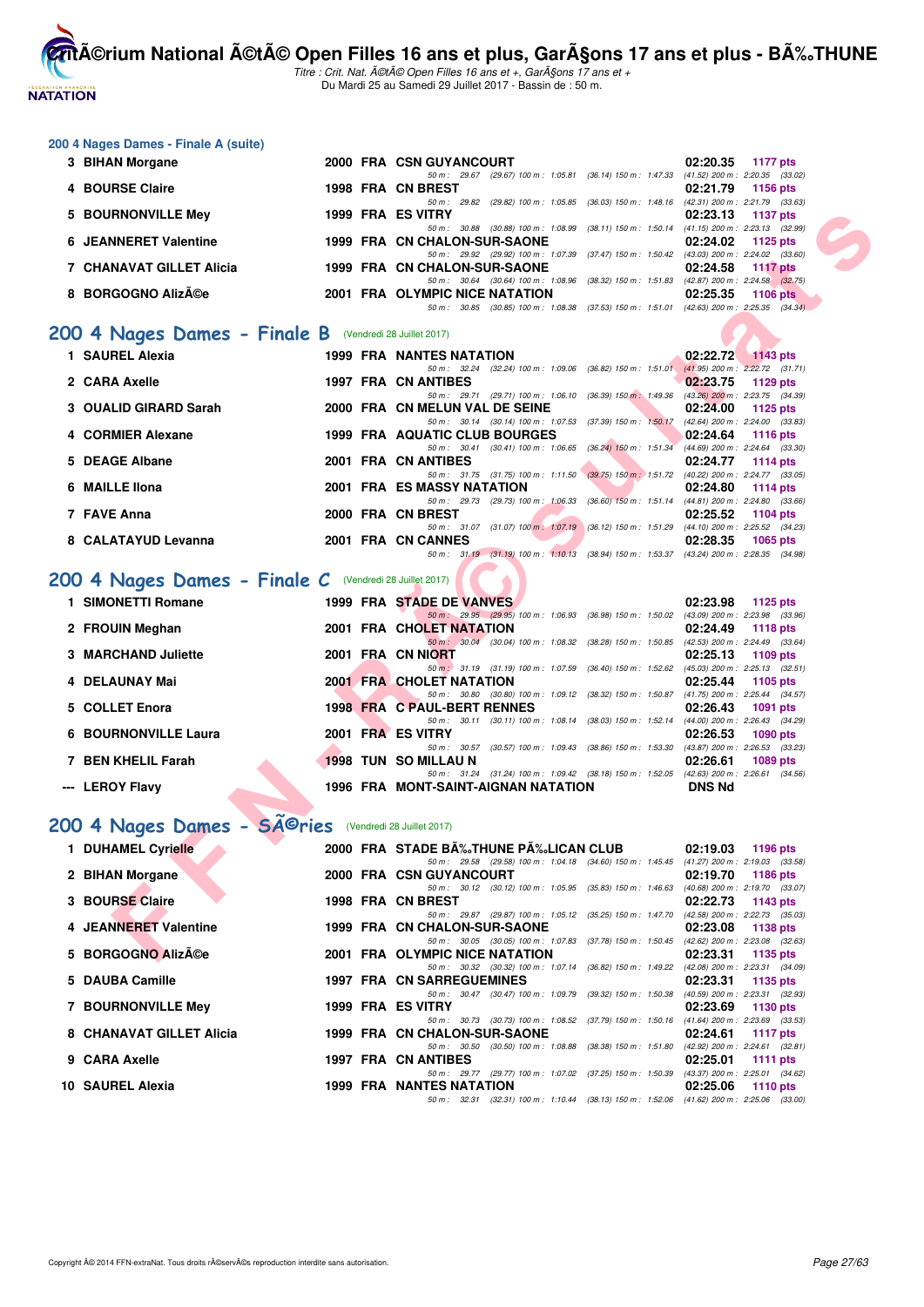## 200 4 Nages Dames - Finale A (suite)

| Rang | Nom | Année | Nat | Club | Temps | Points |
|---|---|---|---|---|---|---|
| 3 | BIHAN Morgane | 2000 | FRA | CSN GUYANCOURT | 02:20.35 | 1177 pts |
| | 50 m : 29.67 (29.67) 100 m : 1:05.81 (36.14) 150 m : 1:47.33 (41.52) 200 m : 2:20.35 (33.02) | | | | | |
| 4 | BOURSE Claire | 1998 | FRA | CN BREST | 02:21.79 | 1156 pts |
| | 50 m : 29.82 (29.82) 100 m : 1:05.85 (36.03) 150 m : 1:48.16 (42.31) 200 m : 2:21.79 (33.63) | | | | | |
| 5 | BOURNONVILLE Mey | 1999 | FRA | ES VITRY | 02:23.13 | 1137 pts |
| | 50 m : 30.88 (30.88) 100 m : 1:08.99 (38.11) 150 m : 1:50.14 (41.15) 200 m : 2:23.13 (32.99) | | | | | |
| 6 | JEANNERET Valentine | 1999 | FRA | CN CHALON-SUR-SAONE | 02:24.02 | 1125 pts |
| | 50 m : 29.92 (29.92) 100 m : 1:07.39 (37.47) 150 m : 1:50.42 (43.03) 200 m : 2:24.02 (33.60) | | | | | |
| 7 | CHANAVAT GILLET Alicia | 1999 | FRA | CN CHALON-SUR-SAONE | 02:24.58 | 1117 pts |
| | 50 m : 30.64 (30.64) 100 m : 1:08.96 (38.32) 150 m : 1:51.83 (42.87) 200 m : 2:24.58 (32.75) | | | | | |
| 8 | BORGOGNO AlizÃ©e | 2001 | FRA | OLYMPIC NICE NATATION | 02:25.35 | 1106 pts |
| | 50 m : 30.85 (30.85) 100 m : 1:08.38 (37.53) 150 m : 1:51.01 (42.63) 200 m : 2:25.35 (34.34) | | | | | |

## 200 4 Nages Dames - Finale B (Vendredi 28 Juillet 2017)

| Rang | Nom | Année | Nat | Club | Temps | Points |
|---|---|---|---|---|---|---|
| 1 | SAUREL Alexia | 1999 | FRA | NANTES NATATION | 02:22.72 | 1143 pts |
| | 50 m : 32.24 (32.24) 100 m : 1:09.06 (36.82) 150 m : 1:51.01 (41.95) 200 m : 2:22.72 (31.71) | | | | | |
| 2 | CARA Axelle | 1997 | FRA | CN ANTIBES | 02:23.75 | 1129 pts |
| | 50 m : 29.71 (29.71) 100 m : 1:06.10 (36.39) 150 m : 1:49.36 (43.26) 200 m : 2:23.75 (34.39) | | | | | |
| 3 | OUALID GIRARD Sarah | 2000 | FRA | CN MELUN VAL DE SEINE | 02:24.00 | 1125 pts |
| | 50 m : 30.14 (30.14) 100 m : 1:07.53 (37.39) 150 m : 1:50.17 (42.64) 200 m : 2:24.00 (33.83) | | | | | |
| 4 | CORMIER Alexane | 1999 | FRA | AQUATIC CLUB BOURGES | 02:24.64 | 1116 pts |
| | 50 m : 30.41 (30.41) 100 m : 1:06.65 (36.24) 150 m : 1:51.34 (44.69) 200 m : 2:24.64 (33.30) | | | | | |
| 5 | DEAGE Albane | 2001 | FRA | CN ANTIBES | 02:24.77 | 1114 pts |
| | 50 m : 31.75 (31.75) 100 m : 1:11.50 (39.75) 150 m : 1:51.72 (40.22) 200 m : 2:24.77 (33.05) | | | | | |
| 6 | MAILLE Ilona | 2001 | FRA | ES MASSY NATATION | 02:24.80 | 1114 pts |
| | 50 m : 29.73 (29.73) 100 m : 1:06.33 (36.60) 150 m : 1:51.14 (44.81) 200 m : 2:24.80 (33.66) | | | | | |
| 7 | FAVE Anna | 2000 | FRA | CN BREST | 02:25.52 | 1104 pts |
| | 50 m : 31.07 (31.07) 100 m : 1:07.19 (36.12) 150 m : 1:51.29 (44.10) 200 m : 2:25.52 (34.23) | | | | | |
| 8 | CALATAYUD Levanna | 2001 | FRA | CN CANNES | 02:28.35 | 1065 pts |
| | 50 m : 31.19 (31.19) 100 m : 1:10.13 (38.94) 150 m : 1:53.37 (43.24) 200 m : 2:28.35 (34.98) | | | | | |

## 200 4 Nages Dames - Finale C (Vendredi 28 Juillet 2017)

| Rang | Nom | Année | Nat | Club | Temps | Points |
|---|---|---|---|---|---|---|
| 1 | SIMONETTI Romane | 1999 | FRA | STADE DE VANVES | 02:23.98 | 1125 pts |
| | 50 m : 29.95 (29.95) 100 m : 1:06.93 (36.98) 150 m : 1:50.02 (43.09) 200 m : 2:23.98 (33.96) | | | | | |
| 2 | FROUIN Meghan | 2001 | FRA | CHOLET NATATION | 02:24.49 | 1118 pts |
| | 50 m : 30.04 (30.04) 100 m : 1:08.32 (38.28) 150 m : 1:50.85 (42.53) 200 m : 2:24.49 (33.64) | | | | | |
| 3 | MARCHAND Juliette | 2001 | FRA | CN NIORT | 02:25.13 | 1109 pts |
| | 50 m : 31.19 (31.19) 100 m : 1:07.59 (36.40) 150 m : 1:52.62 (45.03) 200 m : 2:25.13 (32.51) | | | | | |
| 4 | DELAUNAY Mai | 2001 | FRA | CHOLET NATATION | 02:25.44 | 1105 pts |
| | 50 m : 30.80 (30.80) 100 m : 1:09.12 (38.32) 150 m : 1:50.87 (41.75) 200 m : 2:25.44 (34.57) | | | | | |
| 5 | COLLET Enora | 1998 | FRA | C PAUL-BERT RENNES | 02:26.43 | 1091 pts |
| | 50 m : 30.11 (30.11) 100 m : 1:08.14 (38.03) 150 m : 1:52.14 (44.00) 200 m : 2:26.43 (34.29) | | | | | |
| 6 | BOURNONVILLE Laura | 2001 | FRA | ES VITRY | 02:26.53 | 1090 pts |
| | 50 m : 30.57 (30.57) 100 m : 1:09.43 (38.86) 150 m : 1:53.30 (43.87) 200 m : 2:26.53 (33.23) | | | | | |
| 7 | BEN KHELIL Farah | 1998 | TUN | SO MILLAU N | 02:26.61 | 1089 pts |
| | 50 m : 31.24 (31.24) 100 m : 1:09.42 (38.18) 150 m : 1:52.05 (42.63) 200 m : 2:26.61 (34.56) | | | | | |
| --- | LEROY Flavy | 1996 | FRA | MONT-SAINT-AIGNAN NATATION | DNS Nd | |

## 200 4 Nages Dames - SÃ©ries (Vendredi 28 Juillet 2017)

| Rang | Nom | Année | Nat | Club | Temps | Points |
|---|---|---|---|---|---|---|
| 1 | DUHAMEL Cyrielle | 2000 | FRA | STADE BÃ‰THUNE PÃ‰LICAN CLUB | 02:19.03 | 1196 pts |
| | 50 m : 29.58 (29.58) 100 m : 1:04.18 (34.60) 150 m : 1:45.45 (41.27) 200 m : 2:19.03 (33.58) | | | | | |
| 2 | BIHAN Morgane | 2000 | FRA | CSN GUYANCOURT | 02:19.70 | 1186 pts |
| | 50 m : 30.12 (30.12) 100 m : 1:05.95 (35.83) 150 m : 1:46.63 (40.68) 200 m : 2:19.70 (33.07) | | | | | |
| 3 | BOURSE Claire | 1998 | FRA | CN BREST | 02:22.73 | 1143 pts |
| | 50 m : 29.87 (29.87) 100 m : 1:05.12 (35.25) 150 m : 1:47.70 (42.58) 200 m : 2:22.73 (35.03) | | | | | |
| 4 | JEANNERET Valentine | 1999 | FRA | CN CHALON-SUR-SAONE | 02:23.08 | 1138 pts |
| | 50 m : 30.05 (30.05) 100 m : 1:07.83 (37.78) 150 m : 1:50.45 (42.62) 200 m : 2:23.08 (32.63) | | | | | |
| 5 | BORGOGNO AlizÃ©e | 2001 | FRA | OLYMPIC NICE NATATION | 02:23.31 | 1135 pts |
| | 50 m : 30.32 (30.32) 100 m : 1:07.14 (36.82) 150 m : 1:49.22 (42.08) 200 m : 2:23.31 (34.09) | | | | | |
| 5 | DAUBA Camille | 1997 | FRA | CN SARREGUEMINES | 02:23.31 | 1135 pts |
| | 50 m : 30.47 (30.47) 100 m : 1:09.79 (39.32) 150 m : 1:50.38 (40.59) 200 m : 2:23.31 (32.93) | | | | | |
| 7 | BOURNONVILLE Mey | 1999 | FRA | ES VITRY | 02:23.69 | 1130 pts |
| | 50 m : 30.73 (30.73) 100 m : 1:08.52 (37.79) 150 m : 1:50.16 (41.64) 200 m : 2:23.69 (33.53) | | | | | |
| 8 | CHANAVAT GILLET Alicia | 1999 | FRA | CN CHALON-SUR-SAONE | 02:24.61 | 1117 pts |
| | 50 m : 30.50 (30.50) 100 m : 1:08.88 (38.38) 150 m : 1:51.80 (42.92) 200 m : 2:24.61 (32.81) | | | | | |
| 9 | CARA Axelle | 1997 | FRA | CN ANTIBES | 02:25.01 | 1111 pts |
| | 50 m : 29.77 (29.77) 100 m : 1:07.02 (37.25) 150 m : 1:50.39 (43.37) 200 m : 2:25.01 (34.62) | | | | | |
| 10 | SAUREL Alexia | 1999 | FRA | NANTES NATATION | 02:25.06 | 1110 pts |
| | 50 m : 32.31 (32.31) 100 m : 1:10.44 (38.13) 150 m : 1:52.06 (41.62) 200 m : 2:25.06 (33.00) | | | | | |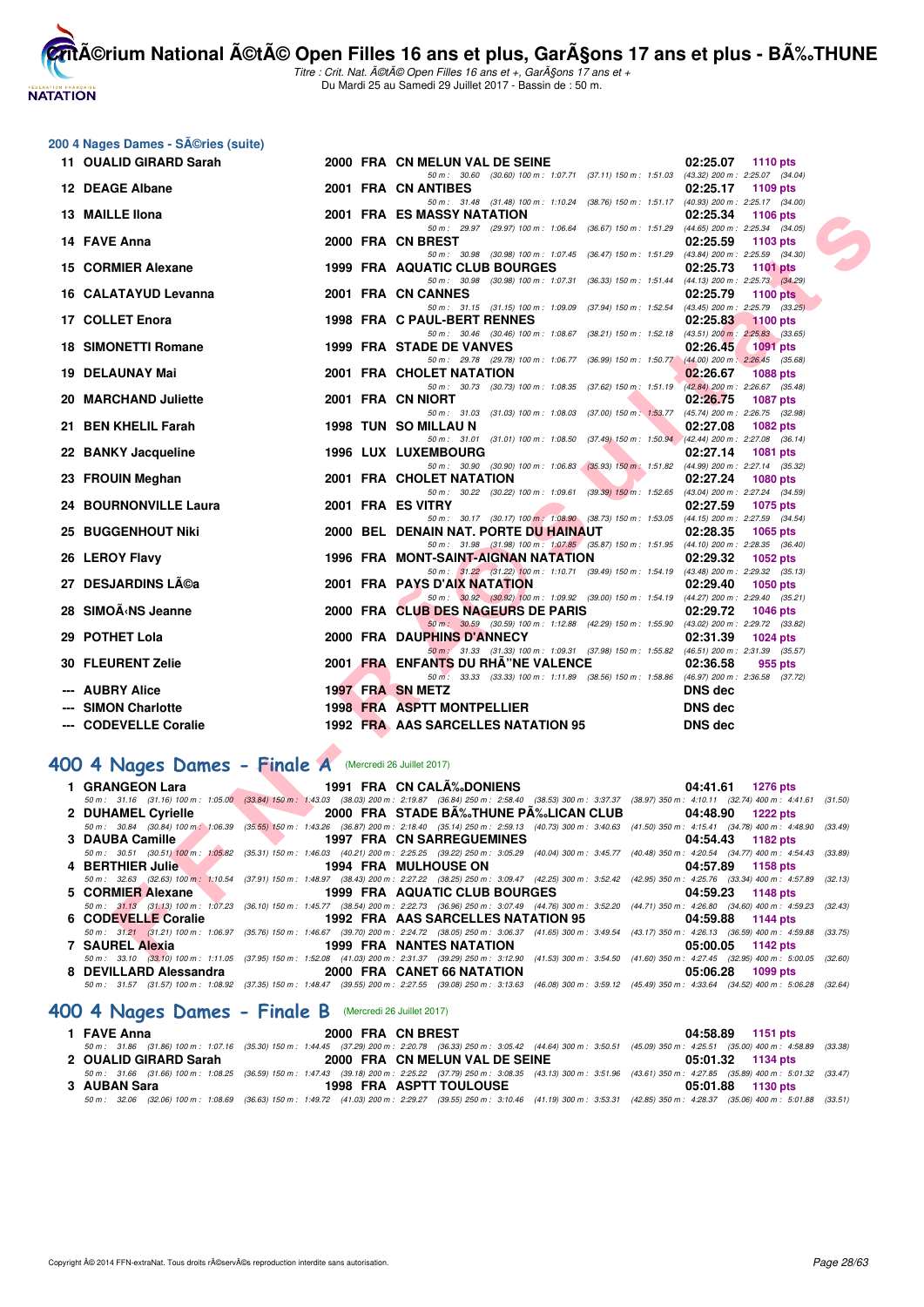## 200 4 Nages Dames - SÃ©ries (suite)

| Rang | Nom | Année | Nat | Club | Temps | Points |
|---|---|---|---|---|---|---|
| 11 | OUALID GIRARD Sarah | 2000 | FRA | CN MELUN VAL DE SEINE | 02:25.07 | 1110 pts |
| | 50 m : 30.60 (30.60) 100 m : 1:07.71 (37.11) 150 m : 1:51.03 (43.32) 200 m : 2:25.07 (34.04) | | | | | |
| 12 | DEAGE Albane | 2001 | FRA | CN ANTIBES | 02:25.17 | 1109 pts |
| | 50 m : 31.48 (31.48) 100 m : 1:10.24 (38.76) 150 m : 1:51.17 (40.93) 200 m : 2:25.17 (34.00) | | | | | |
| 13 | MAILLE Ilona | 2001 | FRA | ES MASSY NATATION | 02:25.34 | 1106 pts |
| | 50 m : 29.97 (29.97) 100 m : 1:06.64 (36.67) 150 m : 1:51.29 (44.65) 200 m : 2:25.34 (34.05) | | | | | |
| 14 | FAVE Anna | 2000 | FRA | CN BREST | 02:25.59 | 1103 pts |
| | 50 m : 30.98 (30.98) 100 m : 1:07.45 (36.47) 150 m : 1:51.29 (43.84) 200 m : 2:25.59 (34.30) | | | | | |
| 15 | CORMIER Alexane | 1999 | FRA | AQUATIC CLUB BOURGES | 02:25.73 | 1101 pts |
| | 50 m : 30.98 (30.98) 100 m : 1:07.31 (36.33) 150 m : 1:51.44 (44.13) 200 m : 2:25.73 (34.29) | | | | | |
| 16 | CALATAYUD Levanna | 2001 | FRA | CN CANNES | 02:25.79 | 1100 pts |
| | 50 m : 31.15 (31.15) 100 m : 1:09.09 (37.94) 150 m : 1:52.54 (43.45) 200 m : 2:25.79 (33.25) | | | | | |
| 17 | COLLET Enora | 1998 | FRA | C PAUL-BERT RENNES | 02:25.83 | 1100 pts |
| | 50 m : 30.46 (30.46) 100 m : 1:08.67 (38.21) 150 m : 1:52.18 (43.51) 200 m : 2:25.83 (33.65) | | | | | |
| 18 | SIMONETTI Romane | 1999 | FRA | STADE DE VANVES | 02:26.45 | 1091 pts |
| | 50 m : 29.78 (29.78) 100 m : 1:06.77 (36.99) 150 m : 1:50.77 (44.00) 200 m : 2:26.45 (35.68) | | | | | |
| 19 | DELAUNAY Mai | 2001 | FRA | CHOLET NATATION | 02:26.67 | 1088 pts |
| | 50 m : 30.73 (30.73) 100 m : 1:08.35 (37.62) 150 m : 1:51.19 (42.84) 200 m : 2:26.67 (35.48) | | | | | |
| 20 | MARCHAND Juliette | 2001 | FRA | CN NIORT | 02:26.75 | 1087 pts |
| | 50 m : 31.03 (31.03) 100 m : 1:08.03 (37.00) 150 m : 1:53.77 (45.74) 200 m : 2:26.75 (32.98) | | | | | |
| 21 | BEN KHELIL Farah | 1998 | TUN | SO MILLAU N | 02:27.08 | 1082 pts |
| | 50 m : 31.01 (31.01) 100 m : 1:08.50 (37.49) 150 m : 1:50.94 (42.44) 200 m : 2:27.08 (36.14) | | | | | |
| 22 | BANKY Jacqueline | 1996 | LUX | LUXEMBOURG | 02:27.14 | 1081 pts |
| | 50 m : 30.90 (30.90) 100 m : 1:06.83 (35.93) 150 m : 1:51.82 (44.99) 200 m : 2:27.14 (35.32) | | | | | |
| 23 | FROUIN Meghan | 2001 | FRA | CHOLET NATATION | 02:27.24 | 1080 pts |
| | 50 m : 30.22 (30.22) 100 m : 1:09.61 (39.39) 150 m : 1:52.65 (43.04) 200 m : 2:27.24 (34.59) | | | | | |
| 24 | BOURNONVILLE Laura | 2001 | FRA | ES VITRY | 02:27.59 | 1075 pts |
| | 50 m : 30.17 (30.17) 100 m : 1:08.90 (38.73) 150 m : 1:53.05 (44.15) 200 m : 2:27.59 (34.54) | | | | | |
| 25 | BUGGENHOUT Niki | 2000 | BEL | DENAIN NAT. PORTE DU HAINAUT | 02:28.35 | 1065 pts |
| | 50 m : 31.98 (31.98) 100 m : 1:07.85 (35.87) 150 m : 1:51.95 (44.10) 200 m : 2:28.35 (36.40) | | | | | |
| 26 | LEROY Flavy | 1996 | FRA | MONT-SAINT-AIGNAN NATATION | 02:29.32 | 1052 pts |
| | 50 m : 31.22 (31.22) 100 m : 1:10.71 (39.49) 150 m : 1:54.19 (43.48) 200 m : 2:29.32 (35.13) | | | | | |
| 27 | DESJARDINS LÃ©a | 2001 | FRA | PAYS D'AIX NATATION | 02:29.40 | 1050 pts |
| | 50 m : 30.92 (30.92) 100 m : 1:09.92 (39.00) 150 m : 1:54.19 (44.27) 200 m : 2:29.40 (35.21) | | | | | |
| 28 | SIMOÃ‹NS Jeanne | 2000 | FRA | CLUB DES NAGEURS DE PARIS | 02:29.72 | 1046 pts |
| | 50 m : 30.59 (30.59) 100 m : 1:12.88 (42.29) 150 m : 1:55.90 (43.02) 200 m : 2:29.72 (33.82) | | | | | |
| 29 | POTHET Lola | 2000 | FRA | DAUPHINS D'ANNECY | 02:31.39 | 1024 pts |
| | 50 m : 31.33 (31.33) 100 m : 1:09.31 (37.98) 150 m : 1:55.82 (46.51) 200 m : 2:31.39 (35.57) | | | | | |
| 30 | FLEURENT Zelie | 2001 | FRA | ENFANTS DU RHÃ"NE VALENCE | 02:36.58 | 955 pts |
| | 50 m : 33.33 (33.33) 100 m : 1:11.89 (38.56) 150 m : 1:58.86 (46.97) 200 m : 2:36.58 (37.72) | | | | | |
| --- | AUBRY Alice | 1997 | FRA | SN METZ | DNS dec | |
| --- | SIMON Charlotte | 1998 | FRA | ASPTT MONTPELLIER | DNS dec | |
| --- | CODEVELLE Coralie | 1992 | FRA | AAS SARCELLES NATATION 95 | DNS dec | |

## 400 4 Nages Dames - Finale A (Mercredi 26 Juillet 2017)

| Rang | Nom | Année | Nat | Club | Temps | Points |
|---|---|---|---|---|---|---|
| 1 | GRANGEON Lara | 1991 | FRA | CN CALÃ‰DONIENS | 04:41.61 | 1276 pts |
| | 50 m : 31.16 (31.16) 100 m : 1:05.00 (33.84) 150 m : 1:43.03 (38.03) 200 m : 2:19.87 (36.84) 250 m : 2:58.40 (38.53) 300 m : 3:37.37 (38.97) 350 m : 4:10.11 (32.74) 400 m : 4:41.61 (31.50) | | | | | |
| 2 | DUHAMEL Cyrielle | 2000 | FRA | STADE BÃ‰THUNE PÃ‰LICAN CLUB | 04:48.90 | 1222 pts |
| | 50 m : 30.84 (30.84) 100 m : 1:06.39 (35.55) 150 m : 1:43.26 (36.87) 200 m : 2:18.40 (35.14) 250 m : 2:59.13 (40.73) 300 m : 3:40.63 (41.50) 350 m : 4:15.41 (34.78) 400 m : 4:48.90 (33.49) | | | | | |
| 3 | DAUBA Camille | 1997 | FRA | CN SARREGUEMINES | 04:54.43 | 1182 pts |
| | 50 m : 30.51 (30.51) 100 m : 1:05.82 (35.31) 150 m : 1:46.03 (40.21) 200 m : 2:25.25 (39.22) 250 m : 3:05.29 (40.04) 300 m : 3:45.77 (40.48) 350 m : 4:20.54 (34.77) 400 m : 4:54.43 (33.89) | | | | | |
| 4 | BERTHIER Julie | 1994 | FRA | MULHOUSE ON | 04:57.89 | 1158 pts |
| | 50 m : 32.63 (32.63) 100 m : 1:10.54 (37.91) 150 m : 1:48.97 (38.43) 200 m : 2:27.22 (38.25) 250 m : 3:09.47 (42.25) 300 m : 3:52.42 (42.95) 350 m : 4:25.76 (33.34) 400 m : 4:57.89 (32.13) | | | | | |
| 5 | CORMIER Alexane | 1999 | FRA | AQUATIC CLUB BOURGES | 04:59.23 | 1148 pts |
| | 50 m : 31.13 (31.13) 100 m : 1:07.23 (36.10) 150 m : 1:45.77 (38.54) 200 m : 2:22.73 (36.96) 250 m : 3:07.49 (44.76) 300 m : 3:52.20 (44.71) 350 m : 4:26.80 (34.60) 400 m : 4:59.23 (32.43) | | | | | |
| 6 | CODEVELLE Coralie | 1992 | FRA | AAS SARCELLES NATATION 95 | 04:59.88 | 1144 pts |
| | 50 m : 31.21 (31.21) 100 m : 1:06.97 (35.76) 150 m : 1:46.67 (39.70) 200 m : 2:24.72 (38.05) 250 m : 3:06.37 (41.65) 300 m : 3:49.54 (43.17) 350 m : 4:26.13 (36.59) 400 m : 4:59.88 (33.75) | | | | | |
| 7 | SAUREL Alexia | 1999 | FRA | NANTES NATATION | 05:00.05 | 1142 pts |
| | 50 m : 33.10 (33.10) 100 m : 1:11.05 (37.95) 150 m : 1:52.08 (41.03) 200 m : 2:31.37 (39.29) 250 m : 3:12.90 (41.53) 300 m : 3:54.50 (41.60) 350 m : 4:27.45 (32.95) 400 m : 5:00.05 (32.60) | | | | | |
| 8 | DEVILLARD Alessandra | 2000 | FRA | CANET 66 NATATION | 05:06.28 | 1099 pts |
| | 50 m : 31.57 (31.57) 100 m : 1:08.92 (37.35) 150 m : 1:48.47 (39.55) 200 m : 2:27.55 (39.08) 250 m : 3:13.63 (46.08) 300 m : 3:59.12 (45.49) 350 m : 4:33.64 (34.52) 400 m : 5:06.28 (32.64) | | | | | |

## 400 4 Nages Dames - Finale B (Mercredi 26 Juillet 2017)

| Rang | Nom | Année | Nat | Club | Temps | Points |
|---|---|---|---|---|---|---|
| 1 | FAVE Anna | 2000 | FRA | CN BREST | 04:58.89 | 1151 pts |
| | 50 m : 31.86 (31.86) 100 m : 1:07.16 (35.30) 150 m : 1:44.45 (37.29) 200 m : 2:20.78 (36.33) 250 m : 3:05.42 (44.64) 300 m : 3:50.51 (45.09) 350 m : 4:25.51 (35.00) 400 m : 4:58.89 (33.38) | | | | | |
| 2 | OUALID GIRARD Sarah | 2000 | FRA | CN MELUN VAL DE SEINE | 05:01.32 | 1134 pts |
| | 50 m : 31.66 (31.66) 100 m : 1:08.25 (36.59) 150 m : 1:47.43 (39.18) 200 m : 2:25.22 (37.79) 250 m : 3:08.35 (43.13) 300 m : 3:51.96 (43.61) 350 m : 4:27.85 (35.89) 400 m : 5:01.32 (33.47) | | | | | |
| 3 | AUBAN Sara | 1998 | FRA | ASPTT TOULOUSE | 05:01.88 | 1130 pts |
| | 50 m : 32.06 (32.06) 100 m : 1:08.69 (36.63) 150 m : 1:49.72 (41.03) 200 m : 2:29.27 (39.55) 250 m : 3:10.46 (41.19) 300 m : 3:53.31 (42.85) 350 m : 4:28.37 (35.06) 400 m : 5:01.88 (33.51) | | | | | |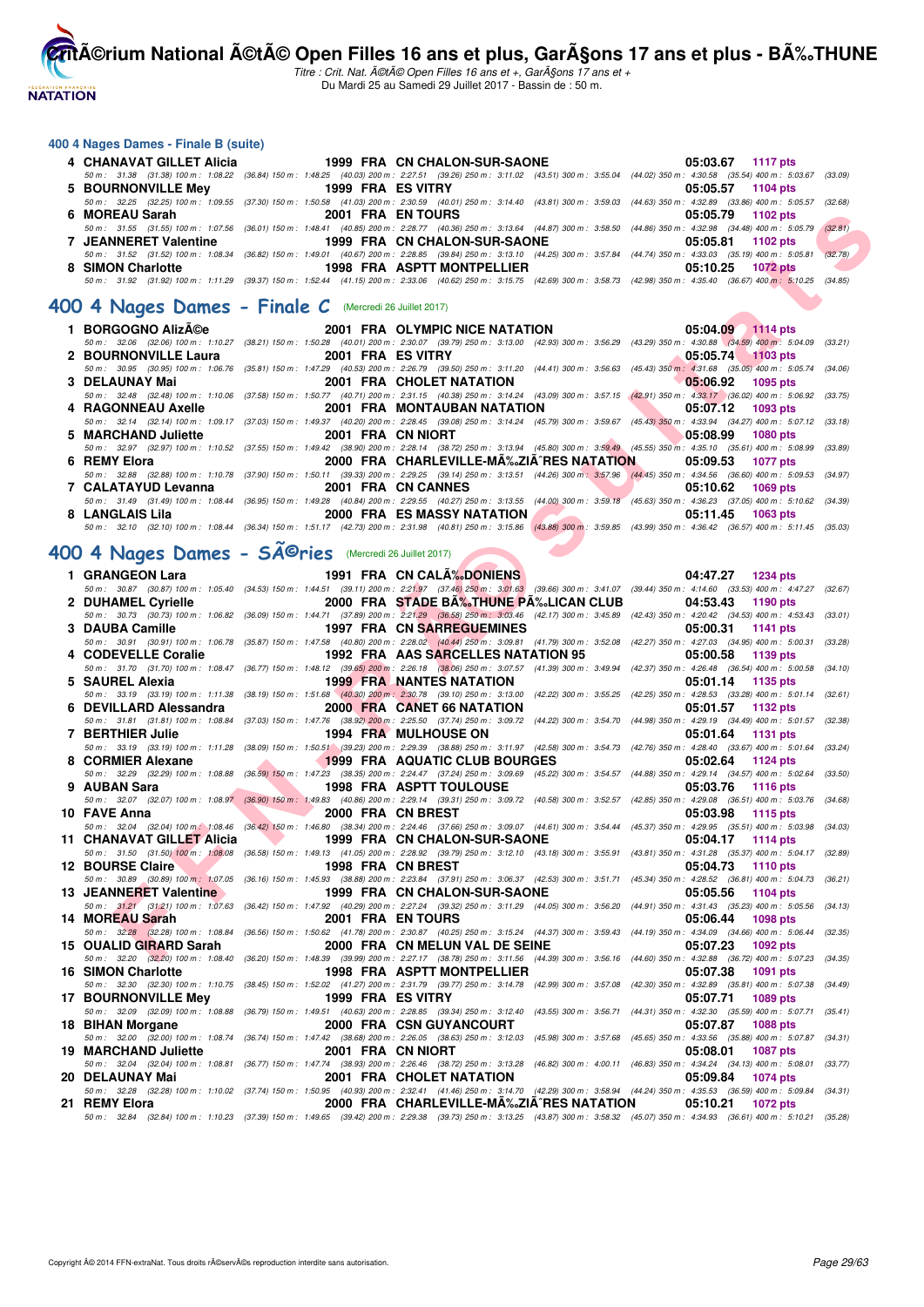## 400 4 Nages Dames - Finale B (suite)

| Rang | Nom | Année | Nat | Club | Temps | Points |
|---|---|---|---|---|---|---|
| 4 | CHANAVAT GILLET Alicia | 1999 | FRA | CN CHALON-SUR-SAONE | 05:03.67 | 1117 pts |
| | 50 m : 31.38 (31.38) 100 m : 1:08.22 (36.84) 150 m : 1:48.25 (40.03) 200 m : 2:27.51 (39.26) 250 m : 3:11.02 (43.51) 300 m : 3:55.04 (44.02) 350 m : 4:30.58 (35.54) 400 m : 5:03.67 (33.09) | | | | | |
| 5 | BOURNONVILLE Mey | 1999 | FRA | ES VITRY | 05:05.57 | 1104 pts |
| | 50 m : 32.25 (32.25) 100 m : 1:09.55 (37.30) 150 m : 1:50.58 (41.03) 200 m : 2:30.59 (40.01) 250 m : 3:14.40 (43.81) 300 m : 3:59.03 (44.63) 350 m : 4:32.89 (33.86) 400 m : 5:05.57 (32.68) | | | | | |
| 6 | MOREAU Sarah | 2001 | FRA | EN TOURS | 05:05.79 | 1102 pts |
| | 50 m : 31.55 (31.55) 100 m : 1:07.56 (36.01) 150 m : 1:48.41 (40.85) 200 m : 2:28.77 (40.36) 250 m : 3:13.64 (44.87) 300 m : 3:58.50 (44.86) 350 m : 4:32.98 (34.48) 400 m : 5:05.79 (32.81) | | | | | |
| 7 | JEANNERET Valentine | 1999 | FRA | CN CHALON-SUR-SAONE | 05:05.81 | 1102 pts |
| | 50 m : 31.52 (31.52) 100 m : 1:08.34 (36.82) 150 m : 1:49.01 (40.67) 200 m : 2:28.85 (39.84) 250 m : 3:13.10 (44.25) 300 m : 3:57.84 (44.74) 350 m : 4:33.03 (35.19) 400 m : 5:05.81 (32.78) | | | | | |
| 8 | SIMON Charlotte | 1998 | FRA | ASPTT MONTPELLIER | 05:10.25 | 1072 pts |
| | 50 m : 31.92 (31.92) 100 m : 1:11.29 (39.37) 150 m : 1:52.44 (41.15) 200 m : 2:33.06 (40.62) 250 m : 3:15.75 (42.69) 300 m : 3:58.73 (42.98) 350 m : 4:35.40 (36.67) 400 m : 5:10.25 (34.85) | | | | | |

## 400 4 Nages Dames - Finale C (Mercredi 26 Juillet 2017)

| Rang | Nom | Année | Nat | Club | Temps | Points |
|---|---|---|---|---|---|---|
| 1 | BORGOGNO AlizÃ©e | 2001 | FRA | OLYMPIC NICE NATATION | 05:04.09 | 1114 pts |
| | 50 m : 32.06 (32.06) 100 m : 1:10.27 (38.21) 150 m : 1:50.28 (40.01) 200 m : 2:30.07 (39.79) 250 m : 3:13.00 (42.93) 300 m : 3:56.29 (43.29) 350 m : 4:30.88 (34.59) 400 m : 5:04.09 (33.21) | | | | | |
| 2 | BOURNONVILLE Laura | 2001 | FRA | ES VITRY | 05:05.74 | 1103 pts |
| | 50 m : 30.95 (30.95) 100 m : 1:06.76 (35.81) 150 m : 1:47.29 (40.53) 200 m : 2:26.79 (39.50) 250 m : 3:11.20 (44.41) 300 m : 3:56.63 (45.43) 350 m : 4:31.68 (35.05) 400 m : 5:05.74 (34.06) | | | | | |
| 3 | DELAUNAY Mai | 2001 | FRA | CHOLET NATATION | 05:06.92 | 1095 pts |
| | 50 m : 32.48 (32.48) 100 m : 1:10.06 (37.58) 150 m : 1:50.77 (40.71) 200 m : 2:31.15 (40.38) 250 m : 3:14.24 (43.09) 300 m : 3:57.15 (42.91) 350 m : 4:33.17 (36.02) 400 m : 5:06.92 (33.75) | | | | | |
| 4 | RAGONNEAU Axelle | 2001 | FRA | MONTAUBAN NATATION | 05:07.12 | 1093 pts |
| | 50 m : 32.14 (32.14) 100 m : 1:09.17 (37.03) 150 m : 1:49.37 (40.20) 200 m : 2:28.45 (39.08) 250 m : 3:14.24 (45.79) 300 m : 3:59.67 (45.43) 350 m : 4:33.94 (34.27) 400 m : 5:07.12 (33.18) | | | | | |
| 5 | MARCHAND Juliette | 2001 | FRA | CN NIORT | 05:08.99 | 1080 pts |
| | 50 m : 32.97 (32.97) 100 m : 1:10.52 (37.55) 150 m : 1:49.42 (38.90) 200 m : 2:28.14 (38.72) 250 m : 3:13.94 (45.80) 300 m : 3:59.49 (45.55) 350 m : 4:35.10 (35.61) 400 m : 5:08.99 (33.89) | | | | | |
| 6 | REMY Elora | 2000 | FRA | CHARLEVILLE-MÃ‰ZIÃˆRES NATATION | 05:09.53 | 1077 pts |
| | 50 m : 32.88 (32.88) 100 m : 1:10.78 (37.90) 150 m : 1:50.11 (39.33) 200 m : 2:29.25 (39.14) 250 m : 3:13.51 (44.26) 300 m : 3:57.96 (44.45) 350 m : 4:34.56 (36.60) 400 m : 5:09.53 (34.97) | | | | | |
| 7 | CALATAYUD Levanna | 2001 | FRA | CN CANNES | 05:10.62 | 1069 pts |
| | 50 m : 31.49 (31.49) 100 m : 1:08.44 (36.95) 150 m : 1:49.28 (40.84) 200 m : 2:29.55 (40.27) 250 m : 3:13.55 (44.00) 300 m : 3:59.18 (45.63) 350 m : 4:36.23 (37.05) 400 m : 5:10.62 (34.39) | | | | | |
| 8 | LANGLAIS Lila | 2000 | FRA | ES MASSY NATATION | 05:11.45 | 1063 pts |
| | 50 m : 32.10 (32.10) 100 m : 1:08.44 (36.34) 150 m : 1:51.17 (42.73) 200 m : 2:31.98 (40.81) 250 m : 3:15.86 (43.88) 300 m : 3:59.85 (43.99) 350 m : 4:36.42 (36.57) 400 m : 5:11.45 (35.03) | | | | | |

## 400 4 Nages Dames - SÃ©ries (Mercredi 26 Juillet 2017)

| Rang | Nom | Année | Nat | Club | Temps | Points |
|---|---|---|---|---|---|---|
| 1 | GRANGEON Lara | 1991 | FRA | CN CALÃ‰DONIENS | 04:47.27 | 1234 pts |
| | 50 m : 30.87 (30.87) 100 m : 1:05.40 (34.53) 150 m : 1:44.51 (39.11) 200 m : 2:21.97 (37.46) 250 m : 3:01.63 (39.66) 300 m : 3:41.07 (39.44) 350 m : 4:14.60 (33.53) 400 m : 4:47.27 (32.67) | | | | | |
| 2 | DUHAMEL Cyrielle | 2000 | FRA | STADE BÃ‰THUNE PÃ‰LICAN CLUB | 04:53.43 | 1190 pts |
| | 50 m : 30.73 (30.73) 100 m : 1:06.82 (36.09) 150 m : 1:44.71 (37.89) 200 m : 2:21.29 (36.58) 250 m : 3:03.46 (42.17) 300 m : 3:45.89 (42.43) 350 m : 4:20.42 (34.53) 400 m : 4:53.43 (33.01) | | | | | |
| 3 | DAUBA Camille | 1997 | FRA | CN SARREGUEMINES | 05:00.31 | 1141 pts |
| | 50 m : 30.91 (30.91) 100 m : 1:06.78 (35.87) 150 m : 1:47.58 (40.80) 200 m : 2:28.02 (40.44) 250 m : 3:09.81 (41.79) 300 m : 3:52.08 (42.27) 350 m : 4:27.03 (34.95) 400 m : 5:00.31 (33.28) | | | | | |
| 4 | CODEVELLE Coralie | 1992 | FRA | AAS SARCELLES NATATION 95 | 05:00.58 | 1139 pts |
| | 50 m : 31.70 (31.70) 100 m : 1:08.47 (36.77) 150 m : 1:48.12 (39.65) 200 m : 2:26.18 (38.06) 250 m : 3:07.57 (41.39) 300 m : 3:49.94 (42.37) 350 m : 4:26.48 (36.54) 400 m : 5:00.58 (34.10) | | | | | |
| 5 | SAUREL Alexia | 1999 | FRA | NANTES NATATION | 05:01.14 | 1135 pts |
| | 50 m : 33.19 (33.19) 100 m : 1:11.38 (38.19) 150 m : 1:51.68 (40.30) 200 m : 2:30.78 (39.10) 250 m : 3:13.00 (42.22) 300 m : 3:55.25 (42.25) 350 m : 4:28.53 (33.28) 400 m : 5:01.14 (32.61) | | | | | |
| 6 | DEVILLARD Alessandra | 2000 | FRA | CANET 66 NATATION | 05:01.57 | 1132 pts |
| | 50 m : 31.81 (31.81) 100 m : 1:08.84 (37.03) 150 m : 1:47.76 (38.92) 200 m : 2:25.50 (37.74) 250 m : 3:09.72 (44.22) 300 m : 3:54.70 (44.98) 350 m : 4:29.19 (34.49) 400 m : 5:01.57 (32.38) | | | | | |
| 7 | BERTHIER Julie | 1994 | FRA | MULHOUSE ON | 05:01.64 | 1131 pts |
| | 50 m : 33.19 (33.19) 100 m : 1:11.28 (38.09) 150 m : 1:50.51 (39.23) 200 m : 2:29.39 (38.88) 250 m : 3:11.97 (42.58) 300 m : 3:54.73 (42.76) 350 m : 4:28.40 (33.67) 400 m : 5:01.64 (33.24) | | | | | |
| 8 | CORMIER Alexane | 1999 | FRA | AQUATIC CLUB BOURGES | 05:02.64 | 1124 pts |
| | 50 m : 32.29 (32.29) 100 m : 1:08.88 (36.59) 150 m : 1:47.23 (38.35) 200 m : 2:24.47 (37.24) 250 m : 3:09.69 (45.22) 300 m : 3:54.57 (44.88) 350 m : 4:29.14 (34.57) 400 m : 5:02.64 (33.50) | | | | | |
| 9 | AUBAN Sara | 1998 | FRA | ASPTT TOULOUSE | 05:03.76 | 1116 pts |
| | 50 m : 32.07 (32.07) 100 m : 1:08.97 (36.90) 150 m : 1:49.83 (40.86) 200 m : 2:29.14 (39.31) 250 m : 3:09.72 (40.58) 300 m : 3:52.57 (42.85) 350 m : 4:29.08 (36.51) 400 m : 5:03.76 (34.68) | | | | | |
| 10 | FAVE Anna | 2000 | FRA | CN BREST | 05:03.98 | 1115 pts |
| | 50 m : 32.04 (32.04) 100 m : 1:08.46 (36.42) 150 m : 1:46.80 (38.34) 200 m : 2:24.46 (37.66) 250 m : 3:09.07 (44.61) 300 m : 3:54.44 (45.37) 350 m : 4:29.95 (35.51) 400 m : 5:03.98 (34.03) | | | | | |
| 11 | CHANAVAT GILLET Alicia | 1999 | FRA | CN CHALON-SUR-SAONE | 05:04.17 | 1114 pts |
| | 50 m : 31.50 (31.50) 100 m : 1:08.08 (36.58) 150 m : 1:49.13 (41.05) 200 m : 2:28.92 (39.79) 250 m : 3:12.10 (43.18) 300 m : 3:55.91 (43.81) 350 m : 4:31.28 (35.37) 400 m : 5:04.17 (32.89) | | | | | |
| 12 | BOURSE Claire | 1998 | FRA | CN BREST | 05:04.73 | 1110 pts |
| | 50 m : 30.89 (30.89) 100 m : 1:07.05 (36.16) 150 m : 1:45.93 (38.88) 200 m : 2:23.84 (37.91) 250 m : 3:06.37 (42.53) 300 m : 3:51.71 (45.34) 350 m : 4:28.52 (36.81) 400 m : 5:04.73 (36.21) | | | | | |
| 13 | JEANNERET Valentine | 1999 | FRA | CN CHALON-SUR-SAONE | 05:05.56 | 1104 pts |
| | 50 m : 31.21 (31.21) 100 m : 1:07.63 (36.42) 150 m : 1:47.92 (40.29) 200 m : 2:27.24 (39.32) 250 m : 3:11.29 (44.05) 300 m : 3:56.20 (44.91) 350 m : 4:31.43 (35.23) 400 m : 5:05.56 (34.13) | | | | | |
| 14 | MOREAU Sarah | 2001 | FRA | EN TOURS | 05:06.44 | 1098 pts |
| | 50 m : 32.28 (32.28) 100 m : 1:08.84 (36.56) 150 m : 1:50.62 (41.78) 200 m : 2:30.87 (40.25) 250 m : 3:15.24 (44.37) 300 m : 3:59.43 (44.19) 350 m : 4:34.09 (34.66) 400 m : 5:06.44 (32.35) | | | | | |
| 15 | OUALID GIRARD Sarah | 2000 | FRA | CN MELUN VAL DE SEINE | 05:07.23 | 1092 pts |
| | 50 m : 32.20 (32.20) 100 m : 1:08.40 (36.20) 150 m : 1:48.39 (39.99) 200 m : 2:27.17 (38.78) 250 m : 3:11.56 (44.39) 300 m : 3:56.16 (44.60) 350 m : 4:32.88 (36.72) 400 m : 5:07.23 (34.35) | | | | | |
| 16 | SIMON Charlotte | 1998 | FRA | ASPTT MONTPELLIER | 05:07.38 | 1091 pts |
| | 50 m : 32.30 (32.30) 100 m : 1:10.75 (38.45) 150 m : 1:52.02 (41.27) 200 m : 2:31.79 (39.77) 250 m : 3:14.78 (42.99) 300 m : 3:57.08 (42.30) 350 m : 4:32.89 (35.81) 400 m : 5:07.38 (34.49) | | | | | |
| 17 | BOURNONVILLE Mey | 1999 | FRA | ES VITRY | 05:07.71 | 1089 pts |
| | 50 m : 32.09 (32.09) 100 m : 1:08.88 (36.79) 150 m : 1:49.51 (40.63) 200 m : 2:28.85 (39.34) 250 m : 3:12.40 (43.55) 300 m : 3:56.71 (44.31) 350 m : 4:32.30 (35.59) 400 m : 5:07.71 (35.41) | | | | | |
| 18 | BIHAN Morgane | 2000 | FRA | CSN GUYANCOURT | 05:07.87 | 1088 pts |
| | 50 m : 32.00 (32.00) 100 m : 1:08.74 (36.74) 150 m : 1:47.42 (38.68) 200 m : 2:26.05 (38.63) 250 m : 3:12.03 (45.98) 300 m : 3:57.68 (45.65) 350 m : 4:33.56 (35.88) 400 m : 5:07.87 (34.31) | | | | | |
| 19 | MARCHAND Juliette | 2001 | FRA | CN NIORT | 05:08.01 | 1087 pts |
| | 50 m : 32.04 (32.04) 100 m : 1:08.81 (36.77) 150 m : 1:47.74 (38.93) 200 m : 2:26.46 (38.72) 250 m : 3:13.28 (46.82) 300 m : 4:00.11 (46.83) 350 m : 4:34.24 (34.13) 400 m : 5:08.01 (33.77) | | | | | |
| 20 | DELAUNAY Mai | 2001 | FRA | CHOLET NATATION | 05:09.84 | 1074 pts |
| | 50 m : 32.28 (32.28) 100 m : 1:10.02 (37.74) 150 m : 1:50.95 (40.93) 200 m : 2:32.41 (41.46) 250 m : 3:14.70 (42.29) 300 m : 3:58.94 (44.24) 350 m : 4:35.53 (36.59) 400 m : 5:09.84 (34.31) | | | | | |
| 21 | REMY Elora | 2000 | FRA | CHARLEVILLE-MÃ‰ZIÃˆRES NATATION | 05:10.21 | 1072 pts |
| | 50 m : 32.84 (32.84) 100 m : 1:10.23 (37.39) 150 m : 1:49.65 (39.42) 200 m : 2:29.38 (39.73) 250 m : 3:13.25 (43.87) 300 m : 3:58.32 (45.07) 350 m : 4:34.93 (36.61) 400 m : 5:10.21 (35.28) | | | | | |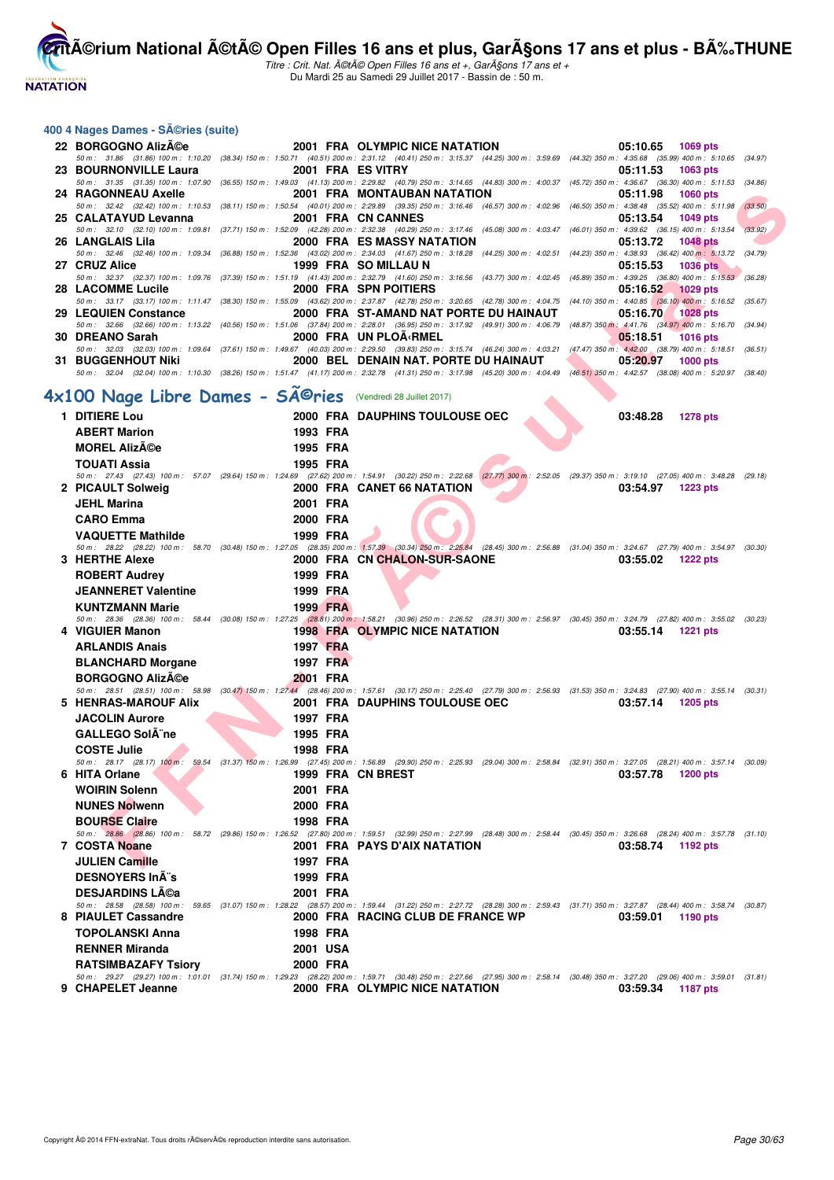## 400 4 Nages Dames - SÃ©ries (suite)

22 **BORGOGNO AlizÃ©e** 2001 FRA OLYMPIC NICE NATATION 05:10.65 1069 pts
50 m : 31.86 (31.86) 100 m : 1:10.20 (38.34) 150 m : 1:50.71 (40.51) 200 m : 2:31.12 (40.41) 250 m : 3:15.37 (44.25) 300 m : 3:59.69 (44.32) 350 m : 4:35.68 (35.99) 400 m : 5:10.65 (34.97)

23 **BOURNONVILLE Laura** 2001 FRA ES VITRY 05:11.53 1063 pts
50 m : 31.35 (31.35) 100 m : 1:07.90 (36.55) 150 m : 1:49.03 (41.13) 200 m : 2:29.82 (40.79) 250 m : 3:14.65 (44.83) 300 m : 4:00.37 (45.72) 350 m : 4:36.67 (36.30) 400 m : 5:11.53 (34.86)

24 **RAGONNEAU Axelle** 2001 FRA MONTAUBAN NATATION 05:11.98 1060 pts
50 m : 32.42 (32.42) 100 m : 1:10.53 (38.11) 150 m : 1:50.54 (40.01) 200 m : 2:29.89 (39.35) 250 m : 3:16.46 (46.57) 300 m : 4:02.96 (46.50) 350 m : 4:38.48 (35.52) 400 m : 5:11.98 (33.50)

25 **CALATAYUD Levanna** 2001 FRA CN CANNES 05:13.54 1049 pts
50 m : 32.10 (32.10) 100 m : 1:09.81 (37.71) 150 m : 1:52.09 (42.28) 200 m : 2:32.38 (40.29) 250 m : 3:17.46 (45.08) 300 m : 4:03.47 (46.01) 350 m : 4:39.62 (36.15) 400 m : 5:13.54 (33.92)

26 **LANGLAIS Lila** 2000 FRA ES MASSY NATATION 05:13.72 1048 pts
50 m : 32.46 (32.46) 100 m : 1:09.34 (36.88) 150 m : 1:52.36 (43.02) 200 m : 2:34.03 (41.67) 250 m : 3:18.28 (44.25) 300 m : 4:02.51 (44.23) 350 m : 4:38.93 (36.42) 400 m : 5:13.72 (34.79)

27 **CRUZ Alice** 1999 FRA SO MILLAU N 05:15.53 1036 pts
50 m : 32.37 (32.37) 100 m : 1:09.76 (37.39) 150 m : 1:51.19 (41.43) 200 m : 2:32.79 (41.60) 250 m : 3:16.56 (43.77) 300 m : 4:02.45 (45.89) 350 m : 4:39.25 (36.80) 400 m : 5:15.53 (36.28)

28 **LACOMME Lucile** 2000 FRA SPN POITIERS 05:16.52 1029 pts
50 m : 33.17 (33.17) 100 m : 1:11.47 (38.30) 150 m : 1:55.09 (43.62) 200 m : 2:37.87 (42.78) 250 m : 3:20.65 (42.78) 300 m : 4:04.75 (44.10) 350 m : 4:40.85 (36.10) 400 m : 5:16.52 (35.67)

29 **LEQUIEN Constance** 2000 FRA ST-AMAND NAT PORTE DU HAINAUT 05:16.70 1028 pts
50 m : 32.66 (32.66) 100 m : 1:13.22 (40.56) 150 m : 1:51.06 (37.84) 200 m : 2:28.01 (36.95) 250 m : 3:17.92 (49.91) 300 m : 4:06.79 (48.87) 350 m : 4:41.76 (34.97) 400 m : 5:16.70 (34.94)

30 **DREANO Sarah** 2000 FRA UN PLOÃ‹RMEL 05:18.51 1016 pts
50 m : 32.03 (32.03) 100 m : 1:09.64 (37.61) 150 m : 1:49.67 (40.03) 200 m : 2:29.50 (39.83) 250 m : 3:15.74 (46.24) 300 m : 4:03.21 (47.47) 350 m : 4:42.00 (38.79) 400 m : 5:18.51 (36.51)

31 **BUGGENHOUT Niki** 2000 BEL DENAIN NAT. PORTE DU HAINAUT 05:20.97 1000 pts
50 m : 32.04 (32.04) 100 m : 1:10.30 (38.26) 150 m : 1:51.47 (41.17) 200 m : 2:32.78 (41.31) 250 m : 3:17.98 (45.20) 300 m : 4:04.49 (46.51) 350 m : 4:42.57 (38.08) 400 m : 5:20.97 (38.40)

## 4x100 Nage Libre Dames - SÃ©ries (Vendredi 28 Juillet 2017)

1 **DITIERE Lou** 2000 FRA DAUPHINS TOULOUSE OEC 03:48.28 1278 pts
**ABERT Marion** 1993 FRA
**MOREL AlizÃ©e** 1995 FRA
**TOUATI Assia** 1995 FRA
50 m : 27.43 (27.43) 100 m : 57.07 (29.64) 150 m : 1:24.69 (27.62) 200 m : 1:54.91 (30.22) 250 m : 2:22.68 (27.77) 300 m : 2:52.05 (29.37) 350 m : 3:19.10 (27.05) 400 m : 3:48.28 (29.18)

2 **PICAULT Solweig** 2000 FRA CANET 66 NATATION 03:54.97 1223 pts
**JEHL Marina** 2001 FRA
**CARO Emma** 2000 FRA
**VAQUETTE Mathilde** 1999 FRA
50 m : 28.22 (28.22) 100 m : 58.70 (30.48) 150 m : 1:27.05 (28.35) 200 m : 1:57.39 (30.34) 250 m : 2:25.84 (28.45) 300 m : 2:56.88 (31.04) 350 m : 3:24.67 (27.79) 400 m : 3:54.97 (30.30)

3 **HERTHE Alexe** 2000 FRA CN CHALON-SUR-SAONE 03:55.02 1222 pts
**ROBERT Audrey** 1999 FRA
**JEANNERET Valentine** 1999 FRA
**KUNTZMANN Marie** 1999 FRA
50 m : 28.36 (28.36) 100 m : 58.44 (30.08) 150 m : 1:27.25 (28.81) 200 m : 1:58.21 (30.96) 250 m : 2:26.52 (28.31) 300 m : 2:56.97 (30.45) 350 m : 3:24.79 (27.82) 400 m : 3:55.02 (30.23)

4 **VIGUIER Manon** 1998 FRA OLYMPIC NICE NATATION 03:55.14 1221 pts
**ARLANDIS Anais** 1997 FRA
**BLANCHARD Morgane** 1997 FRA
**BORGOGNO AlizÃ©e** 2001 FRA
50 m : 28.51 (28.51) 100 m : 58.98 (30.47) 150 m : 1:27.44 (28.46) 200 m : 1:57.61 (30.17) 250 m : 2:25.40 (27.79) 300 m : 2:56.93 (31.53) 350 m : 3:24.83 (27.90) 400 m : 3:55.14 (30.31)

5 **HENRAS-MAROUF Alix** 2001 FRA DAUPHINS TOULOUSE OEC 03:57.14 1205 pts
**JACOLIN Aurore** 1997 FRA
**GALLEGO SolÃ¨ne** 1995 FRA
**COSTE Julie** 1998 FRA
50 m : 28.17 (28.17) 100 m : 59.54 (31.37) 150 m : 1:26.99 (27.45) 200 m : 1:56.89 (29.90) 250 m : 2:25.93 (29.04) 300 m : 2:58.84 (32.91) 350 m : 3:27.05 (28.21) 400 m : 3:57.14 (30.09)

6 **HITA Orlane** 1999 FRA CN BREST 03:57.78 1200 pts
**WOIRIN Solenn** 2001 FRA
**NUNES Nolwenn** 2000 FRA
**BOURSE Claire** 1998 FRA
50 m : 28.86 (28.86) 100 m : 58.72 (29.86) 150 m : 1:26.52 (27.80) 200 m : 1:59.51 (32.99) 250 m : 2:27.99 (28.48) 300 m : 2:58.44 (30.45) 350 m : 3:26.68 (28.24) 400 m : 3:57.78 (31.10)

7 **COSTA Noane** 2001 FRA PAYS D'AIX NATATION 03:58.74 1192 pts
**JULIEN Camille** 1997 FRA
**DESNOYERS InÃ¨s** 1999 FRA
**DESJARDINS LÃ©a** 2001 FRA
50 m : 28.58 (28.58) 100 m : 59.65 (31.07) 150 m : 1:28.22 (28.57) 200 m : 1:59.44 (31.22) 250 m : 2:27.72 (28.28) 300 m : 2:59.43 (31.71) 350 m : 3:27.87 (28.44) 400 m : 3:58.74 (30.87)

8 **PIAULET Cassandre** 2000 FRA RACING CLUB DE FRANCE WP 03:59.01 1190 pts
**TOPOLANSKI Anna** 1998 FRA
**RENNER Miranda** 2001 USA
**RATSIMBAZAFY Tsiory** 2000 FRA
50 m : 29.27 (29.27) 100 m : 1:01.01 (31.74) 150 m : 1:29.23 (28.22) 200 m : 1:59.71 (30.48) 250 m : 2:27.66 (27.95) 300 m : 2:58.14 (30.48) 350 m : 3:27.20 (29.06) 400 m : 3:59.01 (31.81)

9 **CHAPELET Jeanne** 2000 FRA OLYMPIC NICE NATATION 03:59.34 1187 pts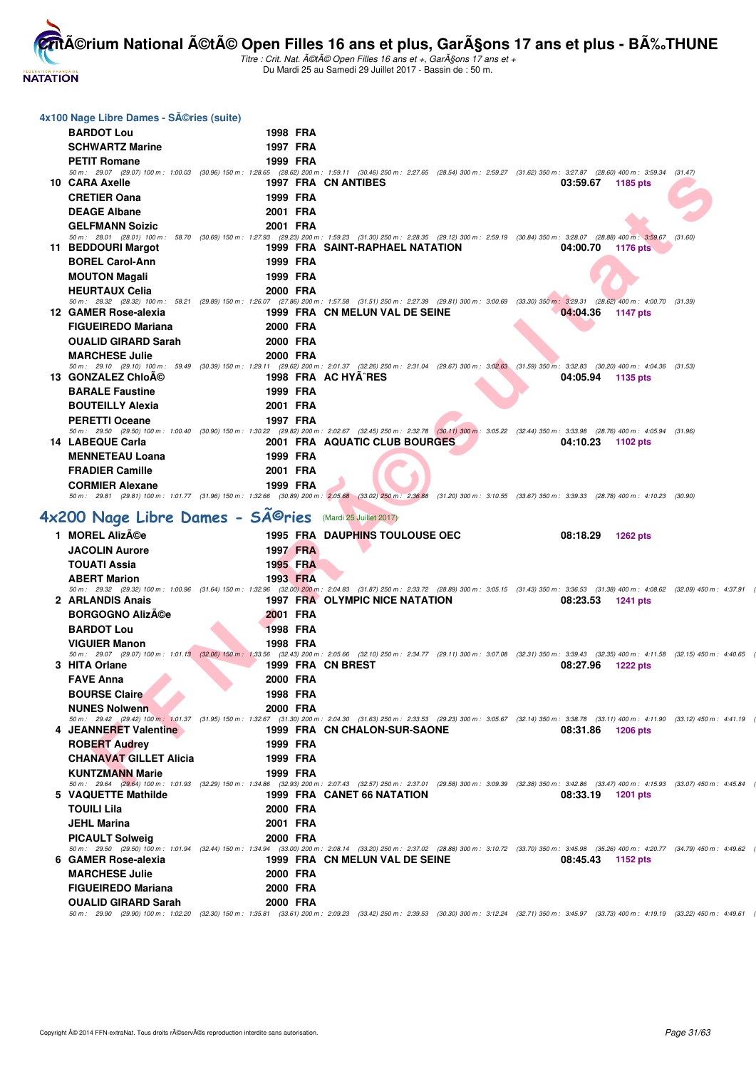## 4x100 Nage Libre Dames - SÃ©ries (suite)

| | Nom | Année | Nat | Club | Temps | Points |
|---|---|---|---|---|---|---|
| | BARDOT Lou | 1998 | FRA | | | |
| | SCHWARTZ Marine | 1997 | FRA | | | |
| | PETIT Romane | 1999 | FRA | | | |

50 m : 29.07 (29.07) 100 m : 1:00.03 (30.96) 150 m : 1:28.65 (28.62) 200 m : 1:59.11 (30.46) 250 m : 2:27.65 (28.54) 300 m : 2:59.27 (31.62) 350 m : 3:27.87 (28.60) 400 m : 3:59.34 (31.47)

| | Nom | Année | Nat | Club | Temps | Points |
|---|---|---|---|---|---|---|
| 10 | CARA Axelle | 1997 | FRA | CN ANTIBES | 03:59.67 | 1185 pts |
| | CRETIER Oana | 1999 | FRA | | | |
| | DEAGE Albane | 2001 | FRA | | | |
| | GELFMANN Soizic | 2001 | FRA | | | |

50 m : 28.01 (28.01) 100 m : 58.70 (30.69) 150 m : 1:27.93 (29.23) 200 m : 1:59.23 (31.30) 250 m : 2:28.35 (29.12) 300 m : 2:59.19 (30.84) 350 m : 3:28.07 (28.88) 400 m : 3:59.67 (31.60)

| | Nom | Année | Nat | Club | Temps | Points |
|---|---|---|---|---|---|---|
| 11 | BEDDOURI Margot | 1999 | FRA | SAINT-RAPHAEL NATATION | 04:00.70 | 1176 pts |
| | BOREL Carol-Ann | 1999 | FRA | | | |
| | MOUTON Magali | 1999 | FRA | | | |
| | HEURTAUX Celia | 2000 | FRA | | | |

50 m : 28.32 (28.32) 100 m : 58.21 (29.89) 150 m : 1:26.07 (27.86) 200 m : 1:57.58 (31.51) 250 m : 2:27.39 (29.81) 300 m : 3:00.69 (33.30) 350 m : 3:29.31 (28.62) 400 m : 4:00.70 (31.39)

| | Nom | Année | Nat | Club | Temps | Points |
|---|---|---|---|---|---|---|
| 12 | GAMER Rose-alexia | 1999 | FRA | CN MELUN VAL DE SEINE | 04:04.36 | 1147 pts |
| | FIGUEIREDO Mariana | 2000 | FRA | | | |
| | OUALID GIRARD Sarah | 2000 | FRA | | | |
| | MARCHESE Julie | 2000 | FRA | | | |

50 m : 29.10 (29.10) 100 m : 59.49 (30.39) 150 m : 1:29.11 (29.62) 200 m : 2:01.37 (32.26) 250 m : 2:31.04 (29.67) 300 m : 3:02.63 (31.59) 350 m : 3:32.83 (30.20) 400 m : 4:04.36 (31.53)

| | Nom | Année | Nat | Club | Temps | Points |
|---|---|---|---|---|---|---|
| 13 | GONZALEZ ChloÃ© | 1998 | FRA | AC HYÃˆRES | 04:05.94 | 1135 pts |
| | BARALE Faustine | 1999 | FRA | | | |
| | BOUTEILLY Alexia | 2001 | FRA | | | |
| | PERETTI Oceane | 1997 | FRA | | | |

50 m : 29.50 (29.50) 100 m : 1:00.40 (30.90) 150 m : 1:30.22 (29.82) 200 m : 2:02.67 (32.45) 250 m : 2:32.78 (30.11) 300 m : 3:05.22 (32.44) 350 m : 3:33.98 (28.76) 400 m : 4:05.94 (31.96)

| | Nom | Année | Nat | Club | Temps | Points |
|---|---|---|---|---|---|---|
| 14 | LABEQUE Carla | 2001 | FRA | AQUATIC CLUB BOURGES | 04:10.23 | 1102 pts |
| | MENNETEAU Loana | 1999 | FRA | | | |
| | FRADIER Camille | 2001 | FRA | | | |
| | CORMIER Alexane | 1999 | FRA | | | |

50 m : 29.81 (29.81) 100 m : 1:01.77 (31.96) 150 m : 1:32.66 (30.89) 200 m : 2:05.68 (33.02) 250 m : 2:36.88 (31.20) 300 m : 3:10.55 (33.67) 350 m : 3:39.33 (28.78) 400 m : 4:10.23 (30.90)

## 4x200 Nage Libre Dames - SÃ©ries (Mardi 25 Juillet 2017)

| | Nom | Année | Nat | Club | Temps | Points |
|---|---|---|---|---|---|---|
| 1 | MOREL AlizÃ©e | 1995 | FRA | DAUPHINS TOULOUSE OEC | 08:18.29 | 1262 pts |
| | JACOLIN Aurore | 1997 | FRA | | | |
| | TOUATI Assia | 1995 | FRA | | | |
| | ABERT Marion | 1993 | FRA | | | |

50 m : 29.32 (29.32) 100 m : 1:00.96 (31.64) 150 m : 1:32.96 (32.00) 200 m : 2:04.83 (31.87) 250 m : 2:33.72 (28.89) 300 m : 3:05.15 (31.43) 350 m : 3:36.53 (31.38) 400 m : 4:08.62 (32.09) 450 m : 4:37.91

| | Nom | Année | Nat | Club | Temps | Points |
|---|---|---|---|---|---|---|
| 2 | ARLANDIS Anais | 1997 | FRA | OLYMPIC NICE NATATION | 08:23.53 | 1241 pts |
| | BORGOGNO AlizÃ©e | 2001 | FRA | | | |
| | BARDOT Lou | 1998 | FRA | | | |
| | VIGUIER Manon | 1998 | FRA | | | |

50 m : 29.07 (29.07) 100 m : 1:01.13 (32.06) 150 m : 1:33.56 (32.43) 200 m : 2:05.66 (32.10) 250 m : 2:34.77 (29.11) 300 m : 3:07.08 (32.31) 350 m : 3:39.43 (32.35) 400 m : 4:11.58 (32.15) 450 m : 4:40.65

| | Nom | Année | Nat | Club | Temps | Points |
|---|---|---|---|---|---|---|
| 3 | HITA Orlane | 1999 | FRA | CN BREST | 08:27.96 | 1222 pts |
| | FAVE Anna | 2000 | FRA | | | |
| | BOURSE Claire | 1998 | FRA | | | |
| | NUNES Nolwenn | 2000 | FRA | | | |

50 m : 29.42 (29.42) 100 m : 1:01.37 (31.95) 150 m : 1:32.67 (31.30) 200 m : 2:04.30 (31.63) 250 m : 2:33.53 (29.23) 300 m : 3:05.67 (32.14) 350 m : 3:38.78 (33.11) 400 m : 4:11.90 (33.12) 450 m : 4:41.19

| | Nom | Année | Nat | Club | Temps | Points |
|---|---|---|---|---|---|---|
| 4 | JEANNERET Valentine | 1999 | FRA | CN CHALON-SUR-SAONE | 08:31.86 | 1206 pts |
| | ROBERT Audrey | 1999 | FRA | | | |
| | CHANAVAT GILLET Alicia | 1999 | FRA | | | |
| | KUNTZMANN Marie | 1999 | FRA | | | |

50 m : 29.64 (29.64) 100 m : 1:01.93 (32.29) 150 m : 1:34.86 (32.93) 200 m : 2:07.43 (32.57) 250 m : 2:37.01 (29.58) 300 m : 3:09.39 (32.38) 350 m : 3:42.86 (33.47) 400 m : 4:15.93 (33.07) 450 m : 4:45.84

| | Nom | Année | Nat | Club | Temps | Points |
|---|---|---|---|---|---|---|
| 5 | VAQUETTE Mathilde | 1999 | FRA | CANET 66 NATATION | 08:33.19 | 1201 pts |
| | TOUILI Lila | 2000 | FRA | | | |
| | JEHL Marina | 2001 | FRA | | | |
| | PICAULT Solweig | 2000 | FRA | | | |

50 m : 29.50 (29.50) 100 m : 1:01.94 (32.44) 150 m : 1:34.94 (33.00) 200 m : 2:08.14 (33.20) 250 m : 2:37.02 (28.88) 300 m : 3:10.72 (33.70) 350 m : 3:45.98 (35.26) 400 m : 4:20.77 (34.79) 450 m : 4:49.62

| | Nom | Année | Nat | Club | Temps | Points |
|---|---|---|---|---|---|---|
| 6 | GAMER Rose-alexia | 1999 | FRA | CN MELUN VAL DE SEINE | 08:45.43 | 1152 pts |
| | MARCHESE Julie | 2000 | FRA | | | |
| | FIGUEIREDO Mariana | 2000 | FRA | | | |
| | OUALID GIRARD Sarah | 2000 | FRA | | | |

50 m : 29.90 (29.90) 100 m : 1:02.20 (32.30) 150 m : 1:35.81 (33.61) 200 m : 2:09.23 (33.42) 250 m : 2:39.53 (30.30) 300 m : 3:12.24 (32.71) 350 m : 3:45.97 (33.73) 400 m : 4:19.19 (33.22) 450 m : 4:49.61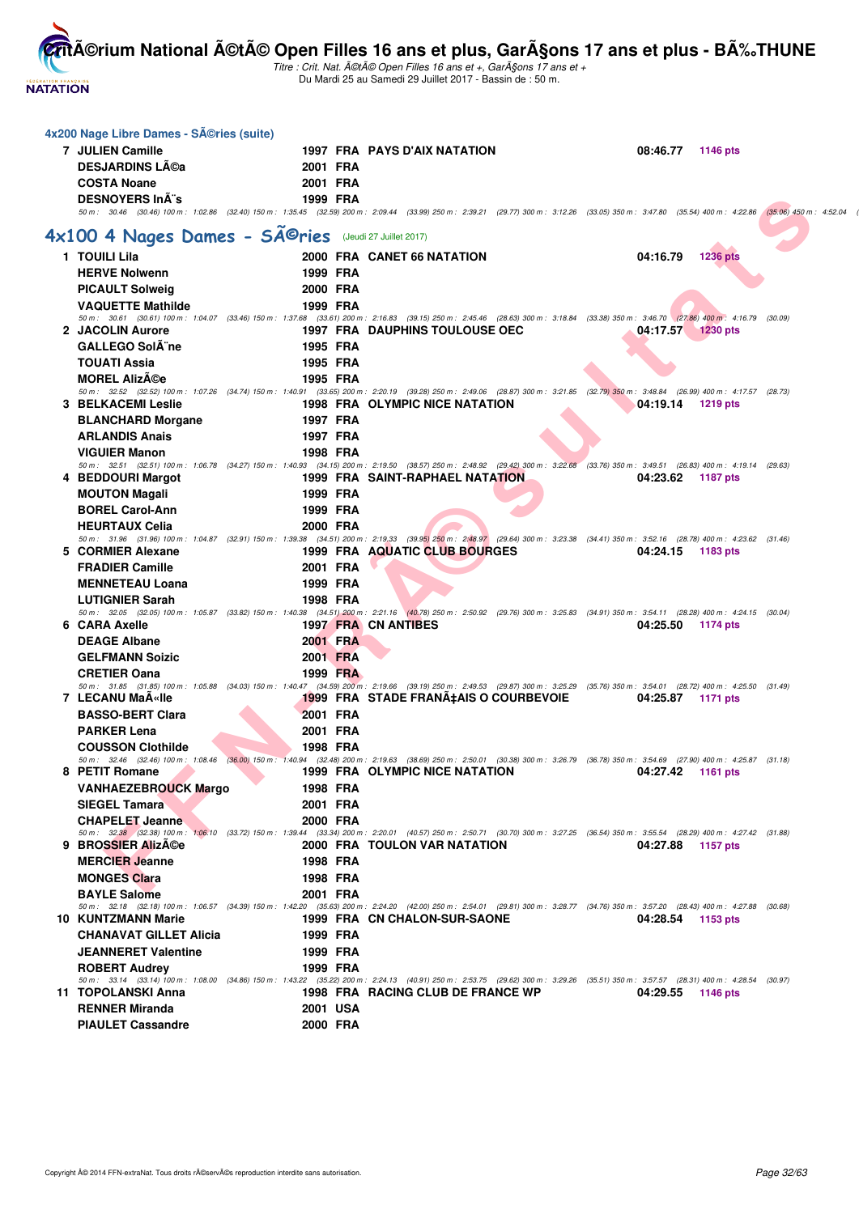## 4x200 Nage Libre Dames - SÃ©ries (suite)

| | | | | | | |
|---|---|---|---|---|---|---|
| 7 | JULIEN Camille | 1997 | FRA | PAYS D'AIX NATATION | 08:46.77 | 1146 pts |
| | DESJARDINS LÃ©a | 2001 | FRA | | | |
| | COSTA Noane | 2001 | FRA | | | |
| | DESNOYERS InÃ¨s | 1999 | FRA | | | |

50 m : 30.46 (30.46) 100 m : 1:02.86 (32.40) 150 m : 1:35.45 (32.59) 200 m : 2:09.44 (33.99) 250 m : 2:39.21 (29.77) 300 m : 3:12.26 (33.05) 350 m : 3:47.80 (35.54) 400 m : 4:22.86 (35.06) 450 m : 4:52.04

## 4x100 4 Nages Dames - SÃ©ries (Jeudi 27 Juillet 2017)

| | | | | | | |
|---|---|---|---|---|---|---|
| 1 | TOUILI Lila | 2000 | FRA | CANET 66 NATATION | 04:16.79 | 1236 pts |
| | HERVE Nolwenn | 1999 | FRA | | | |
| | PICAULT Solweig | 2000 | FRA | | | |
| | VAQUETTE Mathilde | 1999 | FRA | | | |
| | 50 m : 30.61 (30.61) 100 m : 1:04.07 (33.46) 150 m : 1:37.68 (33.61) 200 m : 2:16.83 (39.15) 250 m : 2:45.46 (28.63) 300 m : 3:18.84 (33.38) 350 m : 3:46.70 (27.86) 400 m : 4:16.79 (30.09) | | | | | |
| 2 | JACOLIN Aurore | 1997 | FRA | DAUPHINS TOULOUSE OEC | 04:17.57 | 1230 pts |
| | GALLEGO SolÃ¨ne | 1995 | FRA | | | |
| | TOUATI Assia | 1995 | FRA | | | |
| | MOREL AlizÃ©e | 1995 | FRA | | | |
| | 50 m : 32.52 (32.52) 100 m : 1:07.26 (34.74) 150 m : 1:40.91 (33.65) 200 m : 2:20.19 (39.28) 250 m : 2:49.06 (28.87) 300 m : 3:21.85 (32.79) 350 m : 3:48.84 (26.99) 400 m : 4:17.57 (28.73) | | | | | |
| 3 | BELKACEMI Leslie | 1998 | FRA | OLYMPIC NICE NATATION | 04:19.14 | 1219 pts |
| | BLANCHARD Morgane | 1997 | FRA | | | |
| | ARLANDIS Anais | 1997 | FRA | | | |
| | VIGUIER Manon | 1998 | FRA | | | |
| | 50 m : 32.51 (32.51) 100 m : 1:06.78 (34.27) 150 m : 1:40.93 (34.15) 200 m : 2:19.50 (38.57) 250 m : 2:48.92 (29.42) 300 m : 3:22.68 (33.76) 350 m : 3:49.51 (26.83) 400 m : 4:19.14 (29.63) | | | | | |
| 4 | BEDDOURI Margot | 1999 | FRA | SAINT-RAPHAEL NATATION | 04:23.62 | 1187 pts |
| | MOUTON Magali | 1999 | FRA | | | |
| | BOREL Carol-Ann | 1999 | FRA | | | |
| | HEURTAUX Celia | 2000 | FRA | | | |
| | 50 m : 31.96 (31.96) 100 m : 1:04.87 (32.91) 150 m : 1:39.38 (34.51) 200 m : 2:19.33 (39.95) 250 m : 2:48.97 (29.64) 300 m : 3:23.38 (34.41) 350 m : 3:52.16 (28.78) 400 m : 4:23.62 (31.46) | | | | | |
| 5 | CORMIER Alexane | 1999 | FRA | AQUATIC CLUB BOURGES | 04:24.15 | 1183 pts |
| | FRADIER Camille | 2001 | FRA | | | |
| | MENNETEAU Loana | 1999 | FRA | | | |
| | LUTIGNIER Sarah | 1998 | FRA | | | |
| | 50 m : 32.05 (32.05) 100 m : 1:05.87 (33.82) 150 m : 1:40.38 (34.51) 200 m : 2:21.16 (40.78) 250 m : 2:50.92 (29.76) 300 m : 3:25.83 (34.91) 350 m : 3:54.11 (28.28) 400 m : 4:24.15 (30.04) | | | | | |
| 6 | CARA Axelle | 1997 | FRA | CN ANTIBES | 04:25.50 | 1174 pts |
| | DEAGE Albane | 2001 | FRA | | | |
| | GELFMANN Soizic | 2001 | FRA | | | |
| | CRETIER Oana | 1999 | FRA | | | |
| | 50 m : 31.85 (31.85) 100 m : 1:05.88 (34.03) 150 m : 1:40.47 (34.59) 200 m : 2:19.66 (39.19) 250 m : 2:49.53 (29.87) 300 m : 3:25.29 (35.76) 350 m : 3:54.01 (28.72) 400 m : 4:25.50 (31.49) | | | | | |
| 7 | LECANU MaÃ«lle | 1999 | FRA | STADE FRANÃ‡AIS O COURBEVOIE | 04:25.87 | 1171 pts |
| | BASSO-BERT Clara | 2001 | FRA | | | |
| | PARKER Lena | 2001 | FRA | | | |
| | COUSSON Clothilde | 1998 | FRA | | | |
| | 50 m : 32.46 (32.46) 100 m : 1:08.46 (36.00) 150 m : 1:40.94 (32.48) 200 m : 2:19.63 (38.69) 250 m : 2:50.01 (30.38) 300 m : 3:26.79 (36.78) 350 m : 3:54.69 (27.90) 400 m : 4:25.87 (31.18) | | | | | |
| 8 | PETIT Romane | 1999 | FRA | OLYMPIC NICE NATATION | 04:27.42 | 1161 pts |
| | VANHAEZEBROUCK Margo | 1998 | FRA | | | |
| | SIEGEL Tamara | 2001 | FRA | | | |
| | CHAPELET Jeanne | 2000 | FRA | | | |
| | 50 m : 32.38 (32.38) 100 m : 1:06.10 (33.72) 150 m : 1:39.44 (33.34) 200 m : 2:20.01 (40.57) 250 m : 2:50.71 (30.70) 300 m : 3:27.25 (36.54) 350 m : 3:55.54 (28.29) 400 m : 4:27.42 (31.88) | | | | | |
| 9 | BROSSIER AlizÃ©e | 2000 | FRA | TOULON VAR NATATION | 04:27.88 | 1157 pts |
| | MERCIER Jeanne | 1998 | FRA | | | |
| | MONGES Clara | 1998 | FRA | | | |
| | BAYLE Salome | 2001 | FRA | | | |
| | 50 m : 32.18 (32.18) 100 m : 1:06.57 (34.39) 150 m : 1:42.20 (35.63) 200 m : 2:24.20 (42.00) 250 m : 2:54.01 (29.81) 300 m : 3:28.77 (34.76) 350 m : 3:57.20 (28.43) 400 m : 4:27.88 (30.68) | | | | | |
| 10 | KUNTZMANN Marie | 1999 | FRA | CN CHALON-SUR-SAONE | 04:28.54 | 1153 pts |
| | CHANAVAT GILLET Alicia | 1999 | FRA | | | |
| | JEANNERET Valentine | 1999 | FRA | | | |
| | ROBERT Audrey | 1999 | FRA | | | |
| | 50 m : 33.14 (33.14) 100 m : 1:08.00 (34.86) 150 m : 1:43.22 (35.22) 200 m : 2:24.13 (40.91) 250 m : 2:53.75 (29.62) 300 m : 3:29.26 (35.51) 350 m : 3:57.57 (28.31) 400 m : 4:28.54 (30.97) | | | | | |
| 11 | TOPOLANSKI Anna | 1998 | FRA | RACING CLUB DE FRANCE WP | 04:29.55 | 1146 pts |
| | RENNER Miranda | 2001 | USA | | | |
| | PIAULET Cassandre | 2000 | FRA | | | |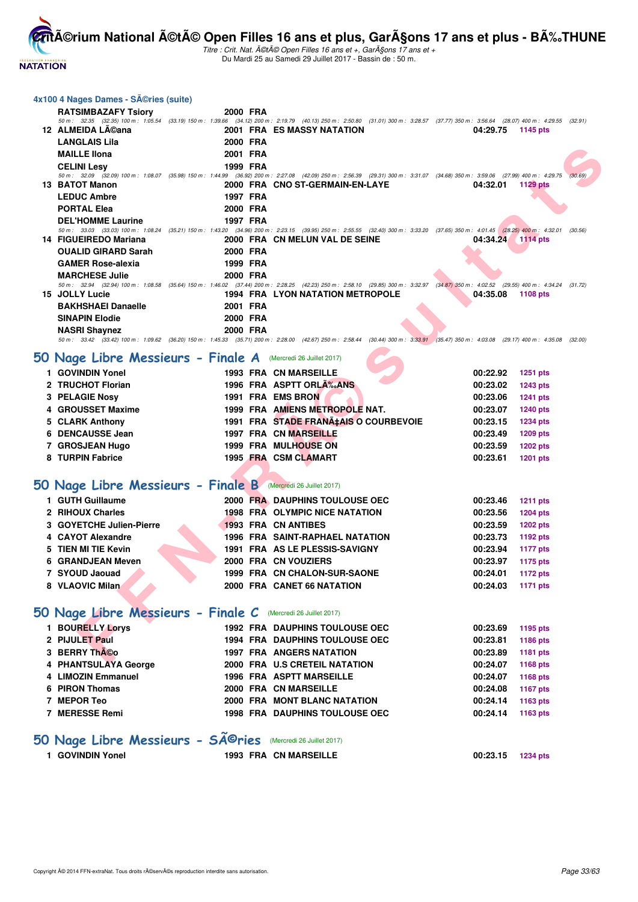## 4x100 4 Nages Dames - SÃ©ries (suite)

| | Nom | Année | Nat | Club | Temps | Points |
|---|---|---|---|---|---|---|
| | RATSIMBAZAFY Tsiory | 2000 | FRA | | | |
| | *50 m : 32.35 (32.35) 100 m : 1:05.54 (33.19) 150 m : 1:39.66 (34.12) 200 m : 2:19.79 (40.13) 250 m : 2:50.80 (31.01) 300 m : 3:28.57 (37.77) 350 m : 3:56.64 (28.07) 400 m : 4:29.55 (32.91)* | | | | | |
| 12 | ALMEIDA LÃ©ana | 2001 | FRA | ES MASSY NATATION | 04:29.75 | 1145 pts |
| | LANGLAIS Lila | 2000 | FRA | | | |
| | MAILLE Ilona | 2001 | FRA | | | |
| | CELINI Lesy | 1999 | FRA | | | |
| | *50 m : 32.09 (32.09) 100 m : 1:08.07 (35.98) 150 m : 1:44.99 (36.92) 200 m : 2:27.08 (42.09) 250 m : 2:56.39 (29.31) 300 m : 3:31.07 (34.68) 350 m : 3:59.06 (27.99) 400 m : 4:29.75 (30.69)* | | | | | |
| 13 | BATOT Manon | 2000 | FRA | CNO ST-GERMAIN-EN-LAYE | 04:32.01 | 1129 pts |
| | LEDUC Ambre | 1997 | FRA | | | |
| | PORTAL Elea | 2000 | FRA | | | |
| | DEL'HOMME Laurine | 1997 | FRA | | | |
| | *50 m : 33.03 (33.03) 100 m : 1:08.24 (35.21) 150 m : 1:43.20 (34.96) 200 m : 2:23.15 (39.95) 250 m : 2:55.55 (32.40) 300 m : 3:33.20 (37.65) 350 m : 4:01.45 (28.25) 400 m : 4:32.01 (30.56)* | | | | | |
| 14 | FIGUEIREDO Mariana | 2000 | FRA | CN MELUN VAL DE SEINE | 04:34.24 | 1114 pts |
| | OUALID GIRARD Sarah | 2000 | FRA | | | |
| | GAMER Rose-alexia | 1999 | FRA | | | |
| | MARCHESE Julie | 2000 | FRA | | | |
| | *50 m : 32.94 (32.94) 100 m : 1:08.58 (35.64) 150 m : 1:46.02 (37.44) 200 m : 2:28.25 (42.23) 250 m : 2:58.10 (29.85) 300 m : 3:32.97 (34.87) 350 m : 4:02.52 (29.55) 400 m : 4:34.24 (31.72)* | | | | | |
| 15 | JOLLY Lucie | 1994 | FRA | LYON NATATION METROPOLE | 04:35.08 | 1108 pts |
| | BAKHSHAEI Danaelle | 2001 | FRA | | | |
| | SINAPIN Elodie | 2000 | FRA | | | |
| | NASRI Shaynez | 2000 | FRA | | | |
| | *50 m : 33.42 (33.42) 100 m : 1:09.62 (36.20) 150 m : 1:45.33 (35.71) 200 m : 2:28.00 (42.67) 250 m : 2:58.44 (30.44) 300 m : 3:33.91 (35.47) 350 m : 4:03.08 (29.17) 400 m : 4:35.08 (32.00)* | | | | | |

## 50 Nage Libre Messieurs - Finale A (Mercredi 26 Juillet 2017)

| | Nom | Année | Nat | Club | Temps | Points |
|---|---|---|---|---|---|---|
| 1 | GOVINDIN Yonel | 1993 | FRA | CN MARSEILLE | 00:22.92 | 1251 pts |
| 2 | TRUCHOT Florian | 1996 | FRA | ASPTT ORLÃ‰ANS | 00:23.02 | 1243 pts |
| 3 | PELAGIE Nosy | 1991 | FRA | EMS BRON | 00:23.06 | 1241 pts |
| 4 | GROUSSET Maxime | 1999 | FRA | AMIENS METROPOLE NAT. | 00:23.07 | 1240 pts |
| 5 | CLARK Anthony | 1991 | FRA | STADE FRANÃ‡AIS O COURBEVOIE | 00:23.15 | 1234 pts |
| 6 | DENCAUSSE Jean | 1997 | FRA | CN MARSEILLE | 00:23.49 | 1209 pts |
| 7 | GROSJEAN Hugo | 1999 | FRA | MULHOUSE ON | 00:23.59 | 1202 pts |
| 8 | TURPIN Fabrice | 1995 | FRA | CSM CLAMART | 00:23.61 | 1201 pts |

## 50 Nage Libre Messieurs - Finale B (Mercredi 26 Juillet 2017)

| | Nom | Année | Nat | Club | Temps | Points |
|---|---|---|---|---|---|---|
| 1 | GUTH Guillaume | 2000 | FRA | DAUPHINS TOULOUSE OEC | 00:23.46 | 1211 pts |
| 2 | RIHOUX Charles | 1998 | FRA | OLYMPIC NICE NATATION | 00:23.56 | 1204 pts |
| 3 | GOYETCHE Julien-Pierre | 1993 | FRA | CN ANTIBES | 00:23.59 | 1202 pts |
| 4 | CAYOT Alexandre | 1996 | FRA | SAINT-RAPHAEL NATATION | 00:23.73 | 1192 pts |
| 5 | TIEN MI TIE Kevin | 1991 | FRA | AS LE PLESSIS-SAVIGNY | 00:23.94 | 1177 pts |
| 6 | GRANDJEAN Meven | 2000 | FRA | CN VOUZIERS | 00:23.97 | 1175 pts |
| 7 | SYOUD Jaouad | 1999 | FRA | CN CHALON-SUR-SAONE | 00:24.01 | 1172 pts |
| 8 | VLAOVIC Milan | 2000 | FRA | CANET 66 NATATION | 00:24.03 | 1171 pts |

## 50 Nage Libre Messieurs - Finale C (Mercredi 26 Juillet 2017)

| | Nom | Année | Nat | Club | Temps | Points |
|---|---|---|---|---|---|---|
| 1 | BOURELLY Lorys | 1992 | FRA | DAUPHINS TOULOUSE OEC | 00:23.69 | 1195 pts |
| 2 | PIJULET Paul | 1994 | FRA | DAUPHINS TOULOUSE OEC | 00:23.81 | 1186 pts |
| 3 | BERRY ThÃ©o | 1997 | FRA | ANGERS NATATION | 00:23.89 | 1181 pts |
| 4 | PHANTSULAYA George | 2000 | FRA | U.S CRETEIL NATATION | 00:24.07 | 1168 pts |
| 4 | LIMOZIN Emmanuel | 1996 | FRA | ASPTT MARSEILLE | 00:24.07 | 1168 pts |
| 6 | PIRON Thomas | 2000 | FRA | CN MARSEILLE | 00:24.08 | 1167 pts |
| 7 | MEPOR Teo | 2000 | FRA | MONT BLANC NATATION | 00:24.14 | 1163 pts |
| 7 | MERESSE Remi | 1998 | FRA | DAUPHINS TOULOUSE OEC | 00:24.14 | 1163 pts |

## 50 Nage Libre Messieurs - SÃ©ries (Mercredi 26 Juillet 2017)

| | Nom | Année | Nat | Club | Temps | Points |
|---|---|---|---|---|---|---|
| 1 | GOVINDIN Yonel | 1993 | FRA | CN MARSEILLE | 00:23.15 | 1234 pts |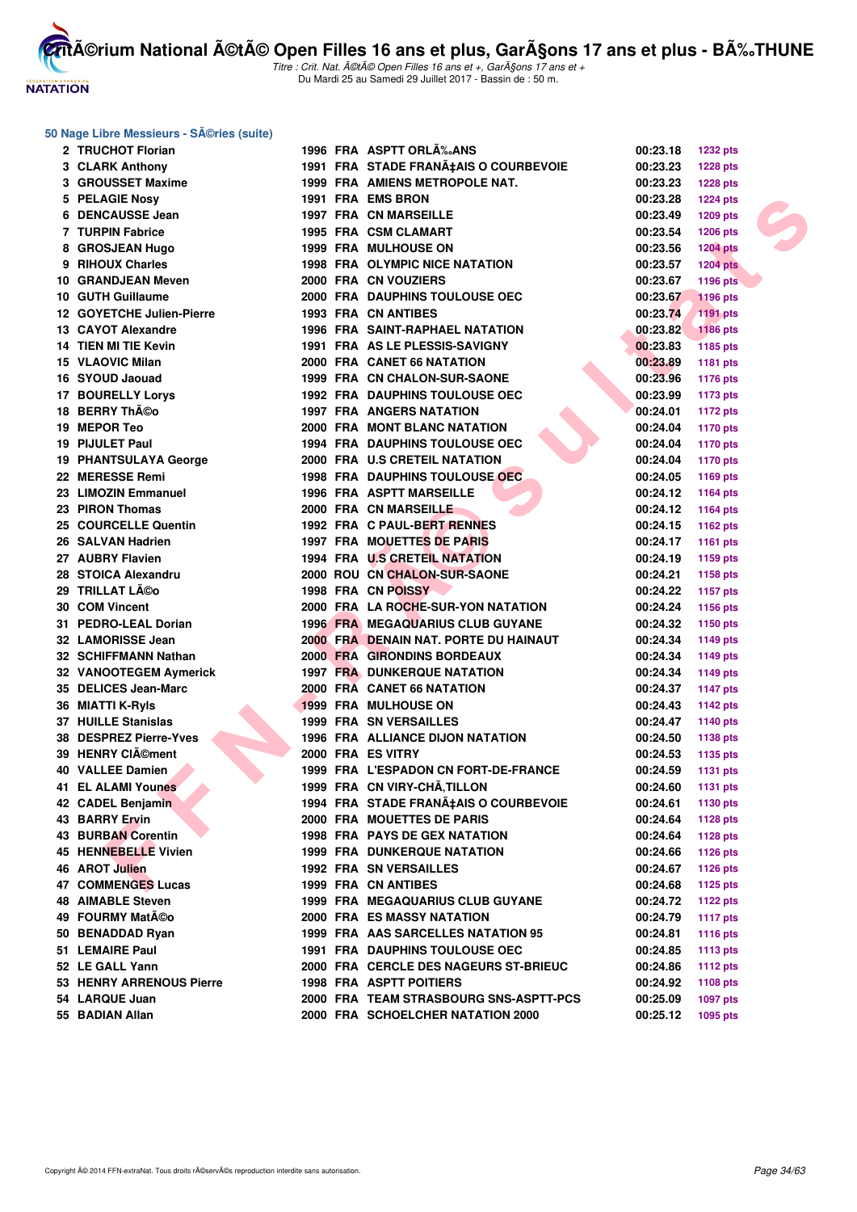## 50 Nage Libre Messieurs - SÃ©ries (suite)

| Rang | Nom | Année | Nat | Club | Temps | Points |
|---|---|---|---|---|---|---|
| 2 | TRUCHOT Florian | 1996 | FRA | ASPTT ORLÃ‰ANS | 00:23.18 | 1232 pts |
| 3 | CLARK Anthony | 1991 | FRA | STADE FRANÃ‡AIS O COURBEVOIE | 00:23.23 | 1228 pts |
| 3 | GROUSSET Maxime | 1999 | FRA | AMIENS METROPOLE NAT. | 00:23.23 | 1228 pts |
| 5 | PELAGIE Nosy | 1991 | FRA | EMS BRON | 00:23.28 | 1224 pts |
| 6 | DENCAUSSE Jean | 1997 | FRA | CN MARSEILLE | 00:23.49 | 1209 pts |
| 7 | TURPIN Fabrice | 1995 | FRA | CSM CLAMART | 00:23.54 | 1206 pts |
| 8 | GROSJEAN Hugo | 1999 | FRA | MULHOUSE ON | 00:23.56 | 1204 pts |
| 9 | RIHOUX Charles | 1998 | FRA | OLYMPIC NICE NATATION | 00:23.57 | 1204 pts |
| 10 | GRANDJEAN Meven | 2000 | FRA | CN VOUZIERS | 00:23.67 | 1196 pts |
| 10 | GUTH Guillaume | 2000 | FRA | DAUPHINS TOULOUSE OEC | 00:23.67 | 1196 pts |
| 12 | GOYETCHE Julien-Pierre | 1993 | FRA | CN ANTIBES | 00:23.74 | 1191 pts |
| 13 | CAYOT Alexandre | 1996 | FRA | SAINT-RAPHAEL NATATION | 00:23.82 | 1186 pts |
| 14 | TIEN MI TIE Kevin | 1991 | FRA | AS LE PLESSIS-SAVIGNY | 00:23.83 | 1185 pts |
| 15 | VLAOVIC Milan | 2000 | FRA | CANET 66 NATATION | 00:23.89 | 1181 pts |
| 16 | SYOUD Jaouad | 1999 | FRA | CN CHALON-SUR-SAONE | 00:23.96 | 1176 pts |
| 17 | BOURELLY Lorys | 1992 | FRA | DAUPHINS TOULOUSE OEC | 00:23.99 | 1173 pts |
| 18 | BERRY ThÃ©o | 1997 | FRA | ANGERS NATATION | 00:24.01 | 1172 pts |
| 19 | MEPOR Teo | 2000 | FRA | MONT BLANC NATATION | 00:24.04 | 1170 pts |
| 19 | PIJULET Paul | 1994 | FRA | DAUPHINS TOULOUSE OEC | 00:24.04 | 1170 pts |
| 19 | PHANTSULAYA George | 2000 | FRA | U.S CRETEIL NATATION | 00:24.04 | 1170 pts |
| 22 | MERESSE Remi | 1998 | FRA | DAUPHINS TOULOUSE OEC | 00:24.05 | 1169 pts |
| 23 | LIMOZIN Emmanuel | 1996 | FRA | ASPTT MARSEILLE | 00:24.12 | 1164 pts |
| 23 | PIRON Thomas | 2000 | FRA | CN MARSEILLE | 00:24.12 | 1164 pts |
| 25 | COURCELLE Quentin | 1992 | FRA | C PAUL-BERT RENNES | 00:24.15 | 1162 pts |
| 26 | SALVAN Hadrien | 1997 | FRA | MOUETTES DE PARIS | 00:24.17 | 1161 pts |
| 27 | AUBRY Flavien | 1994 | FRA | U.S CRETEIL NATATION | 00:24.19 | 1159 pts |
| 28 | STOICA Alexandru | 2000 | ROU | CN CHALON-SUR-SAONE | 00:24.21 | 1158 pts |
| 29 | TRILLAT LÃ©o | 1998 | FRA | CN POISSY | 00:24.22 | 1157 pts |
| 30 | COM Vincent | 2000 | FRA | LA ROCHE-SUR-YON NATATION | 00:24.24 | 1156 pts |
| 31 | PEDRO-LEAL Dorian | 1996 | FRA | MEGAQUARIUS CLUB GUYANE | 00:24.32 | 1150 pts |
| 32 | LAMORISSE Jean | 2000 | FRA | DENAIN NAT. PORTE DU HAINAUT | 00:24.34 | 1149 pts |
| 32 | SCHIFFMANN Nathan | 2000 | FRA | GIRONDINS BORDEAUX | 00:24.34 | 1149 pts |
| 32 | VANOOTEGEM Aymerick | 1997 | FRA | DUNKERQUE NATATION | 00:24.34 | 1149 pts |
| 35 | DELICES Jean-Marc | 2000 | FRA | CANET 66 NATATION | 00:24.37 | 1147 pts |
| 36 | MIATTI K-Ryls | 1999 | FRA | MULHOUSE ON | 00:24.43 | 1142 pts |
| 37 | HUILLE Stanislas | 1999 | FRA | SN VERSAILLES | 00:24.47 | 1140 pts |
| 38 | DESPREZ Pierre-Yves | 1996 | FRA | ALLIANCE DIJON NATATION | 00:24.50 | 1138 pts |
| 39 | HENRY ClÃ©ment | 2000 | FRA | ES VITRY | 00:24.53 | 1135 pts |
| 40 | VALLEE Damien | 1999 | FRA | L'ESPADON CN FORT-DE-FRANCE | 00:24.59 | 1131 pts |
| 41 | EL ALAMI Younes | 1999 | FRA | CN VIRY-CHÃ‚TILLON | 00:24.60 | 1131 pts |
| 42 | CADEL Benjamin | 1994 | FRA | STADE FRANÃ‡AIS O COURBEVOIE | 00:24.61 | 1130 pts |
| 43 | BARRY Ervin | 2000 | FRA | MOUETTES DE PARIS | 00:24.64 | 1128 pts |
| 43 | BURBAN Corentin | 1998 | FRA | PAYS DE GEX NATATION | 00:24.64 | 1128 pts |
| 45 | HENNEBELLE Vivien | 1999 | FRA | DUNKERQUE NATATION | 00:24.66 | 1126 pts |
| 46 | AROT Julien | 1992 | FRA | SN VERSAILLES | 00:24.67 | 1126 pts |
| 47 | COMMENGES Lucas | 1999 | FRA | CN ANTIBES | 00:24.68 | 1125 pts |
| 48 | AIMABLE Steven | 1999 | FRA | MEGAQUARIUS CLUB GUYANE | 00:24.72 | 1122 pts |
| 49 | FOURMY MatÃ©o | 2000 | FRA | ES MASSY NATATION | 00:24.79 | 1117 pts |
| 50 | BENADDAD Ryan | 1999 | FRA | AAS SARCELLES NATATION 95 | 00:24.81 | 1116 pts |
| 51 | LEMAIRE Paul | 1991 | FRA | DAUPHINS TOULOUSE OEC | 00:24.85 | 1113 pts |
| 52 | LE GALL Yann | 2000 | FRA | CERCLE DES NAGEURS ST-BRIEUC | 00:24.86 | 1112 pts |
| 53 | HENRY ARRENOUS Pierre | 1998 | FRA | ASPTT POITIERS | 00:24.92 | 1108 pts |
| 54 | LARQUE Juan | 2000 | FRA | TEAM STRASBOURG SNS-ASPTT-PCS | 00:25.09 | 1097 pts |
| 55 | BADIAN Allan | 2000 | FRA | SCHOELCHER NATATION 2000 | 00:25.12 | 1095 pts |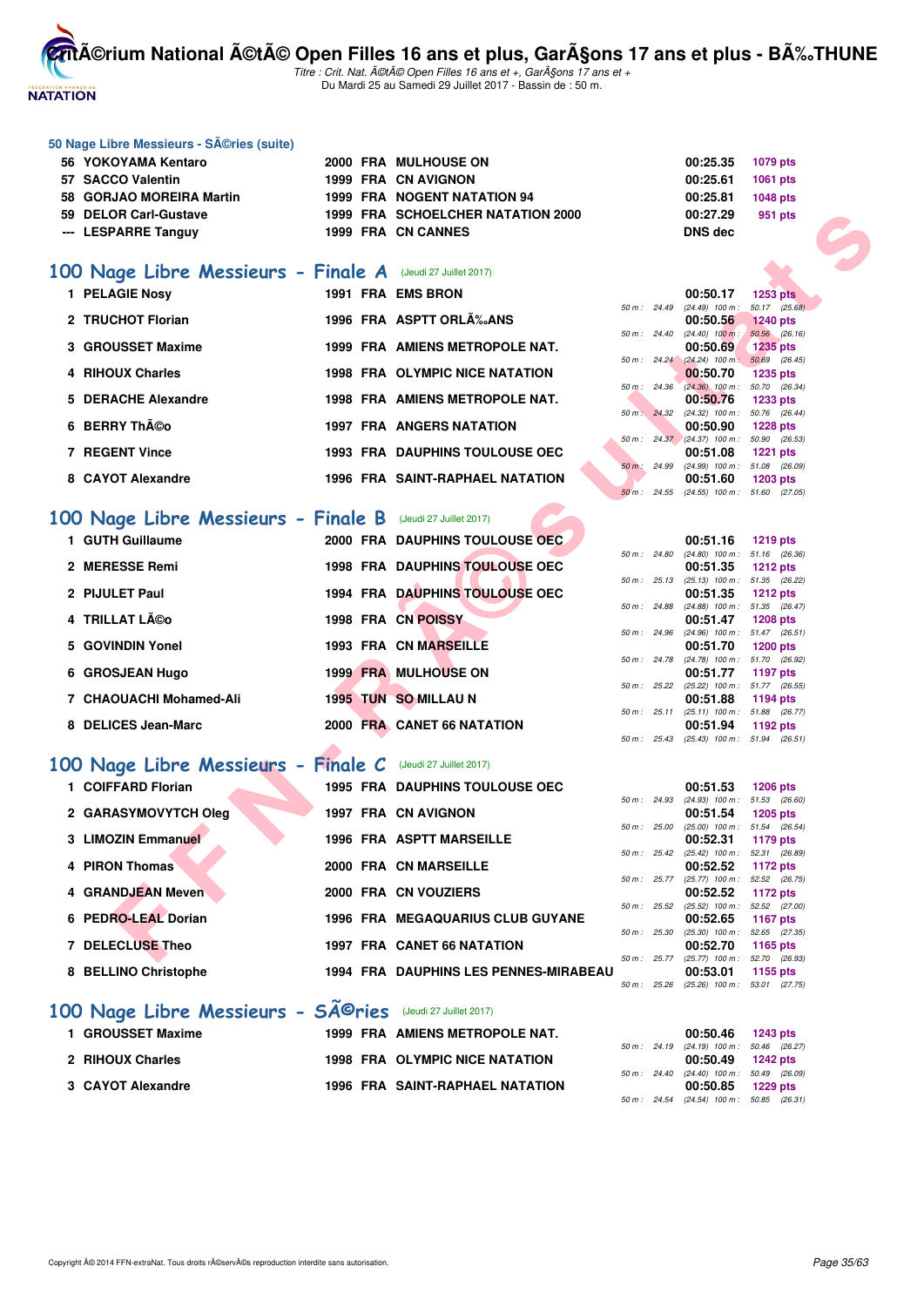### 50 Nage Libre Messieurs - SÃ©ries (suite)

| | | | | | | |
|---|---|---|---|---|---|---|
| 56 | YOKOYAMA Kentaro | 2000 | FRA | MULHOUSE ON | 00:25.35 | 1079 pts |
| 57 | SACCO Valentin | 1999 | FRA | CN AVIGNON | 00:25.61 | 1061 pts |
| 58 | GORJAO MOREIRA Martin | 1999 | FRA | NOGENT NATATION 94 | 00:25.81 | 1048 pts |
| 59 | DELOR Carl-Gustave | 1999 | FRA | SCHOELCHER NATATION 2000 | 00:27.29 | 951 pts |
| --- | LESPARRE Tanguy | 1999 | FRA | CN CANNES | DNS dec | |

## 100 Nage Libre Messieurs - Finale A (Jeudi 27 Juillet 2017)

| | | | | | | | |
|---|---|---|---|---|---|---|---|
| 1 | PELAGIE Nosy | 1991 | FRA | EMS BRON | 00:50.17 | 1253 pts | 50 m : 24.49 (24.49) 100 m : 50.17 (25.68) |
| 2 | TRUCHOT Florian | 1996 | FRA | ASPTT ORLÃ‰ANS | 00:50.56 | 1240 pts | 50 m : 24.40 (24.40) 100 m : 50.56 (26.16) |
| 3 | GROUSSET Maxime | 1999 | FRA | AMIENS METROPOLE NAT. | 00:50.69 | 1235 pts | 50 m : 24.24 (24.24) 100 m : 50.69 (26.45) |
| 4 | RIHOUX Charles | 1998 | FRA | OLYMPIC NICE NATATION | 00:50.70 | 1235 pts | 50 m : 24.36 (24.36) 100 m : 50.70 (26.34) |
| 5 | DERACHE Alexandre | 1998 | FRA | AMIENS METROPOLE NAT. | 00:50.76 | 1233 pts | 50 m : 24.32 (24.32) 100 m : 50.76 (26.44) |
| 6 | BERRY ThÃ©o | 1997 | FRA | ANGERS NATATION | 00:50.90 | 1228 pts | 50 m : 24.37 (24.37) 100 m : 50.90 (26.53) |
| 7 | REGENT Vince | 1993 | FRA | DAUPHINS TOULOUSE OEC | 00:51.08 | 1221 pts | 50 m : 24.99 (24.99) 100 m : 51.08 (26.09) |
| 8 | CAYOT Alexandre | 1996 | FRA | SAINT-RAPHAEL NATATION | 00:51.60 | 1203 pts | 50 m : 24.55 (24.55) 100 m : 51.60 (27.05) |

## 100 Nage Libre Messieurs - Finale B (Jeudi 27 Juillet 2017)

| | | | | | | | |
|---|---|---|---|---|---|---|---|
| 1 | GUTH Guillaume | 2000 | FRA | DAUPHINS TOULOUSE OEC | 00:51.16 | 1219 pts | 50 m : 24.80 (24.80) 100 m : 51.16 (26.36) |
| 2 | MERESSE Remi | 1998 | FRA | DAUPHINS TOULOUSE OEC | 00:51.35 | 1212 pts | 50 m : 25.13 (25.13) 100 m : 51.35 (26.22) |
| 2 | PIJULET Paul | 1994 | FRA | DAUPHINS TOULOUSE OEC | 00:51.35 | 1212 pts | 50 m : 24.88 (24.88) 100 m : 51.35 (26.47) |
| 4 | TRILLAT LÃ©o | 1998 | FRA | CN POISSY | 00:51.47 | 1208 pts | 50 m : 24.96 (24.96) 100 m : 51.47 (26.51) |
| 5 | GOVINDIN Yonel | 1993 | FRA | CN MARSEILLE | 00:51.70 | 1200 pts | 50 m : 24.78 (24.78) 100 m : 51.70 (26.92) |
| 6 | GROSJEAN Hugo | 1999 | FRA | MULHOUSE ON | 00:51.77 | 1197 pts | 50 m : 25.22 (25.22) 100 m : 51.77 (26.55) |
| 7 | CHAOUACHI Mohamed-Ali | 1995 | TUN | SO MILLAU N | 00:51.88 | 1194 pts | 50 m : 25.11 (25.11) 100 m : 51.88 (26.77) |
| 8 | DELICES Jean-Marc | 2000 | FRA | CANET 66 NATATION | 00:51.94 | 1192 pts | 50 m : 25.43 (25.43) 100 m : 51.94 (26.51) |

## 100 Nage Libre Messieurs - Finale C (Jeudi 27 Juillet 2017)

| | | | | | | | |
|---|---|---|---|---|---|---|---|
| 1 | COIFFARD Florian | 1995 | FRA | DAUPHINS TOULOUSE OEC | 00:51.53 | 1206 pts | 50 m : 24.93 (24.93) 100 m : 51.53 (26.60) |
| 2 | GARASYMOVYTCH Oleg | 1997 | FRA | CN AVIGNON | 00:51.54 | 1205 pts | 50 m : 25.00 (25.00) 100 m : 51.54 (26.54) |
| 3 | LIMOZIN Emmanuel | 1996 | FRA | ASPTT MARSEILLE | 00:52.31 | 1179 pts | 50 m : 25.42 (25.42) 100 m : 52.31 (26.89) |
| 4 | PIRON Thomas | 2000 | FRA | CN MARSEILLE | 00:52.52 | 1172 pts | 50 m : 25.77 (25.77) 100 m : 52.52 (26.75) |
| 4 | GRANDJEAN Meven | 2000 | FRA | CN VOUZIERS | 00:52.52 | 1172 pts | 50 m : 25.52 (25.52) 100 m : 52.52 (27.00) |
| 6 | PEDRO-LEAL Dorian | 1996 | FRA | MEGAQUARIUS CLUB GUYANE | 00:52.65 | 1167 pts | 50 m : 25.30 (25.30) 100 m : 52.65 (27.35) |
| 7 | DELECLUSE Theo | 1997 | FRA | CANET 66 NATATION | 00:52.70 | 1165 pts | 50 m : 25.77 (25.77) 100 m : 52.70 (26.93) |
| 8 | BELLINO Christophe | 1994 | FRA | DAUPHINS LES PENNES-MIRABEAU | 00:53.01 | 1155 pts | 50 m : 25.26 (25.26) 100 m : 53.01 (27.75) |

## 100 Nage Libre Messieurs - SÃ©ries (Jeudi 27 Juillet 2017)

| | | | | | | | |
|---|---|---|---|---|---|---|---|
| 1 | GROUSSET Maxime | 1999 | FRA | AMIENS METROPOLE NAT. | 00:50.46 | 1243 pts | 50 m : 24.19 (24.19) 100 m : 50.46 (26.27) |
| 2 | RIHOUX Charles | 1998 | FRA | OLYMPIC NICE NATATION | 00:50.49 | 1242 pts | 50 m : 24.40 (24.40) 100 m : 50.49 (26.09) |
| 3 | CAYOT Alexandre | 1996 | FRA | SAINT-RAPHAEL NATATION | 00:50.85 | 1229 pts | 50 m : 24.54 (24.54) 100 m : 50.85 (26.31) |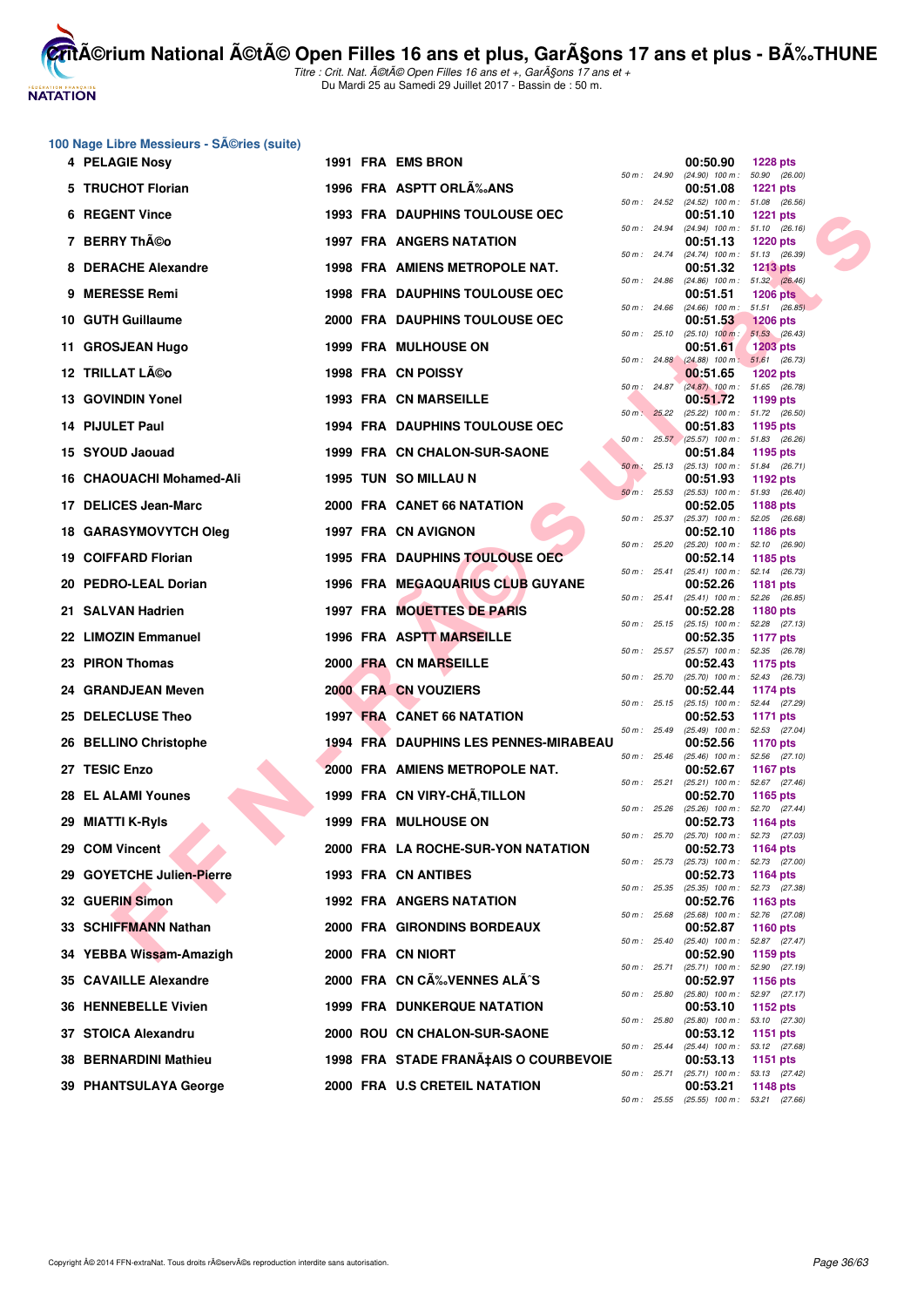# Critérium National Été Open Filles 16 ans et plus, Garçons 17 ans et plus - BÃ‰THUNE

*Titre : Crit. Nat. Été Open Filles 16 ans et +, Garçons 17 ans et +*
Du Mardi 25 au Samedi 29 Juillet 2017 - Bassin de : 50 m.

## 100 Nage Libre Messieurs - Séries (suite)

| Rg | Nom | Année | Nat | Club | Temps | Points | 50 m | 100 m |
|---|---|---|---|---|---|---|---|---|
| 4 | PELAGIE Nosy | 1991 | FRA | EMS BRON | 00:50.90 | 1228 pts | 24.90 | (24.90) 50.90 (26.00) |
| 5 | TRUCHOT Florian | 1996 | FRA | ASPTT ORLÃ‰ANS | 00:51.08 | 1221 pts | 24.52 | (24.52) 51.08 (26.56) |
| 6 | REGENT Vince | 1993 | FRA | DAUPHINS TOULOUSE OEC | 00:51.10 | 1221 pts | 24.94 | (24.94) 51.10 (26.16) |
| 7 | BERRY ThÃ©o | 1997 | FRA | ANGERS NATATION | 00:51.13 | 1220 pts | 24.74 | (24.74) 51.13 (26.39) |
| 8 | DERACHE Alexandre | 1998 | FRA | AMIENS METROPOLE NAT. | 00:51.32 | 1213 pts | 24.86 | (24.86) 51.32 (26.46) |
| 9 | MERESSE Remi | 1998 | FRA | DAUPHINS TOULOUSE OEC | 00:51.51 | 1206 pts | 24.66 | (24.66) 51.51 (26.85) |
| 10 | GUTH Guillaume | 2000 | FRA | DAUPHINS TOULOUSE OEC | 00:51.53 | 1206 pts | 25.10 | (25.10) 51.53 (26.43) |
| 11 | GROSJEAN Hugo | 1999 | FRA | MULHOUSE ON | 00:51.61 | 1203 pts | 24.88 | (24.88) 51.61 (26.73) |
| 12 | TRILLAT LÃ©o | 1998 | FRA | CN POISSY | 00:51.65 | 1202 pts | 24.87 | (24.87) 51.65 (26.78) |
| 13 | GOVINDIN Yonel | 1993 | FRA | CN MARSEILLE | 00:51.72 | 1199 pts | 25.22 | (25.22) 51.72 (26.50) |
| 14 | PIJULET Paul | 1994 | FRA | DAUPHINS TOULOUSE OEC | 00:51.83 | 1195 pts | 25.57 | (25.57) 51.83 (26.26) |
| 15 | SYOUD Jaouad | 1999 | FRA | CN CHALON-SUR-SAONE | 00:51.84 | 1195 pts | 25.13 | (25.13) 51.84 (26.71) |
| 16 | CHAOUACHI Mohamed-Ali | 1995 | TUN | SO MILLAU N | 00:51.93 | 1192 pts | 25.53 | (25.53) 51.93 (26.40) |
| 17 | DELICES Jean-Marc | 2000 | FRA | CANET 66 NATATION | 00:52.05 | 1188 pts | 25.37 | (25.37) 52.05 (26.68) |
| 18 | GARASYMOVYTCH Oleg | 1997 | FRA | CN AVIGNON | 00:52.10 | 1186 pts | 25.20 | (25.20) 52.10 (26.90) |
| 19 | COIFFARD Florian | 1995 | FRA | DAUPHINS TOULOUSE OEC | 00:52.14 | 1185 pts | 25.41 | (25.41) 52.14 (26.73) |
| 20 | PEDRO-LEAL Dorian | 1996 | FRA | MEGAQUARIUS CLUB GUYANE | 00:52.26 | 1181 pts | 25.41 | (25.41) 52.26 (26.85) |
| 21 | SALVAN Hadrien | 1997 | FRA | MOUETTES DE PARIS | 00:52.28 | 1180 pts | 25.15 | (25.15) 52.28 (27.13) |
| 22 | LIMOZIN Emmanuel | 1996 | FRA | ASPTT MARSEILLE | 00:52.35 | 1177 pts | 25.57 | (25.57) 52.35 (26.78) |
| 23 | PIRON Thomas | 2000 | FRA | CN MARSEILLE | 00:52.43 | 1175 pts | 25.70 | (25.70) 52.43 (26.73) |
| 24 | GRANDJEAN Meven | 2000 | FRA | CN VOUZIERS | 00:52.44 | 1174 pts | 25.15 | (25.15) 52.44 (27.29) |
| 25 | DELECLUSE Theo | 1997 | FRA | CANET 66 NATATION | 00:52.53 | 1171 pts | 25.49 | (25.49) 52.53 (27.04) |
| 26 | BELLINO Christophe | 1994 | FRA | DAUPHINS LES PENNES-MIRABEAU | 00:52.56 | 1170 pts | 25.46 | (25.46) 52.56 (27.10) |
| 27 | TESIC Enzo | 2000 | FRA | AMIENS METROPOLE NAT. | 00:52.67 | 1167 pts | 25.21 | (25.21) 52.67 (27.46) |
| 28 | EL ALAMI Younes | 1999 | FRA | CN VIRY-CHÃ‚TILLON | 00:52.70 | 1165 pts | 25.26 | (25.26) 52.70 (27.44) |
| 29 | MIATTI K-Ryls | 1999 | FRA | MULHOUSE ON | 00:52.73 | 1164 pts | 25.70 | (25.70) 52.73 (27.03) |
| 29 | COM Vincent | 2000 | FRA | LA ROCHE-SUR-YON NATATION | 00:52.73 | 1164 pts | 25.73 | (25.73) 52.73 (27.00) |
| 29 | GOYETCHE Julien-Pierre | 1993 | FRA | CN ANTIBES | 00:52.73 | 1164 pts | 25.35 | (25.35) 52.73 (27.38) |
| 32 | GUERIN Simon | 1992 | FRA | ANGERS NATATION | 00:52.76 | 1163 pts | 25.68 | (25.68) 52.76 (27.08) |
| 33 | SCHIFFMANN Nathan | 2000 | FRA | GIRONDINS BORDEAUX | 00:52.87 | 1160 pts | 25.40 | (25.40) 52.87 (27.47) |
| 34 | YEBBA Wissam-Amazigh | 2000 | FRA | CN NIORT | 00:52.90 | 1159 pts | 25.71 | (25.71) 52.90 (27.19) |
| 35 | CAVAILLE Alexandre | 2000 | FRA | CN CÃ‰VENNES ALÃˆS | 00:52.97 | 1156 pts | 25.80 | (25.80) 52.97 (27.17) |
| 36 | HENNEBELLE Vivien | 1999 | FRA | DUNKERQUE NATATION | 00:53.10 | 1152 pts | 25.80 | (25.80) 53.10 (27.30) |
| 37 | STOICA Alexandru | 2000 | ROU | CN CHALON-SUR-SAONE | 00:53.12 | 1151 pts | 25.44 | (25.44) 53.12 (27.68) |
| 38 | BERNARDINI Mathieu | 1998 | FRA | STADE FRANÃ‡AIS O COURBEVOIE | 00:53.13 | 1151 pts | 25.71 | (25.71) 53.13 (27.42) |
| 39 | PHANTSULAYA George | 2000 | FRA | U.S CRETEIL NATATION | 00:53.21 | 1148 pts | 25.55 | (25.55) 53.21 (27.66) |

Copyright Â© 2014 FFN-extraNat. Tous droits rÃ©servÃ©s reproduction interdite sans autorisation.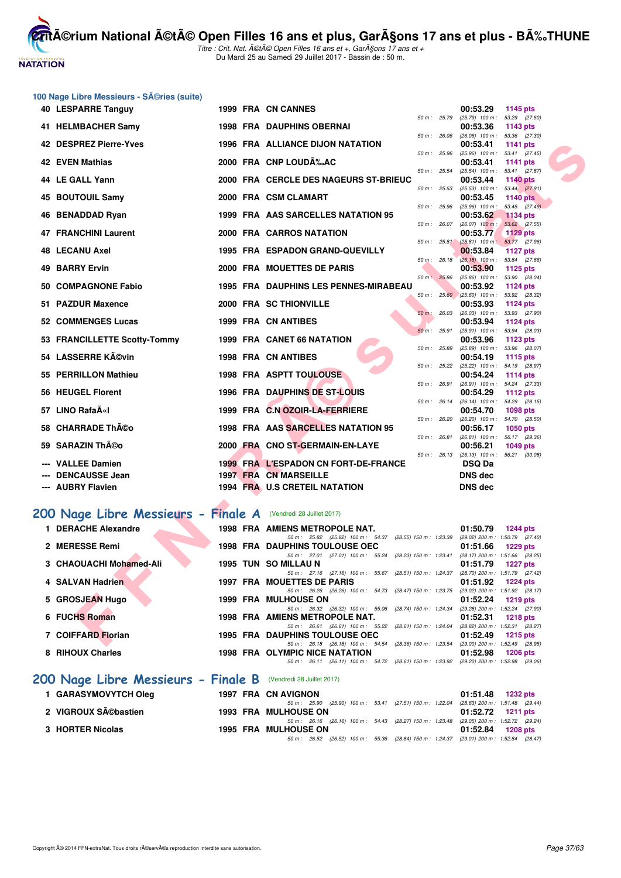## 100 Nage Libre Messieurs - SÃ©ries (suite)

| Rang | Nom | Année | Nat | Club | Temps | Points | Splits |
|---|---|---|---|---|---|---|---|
| 40 | LESPARRE Tanguy | 1999 | FRA | CN CANNES | 00:53.29 | 1145 pts | 50 m : 25.79 (25.79) 100 m : 53.29 (27.50) |
| 41 | HELMBACHER Samy | 1998 | FRA | DAUPHINS OBERNAI | 00:53.36 | 1143 pts | 50 m : 26.06 (26.06) 100 m : 53.36 (27.30) |
| 42 | DESPREZ Pierre-Yves | 1996 | FRA | ALLIANCE DIJON NATATION | 00:53.41 | 1141 pts | 50 m : 25.96 (25.96) 100 m : 53.41 (27.45) |
| 42 | EVEN Mathias | 2000 | FRA | CNP LOUDÃ‰AC | 00:53.41 | 1141 pts | 50 m : 25.54 (25.54) 100 m : 53.41 (27.87) |
| 44 | LE GALL Yann | 2000 | FRA | CERCLE DES NAGEURS ST-BRIEUC | 00:53.44 | 1140 pts | 50 m : 25.53 (25.53) 100 m : 53.44 (27.91) |
| 45 | BOUTOUIL Samy | 2000 | FRA | CSM CLAMART | 00:53.45 | 1140 pts | 50 m : 25.96 (25.96) 100 m : 53.45 (27.49) |
| 46 | BENADDAD Ryan | 1999 | FRA | AAS SARCELLES NATATION 95 | 00:53.62 | 1134 pts | 50 m : 26.07 (26.07) 100 m : 53.62 (27.55) |
| 47 | FRANCHINI Laurent | 2000 | FRA | CARROS NATATION | 00:53.77 | 1129 pts | 50 m : 25.81 (25.81) 100 m : 53.77 (27.96) |
| 48 | LECANU Axel | 1995 | FRA | ESPADON GRAND-QUEVILLY | 00:53.84 | 1127 pts | 50 m : 26.18 (26.18) 100 m : 53.84 (27.66) |
| 49 | BARRY Ervin | 2000 | FRA | MOUETTES DE PARIS | 00:53.90 | 1125 pts | 50 m : 25.86 (25.86) 100 m : 53.90 (28.04) |
| 50 | COMPAGNONE Fabio | 1995 | FRA | DAUPHINS LES PENNES-MIRABEAU | 00:53.92 | 1124 pts | 50 m : 25.60 (25.60) 100 m : 53.92 (28.32) |
| 51 | PAZDUR Maxence | 2000 | FRA | SC THIONVILLE | 00:53.93 | 1124 pts | 50 m : 26.03 (26.03) 100 m : 53.93 (27.90) |
| 52 | COMMENGES Lucas | 1999 | FRA | CN ANTIBES | 00:53.94 | 1124 pts | 50 m : 25.91 (25.91) 100 m : 53.94 (28.03) |
| 53 | FRANCILLETTE Scotty-Tommy | 1999 | FRA | CANET 66 NATATION | 00:53.96 | 1123 pts | 50 m : 25.89 (25.89) 100 m : 53.96 (28.07) |
| 54 | LASSERRE KÃ©vin | 1998 | FRA | CN ANTIBES | 00:54.19 | 1115 pts | 50 m : 25.22 (25.22) 100 m : 54.19 (28.97) |
| 55 | PERRILLON Mathieu | 1998 | FRA | ASPTT TOULOUSE | 00:54.24 | 1114 pts | 50 m : 26.91 (26.91) 100 m : 54.24 (27.33) |
| 56 | HEUGEL Florent | 1996 | FRA | DAUPHINS DE ST-LOUIS | 00:54.29 | 1112 pts | 50 m : 26.14 (26.14) 100 m : 54.29 (28.15) |
| 57 | LINO RafaÃ«l | 1999 | FRA | C.N OZOIR-LA-FERRIERE | 00:54.70 | 1098 pts | 50 m : 26.20 (26.20) 100 m : 54.70 (28.50) |
| 58 | CHARRADE ThÃ©o | 1998 | FRA | AAS SARCELLES NATATION 95 | 00:56.17 | 1050 pts | 50 m : 26.81 (26.81) 100 m : 56.17 (29.36) |
| 59 | SARAZIN ThÃ©o | 2000 | FRA | CNO ST-GERMAIN-EN-LAYE | 00:56.21 | 1049 pts | 50 m : 26.13 (26.13) 100 m : 56.21 (30.08) |
| --- | VALLEE Damien | 1999 | FRA | L'ESPADON CN FORT-DE-FRANCE | DSQ Da | | |
| --- | DENCAUSSE Jean | 1997 | FRA | CN MARSEILLE | DNS dec | | |
| --- | AUBRY Flavien | 1994 | FRA | U.S CRETEIL NATATION | DNS dec | | |

## 200 Nage Libre Messieurs - Finale A (Vendredi 28 Juillet 2017)

| Rang | Nom | Année | Nat | Club | Temps | Points | Splits |
|---|---|---|---|---|---|---|---|
| 1 | DERACHE Alexandre | 1998 | FRA | AMIENS METROPOLE NAT. | 01:50.79 | 1244 pts | 50 m : 25.82 (25.82) 100 m : 54.37 (28.55) 150 m : 1:23.39 (29.02) 200 m : 1:50.79 (27.40) |
| 2 | MERESSE Remi | 1998 | FRA | DAUPHINS TOULOUSE OEC | 01:51.66 | 1229 pts | 50 m : 27.01 (27.01) 100 m : 55.24 (28.23) 150 m : 1:23.41 (28.17) 200 m : 1:51.66 (28.25) |
| 3 | CHAOUACHI Mohamed-Ali | 1995 | TUN | SO MILLAU N | 01:51.79 | 1227 pts | 50 m : 27.16 (27.16) 100 m : 55.67 (28.51) 150 m : 1:24.37 (28.70) 200 m : 1:51.79 (27.42) |
| 4 | SALVAN Hadrien | 1997 | FRA | MOUETTES DE PARIS | 01:51.92 | 1224 pts | 50 m : 26.26 (26.26) 100 m : 54.73 (28.47) 150 m : 1:23.75 (29.02) 200 m : 1:51.92 (28.17) |
| 5 | GROSJEAN Hugo | 1999 | FRA | MULHOUSE ON | 01:52.24 | 1219 pts | 50 m : 26.32 (26.32) 100 m : 55.06 (28.74) 150 m : 1:24.34 (29.28) 200 m : 1:52.24 (27.90) |
| 6 | FUCHS Roman | 1998 | FRA | AMIENS METROPOLE NAT. | 01:52.31 | 1218 pts | 50 m : 26.61 (26.61) 100 m : 55.22 (28.61) 150 m : 1:24.04 (28.82) 200 m : 1:52.31 (28.27) |
| 7 | COIFFARD Florian | 1995 | FRA | DAUPHINS TOULOUSE OEC | 01:52.49 | 1215 pts | 50 m : 26.18 (26.18) 100 m : 54.54 (28.36) 150 m : 1:23.54 (29.00) 200 m : 1:52.49 (28.95) |
| 8 | RIHOUX Charles | 1998 | FRA | OLYMPIC NICE NATATION | 01:52.98 | 1206 pts | 50 m : 26.11 (26.11) 100 m : 54.72 (28.61) 150 m : 1:23.92 (29.20) 200 m : 1:52.98 (29.06) |

## 200 Nage Libre Messieurs - Finale B (Vendredi 28 Juillet 2017)

| Rang | Nom | Année | Nat | Club | Temps | Points | Splits |
|---|---|---|---|---|---|---|---|
| 1 | GARASYMOVYTCH Oleg | 1997 | FRA | CN AVIGNON | 01:51.48 | 1232 pts | 50 m : 25.90 (25.90) 100 m : 53.41 (27.51) 150 m : 1:22.04 (28.63) 200 m : 1:51.48 (29.44) |
| 2 | VIGROUX SÃ©bastien | 1993 | FRA | MULHOUSE ON | 01:52.72 | 1211 pts | 50 m : 26.16 (26.16) 100 m : 54.43 (28.27) 150 m : 1:23.48 (29.05) 200 m : 1:52.72 (29.24) |
| 3 | HORTER Nicolas | 1995 | FRA | MULHOUSE ON | 01:52.84 | 1208 pts | 50 m : 26.52 (26.52) 100 m : 55.36 (28.84) 150 m : 1:24.37 (29.01) 200 m : 1:52.84 (28.47) |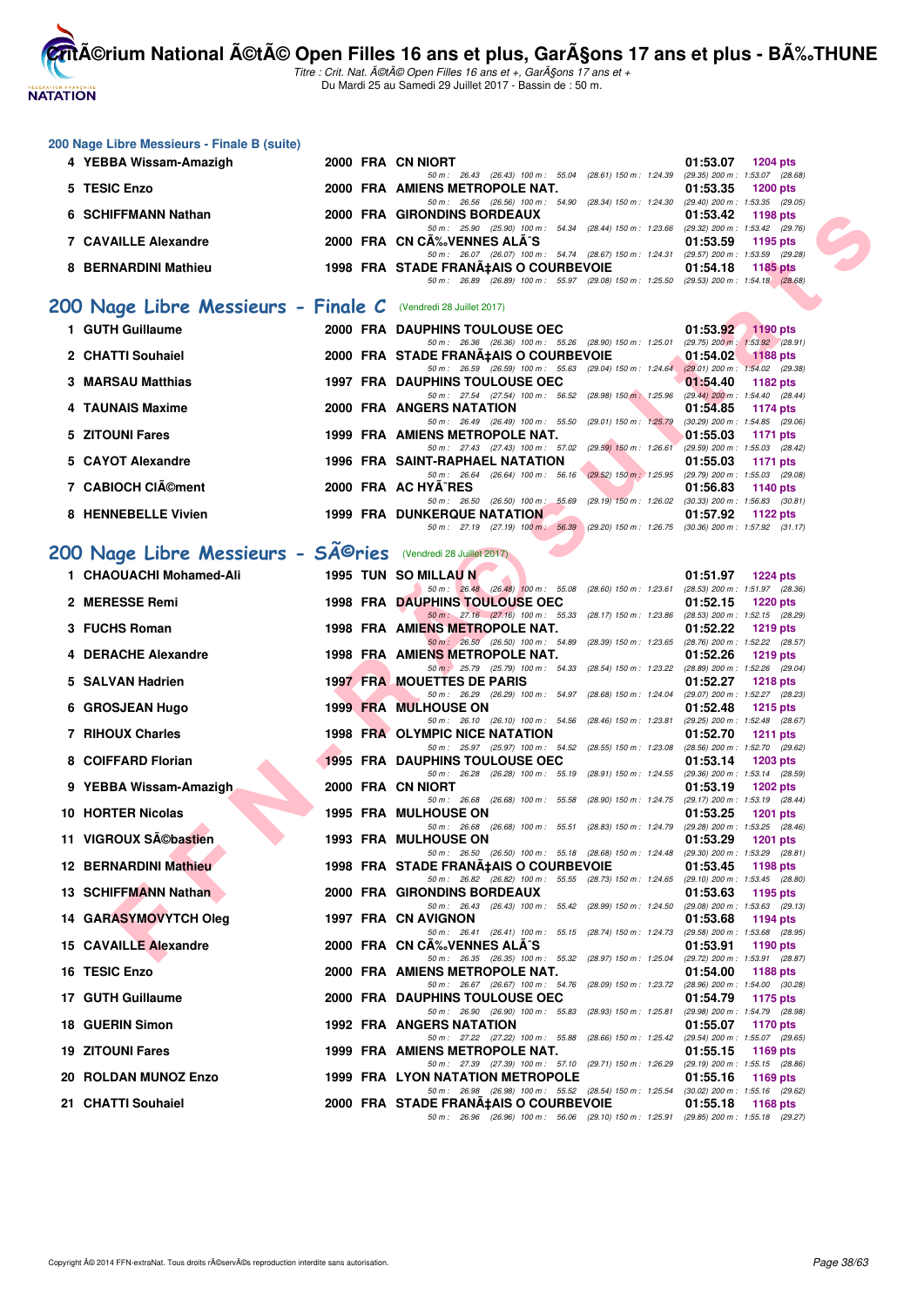## 200 Nage Libre Messieurs - Finale B (suite)

| Place | Nom | Année | Nat | Club | Temps | Points |
|---|---|---|---|---|---|---|
| 4 | YEBBA Wissam-Amazigh | 2000 | FRA | CN NIORT | 01:53.07 | 1204 pts |
| | 50 m : 26.43 (26.43) 100 m : 55.04 (28.61) 150 m : 1:24.39 (29.35) 200 m : 1:53.07 (28.68) | | | | | |
| 5 | TESIC Enzo | 2000 | FRA | AMIENS METROPOLE NAT. | 01:53.35 | 1200 pts |
| | 50 m : 26.56 (26.56) 100 m : 54.90 (28.34) 150 m : 1:24.30 (29.40) 200 m : 1:53.35 (29.05) | | | | | |
| 6 | SCHIFFMANN Nathan | 2000 | FRA | GIRONDINS BORDEAUX | 01:53.42 | 1198 pts |
| | 50 m : 25.90 (25.90) 100 m : 54.34 (28.44) 150 m : 1:23.66 (29.32) 200 m : 1:53.42 (29.76) | | | | | |
| 7 | CAVAILLE Alexandre | 2000 | FRA | CN CÃ‰VENNES ALÃˆS | 01:53.59 | 1195 pts |
| | 50 m : 26.07 (26.07) 100 m : 54.74 (28.67) 150 m : 1:24.31 (29.57) 200 m : 1:53.59 (29.28) | | | | | |
| 8 | BERNARDINI Mathieu | 1998 | FRA | STADE FRANÃ‡AIS O COURBEVOIE | 01:54.18 | 1185 pts |
| | 50 m : 26.89 (26.89) 100 m : 55.97 (29.08) 150 m : 1:25.50 (29.53) 200 m : 1:54.18 (28.68) | | | | | |

## 200 Nage Libre Messieurs - Finale C (Vendredi 28 Juillet 2017)

| Place | Nom | Année | Nat | Club | Temps | Points |
|---|---|---|---|---|---|---|
| 1 | GUTH Guillaume | 2000 | FRA | DAUPHINS TOULOUSE OEC | 01:53.92 | 1190 pts |
| | 50 m : 26.36 (26.36) 100 m : 55.26 (28.90) 150 m : 1:25.01 (29.75) 200 m : 1:53.92 (28.91) | | | | | |
| 2 | CHATTI Souhaiel | 2000 | FRA | STADE FRANÃ‡AIS O COURBEVOIE | 01:54.02 | 1188 pts |
| | 50 m : 26.59 (26.59) 100 m : 55.63 (29.04) 150 m : 1:24.64 (29.01) 200 m : 1:54.02 (29.38) | | | | | |
| 3 | MARSAU Matthias | 1997 | FRA | DAUPHINS TOULOUSE OEC | 01:54.40 | 1182 pts |
| | 50 m : 27.54 (27.54) 100 m : 56.52 (28.98) 150 m : 1:25.96 (29.44) 200 m : 1:54.40 (28.44) | | | | | |
| 4 | TAUNAIS Maxime | 2000 | FRA | ANGERS NATATION | 01:54.85 | 1174 pts |
| | 50 m : 26.49 (26.49) 100 m : 55.50 (29.01) 150 m : 1:25.79 (30.29) 200 m : 1:54.85 (29.06) | | | | | |
| 5 | ZITOUNI Fares | 1999 | FRA | AMIENS METROPOLE NAT. | 01:55.03 | 1171 pts |
| | 50 m : 27.43 (27.43) 100 m : 57.02 (29.59) 150 m : 1:26.61 (29.59) 200 m : 1:55.03 (28.42) | | | | | |
| 5 | CAYOT Alexandre | 1996 | FRA | SAINT-RAPHAEL NATATION | 01:55.03 | 1171 pts |
| | 50 m : 26.64 (26.64) 100 m : 56.16 (29.52) 150 m : 1:25.95 (29.79) 200 m : 1:55.03 (29.08) | | | | | |
| 7 | CABIOCH ClÃ©ment | 2000 | FRA | AC HYÃˆRES | 01:56.83 | 1140 pts |
| | 50 m : 26.50 (26.50) 100 m : 55.69 (29.19) 150 m : 1:26.02 (30.33) 200 m : 1:56.83 (30.81) | | | | | |
| 8 | HENNEBELLE Vivien | 1999 | FRA | DUNKERQUE NATATION | 01:57.92 | 1122 pts |
| | 50 m : 27.19 (27.19) 100 m : 56.39 (29.20) 150 m : 1:26.75 (30.36) 200 m : 1:57.92 (31.17) | | | | | |

## 200 Nage Libre Messieurs - SÃ©ries (Vendredi 28 Juillet 2017)

| Place | Nom | Année | Nat | Club | Temps | Points |
|---|---|---|---|---|---|---|
| 1 | CHAOUACHI Mohamed-Ali | 1995 | TUN | SO MILLAU N | 01:51.97 | 1224 pts |
| | 50 m : 26.48 (26.48) 100 m : 55.08 (28.60) 150 m : 1:23.61 (28.53) 200 m : 1:51.97 (28.36) | | | | | |
| 2 | MERESSE Remi | 1998 | FRA | DAUPHINS TOULOUSE OEC | 01:52.15 | 1220 pts |
| | 50 m : 27.16 (27.16) 100 m : 55.33 (28.17) 150 m : 1:23.86 (28.53) 200 m : 1:52.15 (28.29) | | | | | |
| 3 | FUCHS Roman | 1998 | FRA | AMIENS METROPOLE NAT. | 01:52.22 | 1219 pts |
| | 50 m : 26.50 (26.50) 100 m : 54.89 (28.39) 150 m : 1:23.65 (28.76) 200 m : 1:52.22 (28.57) | | | | | |
| 4 | DERACHE Alexandre | 1998 | FRA | AMIENS METROPOLE NAT. | 01:52.26 | 1219 pts |
| | 50 m : 25.79 (25.79) 100 m : 54.33 (28.54) 150 m : 1:23.22 (28.89) 200 m : 1:52.26 (29.04) | | | | | |
| 5 | SALVAN Hadrien | 1997 | FRA | MOUETTES DE PARIS | 01:52.27 | 1218 pts |
| | 50 m : 26.29 (26.29) 100 m : 54.97 (28.68) 150 m : 1:24.04 (29.07) 200 m : 1:52.27 (28.23) | | | | | |
| 6 | GROSJEAN Hugo | 1999 | FRA | MULHOUSE ON | 01:52.48 | 1215 pts |
| | 50 m : 26.10 (26.10) 100 m : 54.56 (28.46) 150 m : 1:23.81 (29.25) 200 m : 1:52.48 (28.67) | | | | | |
| 7 | RIHOUX Charles | 1998 | FRA | OLYMPIC NICE NATATION | 01:52.70 | 1211 pts |
| | 50 m : 25.97 (25.97) 100 m : 54.52 (28.55) 150 m : 1:23.08 (28.56) 200 m : 1:52.70 (29.62) | | | | | |
| 8 | COIFFARD Florian | 1995 | FRA | DAUPHINS TOULOUSE OEC | 01:53.14 | 1203 pts |
| | 50 m : 26.28 (26.28) 100 m : 55.19 (28.91) 150 m : 1:24.55 (29.36) 200 m : 1:53.14 (28.59) | | | | | |
| 9 | YEBBA Wissam-Amazigh | 2000 | FRA | CN NIORT | 01:53.19 | 1202 pts |
| | 50 m : 26.68 (26.68) 100 m : 55.58 (28.90) 150 m : 1:24.75 (29.17) 200 m : 1:53.19 (28.44) | | | | | |
| 10 | HORTER Nicolas | 1995 | FRA | MULHOUSE ON | 01:53.25 | 1201 pts |
| | 50 m : 26.68 (26.68) 100 m : 55.51 (28.83) 150 m : 1:24.79 (29.28) 200 m : 1:53.25 (28.46) | | | | | |
| 11 | VIGROUX SÃ©bastien | 1993 | FRA | MULHOUSE ON | 01:53.29 | 1201 pts |
| | 50 m : 26.50 (26.50) 100 m : 55.18 (28.68) 150 m : 1:24.48 (29.30) 200 m : 1:53.29 (28.81) | | | | | |
| 12 | BERNARDINI Mathieu | 1998 | FRA | STADE FRANÃ‡AIS O COURBEVOIE | 01:53.45 | 1198 pts |
| | 50 m : 26.82 (26.82) 100 m : 55.55 (28.73) 150 m : 1:24.65 (29.10) 200 m : 1:53.45 (28.80) | | | | | |
| 13 | SCHIFFMANN Nathan | 2000 | FRA | GIRONDINS BORDEAUX | 01:53.63 | 1195 pts |
| | 50 m : 26.43 (26.43) 100 m : 55.42 (28.99) 150 m : 1:24.50 (29.08) 200 m : 1:53.63 (29.13) | | | | | |
| 14 | GARASYMOVYTCH Oleg | 1997 | FRA | CN AVIGNON | 01:53.68 | 1194 pts |
| | 50 m : 26.41 (26.41) 100 m : 55.15 (28.74) 150 m : 1:24.73 (29.58) 200 m : 1:53.68 (28.95) | | | | | |
| 15 | CAVAILLE Alexandre | 2000 | FRA | CN CÃ‰VENNES ALÃˆS | 01:53.91 | 1190 pts |
| | 50 m : 26.35 (26.35) 100 m : 55.32 (28.97) 150 m : 1:25.04 (29.72) 200 m : 1:53.91 (28.87) | | | | | |
| 16 | TESIC Enzo | 2000 | FRA | AMIENS METROPOLE NAT. | 01:54.00 | 1188 pts |
| | 50 m : 26.67 (26.67) 100 m : 54.76 (28.09) 150 m : 1:23.72 (28.96) 200 m : 1:54.00 (30.28) | | | | | |
| 17 | GUTH Guillaume | 2000 | FRA | DAUPHINS TOULOUSE OEC | 01:54.79 | 1175 pts |
| | 50 m : 26.90 (26.90) 100 m : 55.83 (28.93) 150 m : 1:25.81 (29.98) 200 m : 1:54.79 (28.98) | | | | | |
| 18 | GUERIN Simon | 1992 | FRA | ANGERS NATATION | 01:55.07 | 1170 pts |
| | 50 m : 27.22 (27.22) 100 m : 55.88 (28.66) 150 m : 1:25.42 (29.54) 200 m : 1:55.07 (29.65) | | | | | |
| 19 | ZITOUNI Fares | 1999 | FRA | AMIENS METROPOLE NAT. | 01:55.15 | 1169 pts |
| | 50 m : 27.39 (27.39) 100 m : 57.10 (29.71) 150 m : 1:26.29 (29.19) 200 m : 1:55.15 (28.86) | | | | | |
| 20 | ROLDAN MUNOZ Enzo | 1999 | FRA | LYON NATATION METROPOLE | 01:55.16 | 1169 pts |
| | 50 m : 26.98 (26.98) 100 m : 55.52 (28.54) 150 m : 1:25.54 (30.02) 200 m : 1:55.16 (29.62) | | | | | |
| 21 | CHATTI Souhaiel | 2000 | FRA | STADE FRANÃ‡AIS O COURBEVOIE | 01:55.18 | 1168 pts |
| | 50 m : 26.96 (26.96) 100 m : 56.06 (29.10) 150 m : 1:25.91 (29.85) 200 m : 1:55.18 (29.27) | | | | | |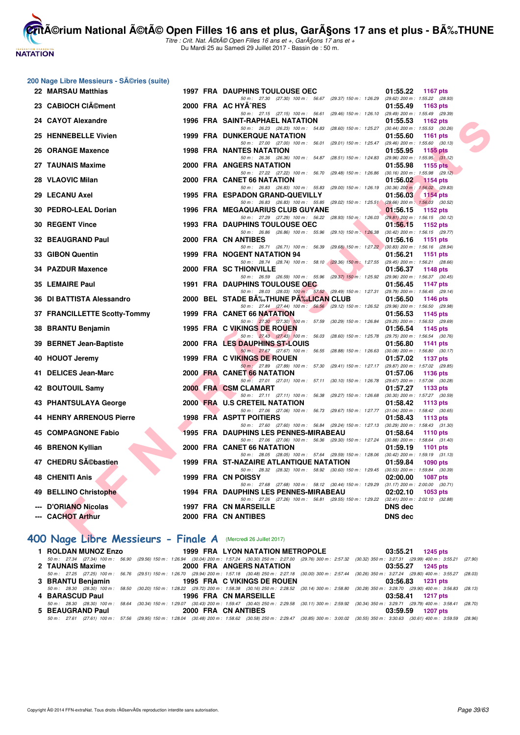## 200 Nage Libre Messieurs - SÃ©ries (suite)

| Rang | Nom | Année | Nat | Club | Temps | Points |
|---|---|---|---|---|---|---|
| 22 | MARSAU Matthias | 1997 | FRA | DAUPHINS TOULOUSE OEC | 01:55.22 | 1167 pts |
| | 50 m : 27.30 (27.30) 100 m : 56.67 (29.37) 150 m : 1:26.29 (29.62) 200 m : 1:55.22 (28.93) | | | | | |
| 23 | CABIOCH ClÃ©ment | 2000 | FRA | AC HYÃˆRES | 01:55.49 | 1163 pts |
| | 50 m : 27.15 (27.15) 100 m : 56.61 (29.46) 150 m : 1:26.10 (29.49) 200 m : 1:55.49 (29.39) | | | | | |
| 24 | CAYOT Alexandre | 1996 | FRA | SAINT-RAPHAEL NATATION | 01:55.53 | 1162 pts |
| | 50 m : 26.23 (26.23) 100 m : 54.83 (28.60) 150 m : 1:25.27 (30.44) 200 m : 1:55.53 (30.26) | | | | | |
| 25 | HENNEBELLE Vivien | 1999 | FRA | DUNKERQUE NATATION | 01:55.60 | 1161 pts |
| | 50 m : 27.00 (27.00) 100 m : 56.01 (29.01) 150 m : 1:25.47 (29.46) 200 m : 1:55.60 (30.13) | | | | | |
| 26 | ORANGE Maxence | 1998 | FRA | NANTES NATATION | 01:55.95 | 1155 pts |
| | 50 m : 26.36 (26.36) 100 m : 54.87 (28.51) 150 m : 1:24.83 (29.96) 200 m : 1:55.95 (31.12) | | | | | |
| 27 | TAUNAIS Maxime | 2000 | FRA | ANGERS NATATION | 01:55.98 | 1155 pts |
| | 50 m : 27.22 (27.22) 100 m : 56.70 (29.48) 150 m : 1:26.86 (30.16) 200 m : 1:55.98 (29.12) | | | | | |
| 28 | VLAOVIC Milan | 2000 | FRA | CANET 66 NATATION | 01:56.02 | 1154 pts |
| | 50 m : 26.83 (26.83) 100 m : 55.83 (29.00) 150 m : 1:26.19 (30.36) 200 m : 1:56.02 (29.83) | | | | | |
| 29 | LECANU Axel | 1995 | FRA | ESPADON GRAND-QUEVILLY | 01:56.03 | 1154 pts |
| | 50 m : 26.83 (26.83) 100 m : 55.85 (29.02) 150 m : 1:25.51 (29.66) 200 m : 1:56.03 (30.52) | | | | | |
| 30 | PEDRO-LEAL Dorian | 1996 | FRA | MEGAQUARIUS CLUB GUYANE | 01:56.15 | 1152 pts |
| | 50 m : 27.29 (27.29) 100 m : 56.22 (28.93) 150 m : 1:26.03 (29.81) 200 m : 1:56.15 (30.12) | | | | | |
| 30 | REGENT Vince | 1993 | FRA | DAUPHINS TOULOUSE OEC | 01:56.15 | 1152 pts |
| | 50 m : 26.86 (26.86) 100 m : 55.96 (29.10) 150 m : 1:26.38 (30.42) 200 m : 1:56.15 (29.77) | | | | | |
| 32 | BEAUGRAND Paul | 2000 | FRA | CN ANTIBES | 01:56.16 | 1151 pts |
| | 50 m : 26.71 (26.71) 100 m : 56.39 (29.68) 150 m : 1:27.22 (30.83) 200 m : 1:56.16 (28.94) | | | | | |
| 33 | GIBON Quentin | 1999 | FRA | NOGENT NATATION 94 | 01:56.21 | 1151 pts |
| | 50 m : 28.74 (28.74) 100 m : 58.10 (29.36) 150 m : 1:27.55 (29.45) 200 m : 1:56.21 (28.66) | | | | | |
| 34 | PAZDUR Maxence | 2000 | FRA | SC THIONVILLE | 01:56.37 | 1148 pts |
| | 50 m : 26.59 (26.59) 100 m : 55.96 (29.37) 150 m : 1:25.92 (29.96) 200 m : 1:56.37 (30.45) | | | | | |
| 35 | LEMAIRE Paul | 1991 | FRA | DAUPHINS TOULOUSE OEC | 01:56.45 | 1147 pts |
| | 50 m : 28.03 (28.03) 100 m : 57.52 (29.49) 150 m : 1:27.31 (29.79) 200 m : 1:56.45 (29.14) | | | | | |
| 36 | DI BATTISTA Alessandro | 2000 | BEL | STADE BÃ‰THUNE PÃ‰LICAN CLUB | 01:56.50 | 1146 pts |
| | 50 m : 27.44 (27.44) 100 m : 56.56 (29.12) 150 m : 1:26.52 (29.96) 200 m : 1:56.50 (29.98) | | | | | |
| 37 | FRANCILLETTE Scotty-Tommy | 1999 | FRA | CANET 66 NATATION | 01:56.53 | 1145 pts |
| | 50 m : 27.30 (27.30) 100 m : 57.59 (30.29) 150 m : 1:26.84 (29.25) 200 m : 1:56.53 (29.69) | | | | | |
| 38 | BRANTU Benjamin | 1995 | FRA | C VIKINGS DE ROUEN | 01:56.54 | 1145 pts |
| | 50 m : 27.43 (27.43) 100 m : 56.03 (28.60) 150 m : 1:25.78 (29.75) 200 m : 1:56.54 (30.76) | | | | | |
| 39 | BERNET Jean-Baptiste | 2000 | FRA | LES DAUPHINS ST-LOUIS | 01:56.80 | 1141 pts |
| | 50 m : 27.67 (27.67) 100 m : 56.55 (28.88) 150 m : 1:26.63 (30.08) 200 m : 1:56.80 (30.17) | | | | | |
| 40 | HOUOT Jeremy | 1999 | FRA | C VIKINGS DE ROUEN | 01:57.02 | 1137 pts |
| | 50 m : 27.89 (27.89) 100 m : 57.30 (29.41) 150 m : 1:27.17 (29.87) 200 m : 1:57.02 (29.85) | | | | | |
| 41 | DELICES Jean-Marc | 2000 | FRA | CANET 66 NATATION | 01:57.06 | 1136 pts |
| | 50 m : 27.01 (27.01) 100 m : 57.11 (30.10) 150 m : 1:26.78 (29.67) 200 m : 1:57.06 (30.28) | | | | | |
| 42 | BOUTOUIL Samy | 2000 | FRA | CSM CLAMART | 01:57.27 | 1133 pts |
| | 50 m : 27.11 (27.11) 100 m : 56.38 (29.27) 150 m : 1:26.68 (30.30) 200 m : 1:57.27 (30.59) | | | | | |
| 43 | PHANTSULAYA George | 2000 | FRA | U.S CRETEIL NATATION | 01:58.42 | 1113 pts |
| | 50 m : 27.06 (27.06) 100 m : 56.73 (29.67) 150 m : 1:27.77 (31.04) 200 m : 1:58.42 (30.65) | | | | | |
| 44 | HENRY ARRENOUS Pierre | 1998 | FRA | ASPTT POITIERS | 01:58.43 | 1113 pts |
| | 50 m : 27.60 (27.60) 100 m : 56.84 (29.24) 150 m : 1:27.13 (30.29) 200 m : 1:58.43 (31.30) | | | | | |
| 45 | COMPAGNONE Fabio | 1995 | FRA | DAUPHINS LES PENNES-MIRABEAU | 01:58.64 | 1110 pts |
| | 50 m : 27.06 (27.06) 100 m : 56.36 (29.30) 150 m : 1:27.24 (30.88) 200 m : 1:58.64 (31.40) | | | | | |
| 46 | BRENON Kyllian | 2000 | FRA | CANET 66 NATATION | 01:59.19 | 1101 pts |
| | 50 m : 28.05 (28.05) 100 m : 57.64 (29.59) 150 m : 1:28.06 (30.42) 200 m : 1:59.19 (31.13) | | | | | |
| 47 | CHEDRU SÃ©bastien | 1999 | FRA | ST-NAZAIRE ATLANTIQUE NATATION | 01:59.84 | 1090 pts |
| | 50 m : 28.32 (28.32) 100 m : 58.92 (30.60) 150 m : 1:29.45 (30.53) 200 m : 1:59.84 (30.39) | | | | | |
| 48 | CHENITI Anis | 1999 | FRA | CN POISSY | 02:00.00 | 1087 pts |
| | 50 m : 27.68 (27.68) 100 m : 58.12 (30.44) 150 m : 1:29.29 (31.17) 200 m : 2:00.00 (30.71) | | | | | |
| 49 | BELLINO Christophe | 1994 | FRA | DAUPHINS LES PENNES-MIRABEAU | 02:02.10 | 1053 pts |
| | 50 m : 27.26 (27.26) 100 m : 56.81 (29.55) 150 m : 1:29.22 (32.41) 200 m : 2:02.10 (32.88) | | | | | |
| --- | D'ORIANO Nicolas | 1997 | FRA | CN MARSEILLE | DNS dec | |
| --- | CACHOT Arthur | 2000 | FRA | CN ANTIBES | DNS dec | |

## 400 Nage Libre Messieurs - Finale A (Mercredi 26 Juillet 2017)

| Rang | Nom | Année | Nat | Club | Temps | Points |
|---|---|---|---|---|---|---|
| 1 | ROLDAN MUNOZ Enzo | 1999 | FRA | LYON NATATION METROPOLE | 03:55.21 | 1245 pts |
| | 50 m : 27.34 (27.34) 100 m : 56.90 (29.56) 150 m : 1:26.94 (30.04) 200 m : 1:57.24 (30.30) 250 m : 2:27.00 (29.76) 300 m : 2:57.32 (30.32) 350 m : 3:27.31 (29.99) 400 m : 3:55.21 (27.90) | | | | | |
| 2 | TAUNAIS Maxime | 2000 | FRA | ANGERS NATATION | 03:55.27 | 1245 pts |
| | 50 m : 27.25 (27.25) 100 m : 56.76 (29.51) 150 m : 1:26.70 (29.94) 200 m : 1:57.18 (30.48) 250 m : 2:27.18 (30.00) 300 m : 2:57.44 (30.26) 350 m : 3:27.24 (29.80) 400 m : 3:55.27 (28.03) | | | | | |
| 3 | BRANTU Benjamin | 1995 | FRA | C VIKINGS DE ROUEN | 03:56.83 | 1231 pts |
| | 50 m : 28.30 (28.30) 100 m : 58.50 (30.20) 150 m : 1:28.22 (29.72) 200 m : 1:58.38 (30.16) 250 m : 2:28.52 (30.14) 300 m : 2:58.80 (30.28) 350 m : 3:28.70 (29.90) 400 m : 3:56.83 (28.13) | | | | | |
| 4 | BARASCUD Paul | 1996 | FRA | CN MARSEILLE | 03:58.41 | 1217 pts |
| | 50 m : 28.30 (28.30) 100 m : 58.64 (30.34) 150 m : 1:29.07 (30.43) 200 m : 1:59.47 (30.40) 250 m : 2:29.58 (30.11) 300 m : 2:59.92 (30.34) 350 m : 3:29.71 (29.79) 400 m : 3:58.41 (28.70) | | | | | |
| 5 | BEAUGRAND Paul | 2000 | FRA | CN ANTIBES | 03:59.59 | 1207 pts |
| | 50 m : 27.61 (27.61) 100 m : 57.56 (29.95) 150 m : 1:28.04 (30.48) 200 m : 1:58.62 (30.58) 250 m : 2:29.47 (30.85) 300 m : 3:00.02 (30.55) 350 m : 3:30.63 (30.61) 400 m : 3:59.59 (28.96) | | | | | |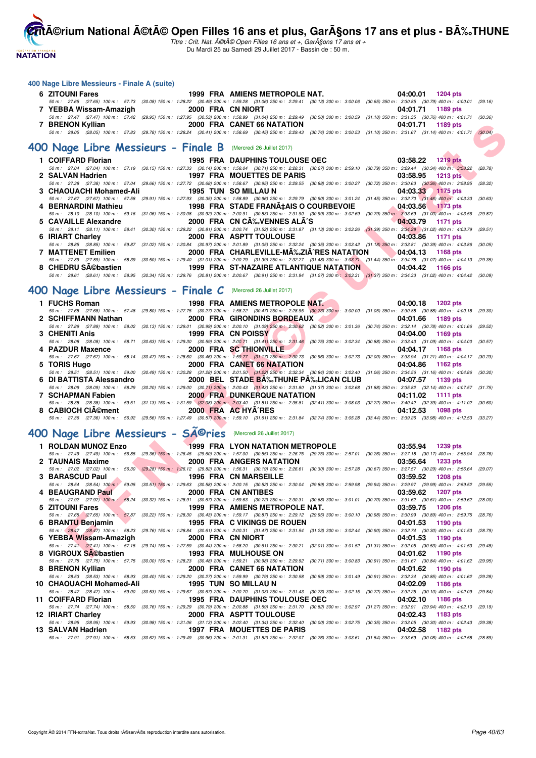## 400 Nage Libre Messieurs - Finale A (suite)

| Rang | Nom | Année | Nat | Club | Temps | Points |
|---|---|---|---|---|---|---|
| 6 | ZITOUNI Fares | 1999 | FRA | AMIENS METROPOLE NAT. | 04:00.01 | 1204 pts |
| | 50 m : 27.65 (27.65) 100 m : 57.73 (30.08) 150 m : 1:28.22 (30.49) 200 m : 1:59.28 (31.06) 250 m : 2:29.41 (30.13) 300 m : 3:00.06 (30.65) 350 m : 3:30.85 (30.79) 400 m : 4:00.01 (29.16) | | | | | |
| 7 | YEBBA Wissam-Amazigh | 2000 | FRA | CN NIORT | 04:01.71 | 1189 pts |
| | 50 m : 27.47 (27.47) 100 m : 57.42 (29.95) 150 m : 1:27.95 (30.53) 200 m : 1:58.99 (31.04) 250 m : 2:29.49 (30.50) 300 m : 3:00.59 (31.10) 350 m : 3:31.35 (30.76) 400 m : 4:01.71 (30.36) | | | | | |
| 7 | BRENON Kyllian | 2000 | FRA | CANET 66 NATATION | 04:01.71 | 1189 pts |
| | 50 m : 28.05 (28.05) 100 m : 57.83 (29.78) 150 m : 1:28.24 (30.41) 200 m : 1:58.69 (30.45) 250 m : 2:29.43 (30.74) 300 m : 3:00.53 (31.10) 350 m : 3:31.67 (31.14) 400 m : 4:01.71 (30.04) | | | | | |

## 400 Nage Libre Messieurs - Finale B (Mercredi 26 Juillet 2017)

| Rang | Nom | Année | Nat | Club | Temps | Points |
|---|---|---|---|---|---|---|
| 1 | COIFFARD Florian | 1995 | FRA | DAUPHINS TOULOUSE OEC | 03:58.22 | 1219 pts |
| | 50 m : 27.04 (27.04) 100 m : 57.19 (30.15) 150 m : 1:27.33 (30.14) 200 m : 1:58.04 (30.71) 250 m : 2:28.31 (30.27) 300 m : 2:59.10 (30.79) 350 m : 3:29.44 (30.34) 400 m : 3:58.22 (28.78) | | | | | |
| 2 | SALVAN Hadrien | 1997 | FRA | MOUETTES DE PARIS | 03:58.95 | 1213 pts |
| | 50 m : 27.38 (27.38) 100 m : 57.04 (29.66) 150 m : 1:27.72 (30.68) 200 m : 1:58.67 (30.95) 250 m : 2:29.55 (30.88) 300 m : 3:00.27 (30.72) 350 m : 3:30.63 (30.36) 400 m : 3:58.95 (28.32) | | | | | |
| 3 | CHAOUACHI Mohamed-Ali | 1995 | TUN | SO MILLAU N | 04:03.33 | 1175 pts |
| | 50 m : 27.67 (27.67) 100 m : 57.58 (29.91) 150 m : 1:27.93 (30.35) 200 m : 1:58.89 (30.96) 250 m : 2:29.79 (30.90) 300 m : 3:01.24 (31.45) 350 m : 3:32.70 (31.46) 400 m : 4:03.33 (30.63) | | | | | |
| 4 | BERNARDINI Mathieu | 1998 | FRA | STADE FRANÃ‡AIS O COURBEVOIE | 04:03.56 | 1173 pts |
| | 50 m : 28.10 (28.10) 100 m : 59.16 (31.06) 150 m : 1:30.08 (30.92) 200 m : 2:00.91 (30.83) 250 m : 2:31.90 (30.99) 300 m : 3:02.69 (30.79) 350 m : 3:33.69 (31.00) 400 m : 4:03.56 (29.87) | | | | | |
| 5 | CAVAILLE Alexandre | 2000 | FRA | CN CÃ‰VENNES ALÃˆS | 04:03.79 | 1171 pts |
| | 50 m : 28.11 (28.11) 100 m : 58.41 (30.30) 150 m : 1:29.22 (30.81) 200 m : 2:00.74 (31.52) 250 m : 2:31.87 (31.13) 300 m : 3:03.26 (31.39) 350 m : 3:34.28 (31.02) 400 m : 4:03.79 (29.51) | | | | | |
| 6 | IRIART Charley | 2000 | FRA | ASPTT TOULOUSE | 04:03.86 | 1171 pts |
| | 50 m : 28.85 (28.85) 100 m : 59.87 (31.02) 150 m : 1:30.84 (30.97) 200 m : 2:01.89 (31.05) 250 m : 2:32.24 (30.35) 300 m : 3:03.42 (31.18) 350 m : 3:33.81 (30.39) 400 m : 4:03.86 (30.05) | | | | | |
| 7 | MATTENET Emilien | 2000 | FRA | CHARLEVILLE-MÃ‰ZIÃˆRES NATATION | 04:04.13 | 1168 pts |
| | 50 m : 27.89 (27.89) 100 m : 58.39 (30.50) 150 m : 1:29.40 (31.01) 200 m : 2:00.79 (31.39) 250 m : 2:32.27 (31.48) 300 m : 3:03.71 (31.44) 350 m : 3:34.78 (31.07) 400 m : 4:04.13 (29.35) | | | | | |
| 8 | CHEDRU SÃ©bastien | 1999 | FRA | ST-NAZAIRE ATLANTIQUE NATATION | 04:04.42 | 1166 pts |
| | 50 m : 28.61 (28.61) 100 m : 58.95 (30.34) 150 m : 1:29.76 (30.81) 200 m : 2:00.67 (30.91) 250 m : 2:31.94 (31.27) 300 m : 3:03.31 (31.37) 350 m : 3:34.33 (31.02) 400 m : 4:04.42 (30.09) | | | | | |

## 400 Nage Libre Messieurs - Finale C (Mercredi 26 Juillet 2017)

| Rang | Nom | Année | Nat | Club | Temps | Points |
|---|---|---|---|---|---|---|
| 1 | FUCHS Roman | 1998 | FRA | AMIENS METROPOLE NAT. | 04:00.18 | 1202 pts |
| | 50 m : 27.68 (27.68) 100 m : 57.48 (29.80) 150 m : 1:27.75 (30.27) 200 m : 1:58.22 (30.47) 250 m : 2:28.95 (30.73) 300 m : 3:00.00 (31.05) 350 m : 3:30.88 (30.88) 400 m : 4:00.18 (29.30) | | | | | |
| 2 | SCHIFFMANN Nathan | 2000 | FRA | GIRONDINS BORDEAUX | 04:01.66 | 1189 pts |
| | 50 m : 27.89 (27.89) 100 m : 58.02 (30.13) 150 m : 1:29.01 (30.99) 200 m : 2:00.10 (31.09) 250 m : 2:30.62 (30.52) 300 m : 3:01.36 (30.74) 350 m : 3:32.14 (30.78) 400 m : 4:01.66 (29.52) | | | | | |
| 3 | CHENITI Anis | 1999 | FRA | CN POISSY | 04:04.00 | 1169 pts |
| | 50 m : 28.08 (28.08) 100 m : 58.71 (30.63) 150 m : 1:29.30 (30.59) 200 m : 2:00.71 (31.41) 250 m : 2:31.46 (30.75) 300 m : 3:02.34 (30.88) 350 m : 3:33.43 (31.09) 400 m : 4:04.00 (30.57) | | | | | |
| 4 | PAZDUR Maxence | 2000 | FRA | SC THIONVILLE | 04:04.17 | 1168 pts |
| | 50 m : 27.67 (27.67) 100 m : 58.14 (30.47) 150 m : 1:28.60 (30.46) 200 m : 1:59.77 (31.17) 250 m : 2:30.73 (30.96) 300 m : 3:02.73 (32.00) 350 m : 3:33.94 (31.21) 400 m : 4:04.17 (30.23) | | | | | |
| 5 | TORIS Hugo | 2000 | FRA | CANET 66 NATATION | 04:04.86 | 1162 pts |
| | 50 m : 28.51 (28.51) 100 m : 59.00 (30.49) 150 m : 1:30.28 (31.28) 200 m : 2:01.50 (31.22) 250 m : 2:32.34 (30.84) 300 m : 3:03.40 (31.06) 350 m : 3:34.56 (31.16) 400 m : 4:04.86 (30.30) | | | | | |
| 6 | DI BATTISTA Alessandro | 2000 | BEL | STADE BÃ‰THUNE PÃ‰LICAN CLUB | 04:07.57 | 1139 pts |
| | 50 m : 28.09 (28.09) 100 m : 58.29 (30.20) 150 m : 1:29.00 (30.71) 200 m : 2:00.43 (31.43) 250 m : 2:31.80 (31.37) 300 m : 3:03.68 (31.88) 350 m : 3:35.82 (32.14) 400 m : 4:07.57 (31.75) | | | | | |
| 7 | SCHAPMAN Fabien | 2000 | FRA | DUNKERQUE NATATION | 04:11.02 | 1111 pts |
| | 50 m : 28.38 (28.38) 100 m : 59.51 (31.13) 150 m : 1:31.59 (32.08) 200 m : 2:03.40 (31.81) 250 m : 2:35.81 (32.41) 300 m : 3:08.03 (32.22) 350 m : 3:40.42 (32.39) 400 m : 4:11.02 (30.60) | | | | | |
| 8 | CABIOCH ClÃ©ment | 2000 | FRA | AC HYÃˆRES | 04:12.53 | 1098 pts |
| | 50 m : 27.36 (27.36) 100 m : 56.92 (29.56) 150 m : 1:27.49 (30.57) 200 m : 1:59.10 (31.61) 250 m : 2:31.84 (32.74) 300 m : 3:05.28 (33.44) 350 m : 3:39.26 (33.98) 400 m : 4:12.53 (33.27) | | | | | |

## 400 Nage Libre Messieurs - SÃ©ries (Mercredi 26 Juillet 2017)

| Rang | Nom | Année | Nat | Club | Temps | Points |
|---|---|---|---|---|---|---|
| 1 | ROLDAN MUNOZ Enzo | 1999 | FRA | LYON NATATION METROPOLE | 03:55.94 | 1239 pts |
| | 50 m : 27.49 (27.49) 100 m : 56.85 (29.36) 150 m : 1:26.45 (29.60) 200 m : 1:57.00 (30.55) 250 m : 2:26.75 (29.75) 300 m : 2:57.01 (30.26) 350 m : 3:27.18 (30.17) 400 m : 3:55.94 (28.76) | | | | | |
| 2 | TAUNAIS Maxime | 2000 | FRA | ANGERS NATATION | 03:56.64 | 1233 pts |
| | 50 m : 27.02 (27.02) 100 m : 56.30 (29.28) 150 m : 1:26.12 (29.82) 200 m : 1:56.31 (30.19) 250 m : 2:26.61 (30.30) 300 m : 2:57.28 (30.67) 350 m : 3:27.57 (30.29) 400 m : 3:56.64 (29.07) | | | | | |
| 3 | BARASCUD Paul | 1996 | FRA | CN MARSEILLE | 03:59.52 | 1208 pts |
| | 50 m : 28.54 (28.54) 100 m : 59.05 (30.51) 150 m : 1:29.63 (30.58) 200 m : 2:00.15 (30.52) 250 m : 2:30.04 (29.89) 300 m : 2:59.98 (29.94) 350 m : 3:29.97 (29.99) 400 m : 3:59.52 (29.55) | | | | | |
| 4 | BEAUGRAND Paul | 2000 | FRA | CN ANTIBES | 03:59.62 | 1207 pts |
| | 50 m : 27.92 (27.92) 100 m : 58.24 (30.32) 150 m : 1:28.91 (30.67) 200 m : 1:59.63 (30.72) 250 m : 2:30.31 (30.68) 300 m : 3:01.01 (30.70) 350 m : 3:31.62 (30.61) 400 m : 3:59.62 (28.00) | | | | | |
| 5 | ZITOUNI Fares | 1999 | FRA | AMIENS METROPOLE NAT. | 03:59.75 | 1206 pts |
| | 50 m : 27.65 (27.65) 100 m : 57.87 (30.22) 150 m : 1:28.30 (30.43) 200 m : 1:59.17 (30.87) 250 m : 2:29.12 (29.95) 300 m : 3:00.10 (30.98) 350 m : 3:30.99 (30.89) 400 m : 3:59.75 (28.76) | | | | | |
| 6 | BRANTU Benjamin | 1995 | FRA | C VIKINGS DE ROUEN | 04:01.53 | 1190 pts |
| | 50 m : 28.47 (28.47) 100 m : 58.23 (29.76) 150 m : 1:28.84 (30.61) 200 m : 2:00.31 (31.47) 250 m : 2:31.54 (31.23) 300 m : 3:02.44 (30.90) 350 m : 3:32.74 (30.30) 400 m : 4:01.53 (28.79) | | | | | |
| 6 | YEBBA Wissam-Amazigh | 2000 | FRA | CN NIORT | 04:01.53 | 1190 pts |
| | 50 m : 27.41 (27.41) 100 m : 57.15 (29.74) 150 m : 1:27.59 (30.44) 200 m : 1:58.20 (30.61) 250 m : 2:30.21 (32.01) 300 m : 3:01.52 (31.31) 350 m : 3:32.05 (30.53) 400 m : 4:01.53 (29.48) | | | | | |
| 8 | VIGROUX SÃ©bastien | 1993 | FRA | MULHOUSE ON | 04:01.62 | 1190 pts |
| | 50 m : 27.75 (27.75) 100 m : 57.75 (30.00) 150 m : 1:28.23 (30.48) 200 m : 1:59.21 (30.98) 250 m : 2:29.92 (30.71) 300 m : 3:00.83 (30.91) 350 m : 3:31.67 (30.84) 400 m : 4:01.62 (29.95) | | | | | |
| 8 | BRENON Kyllian | 2000 | FRA | CANET 66 NATATION | 04:01.62 | 1190 pts |
| | 50 m : 28.53 (28.53) 100 m : 58.93 (30.40) 150 m : 1:29.20 (30.27) 200 m : 1:59.99 (30.79) 250 m : 2:30.58 (30.59) 300 m : 3:01.49 (30.91) 350 m : 3:32.34 (30.85) 400 m : 4:01.62 (29.28) | | | | | |
| 10 | CHAOUACHI Mohamed-Ali | 1995 | TUN | SO MILLAU N | 04:02.09 | 1186 pts |
| | 50 m : 28.47 (28.47) 100 m : 59.00 (30.53) 150 m : 1:29.67 (30.67) 200 m : 2:00.70 (31.03) 250 m : 2:31.43 (30.73) 300 m : 3:02.15 (30.72) 350 m : 3:32.25 (30.10) 400 m : 4:02.09 (29.84) | | | | | |
| 11 | COIFFARD Florian | 1995 | FRA | DAUPHINS TOULOUSE OEC | 04:02.10 | 1186 pts |
| | 50 m : 27.74 (27.74) 100 m : 58.50 (30.76) 150 m : 1:29.29 (30.79) 200 m : 2:00.88 (31.59) 250 m : 2:31.70 (30.82) 300 m : 3:02.97 (31.27) 350 m : 3:32.91 (29.94) 400 m : 4:02.10 (29.19) | | | | | |
| 12 | IRIART Charley | 2000 | FRA | ASPTT TOULOUSE | 04:02.43 | 1183 pts |
| | 50 m : 28.95 (28.95) 100 m : 59.93 (30.98) 150 m : 1:31.06 (31.13) 200 m : 2:02.40 (31.34) 250 m : 2:32.40 (30.00) 300 m : 3:02.75 (30.35) 350 m : 3:33.05 (30.30) 400 m : 4:02.43 (29.38) | | | | | |
| 13 | SALVAN Hadrien | 1997 | FRA | MOUETTES DE PARIS | 04:02.58 | 1182 pts |
| | 50 m : 27.91 (27.91) 100 m : 58.53 (30.62) 150 m : 1:29.49 (30.96) 200 m : 2:01.31 (31.82) 250 m : 2:32.07 (30.76) 300 m : 3:03.61 (31.54) 350 m : 3:33.69 (30.08) 400 m : 4:02.58 (28.89) | | | | | |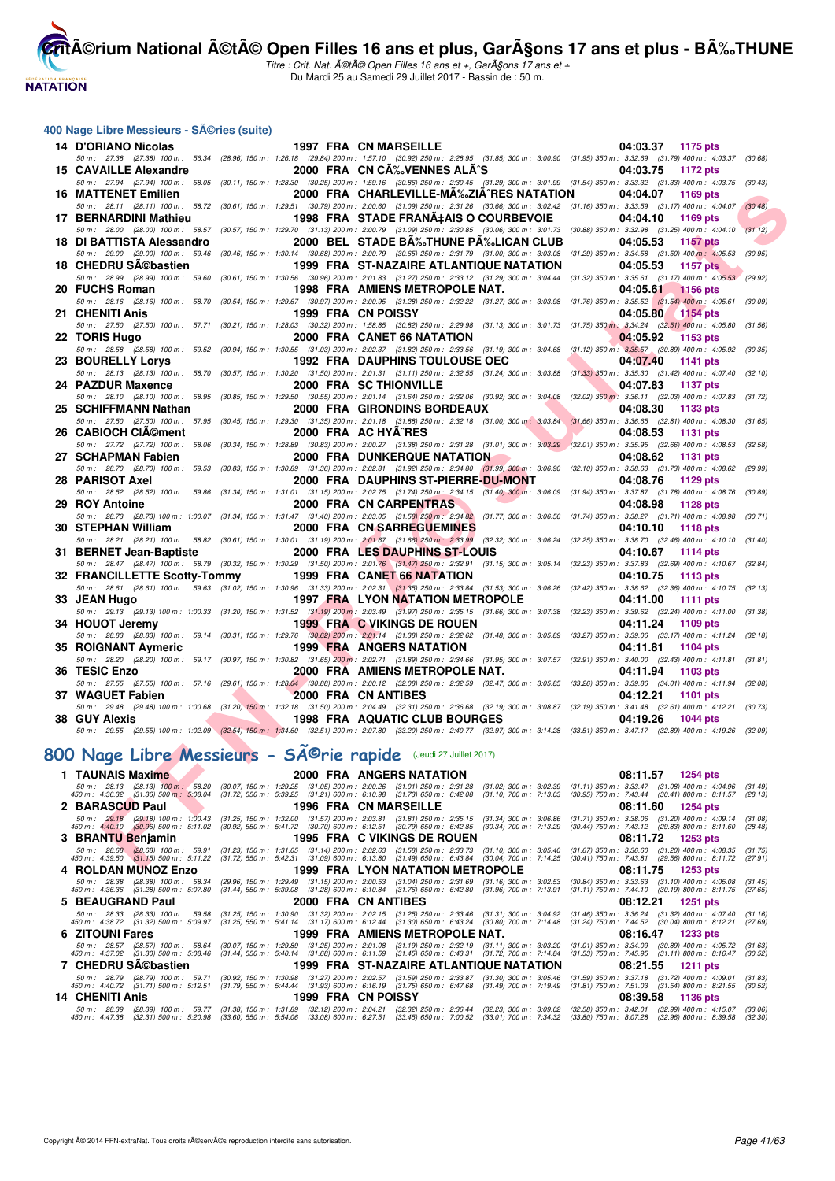## 400 Nage Libre Messieurs - SÃ©ries (suite)

| Rang | Nom | Année | Nat | Club | Temps | Points |
|---|---|---|---|---|---|---|
| 14 | D'ORIANO Nicolas | 1997 | FRA | CN MARSEILLE | 04:03.37 | 1175 pts |
| | 50 m : 27.38 (27.38) 100 m : 56.34 (28.96) 150 m : 1:26.18 (29.84) 200 m : 1:57.10 (30.92) 250 m : 2:28.95 (31.85) 300 m : 3:00.90 (31.95) 350 m : 3:32.69 (31.79) 400 m : 4:03.37 (30.68) | | | | | |
| 15 | CAVAILLE Alexandre | 2000 | FRA | CN CÃ‰VENNES ALÃˆS | 04:03.75 | 1172 pts |
| | 50 m : 27.94 (27.94) 100 m : 58.05 (30.11) 150 m : 1:28.30 (30.25) 200 m : 1:59.16 (30.86) 250 m : 2:30.45 (31.29) 300 m : 3:01.99 (31.54) 350 m : 3:33.32 (31.33) 400 m : 4:03.75 (30.43) | | | | | |
| 16 | MATTENET Emilien | 2000 | FRA | CHARLEVILLE-MÃ‰ZIÃˆRES NATATION | 04:04.07 | 1169 pts |
| | 50 m : 28.11 (28.11) 100 m : 58.72 (30.61) 150 m : 1:29.51 (30.79) 200 m : 2:00.60 (31.09) 250 m : 2:31.26 (30.66) 300 m : 3:02.42 (31.16) 350 m : 3:33.59 (31.17) 400 m : 4:04.07 (30.48) | | | | | |
| 17 | BERNARDINI Mathieu | 1998 | FRA | STADE FRANÃ‡AIS O COURBEVOIE | 04:04.10 | 1169 pts |
| | 50 m : 28.00 (28.00) 100 m : 58.57 (30.57) 150 m : 1:29.70 (31.13) 200 m : 2:00.79 (31.09) 250 m : 2:30.85 (30.06) 300 m : 3:01.73 (30.88) 350 m : 3:32.98 (31.25) 400 m : 4:04.10 (31.12) | | | | | |
| 18 | DI BATTISTA Alessandro | 2000 | BEL | STADE BÃ‰THUNE PÃ‰LICAN CLUB | 04:05.53 | 1157 pts |
| | 50 m : 29.00 (29.00) 100 m : 59.46 (30.46) 150 m : 1:30.14 (30.68) 200 m : 2:00.79 (30.65) 250 m : 2:31.79 (31.00) 300 m : 3:03.08 (31.29) 350 m : 3:34.58 (31.50) 400 m : 4:05.53 (30.95) | | | | | |
| 18 | CHEDRU SÃ©bastien | 1999 | FRA | ST-NAZAIRE ATLANTIQUE NATATION | 04:05.53 | 1157 pts |
| | 50 m : 28.99 (28.99) 100 m : 59.60 (30.61) 150 m : 1:30.56 (30.96) 200 m : 2:01.83 (31.27) 250 m : 2:33.12 (31.29) 300 m : 3:04.44 (31.32) 350 m : 3:35.61 (31.17) 400 m : 4:05.53 (29.92) | | | | | |
| 20 | FUCHS Roman | 1998 | FRA | AMIENS METROPOLE NAT. | 04:05.61 | 1156 pts |
| | 50 m : 28.16 (28.16) 100 m : 58.70 (30.54) 150 m : 1:29.67 (30.97) 200 m : 2:00.95 (31.28) 250 m : 2:32.22 (31.27) 300 m : 3:03.98 (31.76) 350 m : 3:35.52 (31.54) 400 m : 4:05.61 (30.09) | | | | | |
| 21 | CHENITI Anis | 1999 | FRA | CN POISSY | 04:05.80 | 1154 pts |
| | 50 m : 27.50 (27.50) 100 m : 57.71 (30.21) 150 m : 1:28.03 (30.32) 200 m : 1:58.85 (30.82) 250 m : 2:29.98 (31.13) 300 m : 3:01.73 (31.75) 350 m : 3:34.24 (32.51) 400 m : 4:05.80 (31.56) | | | | | |
| 22 | TORIS Hugo | 2000 | FRA | CANET 66 NATATION | 04:05.92 | 1153 pts |
| | 50 m : 28.58 (28.58) 100 m : 59.52 (30.94) 150 m : 1:30.55 (31.03) 200 m : 2:02.37 (31.82) 250 m : 2:33.56 (31.19) 300 m : 3:04.68 (31.12) 350 m : 3:35.57 (30.89) 400 m : 4:05.92 (30.35) | | | | | |
| 23 | BOURELLY Lorys | 1992 | FRA | DAUPHINS TOULOUSE OEC | 04:07.40 | 1141 pts |
| | 50 m : 28.13 (28.13) 100 m : 58.70 (30.57) 150 m : 1:30.20 (31.50) 200 m : 2:01.31 (31.11) 250 m : 2:32.55 (31.24) 300 m : 3:03.88 (31.33) 350 m : 3:35.30 (31.42) 400 m : 4:07.40 (32.10) | | | | | |
| 24 | PAZDUR Maxence | 2000 | FRA | SC THIONVILLE | 04:07.83 | 1137 pts |
| | 50 m : 28.10 (28.10) 100 m : 58.95 (30.85) 150 m : 1:29.50 (30.55) 200 m : 2:01.14 (31.64) 250 m : 2:32.06 (30.92) 300 m : 3:04.08 (32.02) 350 m : 3:36.11 (32.03) 400 m : 4:07.83 (31.72) | | | | | |
| 25 | SCHIFFMANN Nathan | 2000 | FRA | GIRONDINS BORDEAUX | 04:08.30 | 1133 pts |
| | 50 m : 27.50 (27.50) 100 m : 57.95 (30.45) 150 m : 1:29.30 (31.35) 200 m : 2:01.18 (31.88) 250 m : 2:32.18 (31.00) 300 m : 3:03.84 (31.66) 350 m : 3:36.65 (32.81) 400 m : 4:08.30 (31.65) | | | | | |
| 26 | CABIOCH ClÃ©ment | 2000 | FRA | AC HYÃˆRES | 04:08.53 | 1131 pts |
| | 50 m : 27.72 (27.72) 100 m : 58.06 (30.34) 150 m : 1:28.89 (30.83) 200 m : 2:00.27 (31.38) 250 m : 2:31.28 (31.01) 300 m : 3:03.29 (32.01) 350 m : 3:35.95 (32.66) 400 m : 4:08.53 (32.58) | | | | | |
| 27 | SCHAPMAN Fabien | 2000 | FRA | DUNKERQUE NATATION | 04:08.62 | 1131 pts |
| | 50 m : 28.70 (28.70) 100 m : 59.53 (30.83) 150 m : 1:30.89 (31.36) 200 m : 2:02.81 (31.92) 250 m : 2:34.80 (31.99) 300 m : 3:06.90 (32.10) 350 m : 3:38.63 (31.73) 400 m : 4:08.62 (29.99) | | | | | |
| 28 | PARISOT Axel | 2000 | FRA | DAUPHINS ST-PIERRE-DU-MONT | 04:08.76 | 1129 pts |
| | 50 m : 28.52 (28.52) 100 m : 59.86 (31.34) 150 m : 1:31.01 (31.15) 200 m : 2:02.75 (31.74) 250 m : 2:34.15 (31.40) 300 m : 3:06.09 (31.94) 350 m : 3:37.87 (31.78) 400 m : 4:08.76 (30.89) | | | | | |
| 29 | ROY Antoine | 2000 | FRA | CN CARPENTRAS | 04:08.98 | 1128 pts |
| | 50 m : 28.73 (28.73) 100 m : 1:00.07 (31.34) 150 m : 1:31.47 (31.40) 200 m : 2:03.05 (31.58) 250 m : 2:34.82 (31.77) 300 m : 3:06.56 (31.74) 350 m : 3:38.27 (31.71) 400 m : 4:08.98 (30.71) | | | | | |
| 30 | STEPHAN William | 2000 | FRA | CN SARREGUEMINES | 04:10.10 | 1118 pts |
| | 50 m : 28.21 (28.21) 100 m : 58.82 (30.61) 150 m : 1:30.01 (31.19) 200 m : 2:01.67 (31.66) 250 m : 2:33.99 (32.32) 300 m : 3:06.24 (32.25) 350 m : 3:38.70 (32.46) 400 m : 4:10.10 (31.40) | | | | | |
| 31 | BERNET Jean-Baptiste | 2000 | FRA | LES DAUPHINS ST-LOUIS | 04:10.67 | 1114 pts |
| | 50 m : 28.47 (28.47) 100 m : 58.79 (30.32) 150 m : 1:30.29 (31.50) 200 m : 2:01.76 (31.47) 250 m : 2:32.91 (31.15) 300 m : 3:05.14 (32.23) 350 m : 3:37.83 (32.69) 400 m : 4:10.67 (32.84) | | | | | |
| 32 | FRANCILLETTE Scotty-Tommy | 1999 | FRA | CANET 66 NATATION | 04:10.75 | 1113 pts |
| | 50 m : 28.61 (28.61) 100 m : 59.63 (31.02) 150 m : 1:30.96 (31.33) 200 m : 2:02.31 (31.35) 250 m : 2:33.84 (31.53) 300 m : 3:06.26 (32.42) 350 m : 3:38.62 (32.36) 400 m : 4:10.75 (32.13) | | | | | |
| 33 | JEAN Hugo | 1997 | FRA | LYON NATATION METROPOLE | 04:11.00 | 1111 pts |
| | 50 m : 29.13 (29.13) 100 m : 1:00.33 (31.20) 150 m : 1:31.52 (31.19) 200 m : 2:03.49 (31.97) 250 m : 2:35.15 (31.66) 300 m : 3:07.38 (32.23) 350 m : 3:39.62 (32.24) 400 m : 4:11.00 (31.38) | | | | | |
| 34 | HOUOT Jeremy | 1999 | FRA | C VIKINGS DE ROUEN | 04:11.24 | 1109 pts |
| | 50 m : 28.83 (28.83) 100 m : 59.14 (30.31) 150 m : 1:29.76 (30.62) 200 m : 2:01.14 (31.38) 250 m : 2:32.62 (31.48) 300 m : 3:05.89 (33.27) 350 m : 3:39.06 (33.17) 400 m : 4:11.24 (32.18) | | | | | |
| 35 | ROIGNANT Aymeric | 1999 | FRA | ANGERS NATATION | 04:11.81 | 1104 pts |
| | 50 m : 28.20 (28.20) 100 m : 59.17 (30.97) 150 m : 1:30.82 (31.65) 200 m : 2:02.71 (31.89) 250 m : 2:34.66 (31.95) 300 m : 3:07.57 (32.91) 350 m : 3:40.00 (32.43) 400 m : 4:11.81 (31.81) | | | | | |
| 36 | TESIC Enzo | 2000 | FRA | AMIENS METROPOLE NAT. | 04:11.94 | 1103 pts |
| | 50 m : 27.55 (27.55) 100 m : 57.16 (29.61) 150 m : 1:28.04 (30.88) 200 m : 2:00.12 (32.08) 250 m : 2:32.59 (32.47) 300 m : 3:05.85 (33.26) 350 m : 3:39.86 (34.01) 400 m : 4:11.94 (32.08) | | | | | |
| 37 | WAGUET Fabien | 2000 | FRA | CN ANTIBES | 04:12.21 | 1101 pts |
| | 50 m : 29.48 (29.48) 100 m : 1:00.68 (31.20) 150 m : 1:32.18 (31.50) 200 m : 2:04.49 (32.31) 250 m : 2:36.68 (32.19) 300 m : 3:08.87 (32.19) 350 m : 3:41.48 (32.61) 400 m : 4:12.21 (30.73) | | | | | |
| 38 | GUY Alexis | 1998 | FRA | AQUATIC CLUB BOURGES | 04:19.26 | 1044 pts |
| | 50 m : 29.55 (29.55) 100 m : 1:02.09 (32.54) 150 m : 1:34.60 (32.51) 200 m : 2:07.80 (33.20) 250 m : 2:40.77 (32.97) 300 m : 3:14.28 (33.51) 350 m : 3:47.17 (32.89) 400 m : 4:19.26 (32.09) | | | | | |

## 800 Nage Libre Messieurs - SÃ©rie rapide (Jeudi 27 Juillet 2017)

| Rang | Nom | Année | Nat | Club | Temps | Points |
|---|---|---|---|---|---|---|
| 1 | TAUNAIS Maxime | 2000 | FRA | ANGERS NATATION | 08:11.57 | 1254 pts |
| | 50 m : 28.13 (28.13) 100 m : 58.20 (30.07) 150 m : 1:29.25 (31.05) 200 m : 2:00.26 (31.01) 250 m : 2:31.28 (31.02) 300 m : 3:02.39 (31.11) 350 m : 3:33.47 (31.08) 400 m : 4:04.96 (31.49) 450 m : 4:36.32 (31.36) 500 m : 5:08.04 (31.72) 550 m : 5:39.25 (31.21) 600 m : 6:10.98 (31.73) 650 m : 6:42.08 (31.10) 700 m : 7:13.03 (30.95) 750 m : 7:43.44 (30.41) 800 m : 8:11.57 (28.13) | | | | | |
| 2 | BARASCUD Paul | 1996 | FRA | CN MARSEILLE | 08:11.60 | 1254 pts |
| | 50 m : 29.18 (29.18) 100 m : 1:00.43 (31.25) 150 m : 1:32.00 (31.57) 200 m : 2:03.81 (31.81) 250 m : 2:35.15 (31.34) 300 m : 3:06.86 (31.71) 350 m : 3:38.06 (31.20) 400 m : 4:09.14 (31.08) 450 m : 4:40.10 (30.96) 500 m : 5:11.02 (30.92) 550 m : 5:41.72 (30.70) 600 m : 6:12.51 (30.79) 650 m : 6:42.85 (30.34) 700 m : 7:13.29 (30.44) 750 m : 7:43.12 (29.83) 800 m : 8:11.60 (28.48) | | | | | |
| 3 | BRANTU Benjamin | 1995 | FRA | C VIKINGS DE ROUEN | 08:11.72 | 1253 pts |
| | 50 m : 28.68 (28.68) 100 m : 59.91 (31.23) 150 m : 1:31.05 (31.14) 200 m : 2:02.63 (31.58) 250 m : 2:33.73 (31.10) 300 m : 3:05.40 (31.67) 350 m : 3:36.60 (31.20) 400 m : 4:08.35 (31.75) 450 m : 4:39.50 (31.15) 500 m : 5:11.22 (31.72) 550 m : 5:42.31 (31.09) 600 m : 6:13.80 (31.49) 650 m : 6:43.84 (30.04) 700 m : 7:14.25 (30.41) 750 m : 7:43.81 (29.56) 800 m : 8:11.72 (27.91) | | | | | |
| 4 | ROLDAN MUNOZ Enzo | 1999 | FRA | LYON NATATION METROPOLE | 08:11.75 | 1253 pts |
| | 50 m : 28.38 (28.38) 100 m : 58.34 (29.96) 150 m : 1:29.49 (31.15) 200 m : 2:00.53 (31.04) 250 m : 2:31.69 (31.16) 300 m : 3:02.53 (30.84) 350 m : 3:33.63 (31.10) 400 m : 4:05.08 (31.45) 450 m : 4:36.36 (31.28) 500 m : 5:07.80 (31.44) 550 m : 5:39.08 (31.28) 600 m : 6:10.84 (31.76) 650 m : 6:42.80 (31.96) 700 m : 7:13.91 (31.11) 750 m : 7:44.10 (30.19) 800 m : 8:11.75 (27.65) | | | | | |
| 5 | BEAUGRAND Paul | 2000 | FRA | CN ANTIBES | 08:12.21 | 1251 pts |
| | 50 m : 28.33 (28.33) 100 m : 59.58 (31.25) 150 m : 1:30.90 (31.32) 200 m : 2:02.15 (31.25) 250 m : 2:33.46 (31.31) 300 m : 3:04.92 (31.46) 350 m : 3:36.24 (31.32) 400 m : 4:07.40 (31.16) 450 m : 4:38.72 (31.32) 500 m : 5:09.97 (31.25) 550 m : 5:41.14 (31.17) 600 m : 6:12.44 (31.30) 650 m : 6:43.24 (30.80) 700 m : 7:14.48 (31.24) 750 m : 7:44.52 (30.04) 800 m : 8:12.21 (27.69) | | | | | |
| 6 | ZITOUNI Fares | 1999 | FRA | AMIENS METROPOLE NAT. | 08:16.47 | 1233 pts |
| | 50 m : 28.57 (28.57) 100 m : 58.64 (30.07) 150 m : 1:29.89 (31.25) 200 m : 2:01.08 (31.19) 250 m : 2:32.19 (31.11) 300 m : 3:03.20 (31.01) 350 m : 3:34.09 (30.89) 400 m : 4:05.72 (31.63) 450 m : 4:37.02 (31.30) 500 m : 5:08.46 (31.44) 550 m : 5:40.14 (31.68) 600 m : 6:11.59 (31.45) 650 m : 6:43.31 (31.72) 700 m : 7:14.84 (31.53) 750 m : 7:45.95 (31.11) 800 m : 8:16.47 (30.52) | | | | | |
| 7 | CHEDRU SÃ©bastien | 1999 | FRA | ST-NAZAIRE ATLANTIQUE NATATION | 08:21.55 | 1211 pts |
| | 50 m : 28.79 (28.79) 100 m : 59.71 (30.92) 150 m : 1:30.98 (31.27) 200 m : 2:02.57 (31.59) 250 m : 2:33.87 (31.30) 300 m : 3:05.46 (31.59) 350 m : 3:37.18 (31.72) 400 m : 4:09.01 (31.83) 450 m : 4:40.72 (31.71) 500 m : 5:12.51 (31.79) 550 m : 5:44.44 (31.93) 600 m : 6:16.19 (31.75) 650 m : 6:47.68 (31.49) 700 m : 7:19.49 (31.81) 750 m : 7:51.03 (31.54) 800 m : 8:21.55 (30.52) | | | | | |
| 14 | CHENITI Anis | 1999 | FRA | CN POISSY | 08:39.58 | 1136 pts |
| | 50 m : 28.39 (28.39) 100 m : 59.77 (31.38) 150 m : 1:31.89 (32.12) 200 m : 2:04.21 (32.32) 250 m : 2:36.44 (32.23) 300 m : 3:09.02 (32.58) 350 m : 3:41.07 (32.99) 400 m : 4:15.07 (33.06) 450 m : 4:47.38 (32.31) 500 m : 5:20.98 (33.60) 550 m : 5:54.06 (33.08) 600 m : 6:27.51 (33.45) 650 m : 7:00.52 (33.01) 700 m : 7:34.32 (33.80) 750 m : 8:07.28 (32.96) 800 m : 8:39.58 (32.30) | | | | | |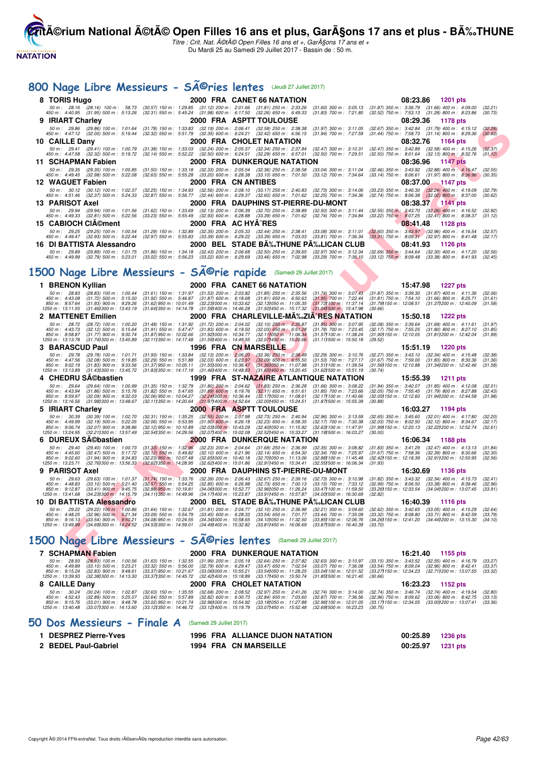# Critérium National Été Open Filles 16 ans et plus, Garçons 17 ans et plus - BÉTHUNE

*Titre : Crit. Nat. Été Open Filles 16 ans et +, Garçons 17 ans et +*
Du Mardi 25 au Samedi 29 Juillet 2017 - Bassin de : 50 m.

## 800 Nage Libre Messieurs - Séries lentes (Jeudi 27 Juillet 2017)

**8 TORIS Hugo** — 2000 FRA CANET 66 NATATION — 08:23.86 — 1201 pts
50 m : 28.16 (28.16) 100 m : 58.73 (30.57) 150 m : 1:29.85 (31.12) 200 m : 2:01.66 (31.81) 250 m : 2:33.26 (31.60) 300 m : 3:05.13 (31.87) 350 m : 3:36.79 (31.66) 400 m : 4:09.00 (32.21)
450 m : 4:40.95 (31.95) 500 m : 5:13.26 (32.31) 550 m : 5:45.24 (31.98) 600 m : 6:17.50 (32.26) 650 m : 6:49.33 (31.83) 700 m : 7:21.85 (32.52) 750 m : 7:53.13 (31.28) 800 m : 8:23.86 (30.73)

**9 IRIART Charley** — 2000 FRA ASPTT TOULOUSE — 08:29.36 — 1178 pts
50 m : 29.86 (29.86) 100 m : 1:01.64 (31.78) 150 m : 1:33.83 (32.19) 200 m : 2:06.41 (32.58) 250 m : 2:38.38 (31.97) 300 m : 3:11.05 (32.67) 350 m : 3:42.84 (31.79) 400 m : 4:15.12 (32.28)
450 m : 4:47.12 (32.00) 500 m : 5:19.44 (32.32) 550 m : 5:51.79 (32.35) 600 m : 6:24.21 (32.42) 650 m : 6:56.15 (31.94) 700 m : 7:27.59 (31.44) 750 m : 7:58.73 (31.14) 800 m : 8:29.36 (30.63)

**10 CAILLE Dany** — 2000 FRA CHOLET NATATION — 08:32.76 — 1164 pts
50 m : 29.41 (29.41) 100 m : 1:00.79 (31.38) 150 m : 1:33.03 (32.24) 200 m : 2:05.37 (32.34) 250 m : 2:37.84 (32.47) 300 m : 3:10.31 (32.47) 350 m : 3:42.89 (32.58) 400 m : 4:15.26 (32.37)
450 m : 4:47.58 (32.32) 500 m : 5:19.72 (32.14) 550 m : 5:52.22 (32.50) 600 m : 6:24.51 (32.29) 650 m : 6:57.01 (32.50) 700 m : 7:29.51 (32.50) 750 m : 8:01.64 (32.13) 800 m : 8:32.76 (31.12)

**11 SCHAPMAN Fabien** — 2000 FRA DUNKERQUE NATATION — 08:36.96 — 1147 pts
50 m : 29.35 (29.35) 100 m : 1:00.85 (31.50) 150 m : 1:33.18 (32.33) 200 m : 2:05.54 (32.36) 250 m : 2:38.58 (33.04) 300 m : 3:11.04 (32.46) 350 m : 3:43.92 (32.88) 400 m : 4:16.47 (32.55)
450 m : 4:49.45 (32.98) 500 m : 5:22.08 (32.63) 550 m : 5:55.28 (33.20) 600 m : 6:28.38 (33.10) 650 m : 7:01.50 (33.12) 700 m : 7:34.64 (33.14) 750 m : 8:06.61 (31.97) 800 m : 8:36.96 (30.35)

**12 WAGUET Fabien** — 2000 FRA CN ANTIBES — 08:37.00 — 1147 pts
50 m : 30.12 (30.12) 100 m : 1:02.37 (32.25) 150 m : 1:34.93 (32.56) 200 m : 2:08.10 (33.17) 250 m : 2:40.83 (32.73) 300 m : 3:14.06 (33.23) 350 m : 3:46.30 (32.24) 400 m : 4:19.09 (32.79)
450 m : 4:51.46 (32.37) 500 m : 5:24.33 (32.87) 550 m : 5:56.77 (32.44) 600 m : 6:29.37 (32.60) 650 m : 7:01.62 (32.25) 700 m : 7:34.36 (32.74) 750 m : 8:06.38 (32.02) 800 m : 8:37.00 (30.62)

**13 PARISOT Axel** — 2000 FRA DAUPHINS ST-PIERRE-DU-MONT — 08:38.37 — 1141 pts
50 m : 29.94 (29.94) 100 m : 1:01.56 (31.62) 150 m : 1:33.69 (32.13) 200 m : 2:06.39 (32.70) 250 m : 2:38.89 (32.50) 300 m : 3:11.44 (32.55) 350 m : 3:43.70 (32.26) 400 m : 4:16.52 (32.82)
450 m : 4:49.33 (32.81) 500 m : 5:22.56 (33.23) 550 m : 5:55.49 (32.93) 600 m : 6:28.88 (33.39) 650 m : 7:01.62 (32.74) 700 m : 7:34.84 (33.22) 750 m : 8:07.25 (32.41) 800 m : 8:38.37 (31.12)

**15 CABIOCH Clément** — 2000 FRA AC HYÈRES — 08:41.48 — 1128 pts
50 m : 29.25 (29.25) 100 m : 1:00.54 (31.29) 150 m : 1:32.89 (32.35) 200 m : 2:05.33 (32.44) 250 m : 2:38.41 (33.08) 300 m : 3:11.01 (32.60) 350 m : 3:43.97 (32.96) 400 m : 4:16.54 (32.57)
450 m : 4:49.47 (32.93) 500 m : 5:22.44 (32.97) 550 m : 5:55.83 (33.39) 600 m : 6:29.22 (33.39) 650 m : 7:03.03 (33.81) 700 m : 7:36.34 (33.31) 750 m : 8:09.31 (32.97) 800 m : 8:41.48 (32.17)

**16 DI BATTISTA Alessandro** — 2000 BEL STADE BÉTHUNE PÉLICAN CLUB — 08:41.93 — 1126 pts
50 m : 29.89 (29.89) 100 m : 1:01.75 (31.86) 150 m : 1:34.18 (32.43) 200 m : 2:06.68 (32.50) 250 m : 2:39.65 (32.97) 300 m : 3:12.34 (32.69) 350 m : 3:44.64 (32.30) 400 m : 4:17.20 (32.56)
450 m : 4:49.99 (32.79) 500 m : 5:23.01 (33.02) 550 m : 5:56.23 (33.22) 600 m : 6:29.69 (33.46) 650 m : 7:02.98 (33.29) 700 m : 7:36.10 (33.12) 750 m : 8:09.48 (33.38) 800 m : 8:41.93 (32.45)

## 1500 Nage Libre Messieurs - Série rapide (Samedi 29 Juillet 2017)

**1 BRENON Kyllian** — 2000 FRA CANET 66 NATATION — 15:47.98 — 1227 pts
50 m : 28.83 (28.83) 100 m : 1:00.44 (31.61) 150 m : 1:31.97 (31.53) 200 m : 2:03.82 (31.85) 250 m : 2:35.56 (31.74) 300 m : 3:07.43 (31.87) 350 m : 3:39.30 (31.87) 400 m : 4:11.36 (32.06)
450 m : 4:43.08 (31.72) 500 m : 5:15.00 (31.92) 550 m : 5:46.87 (31.87) 600 m : 6:18.68 (31.81) 650 m : 6:50.63 (31.95) 700 m : 7:22.44 (31.81) 750 m : 7:54.10 (31.66) 800 m : 8:25.71 (31.61)
850 m : 8:57.64 (31.93) 900 m : 9:29.26 (31.62) 950 m : 10:01.49 (32.23) 1000 m : 10:33.62 (32.13) 1050 m : 11:05.35 (31.73) 1100 m : 11:37.14 (31.79) 1150 m : 12:08.51 (31.37) 1200 m : 12:40.09 (31.58)
1250 m : 13:11.55 (31.46) 1300 m : 13:43.19 (31.64) 1350 m : 14:14.78 (31.59) 1400 m : 14:46.28 (31.50) 1450 m : 15:17.32 (31.04) 1500 m : 15:47.98 (30.66)

**2 MATTENET Emilien** — 2000 FRA CHARLEVILLE-MÉZIÈRES NATATION — 15:50.18 — 1222 pts
50 m : 28.72 (28.72) 100 m : 1:00.20 (31.48) 150 m : 1:31.92 (31.72) 200 m : 2:04.02 (32.10) 250 m : 2:35.87 (31.85) 300 m : 3:07.95 (32.08) 350 m : 3:39.64 (31.69) 400 m : 4:11.61 (31.97)
450 m : 4:43.73 (32.12) 500 m : 5:15.64 (31.91) 550 m : 5:47.47 (31.83) 600 m : 6:19.50 (32.03) 650 m : 6:51.28 (31.78) 700 m : 7:23.45 (32.17) 750 m : 7:55.25 (31.80) 800 m : 8:27.10 (31.85)
850 m : 8:58.87 (31.77) 900 m : 9:30.74 (31.87) 950 m : 10:02.66 (31.92) 1000 m : 10:34.77 (32.11) 1050 m : 11:06.34 (31.57) 1100 m : 11:38.24 (31.90) 1150 m : 12:10.05 (31.81) 1200 m : 12:42.04 (31.99)
1250 m : 13:13.78 (31.74) 1300 m : 13:45.89 (32.11) 1350 m : 14:17.48 (31.59) 1400 m : 14:49.55 (32.07) 1450 m : 15:20.66 (31.11) 1500 m : 15:50.18 (29.52)

**3 BARASCUD Paul** — 1996 FRA CN MARSEILLE — 15:51.19 — 1220 pts
50 m : 29.78 (29.78) 100 m : 1:01.71 (31.93) 150 m : 1:33.84 (32.13) 200 m : 2:06.20 (32.36) 250 m : 2:38.49 (32.29) 300 m : 3:10.76 (32.27) 350 m : 3:43.10 (32.34) 400 m : 4:15.48 (32.38)
450 m : 4:47.56 (32.08) 500 m : 5:19.85 (32.29) 550 m : 5:51.88 (32.03) 600 m : 6:23.97 (32.09) 650 m : 6:55.50 (31.53) 700 m : 7:27.17 (31.67) 750 m : 7:58.97 (31.80) 800 m : 8:30.36 (31.39)
850 m : 9:02.19 (31.83) 900 m : 9:33.56 (31.37) 950 m : 10:05.11 (31.55) 1000 m : 10:36.47 (31.36) 1050 m : 11:07.98 (31.51) 1100 m : 11:39.54 (31.56) 1150 m : 12:10.88 (31.34) 1200 m : 12:42.46 (31.58)
1250 m : 13:13.89 (31.43) 1300 m : 13:45.72 (31.83) 1350 m : 14:17.18 (31.46) 1400 m : 14:48.83 (31.65) 1450 m : 15:20.45 (31.62) 1500 m : 15:51.19 (30.74)

**4 CHEDRU Sébastien** — 1999 FRA ST-NAZAIRE ATLANTIQUE NATATION — 15:55.39 — 1211 pts
50 m : 29.64 (29.64) 100 m : 1:00.99 (31.35) 150 m : 1:32.79 (31.80) 200 m : 2:04.62 (31.83) 250 m : 2:36.28 (31.66) 300 m : 3:08.22 (31.94) 350 m : 3:40.07 (31.85) 400 m : 4:12.08 (32.01)
450 m : 4:43.94 (31.86) 500 m : 5:15.76 (31.82) 550 m : 5:47.65 (31.89) 600 m : 6:19.76 (32.11) 650 m : 6:51.61 (31.85) 700 m : 7:23.66 (32.05) 750 m : 7:55.45 (31.79) 800 m : 8:27.88 (32.43)
850 m : 8:59.97 (32.09) 900 m : 9:32.03 (32.06) 950 m : 10:04.27 (32.24) 1000 m : 10:36.44 (32.17) 1050 m : 11:08.61 (32.17) 1100 m : 11:40.66 (32.05) 1150 m : 12:12.60 (31.94) 1200 m : 12:44.58 (31.98)
1250 m : 13:16.56 (31.98) 1300 m : 13:48.67 (32.11) 1350 m : 14:20.64 (31.97) 1400 m : 14:52.64 (32.00) 1450 m : 15:24.51 (31.87) 1500 m : 15:55.39 (30.88)

**5 IRIART Charley** — 2000 FRA ASPTT TOULOUSE — 16:03.27 — 1194 pts
50 m : 30.39 (30.39) 100 m : 1:02.70 (32.31) 150 m : 1:35.25 (32.55) 200 m : 2:07.98 (32.73) 250 m : 2:40.94 (32.96) 300 m : 3:13.59 (32.65) 350 m : 3:45.60 (32.01) 400 m : 4:17.80 (32.20)
450 m : 4:49.99 (32.19) 500 m : 5:22.05 (32.06) 550 m : 5:53.95 (31.90) 600 m : 6:26.18 (32.23) 650 m : 6:58.35 (32.17) 700 m : 7:30.38 (32.03) 750 m : 8:02.50 (32.12) 800 m : 8:34.67 (32.17)
850 m : 9:06.74 (32.07) 900 m : 9:38.86 (32.12) 950 m : 10:10.89 (32.03) 1000 m : 10:43.29 (32.40) 1050 m : 11:15.92 (32.63) 1100 m : 11:47.91 (31.99) 1150 m : 12:20.13 (32.22) 1200 m : 12:52.74 (32.61)
1250 m : 13:24.95 (32.21) 1300 m : 13:57.49 (32.54) 1350 m : 14:29.56 (32.07) 1400 m : 15:02.08 (32.52) 1450 m : 15:33.27 (31.19) 1500 m : 16:03.27 (30.00)

**6 DUREUX Sébastien** — 2000 FRA DUNKERQUE NATATION — 16:06.34 — 1188 pts
50 m : 29.40 (29.40) 100 m : 1:00.73 (31.33) 150 m : 1:32.96 (32.23) 200 m : 2:04.64 (31.68) 250 m : 2:36.99 (32.35) 300 m : 3:08.82 (31.83) 350 m : 3:41.29 (32.47) 400 m : 4:13.13 (31.84)
450 m : 4:45.60 (32.47) 500 m : 5:17.72 (32.12) 550 m : 5:49.82 (32.10) 600 m : 6:21.96 (32.14) 650 m : 6:54.30 (32.34) 700 m : 7:25.97 (31.67) 750 m : 7:58.36 (32.39) 800 m : 8:30.66 (32.30)
850 m : 9:02.60 (31.94) 900 m : 9:34.83 (32.23) 950 m : 10:07.48 (32.65) 1000 m : 10:40.18 (32.70) 1050 m : 11:13.06 (32.88) 1100 m : 11:45.48 (32.42) 1150 m : 12:18.39 (32.91) 1200 m : 12:50.95 (32.56)
1250 m : 13:23.71 (32.76) 1300 m : 13:56.33 (32.62) 1350 m : 14:28.95 (32.62) 1400 m : 15:01.86 (32.91) 1450 m : 15:34.41 (32.55) 1500 m : 16:06.34 (31.93)

**9 PARISOT Axel** — 2000 FRA DAUPHINS ST-PIERRE-DU-MONT — 16:30.69 — 1136 pts
50 m : 29.63 (29.63) 100 m : 1:01.37 (31.74) 150 m : 1:33.76 (32.39) 200 m : 2:06.43 (32.67) 250 m : 2:39.16 (32.73) 300 m : 3:10.98 (31.82) 350 m : 3:43.32 (32.34) 400 m : 4:15.73 (32.41)
450 m : 4:48.83 (33.10) 500 m : 5:21.40 (32.57) 550 m : 5:54.25 (32.85) 600 m : 6:26.98 (32.73) 650 m : 7:00.13 (33.15) 700 m : 7:33.12 (32.99) 750 m : 8:06.50 (33.38) 800 m : 8:39.46 (32.96)
850 m : 9:12.87 (33.41) 900 m : 9:45.75 (32.88) 950 m : 10:19.81 (34.06) 1000 m : 10:52.77 (32.96) 1050 m : 11:26.24 (33.47) 1100 m : 11:59.50 (33.26) 1150 m : 12:33.54 (34.04) 1200 m : 13:07.45 (33.91)
1250 m : 13:41.68 (34.23) 1300 m : 14:15.79 (34.11) 1350 m : 14:49.96 (34.17) 1400 m : 15:23.87 (33.91) 1450 m : 15:57.87 (34.00) 1500 m : 16:30.69 (32.82)

**10 DI BATTISTA Alessandro** — 2000 BEL STADE BÉTHUNE PÉLICAN CLUB — 16:40.39 — 1116 pts
50 m : 29.22 (29.22) 100 m : 1:00.86 (31.64) 150 m : 1:32.67 (31.81) 200 m : 2:04.77 (32.10) 250 m : 2:36.98 (32.21) 300 m : 3:09.60 (32.62) 350 m : 3:42.65 (33.05) 400 m : 4:15.29 (32.64)
450 m : 4:48.25 (32.96) 500 m : 5:21.34 (33.09) 550 m : 5:54.79 (33.45) 600 m : 6:28.33 (33.54) 650 m : 7:01.77 (33.44) 700 m : 7:35.09 (33.32) 750 m : 8:08.80 (33.71) 800 m : 8:42.59 (33.79)
850 m : 9:16.13 (33.54) 900 m : 9:50.21 (34.08) 950 m : 10:24.55 (34.34) 1000 m : 10:58.65 (34.10) 1050 m : 11:32.50 (33.85) 1100 m : 12:06.76 (34.26) 1150 m : 12:41.20 (34.44) 1200 m : 13:15.30 (34.10)
1250 m : 13:49.99 (34.69) 1300 m : 14:24.52 (34.53) 1350 m : 14:59.01 (34.49) 1400 m : 15:32.82 (33.81) 1450 m : 16:06.69 (33.87) 1500 m : 16:40.39 (33.70)

## 1500 Nage Libre Messieurs - Séries lentes (Samedi 29 Juillet 2017)

**7 SCHAPMAN Fabien** — 2000 FRA DUNKERQUE NATATION — 16:21.40 — 1155 pts
50 m : 28.93 (28.93) 100 m : 1:00.56 (31.63) 150 m : 1:32.55 (31.99) 200 m : 2:05.19 (32.64) 250 m : 2:37.82 (32.63) 300 m : 3:10.97 (33.15) 350 m : 3:43.52 (32.55) 400 m : 4:16.79 (33.27)
450 m : 4:49.89 (33.10) 500 m : 5:23.21 (33.32) 550 m : 5:56.00 (32.79) 600 m : 6:29.47 (33.47) 650 m : 7:02.54 (33.07) 700 m : 7:36.08 (33.54) 750 m : 8:09.04 (32.96) 800 m : 8:42.41 (33.37)
850 m : 9:15.24 (32.83) 900 m : 9:48.61 (33.37) 950 m : 10:21.67 (33.06) 1000 m : 10:55.21 (33.54) 1050 m : 11:28.25 (33.04) 1100 m : 12:01.52 (33.27) 1150 m : 12:34.23 (32.71) 1200 m : 13:07.55 (33.32)
1250 m : 13:39.93 (32.38) 1300 m : 14:13.30 (33.37) 1350 m : 14:45.72 (32.42) 1400 m : 15:18.89 (33.17) 1450 m : 15:50.74 (31.85) 1500 m : 16:21.40 (30.66)

**8 CAILLE Dany** — 2000 FRA CHOLET NATATION — 16:23.23 — 1152 pts
50 m : 30.24 (30.24) 100 m : 1:02.87 (32.63) 150 m : 1:35.55 (32.68) 200 m : 2:08.52 (32.97) 250 m : 2:41.26 (32.74) 300 m : 3:14.00 (32.74) 350 m : 3:46.74 (32.74) 400 m : 4:19.54 (32.80)
450 m : 4:52.43 (32.89) 500 m : 5:25.07 (32.64) 550 m : 5:57.89 (32.82) 600 m : 6:30.73 (32.84) 650 m : 7:03.60 (32.87) 700 m : 7:36.56 (32.96) 750 m : 8:09.62 (33.06) 800 m : 8:42.75 (33.13)
850 m : 9:15.76 (33.01) 900 m : 9:48.78 (33.02) 950 m : 10:21.74 (32.96) 1000 m : 10:54.92 (33.18) 1050 m : 11:27.88 (32.96) 1100 m : 12:01.05 (33.17) 1150 m : 12:34.05 (33.00) 1200 m : 13:07.41 (33.36)
1250 m : 13:40.48 (33.07) 1300 m : 14:13.60 (33.12) 1350 m : 14:46.72 (33.12) 1400 m : 15:19.79 (33.07) 1450 m : 15:52.48 (32.69) 1500 m : 16:23.23 (30.75)

## 50 Dos Messieurs - Finale A (Samedi 29 Juillet 2017)

| Place | Nom | Année | Nat. | Club | Temps | Points |
|---|---|---|---|---|---|---|
| 1 | DESPREZ Pierre-Yves | 1996 | FRA | ALLIANCE DIJON NATATION | 00:25.89 | 1236 pts |
| 2 | BEDEL Paul-Gabriel | 1994 | FRA | CN MARSEILLE | 00:25.97 | 1231 pts |

Copyright © 2014 FFN-extraNat. Tous droits réservés reproduction interdite sans autorisation.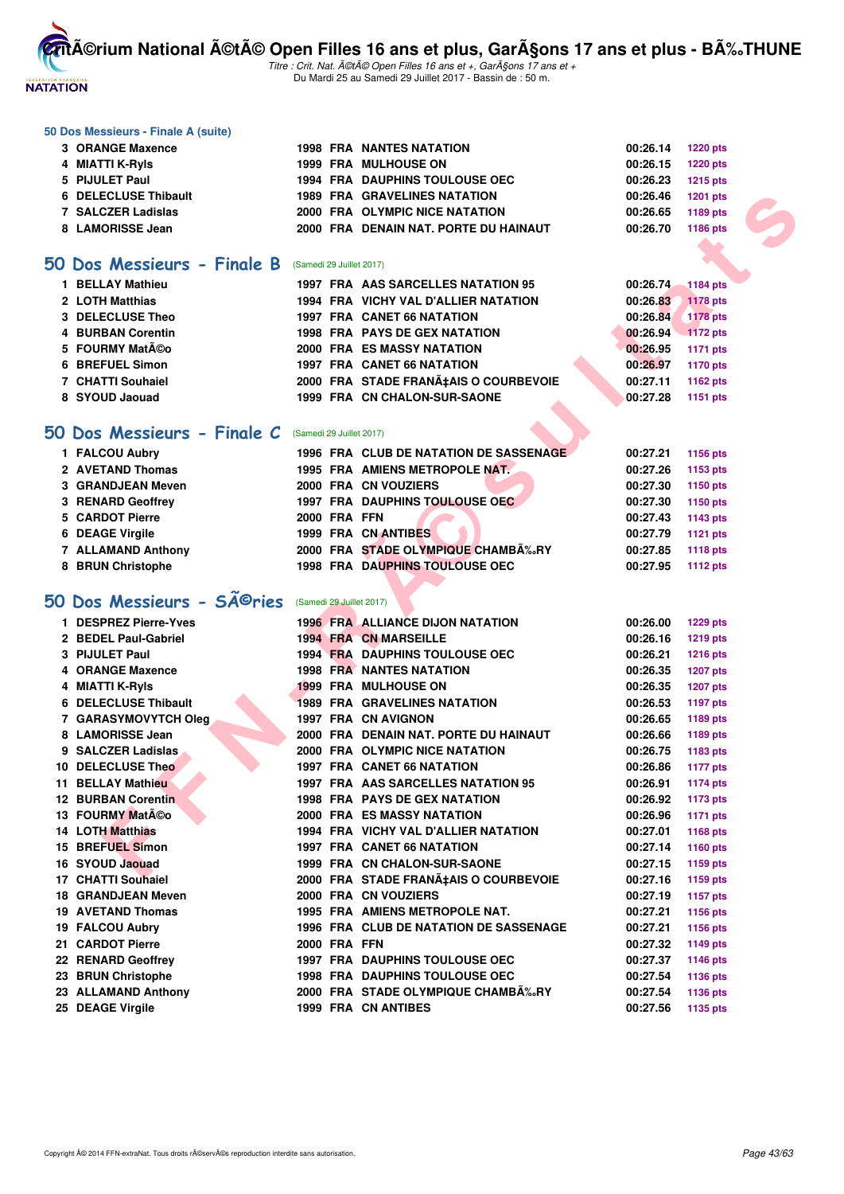### 50 Dos Messieurs - Finale A (suite)

| | | | | | | |
|---|---|---|---|---|---|---|
| 3 | ORANGE Maxence | 1998 | FRA | NANTES NATATION | 00:26.14 | 1220 pts |
| 4 | MIATTI K-Ryls | 1999 | FRA | MULHOUSE ON | 00:26.15 | 1220 pts |
| 5 | PIJULET Paul | 1994 | FRA | DAUPHINS TOULOUSE OEC | 00:26.23 | 1215 pts |
| 6 | DELECLUSE Thibault | 1989 | FRA | GRAVELINES NATATION | 00:26.46 | 1201 pts |
| 7 | SALCZER Ladislas | 2000 | FRA | OLYMPIC NICE NATATION | 00:26.65 | 1189 pts |
| 8 | LAMORISSE Jean | 2000 | FRA | DENAIN NAT. PORTE DU HAINAUT | 00:26.70 | 1186 pts |

## 50 Dos Messieurs - Finale B

(Samedi 29 Juillet 2017)

| | | | | | | |
|---|---|---|---|---|---|---|
| 1 | BELLAY Mathieu | 1997 | FRA | AAS SARCELLES NATATION 95 | 00:26.74 | 1184 pts |
| 2 | LOTH Matthias | 1994 | FRA | VICHY VAL D'ALLIER NATATION | 00:26.83 | 1178 pts |
| 3 | DELECLUSE Theo | 1997 | FRA | CANET 66 NATATION | 00:26.84 | 1178 pts |
| 4 | BURBAN Corentin | 1998 | FRA | PAYS DE GEX NATATION | 00:26.94 | 1172 pts |
| 5 | FOURMY MatÃ©o | 2000 | FRA | ES MASSY NATATION | 00:26.95 | 1171 pts |
| 6 | BREFUEL Simon | 1997 | FRA | CANET 66 NATATION | 00:26.97 | 1170 pts |
| 7 | CHATTI Souhaiel | 2000 | FRA | STADE FRANÃ‡AIS O COURBEVOIE | 00:27.11 | 1162 pts |
| 8 | SYOUD Jaouad | 1999 | FRA | CN CHALON-SUR-SAONE | 00:27.28 | 1151 pts |

## 50 Dos Messieurs - Finale C

(Samedi 29 Juillet 2017)

| | | | | | | |
|---|---|---|---|---|---|---|
| 1 | FALCOU Aubry | 1996 | FRA | CLUB DE NATATION DE SASSENAGE | 00:27.21 | 1156 pts |
| 2 | AVETAND Thomas | 1995 | FRA | AMIENS METROPOLE NAT. | 00:27.26 | 1153 pts |
| 3 | GRANDJEAN Meven | 2000 | FRA | CN VOUZIERS | 00:27.30 | 1150 pts |
| 3 | RENARD Geoffrey | 1997 | FRA | DAUPHINS TOULOUSE OEC | 00:27.30 | 1150 pts |
| 5 | CARDOT Pierre | 2000 | FRA | FFN | 00:27.43 | 1143 pts |
| 6 | DEAGE Virgile | 1999 | FRA | CN ANTIBES | 00:27.79 | 1121 pts |
| 7 | ALLAMAND Anthony | 2000 | FRA | STADE OLYMPIQUE CHAMBÃ‰RY | 00:27.85 | 1118 pts |
| 8 | BRUN Christophe | 1998 | FRA | DAUPHINS TOULOUSE OEC | 00:27.95 | 1112 pts |

## 50 Dos Messieurs - SÃ©ries

(Samedi 29 Juillet 2017)

| | | | | | | |
|---|---|---|---|---|---|---|
| 1 | DESPREZ Pierre-Yves | 1996 | FRA | ALLIANCE DIJON NATATION | 00:26.00 | 1229 pts |
| 2 | BEDEL Paul-Gabriel | 1994 | FRA | CN MARSEILLE | 00:26.16 | 1219 pts |
| 3 | PIJULET Paul | 1994 | FRA | DAUPHINS TOULOUSE OEC | 00:26.21 | 1216 pts |
| 4 | ORANGE Maxence | 1998 | FRA | NANTES NATATION | 00:26.35 | 1207 pts |
| 4 | MIATTI K-Ryls | 1999 | FRA | MULHOUSE ON | 00:26.35 | 1207 pts |
| 6 | DELECLUSE Thibault | 1989 | FRA | GRAVELINES NATATION | 00:26.53 | 1197 pts |
| 7 | GARASYMOVYTCH Oleg | 1997 | FRA | CN AVIGNON | 00:26.65 | 1189 pts |
| 8 | LAMORISSE Jean | 2000 | FRA | DENAIN NAT. PORTE DU HAINAUT | 00:26.66 | 1189 pts |
| 9 | SALCZER Ladislas | 2000 | FRA | OLYMPIC NICE NATATION | 00:26.75 | 1183 pts |
| 10 | DELECLUSE Theo | 1997 | FRA | CANET 66 NATATION | 00:26.86 | 1177 pts |
| 11 | BELLAY Mathieu | 1997 | FRA | AAS SARCELLES NATATION 95 | 00:26.91 | 1174 pts |
| 12 | BURBAN Corentin | 1998 | FRA | PAYS DE GEX NATATION | 00:26.92 | 1173 pts |
| 13 | FOURMY MatÃ©o | 2000 | FRA | ES MASSY NATATION | 00:26.96 | 1171 pts |
| 14 | LOTH Matthias | 1994 | FRA | VICHY VAL D'ALLIER NATATION | 00:27.01 | 1168 pts |
| 15 | BREFUEL Simon | 1997 | FRA | CANET 66 NATATION | 00:27.14 | 1160 pts |
| 16 | SYOUD Jaouad | 1999 | FRA | CN CHALON-SUR-SAONE | 00:27.15 | 1159 pts |
| 17 | CHATTI Souhaiel | 2000 | FRA | STADE FRANÃ‡AIS O COURBEVOIE | 00:27.16 | 1159 pts |
| 18 | GRANDJEAN Meven | 2000 | FRA | CN VOUZIERS | 00:27.19 | 1157 pts |
| 19 | AVETAND Thomas | 1995 | FRA | AMIENS METROPOLE NAT. | 00:27.21 | 1156 pts |
| 19 | FALCOU Aubry | 1996 | FRA | CLUB DE NATATION DE SASSENAGE | 00:27.21 | 1156 pts |
| 21 | CARDOT Pierre | 2000 | FRA | FFN | 00:27.32 | 1149 pts |
| 22 | RENARD Geoffrey | 1997 | FRA | DAUPHINS TOULOUSE OEC | 00:27.37 | 1146 pts |
| 23 | BRUN Christophe | 1998 | FRA | DAUPHINS TOULOUSE OEC | 00:27.54 | 1136 pts |
| 23 | ALLAMAND Anthony | 2000 | FRA | STADE OLYMPIQUE CHAMBÃ‰RY | 00:27.54 | 1136 pts |
| 25 | DEAGE Virgile | 1999 | FRA | CN ANTIBES | 00:27.56 | 1135 pts |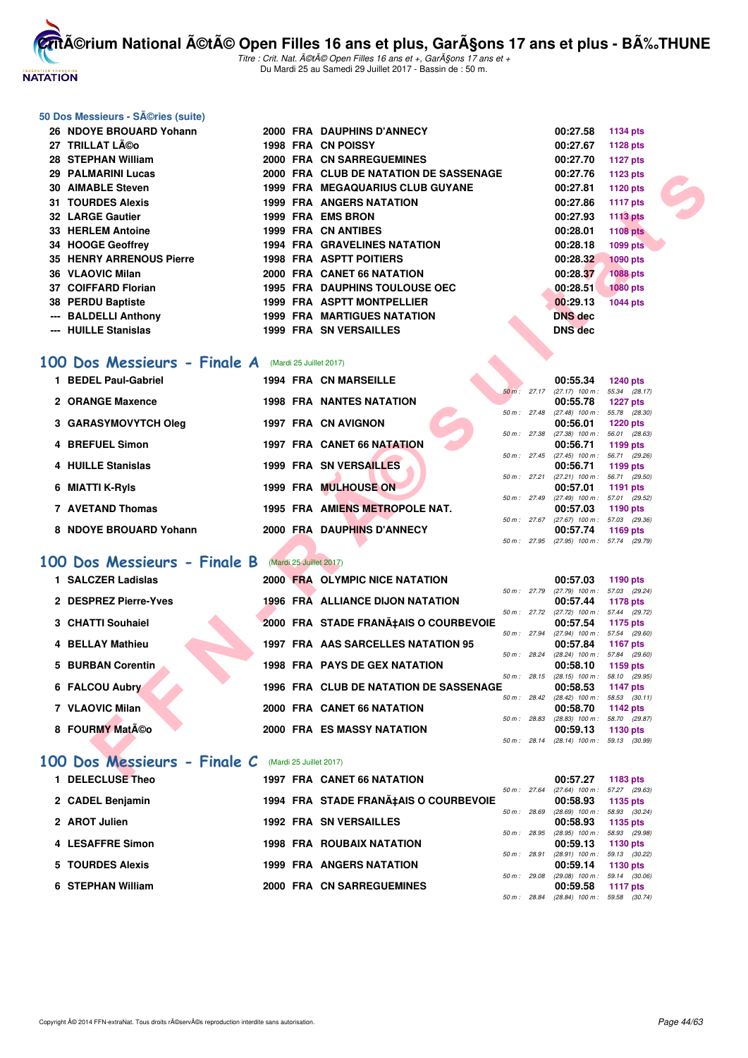### 50 Dos Messieurs - SÃ©ries (suite)

| | | | | | | |
|---|---|---|---|---|---|---|
| 26 | NDOYE BROUARD Yohann | 2000 | FRA | DAUPHINS D'ANNECY | 00:27.58 | 1134 pts |
| 27 | TRILLAT LÃ©o | 1998 | FRA | CN POISSY | 00:27.67 | 1128 pts |
| 28 | STEPHAN William | 2000 | FRA | CN SARREGUEMINES | 00:27.70 | 1127 pts |
| 29 | PALMARINI Lucas | 2000 | FRA | CLUB DE NATATION DE SASSENAGE | 00:27.76 | 1123 pts |
| 30 | AIMABLE Steven | 1999 | FRA | MEGAQUARIUS CLUB GUYANE | 00:27.81 | 1120 pts |
| 31 | TOURDES Alexis | 1999 | FRA | ANGERS NATATION | 00:27.86 | 1117 pts |
| 32 | LARGE Gautier | 1999 | FRA | EMS BRON | 00:27.93 | 1113 pts |
| 33 | HERLEM Antoine | 1999 | FRA | CN ANTIBES | 00:28.01 | 1108 pts |
| 34 | HOOGE Geoffrey | 1994 | FRA | GRAVELINES NATATION | 00:28.18 | 1099 pts |
| 35 | HENRY ARRENOUS Pierre | 1998 | FRA | ASPTT POITIERS | 00:28.32 | 1090 pts |
| 36 | VLAOVIC Milan | 2000 | FRA | CANET 66 NATATION | 00:28.37 | 1088 pts |
| 37 | COIFFARD Florian | 1995 | FRA | DAUPHINS TOULOUSE OEC | 00:28.51 | 1080 pts |
| 38 | PERDU Baptiste | 1999 | FRA | ASPTT MONTPELLIER | 00:29.13 | 1044 pts |
| --- | BALDELLI Anthony | 1999 | FRA | MARTIGUES NATATION | DNS dec | |
| --- | HUILLE Stanislas | 1999 | FRA | SN VERSAILLES | DNS dec | |

## 100 Dos Messieurs - Finale A (Mardi 25 Juillet 2017)

| | | | | | | | |
|---|---|---|---|---|---|---|---|
| 1 | BEDEL Paul-Gabriel | 1994 | FRA | CN MARSEILLE | 00:55.34 | 1240 pts | 50 m : 27.17 (27.17) 100 m : 55.34 (28.17) |
| 2 | ORANGE Maxence | 1998 | FRA | NANTES NATATION | 00:55.78 | 1227 pts | 50 m : 27.48 (27.48) 100 m : 55.78 (28.30) |
| 3 | GARASYMOVYTCH Oleg | 1997 | FRA | CN AVIGNON | 00:56.01 | 1220 pts | 50 m : 27.38 (27.38) 100 m : 56.01 (28.63) |
| 4 | BREFUEL Simon | 1997 | FRA | CANET 66 NATATION | 00:56.71 | 1199 pts | 50 m : 27.45 (27.45) 100 m : 56.71 (29.26) |
| 4 | HUILLE Stanislas | 1999 | FRA | SN VERSAILLES | 00:56.71 | 1199 pts | 50 m : 27.21 (27.21) 100 m : 56.71 (29.50) |
| 6 | MIATTI K-Ryls | 1999 | FRA | MULHOUSE ON | 00:57.01 | 1191 pts | 50 m : 27.49 (27.49) 100 m : 57.01 (29.52) |
| 7 | AVETAND Thomas | 1995 | FRA | AMIENS METROPOLE NAT. | 00:57.03 | 1190 pts | 50 m : 27.67 (27.67) 100 m : 57.03 (29.36) |
| 8 | NDOYE BROUARD Yohann | 2000 | FRA | DAUPHINS D'ANNECY | 00:57.74 | 1169 pts | 50 m : 27.95 (27.95) 100 m : 57.74 (29.79) |

## 100 Dos Messieurs - Finale B (Mardi 25 Juillet 2017)

| | | | | | | | |
|---|---|---|---|---|---|---|---|
| 1 | SALCZER Ladislas | 2000 | FRA | OLYMPIC NICE NATATION | 00:57.03 | 1190 pts | 50 m : 27.79 (27.79) 100 m : 57.03 (29.24) |
| 2 | DESPREZ Pierre-Yves | 1996 | FRA | ALLIANCE DIJON NATATION | 00:57.44 | 1178 pts | 50 m : 27.72 (27.72) 100 m : 57.44 (29.72) |
| 3 | CHATTI Souhaiel | 2000 | FRA | STADE FRANÃ‡AIS O COURBEVOIE | 00:57.54 | 1175 pts | 50 m : 27.94 (27.94) 100 m : 57.54 (29.60) |
| 4 | BELLAY Mathieu | 1997 | FRA | AAS SARCELLES NATATION 95 | 00:57.84 | 1167 pts | 50 m : 28.24 (28.24) 100 m : 57.84 (29.60) |
| 5 | BURBAN Corentin | 1998 | FRA | PAYS DE GEX NATATION | 00:58.10 | 1159 pts | 50 m : 28.15 (28.15) 100 m : 58.10 (29.95) |
| 6 | FALCOU Aubry | 1996 | FRA | CLUB DE NATATION DE SASSENAGE | 00:58.53 | 1147 pts | 50 m : 28.42 (28.42) 100 m : 58.53 (30.11) |
| 7 | VLAOVIC Milan | 2000 | FRA | CANET 66 NATATION | 00:58.70 | 1142 pts | 50 m : 28.83 (28.83) 100 m : 58.70 (29.87) |
| 8 | FOURMY MatÃ©o | 2000 | FRA | ES MASSY NATATION | 00:59.13 | 1130 pts | 50 m : 28.14 (28.14) 100 m : 59.13 (30.99) |

## 100 Dos Messieurs - Finale C (Mardi 25 Juillet 2017)

| | | | | | | | |
|---|---|---|---|---|---|---|---|
| 1 | DELECLUSE Theo | 1997 | FRA | CANET 66 NATATION | 00:57.27 | 1183 pts | 50 m : 27.64 (27.64) 100 m : 57.27 (29.63) |
| 2 | CADEL Benjamin | 1994 | FRA | STADE FRANÃ‡AIS O COURBEVOIE | 00:58.93 | 1135 pts | 50 m : 28.69 (28.69) 100 m : 58.93 (30.24) |
| 2 | AROT Julien | 1992 | FRA | SN VERSAILLES | 00:58.93 | 1135 pts | 50 m : 28.95 (28.95) 100 m : 58.93 (29.98) |
| 4 | LESAFFRE Simon | 1998 | FRA | ROUBAIX NATATION | 00:59.13 | 1130 pts | 50 m : 28.91 (28.91) 100 m : 59.13 (30.22) |
| 5 | TOURDES Alexis | 1999 | FRA | ANGERS NATATION | 00:59.14 | 1130 pts | 50 m : 29.08 (29.08) 100 m : 59.14 (30.06) |
| 6 | STEPHAN William | 2000 | FRA | CN SARREGUEMINES | 00:59.58 | 1117 pts | 50 m : 28.84 (28.84) 100 m : 59.58 (30.74) |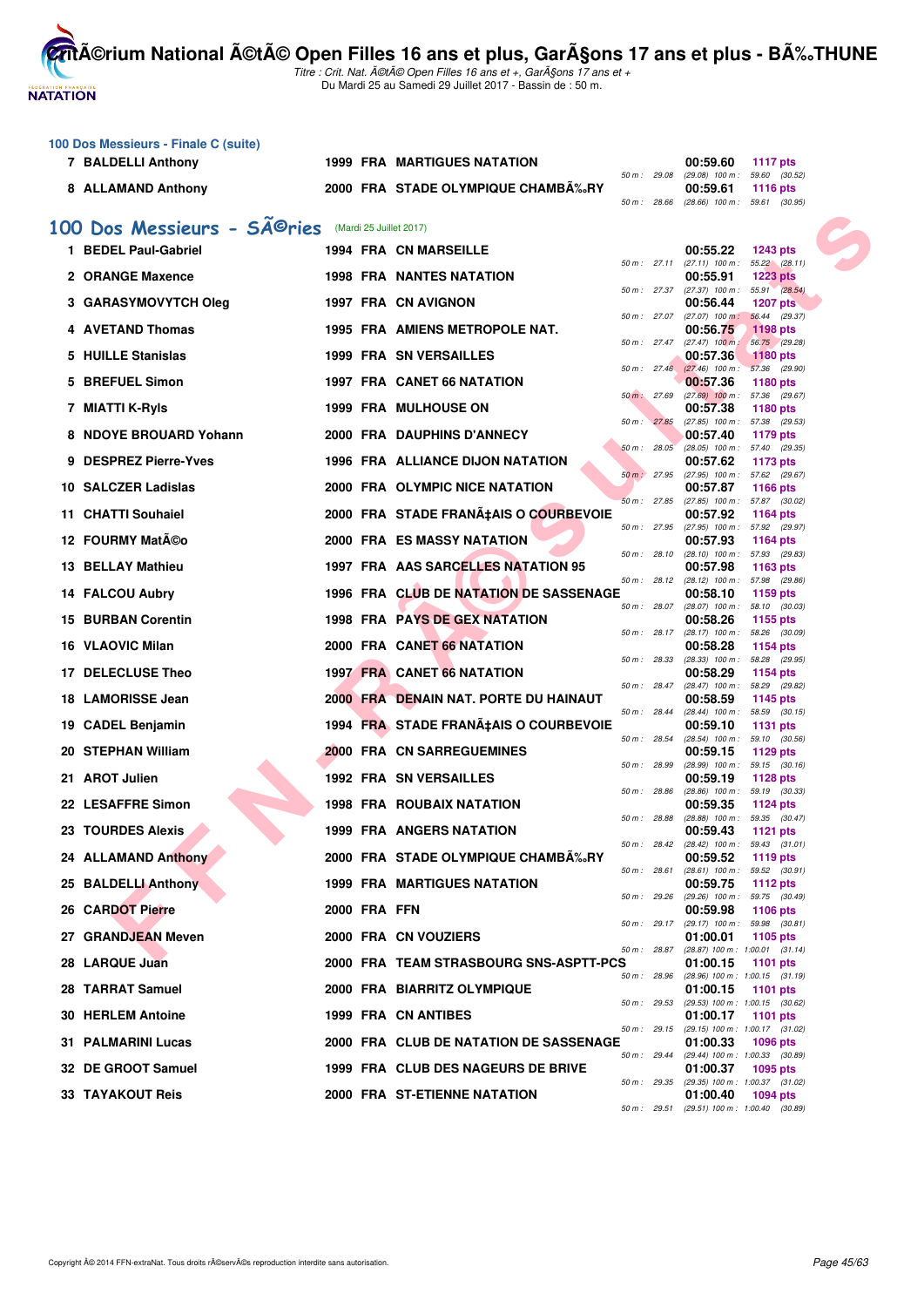### 100 Dos Messieurs - Finale C (suite)

| Rang | Nom | Année | Nat. | Club | Splits | Temps | Points |
|---|---|---|---|---|---|---|---|
| 7 | BALDELLI Anthony | 1999 | FRA | MARTIGUES NATATION | 50 m : 29.08 (29.08) 100 m : 59.60 (30.52) | 00:59.60 | 1117 pts |
| 8 | ALLAMAND Anthony | 2000 | FRA | STADE OLYMPIQUE CHAMBÃ‰RY | 50 m : 28.66 (28.66) 100 m : 59.61 (30.95) | 00:59.61 | 1116 pts |

## 100 Dos Messieurs - SÃ©ries (Mardi 25 Juillet 2017)

| Rang | Nom | Année | Nat. | Club | Splits | Temps | Points |
|---|---|---|---|---|---|---|---|
| 1 | BEDEL Paul-Gabriel | 1994 | FRA | CN MARSEILLE | 50 m : 27.11 (27.11) 100 m : 55.22 (28.11) | 00:55.22 | 1243 pts |
| 2 | ORANGE Maxence | 1998 | FRA | NANTES NATATION | 50 m : 27.37 (27.37) 100 m : 55.91 (28.54) | 00:55.91 | 1223 pts |
| 3 | GARASYMOVYTCH Oleg | 1997 | FRA | CN AVIGNON | 50 m : 27.07 (27.07) 100 m : 56.44 (29.37) | 00:56.44 | 1207 pts |
| 4 | AVETAND Thomas | 1995 | FRA | AMIENS METROPOLE NAT. | 50 m : 27.47 (27.47) 100 m : 56.75 (29.28) | 00:56.75 | 1198 pts |
| 5 | HUILLE Stanislas | 1999 | FRA | SN VERSAILLES | 50 m : 27.46 (27.46) 100 m : 57.36 (29.90) | 00:57.36 | 1180 pts |
| 5 | BREFUEL Simon | 1997 | FRA | CANET 66 NATATION | 50 m : 27.69 (27.69) 100 m : 57.36 (29.67) | 00:57.36 | 1180 pts |
| 7 | MIATTI K-Ryls | 1999 | FRA | MULHOUSE ON | 50 m : 27.85 (27.85) 100 m : 57.38 (29.53) | 00:57.38 | 1180 pts |
| 8 | NDOYE BROUARD Yohann | 2000 | FRA | DAUPHINS D'ANNECY | 50 m : 28.05 (28.05) 100 m : 57.40 (29.35) | 00:57.40 | 1179 pts |
| 9 | DESPREZ Pierre-Yves | 1996 | FRA | ALLIANCE DIJON NATATION | 50 m : 27.95 (27.95) 100 m : 57.62 (29.67) | 00:57.62 | 1173 pts |
| 10 | SALCZER Ladislas | 2000 | FRA | OLYMPIC NICE NATATION | 50 m : 27.85 (27.85) 100 m : 57.87 (30.02) | 00:57.87 | 1166 pts |
| 11 | CHATTI Souhaiel | 2000 | FRA | STADE FRANÃ‡AIS O COURBEVOIE | 50 m : 27.95 (27.95) 100 m : 57.92 (29.97) | 00:57.92 | 1164 pts |
| 12 | FOURMY MatÃ©o | 2000 | FRA | ES MASSY NATATION | 50 m : 28.10 (28.10) 100 m : 57.93 (29.83) | 00:57.93 | 1164 pts |
| 13 | BELLAY Mathieu | 1997 | FRA | AAS SARCELLES NATATION 95 | 50 m : 28.12 (28.12) 100 m : 57.98 (29.86) | 00:57.98 | 1163 pts |
| 14 | FALCOU Aubry | 1996 | FRA | CLUB DE NATATION DE SASSENAGE | 50 m : 28.07 (28.07) 100 m : 58.10 (30.03) | 00:58.10 | 1159 pts |
| 15 | BURBAN Corentin | 1998 | FRA | PAYS DE GEX NATATION | 50 m : 28.17 (28.17) 100 m : 58.26 (30.09) | 00:58.26 | 1155 pts |
| 16 | VLAOVIC Milan | 2000 | FRA | CANET 66 NATATION | 50 m : 28.33 (28.33) 100 m : 58.28 (29.95) | 00:58.28 | 1154 pts |
| 17 | DELECLUSE Theo | 1997 | FRA | CANET 66 NATATION | 50 m : 28.47 (28.47) 100 m : 58.29 (29.82) | 00:58.29 | 1154 pts |
| 18 | LAMORISSE Jean | 2000 | FRA | DENAIN NAT. PORTE DU HAINAUT | 50 m : 28.44 (28.44) 100 m : 58.59 (30.15) | 00:58.59 | 1145 pts |
| 19 | CADEL Benjamin | 1994 | FRA | STADE FRANÃ‡AIS O COURBEVOIE | 50 m : 28.54 (28.54) 100 m : 59.10 (30.56) | 00:59.10 | 1131 pts |
| 20 | STEPHAN William | 2000 | FRA | CN SARREGUEMINES | 50 m : 28.99 (28.99) 100 m : 59.15 (30.16) | 00:59.15 | 1129 pts |
| 21 | AROT Julien | 1992 | FRA | SN VERSAILLES | 50 m : 28.86 (28.86) 100 m : 59.19 (30.33) | 00:59.19 | 1128 pts |
| 22 | LESAFFRE Simon | 1998 | FRA | ROUBAIX NATATION | 50 m : 28.88 (28.88) 100 m : 59.35 (30.47) | 00:59.35 | 1124 pts |
| 23 | TOURDES Alexis | 1999 | FRA | ANGERS NATATION | 50 m : 28.42 (28.42) 100 m : 59.43 (31.01) | 00:59.43 | 1121 pts |
| 24 | ALLAMAND Anthony | 2000 | FRA | STADE OLYMPIQUE CHAMBÃ‰RY | 50 m : 28.61 (28.61) 100 m : 59.52 (30.91) | 00:59.52 | 1119 pts |
| 25 | BALDELLI Anthony | 1999 | FRA | MARTIGUES NATATION | 50 m : 29.26 (29.26) 100 m : 59.75 (30.49) | 00:59.75 | 1112 pts |
| 26 | CARDOT Pierre | 2000 | FRA | FFN | 50 m : 29.17 (29.17) 100 m : 59.98 (30.81) | 00:59.98 | 1106 pts |
| 27 | GRANDJEAN Meven | 2000 | FRA | CN VOUZIERS | 50 m : 28.87 (28.87) 100 m : 1:00.01 (31.14) | 01:00.01 | 1105 pts |
| 28 | LARQUE Juan | 2000 | FRA | TEAM STRASBOURG SNS-ASPTT-PCS | 50 m : 28.96 (28.96) 100 m : 1:00.15 (31.19) | 01:00.15 | 1101 pts |
| 28 | TARRAT Samuel | 2000 | FRA | BIARRITZ OLYMPIQUE | 50 m : 29.53 (29.53) 100 m : 1:00.15 (30.62) | 01:00.15 | 1101 pts |
| 30 | HERLEM Antoine | 1999 | FRA | CN ANTIBES | 50 m : 29.15 (29.15) 100 m : 1:00.17 (31.02) | 01:00.17 | 1101 pts |
| 31 | PALMARINI Lucas | 2000 | FRA | CLUB DE NATATION DE SASSENAGE | 50 m : 29.44 (29.44) 100 m : 1:00.33 (30.89) | 01:00.33 | 1096 pts |
| 32 | DE GROOT Samuel | 1999 | FRA | CLUB DES NAGEURS DE BRIVE | 50 m : 29.35 (29.35) 100 m : 1:00.37 (31.02) | 01:00.37 | 1095 pts |
| 33 | TAYAKOUT Reis | 2000 | FRA | ST-ETIENNE NATATION | 50 m : 29.51 (29.51) 100 m : 1:00.40 (30.89) | 01:00.40 | 1094 pts |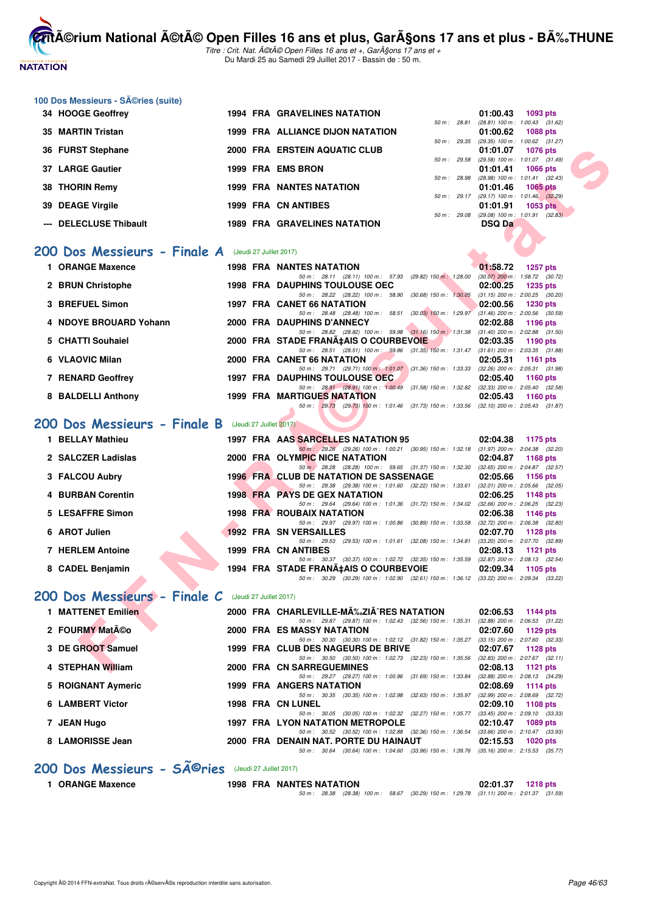# CritÃ©rium National Ã©tÃ© Open Filles 16 ans et plus, GarÃ§ons 17 ans et plus - BÃ‰THUNE

*Titre : Crit. Nat. Ã©tÃ© Open Filles 16 ans et +, GarÃ§ons 17 ans et +*
Du Mardi 25 au Samedi 29 Juillet 2017 - Bassin de : 50 m.

### 100 Dos Messieurs - SÃ©ries (suite)

| Rang | Nom | Année | Nat | Club | Temps | Points | Splits |
|---|---|---|---|---|---|---|---|
| 34 | HOOGE Geoffrey | 1994 | FRA | GRAVELINES NATATION | 01:00.43 | 1093 pts | 50 m : 28.81 (28.81) 100 m : 1:00.43 (31.62) |
| 35 | MARTIN Tristan | 1999 | FRA | ALLIANCE DIJON NATATION | 01:00.62 | 1088 pts | 50 m : 29.35 (29.35) 100 m : 1:00.62 (31.27) |
| 36 | FURST Stephane | 2000 | FRA | ERSTEIN AQUATIC CLUB | 01:01.07 | 1076 pts | 50 m : 29.58 (29.58) 100 m : 1:01.07 (31.49) |
| 37 | LARGE Gautier | 1999 | FRA | EMS BRON | 01:01.41 | 1066 pts | 50 m : 28.98 (28.98) 100 m : 1:01.41 (32.43) |
| 38 | THORIN Remy | 1999 | FRA | NANTES NATATION | 01:01.46 | 1065 pts | 50 m : 29.17 (29.17) 100 m : 1:01.46 (32.29) |
| 39 | DEAGE Virgile | 1999 | FRA | CN ANTIBES | 01:01.91 | 1053 pts | 50 m : 29.08 (29.08) 100 m : 1:01.91 (32.83) |
| --- | DELECLUSE Thibault | 1989 | FRA | GRAVELINES NATATION | DSQ Da | | |

## 200 Dos Messieurs - Finale A (Jeudi 27 Juillet 2017)

| Rang | Nom | Année | Nat | Club | Temps | Points | Splits |
|---|---|---|---|---|---|---|---|
| 1 | ORANGE Maxence | 1998 | FRA | NANTES NATATION | 01:58.72 | 1257 pts | 50 m : 28.11 (28.11) 100 m : 57.93 (29.82) 150 m : 1:28.00 (30.07) 200 m : 1:58.72 (30.72) |
| 2 | BRUN Christophe | 1998 | FRA | DAUPHINS TOULOUSE OEC | 02:00.25 | 1235 pts | 50 m : 28.22 (28.22) 100 m : 58.90 (30.68) 150 m : 1:30.05 (31.15) 200 m : 2:00.25 (30.20) |
| 3 | BREFUEL Simon | 1997 | FRA | CANET 66 NATATION | 02:00.56 | 1230 pts | 50 m : 28.48 (28.48) 100 m : 58.51 (30.03) 150 m : 1:29.97 (31.46) 200 m : 2:00.56 (30.59) |
| 4 | NDOYE BROUARD Yohann | 2000 | FRA | DAUPHINS D'ANNECY | 02:02.88 | 1196 pts | 50 m : 28.82 (28.82) 100 m : 59.98 (31.16) 150 m : 1:31.38 (31.40) 200 m : 2:02.88 (31.50) |
| 5 | CHATTI Souhaiel | 2000 | FRA | STADE FRANÃ‡AIS O COURBEVOIE | 02:03.35 | 1190 pts | 50 m : 28.51 (28.51) 100 m : 59.86 (31.35) 150 m : 1:31.47 (31.61) 200 m : 2:03.35 (31.88) |
| 6 | VLAOVIC Milan | 2000 | FRA | CANET 66 NATATION | 02:05.31 | 1161 pts | 50 m : 29.71 (29.71) 100 m : 1:01.07 (31.36) 150 m : 1:33.33 (32.26) 200 m : 2:05.31 (31.98) |
| 7 | RENARD Geoffrey | 1997 | FRA | DAUPHINS TOULOUSE OEC | 02:05.40 | 1160 pts | 50 m : 28.91 (28.91) 100 m : 1:00.49 (31.58) 150 m : 1:32.82 (32.33) 200 m : 2:05.40 (32.58) |
| 8 | BALDELLI Anthony | 1999 | FRA | MARTIGUES NATATION | 02:05.43 | 1160 pts | 50 m : 29.73 (29.73) 100 m : 1:01.46 (31.73) 150 m : 1:33.56 (32.10) 200 m : 2:05.43 (31.87) |

## 200 Dos Messieurs - Finale B (Jeudi 27 Juillet 2017)

| Rang | Nom | Année | Nat | Club | Temps | Points | Splits |
|---|---|---|---|---|---|---|---|
| 1 | BELLAY Mathieu | 1997 | FRA | AAS SARCELLES NATATION 95 | 02:04.38 | 1175 pts | 50 m : 29.26 (29.26) 100 m : 1:00.21 (30.95) 150 m : 1:32.18 (31.97) 200 m : 2:04.38 (32.20) |
| 2 | SALCZER Ladislas | 2000 | FRA | OLYMPIC NICE NATATION | 02:04.87 | 1168 pts | 50 m : 28.28 (28.28) 100 m : 59.65 (31.37) 150 m : 1:32.30 (32.65) 200 m : 2:04.87 (32.57) |
| 3 | FALCOU Aubry | 1996 | FRA | CLUB DE NATATION DE SASSENAGE | 02:05.66 | 1156 pts | 50 m : 29.38 (29.38) 100 m : 1:01.60 (32.22) 150 m : 1:33.61 (32.01) 200 m : 2:05.66 (32.05) |
| 4 | BURBAN Corentin | 1998 | FRA | PAYS DE GEX NATATION | 02:06.25 | 1148 pts | 50 m : 29.64 (29.64) 100 m : 1:01.36 (31.72) 150 m : 1:34.02 (32.66) 200 m : 2:06.25 (32.23) |
| 5 | LESAFFRE Simon | 1998 | FRA | ROUBAIX NATATION | 02:06.38 | 1146 pts | 50 m : 29.97 (29.97) 100 m : 1:00.86 (30.89) 150 m : 1:33.58 (32.72) 200 m : 2:06.38 (32.80) |
| 6 | AROT Julien | 1992 | FRA | SN VERSAILLES | 02:07.70 | 1128 pts | 50 m : 29.53 (29.53) 100 m : 1:01.61 (32.08) 150 m : 1:34.81 (33.20) 200 m : 2:07.70 (32.89) |
| 7 | HERLEM Antoine | 1999 | FRA | CN ANTIBES | 02:08.13 | 1121 pts | 50 m : 30.37 (30.37) 100 m : 1:02.72 (32.35) 150 m : 1:35.59 (32.87) 200 m : 2:08.13 (32.54) |
| 8 | CADEL Benjamin | 1994 | FRA | STADE FRANÃ‡AIS O COURBEVOIE | 02:09.34 | 1105 pts | 50 m : 30.29 (30.29) 100 m : 1:02.90 (32.61) 150 m : 1:36.12 (33.22) 200 m : 2:09.34 (33.22) |

## 200 Dos Messieurs - Finale C (Jeudi 27 Juillet 2017)

| Rang | Nom | Année | Nat | Club | Temps | Points | Splits |
|---|---|---|---|---|---|---|---|
| 1 | MATTENET Emilien | 2000 | FRA | CHARLEVILLE-MÃ‰ZIÃˆRES NATATION | 02:06.53 | 1144 pts | 50 m : 29.87 (29.87) 100 m : 1:02.43 (32.56) 150 m : 1:35.31 (32.88) 200 m : 2:06.53 (31.22) |
| 2 | FOURMY MatÃ©o | 2000 | FRA | ES MASSY NATATION | 02:07.60 | 1129 pts | 50 m : 30.30 (30.30) 100 m : 1:02.12 (31.82) 150 m : 1:35.27 (33.15) 200 m : 2:07.60 (32.33) |
| 3 | DE GROOT Samuel | 1999 | FRA | CLUB DES NAGEURS DE BRIVE | 02:07.67 | 1128 pts | 50 m : 30.50 (30.50) 100 m : 1:02.73 (32.23) 150 m : 1:35.56 (32.83) 200 m : 2:07.67 (32.11) |
| 4 | STEPHAN William | 2000 | FRA | CN SARREGUEMINES | 02:08.13 | 1121 pts | 50 m : 29.27 (29.27) 100 m : 1:00.96 (31.69) 150 m : 1:33.84 (32.88) 200 m : 2:08.13 (34.29) |
| 5 | ROIGNANT Aymeric | 1999 | FRA | ANGERS NATATION | 02:08.69 | 1114 pts | 50 m : 30.35 (30.35) 100 m : 1:02.98 (32.63) 150 m : 1:35.97 (32.99) 200 m : 2:08.69 (32.72) |
| 6 | LAMBERT Victor | 1998 | FRA | CN LUNEL | 02:09.10 | 1108 pts | 50 m : 30.05 (30.05) 100 m : 1:02.32 (32.27) 150 m : 1:35.77 (33.45) 200 m : 2:09.10 (33.33) |
| 7 | JEAN Hugo | 1997 | FRA | LYON NATATION METROPOLE | 02:10.47 | 1089 pts | 50 m : 30.52 (30.52) 100 m : 1:02.88 (32.36) 150 m : 1:36.54 (33.66) 200 m : 2:10.47 (33.93) |
| 8 | LAMORISSE Jean | 2000 | FRA | DENAIN NAT. PORTE DU HAINAUT | 02:15.53 | 1020 pts | 50 m : 30.64 (30.64) 100 m : 1:04.60 (33.96) 150 m : 1:39.76 (35.16) 200 m : 2:15.53 (35.77) |

## 200 Dos Messieurs - SÃ©ries (Jeudi 27 Juillet 2017)

| Rang | Nom | Année | Nat | Club | Temps | Points | Splits |
|---|---|---|---|---|---|---|---|
| 1 | ORANGE Maxence | 1998 | FRA | NANTES NATATION | 02:01.37 | 1218 pts | 50 m : 28.38 (28.38) 100 m : 58.67 (30.29) 150 m : 1:29.78 (31.11) 200 m : 2:01.37 (31.59) |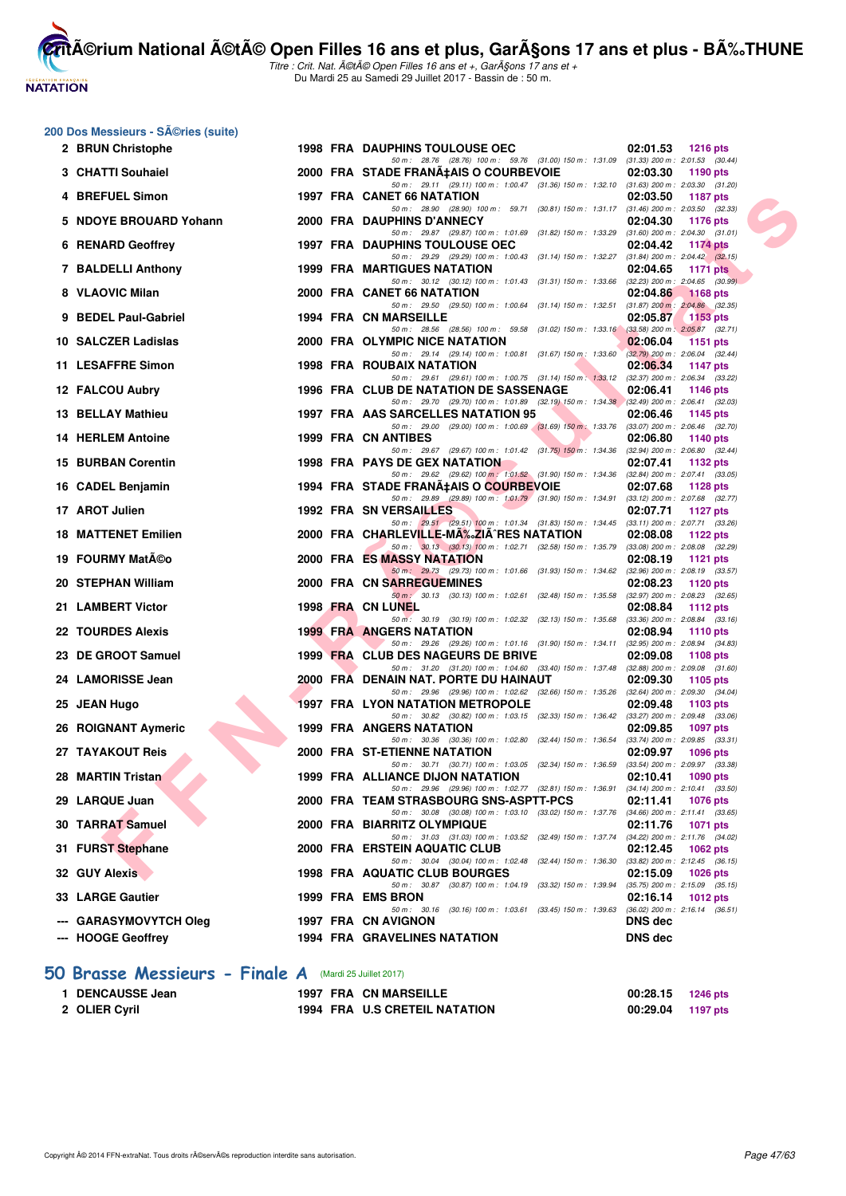## 200 Dos Messieurs - SÃ©ries (suite)

| Rang | Nom | Année | Nat | Club | Temps | Points |
|---|---|---|---|---|---|---|
| 2 | BRUN Christophe | 1998 | FRA | DAUPHINS TOULOUSE OEC | 02:01.53 | 1216 pts |
| | 50 m : 28.76 (28.76) 100 m : 59.76 (31.00) 150 m : 1:31.09 (31.33) 200 m : 2:01.53 (30.44) | | | | | |
| 3 | CHATTI Souhaiel | 2000 | FRA | STADE FRANÃ‡AIS O COURBEVOIE | 02:03.30 | 1190 pts |
| | 50 m : 29.11 (29.11) 100 m : 1:00.47 (31.36) 150 m : 1:32.10 (31.63) 200 m : 2:03.30 (31.20) | | | | | |
| 4 | BREFUEL Simon | 1997 | FRA | CANET 66 NATATION | 02:03.50 | 1187 pts |
| | 50 m : 28.90 (28.90) 100 m : 59.71 (30.81) 150 m : 1:31.17 (31.46) 200 m : 2:03.50 (32.33) | | | | | |
| 5 | NDOYE BROUARD Yohann | 2000 | FRA | DAUPHINS D'ANNECY | 02:04.30 | 1176 pts |
| | 50 m : 29.87 (29.87) 100 m : 1:01.69 (31.82) 150 m : 1:33.29 (31.60) 200 m : 2:04.30 (31.01) | | | | | |
| 6 | RENARD Geoffrey | 1997 | FRA | DAUPHINS TOULOUSE OEC | 02:04.42 | 1174 pts |
| | 50 m : 29.29 (29.29) 100 m : 1:00.43 (31.14) 150 m : 1:32.27 (31.84) 200 m : 2:04.42 (32.15) | | | | | |
| 7 | BALDELLI Anthony | 1999 | FRA | MARTIGUES NATATION | 02:04.65 | 1171 pts |
| | 50 m : 30.12 (30.12) 100 m : 1:01.43 (31.31) 150 m : 1:33.66 (32.23) 200 m : 2:04.65 (30.99) | | | | | |
| 8 | VLAOVIC Milan | 2000 | FRA | CANET 66 NATATION | 02:04.86 | 1168 pts |
| | 50 m : 29.50 (29.50) 100 m : 1:00.64 (31.14) 150 m : 1:32.51 (31.87) 200 m : 2:04.86 (32.35) | | | | | |
| 9 | BEDEL Paul-Gabriel | 1994 | FRA | CN MARSEILLE | 02:05.87 | 1153 pts |
| | 50 m : 28.56 (28.56) 100 m : 59.58 (31.02) 150 m : 1:33.16 (33.58) 200 m : 2:05.87 (32.71) | | | | | |
| 10 | SALCZER Ladislas | 2000 | FRA | OLYMPIC NICE NATATION | 02:06.04 | 1151 pts |
| | 50 m : 29.14 (29.14) 100 m : 1:00.81 (31.67) 150 m : 1:33.60 (32.79) 200 m : 2:06.04 (32.44) | | | | | |
| 11 | LESAFFRE Simon | 1998 | FRA | ROUBAIX NATATION | 02:06.34 | 1147 pts |
| | 50 m : 29.61 (29.61) 100 m : 1:00.75 (31.14) 150 m : 1:33.12 (32.37) 200 m : 2:06.34 (33.22) | | | | | |
| 12 | FALCOU Aubry | 1996 | FRA | CLUB DE NATATION DE SASSENAGE | 02:06.41 | 1146 pts |
| | 50 m : 29.70 (29.70) 100 m : 1:01.89 (32.19) 150 m : 1:34.38 (32.49) 200 m : 2:06.41 (32.03) | | | | | |
| 13 | BELLAY Mathieu | 1997 | FRA | AAS SARCELLES NATATION 95 | 02:06.46 | 1145 pts |
| | 50 m : 29.00 (29.00) 100 m : 1:00.69 (31.69) 150 m : 1:33.76 (33.07) 200 m : 2:06.46 (32.70) | | | | | |
| 14 | HERLEM Antoine | 1999 | FRA | CN ANTIBES | 02:06.80 | 1140 pts |
| | 50 m : 29.67 (29.67) 100 m : 1:01.42 (31.75) 150 m : 1:34.36 (32.94) 200 m : 2:06.80 (32.44) | | | | | |
| 15 | BURBAN Corentin | 1998 | FRA | PAYS DE GEX NATATION | 02:07.41 | 1132 pts |
| | 50 m : 29.62 (29.62) 100 m : 1:01.52 (31.90) 150 m : 1:34.36 (32.84) 200 m : 2:07.41 (33.05) | | | | | |
| 16 | CADEL Benjamin | 1994 | FRA | STADE FRANÃ‡AIS O COURBEVOIE | 02:07.68 | 1128 pts |
| | 50 m : 29.89 (29.89) 100 m : 1:01.79 (31.90) 150 m : 1:34.91 (33.12) 200 m : 2:07.68 (32.77) | | | | | |
| 17 | AROT Julien | 1992 | FRA | SN VERSAILLES | 02:07.71 | 1127 pts |
| | 50 m : 29.51 (29.51) 100 m : 1:01.34 (31.83) 150 m : 1:34.45 (33.11) 200 m : 2:07.71 (33.26) | | | | | |
| 18 | MATTENET Emilien | 2000 | FRA | CHARLEVILLE-MÃ‰ZIÃˆRES NATATION | 02:08.08 | 1122 pts |
| | 50 m : 30.13 (30.13) 100 m : 1:02.71 (32.58) 150 m : 1:35.79 (33.08) 200 m : 2:08.08 (32.29) | | | | | |
| 19 | FOURMY MatÃ©o | 2000 | FRA | ES MASSY NATATION | 02:08.19 | 1121 pts |
| | 50 m : 29.73 (29.73) 100 m : 1:01.66 (31.93) 150 m : 1:34.62 (32.96) 200 m : 2:08.19 (33.57) | | | | | |
| 20 | STEPHAN William | 2000 | FRA | CN SARREGUEMINES | 02:08.23 | 1120 pts |
| | 50 m : 30.13 (30.13) 100 m : 1:02.61 (32.48) 150 m : 1:35.58 (32.97) 200 m : 2:08.23 (32.65) | | | | | |
| 21 | LAMBERT Victor | 1998 | FRA | CN LUNEL | 02:08.84 | 1112 pts |
| | 50 m : 30.19 (30.19) 100 m : 1:02.32 (32.13) 150 m : 1:35.68 (33.36) 200 m : 2:08.84 (33.16) | | | | | |
| 22 | TOURDES Alexis | 1999 | FRA | ANGERS NATATION | 02:08.94 | 1110 pts |
| | 50 m : 29.26 (29.26) 100 m : 1:01.16 (31.90) 150 m : 1:34.11 (32.95) 200 m : 2:08.94 (34.83) | | | | | |
| 23 | DE GROOT Samuel | 1999 | FRA | CLUB DES NAGEURS DE BRIVE | 02:09.08 | 1108 pts |
| | 50 m : 31.20 (31.20) 100 m : 1:04.60 (33.40) 150 m : 1:37.48 (32.88) 200 m : 2:09.08 (31.60) | | | | | |
| 24 | LAMORISSE Jean | 2000 | FRA | DENAIN NAT. PORTE DU HAINAUT | 02:09.30 | 1105 pts |
| | 50 m : 29.96 (29.96) 100 m : 1:02.62 (32.66) 150 m : 1:35.26 (32.64) 200 m : 2:09.30 (34.04) | | | | | |
| 25 | JEAN Hugo | 1997 | FRA | LYON NATATION METROPOLE | 02:09.48 | 1103 pts |
| | 50 m : 30.82 (30.82) 100 m : 1:03.15 (32.33) 150 m : 1:36.42 (33.27) 200 m : 2:09.48 (33.06) | | | | | |
| 26 | ROIGNANT Aymeric | 1999 | FRA | ANGERS NATATION | 02:09.85 | 1097 pts |
| | 50 m : 30.36 (30.36) 100 m : 1:02.80 (32.44) 150 m : 1:36.54 (33.74) 200 m : 2:09.85 (33.31) | | | | | |
| 27 | TAYAKOUT Reis | 2000 | FRA | ST-ETIENNE NATATION | 02:09.97 | 1096 pts |
| | 50 m : 30.71 (30.71) 100 m : 1:03.05 (32.34) 150 m : 1:36.59 (33.54) 200 m : 2:09.97 (33.38) | | | | | |
| 28 | MARTIN Tristan | 1999 | FRA | ALLIANCE DIJON NATATION | 02:10.41 | 1090 pts |
| | 50 m : 29.96 (29.96) 100 m : 1:02.77 (32.81) 150 m : 1:36.91 (34.14) 200 m : 2:10.41 (33.50) | | | | | |
| 29 | LARQUE Juan | 2000 | FRA | TEAM STRASBOURG SNS-ASPTT-PCS | 02:11.41 | 1076 pts |
| | 50 m : 30.08 (30.08) 100 m : 1:03.10 (33.02) 150 m : 1:37.76 (34.66) 200 m : 2:11.41 (33.65) | | | | | |
| 30 | TARRAT Samuel | 2000 | FRA | BIARRITZ OLYMPIQUE | 02:11.76 | 1071 pts |
| | 50 m : 31.03 (31.03) 100 m : 1:03.52 (32.49) 150 m : 1:37.74 (34.22) 200 m : 2:11.76 (34.02) | | | | | |
| 31 | FURST Stephane | 2000 | FRA | ERSTEIN AQUATIC CLUB | 02:12.45 | 1062 pts |
| | 50 m : 30.04 (30.04) 100 m : 1:02.48 (32.44) 150 m : 1:36.30 (33.82) 200 m : 2:12.45 (36.15) | | | | | |
| 32 | GUY Alexis | 1998 | FRA | AQUATIC CLUB BOURGES | 02:15.09 | 1026 pts |
| | 50 m : 30.87 (30.87) 100 m : 1:04.19 (33.32) 150 m : 1:39.94 (35.75) 200 m : 2:15.09 (35.15) | | | | | |
| 33 | LARGE Gautier | 1999 | FRA | EMS BRON | 02:16.14 | 1012 pts |
| | 50 m : 30.16 (30.16) 100 m : 1:03.61 (33.45) 150 m : 1:39.63 (36.02) 200 m : 2:16.14 (36.51) | | | | | |
| --- | GARASYMOVYTCH Oleg | 1997 | FRA | CN AVIGNON | DNS dec | |
| --- | HOOGE Geoffrey | 1994 | FRA | GRAVELINES NATATION | DNS dec | |

## 50 Brasse Messieurs - Finale A (Mardi 25 Juillet 2017)

| Rang | Nom | Année | Nat | Club | Temps | Points |
|---|---|---|---|---|---|---|
| 1 | DENCAUSSE Jean | 1997 | FRA | CN MARSEILLE | 00:28.15 | 1246 pts |
| 2 | OLIER Cyril | 1994 | FRA | U.S CRETEIL NATATION | 00:29.04 | 1197 pts |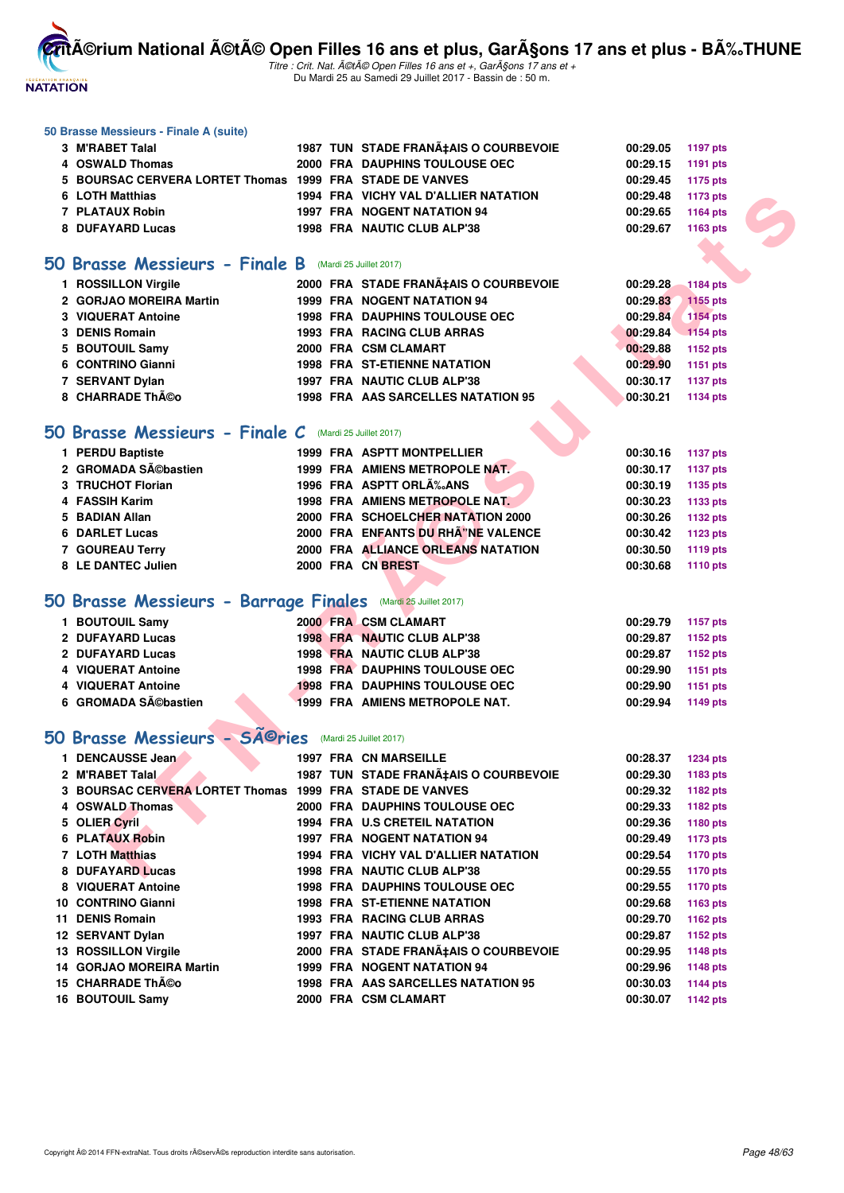## 50 Brasse Messieurs - Finale A (suite)

| | | | | | | |
|---|---|---|---|---|---|---|
| 3 | M'RABET Talal | 1987 | TUN | STADE FRANÃ‡AIS O COURBEVOIE | 00:29.05 | 1197 pts |
| 4 | OSWALD Thomas | 2000 | FRA | DAUPHINS TOULOUSE OEC | 00:29.15 | 1191 pts |
| 5 | BOURSAC CERVERA LORTET Thomas | 1999 | FRA | STADE DE VANVES | 00:29.45 | 1175 pts |
| 6 | LOTH Matthias | 1994 | FRA | VICHY VAL D'ALLIER NATATION | 00:29.48 | 1173 pts |
| 7 | PLATAUX Robin | 1997 | FRA | NOGENT NATATION 94 | 00:29.65 | 1164 pts |
| 8 | DUFAYARD Lucas | 1998 | FRA | NAUTIC CLUB ALP'38 | 00:29.67 | 1163 pts |

## 50 Brasse Messieurs - Finale B (Mardi 25 Juillet 2017)

| | | | | | | |
|---|---|---|---|---|---|---|
| 1 | ROSSILLON Virgile | 2000 | FRA | STADE FRANÃ‡AIS O COURBEVOIE | 00:29.28 | 1184 pts |
| 2 | GORJAO MOREIRA Martin | 1999 | FRA | NOGENT NATATION 94 | 00:29.83 | 1155 pts |
| 3 | VIQUERAT Antoine | 1998 | FRA | DAUPHINS TOULOUSE OEC | 00:29.84 | 1154 pts |
| 3 | DENIS Romain | 1993 | FRA | RACING CLUB ARRAS | 00:29.84 | 1154 pts |
| 5 | BOUTOUIL Samy | 2000 | FRA | CSM CLAMART | 00:29.88 | 1152 pts |
| 6 | CONTRINO Gianni | 1998 | FRA | ST-ETIENNE NATATION | 00:29.90 | 1151 pts |
| 7 | SERVANT Dylan | 1997 | FRA | NAUTIC CLUB ALP'38 | 00:30.17 | 1137 pts |
| 8 | CHARRADE ThÃ©o | 1998 | FRA | AAS SARCELLES NATATION 95 | 00:30.21 | 1134 pts |

## 50 Brasse Messieurs - Finale C (Mardi 25 Juillet 2017)

| | | | | | | |
|---|---|---|---|---|---|---|
| 1 | PERDU Baptiste | 1999 | FRA | ASPTT MONTPELLIER | 00:30.16 | 1137 pts |
| 2 | GROMADA SÃ©bastien | 1999 | FRA | AMIENS METROPOLE NAT. | 00:30.17 | 1137 pts |
| 3 | TRUCHOT Florian | 1996 | FRA | ASPTT ORLÃ‰ANS | 00:30.19 | 1135 pts |
| 4 | FASSIH Karim | 1998 | FRA | AMIENS METROPOLE NAT. | 00:30.23 | 1133 pts |
| 5 | BADIAN Allan | 2000 | FRA | SCHOELCHER NATATION 2000 | 00:30.26 | 1132 pts |
| 6 | DARLET Lucas | 2000 | FRA | ENFANTS DU RHÃ”NE VALENCE | 00:30.42 | 1123 pts |
| 7 | GOUREAU Terry | 2000 | FRA | ALLIANCE ORLEANS NATATION | 00:30.50 | 1119 pts |
| 8 | LE DANTEC Julien | 2000 | FRA | CN BREST | 00:30.68 | 1110 pts |

## 50 Brasse Messieurs - Barrage Finales (Mardi 25 Juillet 2017)

| | | | | | | |
|---|---|---|---|---|---|---|
| 1 | BOUTOUIL Samy | 2000 | FRA | CSM CLAMART | 00:29.79 | 1157 pts |
| 2 | DUFAYARD Lucas | 1998 | FRA | NAUTIC CLUB ALP'38 | 00:29.87 | 1152 pts |
| 2 | DUFAYARD Lucas | 1998 | FRA | NAUTIC CLUB ALP'38 | 00:29.87 | 1152 pts |
| 4 | VIQUERAT Antoine | 1998 | FRA | DAUPHINS TOULOUSE OEC | 00:29.90 | 1151 pts |
| 4 | VIQUERAT Antoine | 1998 | FRA | DAUPHINS TOULOUSE OEC | 00:29.90 | 1151 pts |
| 6 | GROMADA SÃ©bastien | 1999 | FRA | AMIENS METROPOLE NAT. | 00:29.94 | 1149 pts |

## 50 Brasse Messieurs - SÃ©ries (Mardi 25 Juillet 2017)

| | | | | | | |
|---|---|---|---|---|---|---|
| 1 | DENCAUSSE Jean | 1997 | FRA | CN MARSEILLE | 00:28.37 | 1234 pts |
| 2 | M'RABET Talal | 1987 | TUN | STADE FRANÃ‡AIS O COURBEVOIE | 00:29.30 | 1183 pts |
| 3 | BOURSAC CERVERA LORTET Thomas | 1999 | FRA | STADE DE VANVES | 00:29.32 | 1182 pts |
| 4 | OSWALD Thomas | 2000 | FRA | DAUPHINS TOULOUSE OEC | 00:29.33 | 1182 pts |
| 5 | OLIER Cyril | 1994 | FRA | U.S CRETEIL NATATION | 00:29.36 | 1180 pts |
| 6 | PLATAUX Robin | 1997 | FRA | NOGENT NATATION 94 | 00:29.49 | 1173 pts |
| 7 | LOTH Matthias | 1994 | FRA | VICHY VAL D'ALLIER NATATION | 00:29.54 | 1170 pts |
| 8 | DUFAYARD Lucas | 1998 | FRA | NAUTIC CLUB ALP'38 | 00:29.55 | 1170 pts |
| 8 | VIQUERAT Antoine | 1998 | FRA | DAUPHINS TOULOUSE OEC | 00:29.55 | 1170 pts |
| 10 | CONTRINO Gianni | 1998 | FRA | ST-ETIENNE NATATION | 00:29.68 | 1163 pts |
| 11 | DENIS Romain | 1993 | FRA | RACING CLUB ARRAS | 00:29.70 | 1162 pts |
| 12 | SERVANT Dylan | 1997 | FRA | NAUTIC CLUB ALP'38 | 00:29.87 | 1152 pts |
| 13 | ROSSILLON Virgile | 2000 | FRA | STADE FRANÃ‡AIS O COURBEVOIE | 00:29.95 | 1148 pts |
| 14 | GORJAO MOREIRA Martin | 1999 | FRA | NOGENT NATATION 94 | 00:29.96 | 1148 pts |
| 15 | CHARRADE ThÃ©o | 1998 | FRA | AAS SARCELLES NATATION 95 | 00:30.03 | 1144 pts |
| 16 | BOUTOUIL Samy | 2000 | FRA | CSM CLAMART | 00:30.07 | 1142 pts |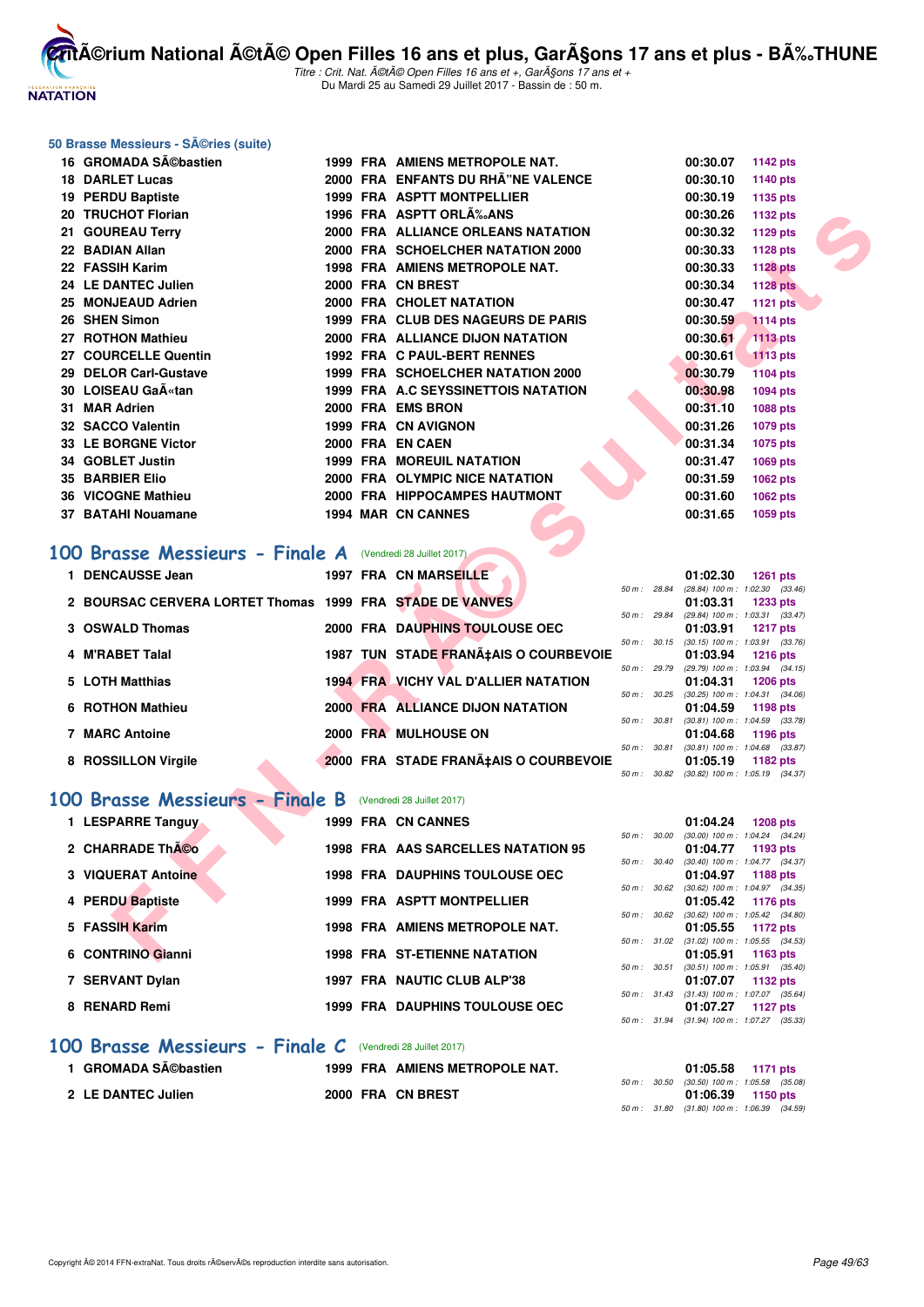## 50 Brasse Messieurs - SÃ©ries (suite)

| Rang | Nom | Année | Nat | Club | Temps | Points |
|---|---|---|---|---|---|---|
| 16 | GROMADA SÃ©bastien | 1999 | FRA | AMIENS METROPOLE NAT. | 00:30.07 | 1142 pts |
| 18 | DARLET Lucas | 2000 | FRA | ENFANTS DU RHÃ”NE VALENCE | 00:30.10 | 1140 pts |
| 19 | PERDU Baptiste | 1999 | FRA | ASPTT MONTPELLIER | 00:30.19 | 1135 pts |
| 20 | TRUCHOT Florian | 1996 | FRA | ASPTT ORLÃ‰ANS | 00:30.26 | 1132 pts |
| 21 | GOUREAU Terry | 2000 | FRA | ALLIANCE ORLEANS NATATION | 00:30.32 | 1129 pts |
| 22 | BADIAN Allan | 2000 | FRA | SCHOELCHER NATATION 2000 | 00:30.33 | 1128 pts |
| 22 | FASSIH Karim | 1998 | FRA | AMIENS METROPOLE NAT. | 00:30.33 | 1128 pts |
| 24 | LE DANTEC Julien | 2000 | FRA | CN BREST | 00:30.34 | 1128 pts |
| 25 | MONJEAUD Adrien | 2000 | FRA | CHOLET NATATION | 00:30.47 | 1121 pts |
| 26 | SHEN Simon | 1999 | FRA | CLUB DES NAGEURS DE PARIS | 00:30.59 | 1114 pts |
| 27 | ROTHON Mathieu | 2000 | FRA | ALLIANCE DIJON NATATION | 00:30.61 | 1113 pts |
| 27 | COURCELLE Quentin | 1992 | FRA | C PAUL-BERT RENNES | 00:30.61 | 1113 pts |
| 29 | DELOR Carl-Gustave | 1999 | FRA | SCHOELCHER NATATION 2000 | 00:30.79 | 1104 pts |
| 30 | LOISEAU GaÃ«tan | 1999 | FRA | A.C SEYSSINETTOIS NATATION | 00:30.98 | 1094 pts |
| 31 | MAR Adrien | 2000 | FRA | EMS BRON | 00:31.10 | 1088 pts |
| 32 | SACCO Valentin | 1999 | FRA | CN AVIGNON | 00:31.26 | 1079 pts |
| 33 | LE BORGNE Victor | 2000 | FRA | EN CAEN | 00:31.34 | 1075 pts |
| 34 | GOBLET Justin | 1999 | FRA | MOREUIL NATATION | 00:31.47 | 1069 pts |
| 35 | BARBIER Elio | 2000 | FRA | OLYMPIC NICE NATATION | 00:31.59 | 1062 pts |
| 36 | VICOGNE Mathieu | 2000 | FRA | HIPPOCAMPES HAUTMONT | 00:31.60 | 1062 pts |
| 37 | BATAHI Nouamane | 1994 | MAR | CN CANNES | 00:31.65 | 1059 pts |

## 100 Brasse Messieurs - Finale A (Vendredi 28 Juillet 2017)

| Rang | Nom | Année | Nat | Club | Temps | Points | Splits |
|---|---|---|---|---|---|---|---|
| 1 | DENCAUSSE Jean | 1997 | FRA | CN MARSEILLE | 01:02.30 | 1261 pts | 50 m : 28.84 (28.84) 100 m : 1:02.30 (33.46) |
| 2 | BOURSAC CERVERA LORTET Thomas | 1999 | FRA | STADE DE VANVES | 01:03.31 | 1233 pts | 50 m : 29.84 (29.84) 100 m : 1:03.31 (33.47) |
| 3 | OSWALD Thomas | 2000 | FRA | DAUPHINS TOULOUSE OEC | 01:03.91 | 1217 pts | 50 m : 30.15 (30.15) 100 m : 1:03.91 (33.76) |
| 4 | M'RABET Talal | 1987 | TUN | STADE FRANÃ‡AIS O COURBEVOIE | 01:03.94 | 1216 pts | 50 m : 29.79 (29.79) 100 m : 1:03.94 (34.15) |
| 5 | LOTH Matthias | 1994 | FRA | VICHY VAL D'ALLIER NATATION | 01:04.31 | 1206 pts | 50 m : 30.25 (30.25) 100 m : 1:04.31 (34.06) |
| 6 | ROTHON Mathieu | 2000 | FRA | ALLIANCE DIJON NATATION | 01:04.59 | 1198 pts | 50 m : 30.81 (30.81) 100 m : 1:04.59 (33.78) |
| 7 | MARC Antoine | 2000 | FRA | MULHOUSE ON | 01:04.68 | 1196 pts | 50 m : 30.81 (30.81) 100 m : 1:04.68 (33.87) |
| 8 | ROSSILLON Virgile | 2000 | FRA | STADE FRANÃ‡AIS O COURBEVOIE | 01:05.19 | 1182 pts | 50 m : 30.82 (30.82) 100 m : 1:05.19 (34.37) |

## 100 Brasse Messieurs - Finale B (Vendredi 28 Juillet 2017)

| Rang | Nom | Année | Nat | Club | Temps | Points | Splits |
|---|---|---|---|---|---|---|---|
| 1 | LESPARRE Tanguy | 1999 | FRA | CN CANNES | 01:04.24 | 1208 pts | 50 m : 30.00 (30.00) 100 m : 1:04.24 (34.24) |
| 2 | CHARRADE ThÃ©o | 1998 | FRA | AAS SARCELLES NATATION 95 | 01:04.77 | 1193 pts | 50 m : 30.40 (30.40) 100 m : 1:04.77 (34.37) |
| 3 | VIQUERAT Antoine | 1998 | FRA | DAUPHINS TOULOUSE OEC | 01:04.97 | 1188 pts | 50 m : 30.62 (30.62) 100 m : 1:04.97 (34.35) |
| 4 | PERDU Baptiste | 1999 | FRA | ASPTT MONTPELLIER | 01:05.42 | 1176 pts | 50 m : 30.62 (30.62) 100 m : 1:05.42 (34.80) |
| 5 | FASSIH Karim | 1998 | FRA | AMIENS METROPOLE NAT. | 01:05.55 | 1172 pts | 50 m : 31.02 (31.02) 100 m : 1:05.55 (34.53) |
| 6 | CONTRINO Gianni | 1998 | FRA | ST-ETIENNE NATATION | 01:05.91 | 1163 pts | 50 m : 30.51 (30.51) 100 m : 1:05.91 (35.40) |
| 7 | SERVANT Dylan | 1997 | FRA | NAUTIC CLUB ALP'38 | 01:07.07 | 1132 pts | 50 m : 31.43 (31.43) 100 m : 1:07.07 (35.64) |
| 8 | RENARD Remi | 1999 | FRA | DAUPHINS TOULOUSE OEC | 01:07.27 | 1127 pts | 50 m : 31.94 (31.94) 100 m : 1:07.27 (35.33) |

## 100 Brasse Messieurs - Finale C (Vendredi 28 Juillet 2017)

| Rang | Nom | Année | Nat | Club | Temps | Points | Splits |
|---|---|---|---|---|---|---|---|
| 1 | GROMADA SÃ©bastien | 1999 | FRA | AMIENS METROPOLE NAT. | 01:05.58 | 1171 pts | 50 m : 30.50 (30.50) 100 m : 1:05.58 (35.08) |
| 2 | LE DANTEC Julien | 2000 | FRA | CN BREST | 01:06.39 | 1150 pts | 50 m : 31.80 (31.80) 100 m : 1:06.39 (34.59) |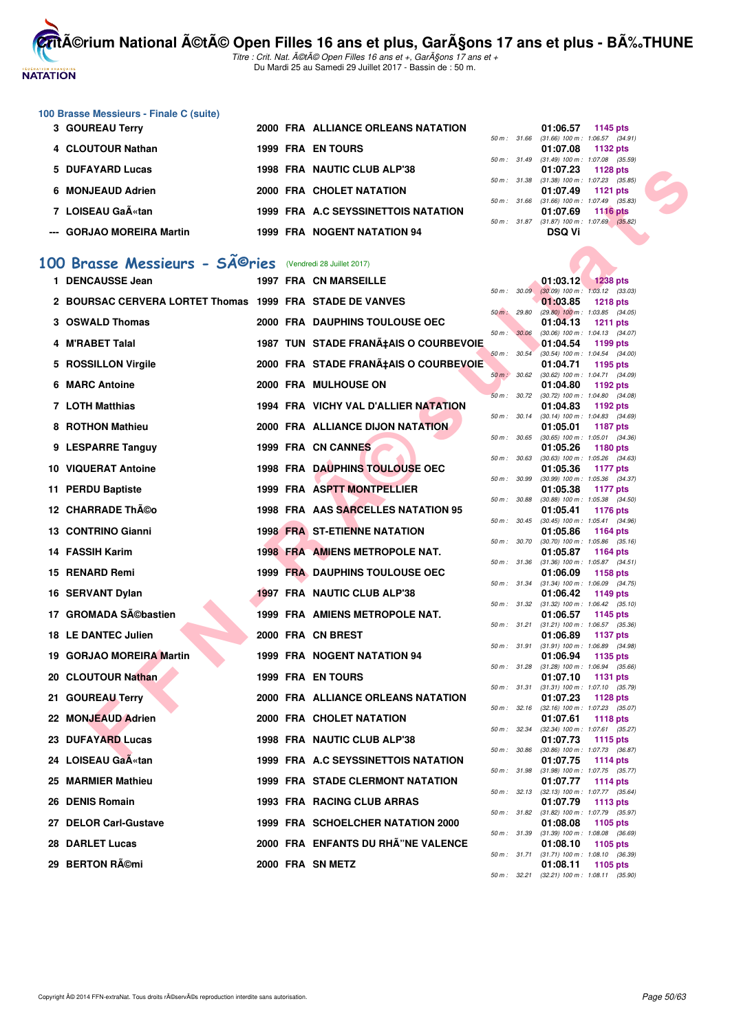### 100 Brasse Messieurs - Finale C (suite)

| | Nom | Année | Nat | Club | Temps | Points | Splits |
|---|---|---|---|---|---|---|---|
| 3 | GOUREAU Terry | 2000 | FRA | ALLIANCE ORLEANS NATATION | 01:06.57 | 1145 pts | 50 m : 31.66 (31.66) 100 m : 1:06.57 (34.91) |
| 4 | CLOUTOUR Nathan | 1999 | FRA | EN TOURS | 01:07.08 | 1132 pts | 50 m : 31.49 (31.49) 100 m : 1:07.08 (35.59) |
| 5 | DUFAYARD Lucas | 1998 | FRA | NAUTIC CLUB ALP'38 | 01:07.23 | 1128 pts | 50 m : 31.38 (31.38) 100 m : 1:07.23 (35.85) |
| 6 | MONJEAUD Adrien | 2000 | FRA | CHOLET NATATION | 01:07.49 | 1121 pts | 50 m : 31.66 (31.66) 100 m : 1:07.49 (35.83) |
| 7 | LOISEAU GaÃ«tan | 1999 | FRA | A.C SEYSSINETTOIS NATATION | 01:07.69 | 1116 pts | 50 m : 31.87 (31.87) 100 m : 1:07.69 (35.82) |
| --- | GORJAO MOREIRA Martin | 1999 | FRA | NOGENT NATATION 94 | DSQ Vi | | |

## 100 Brasse Messieurs - SÃ©ries (Vendredi 28 Juillet 2017)

| | Nom | Année | Nat | Club | Temps | Points | Splits |
|---|---|---|---|---|---|---|---|
| 1 | DENCAUSSE Jean | 1997 | FRA | CN MARSEILLE | 01:03.12 | 1238 pts | 50 m : 30.09 (30.09) 100 m : 1:03.12 (33.03) |
| 2 | BOURSAC CERVERA LORTET Thomas | 1999 | FRA | STADE DE VANVES | 01:03.85 | 1218 pts | 50 m : 29.80 (29.80) 100 m : 1:03.85 (34.05) |
| 3 | OSWALD Thomas | 2000 | FRA | DAUPHINS TOULOUSE OEC | 01:04.13 | 1211 pts | 50 m : 30.06 (30.06) 100 m : 1:04.13 (34.07) |
| 4 | M'RABET Talal | 1987 | TUN | STADE FRANÃ‡AIS O COURBEVOIE | 01:04.54 | 1199 pts | 50 m : 30.54 (30.54) 100 m : 1:04.54 (34.00) |
| 5 | ROSSILLON Virgile | 2000 | FRA | STADE FRANÃ‡AIS O COURBEVOIE | 01:04.71 | 1195 pts | 50 m : 30.62 (30.62) 100 m : 1:04.71 (34.09) |
| 6 | MARC Antoine | 2000 | FRA | MULHOUSE ON | 01:04.80 | 1192 pts | 50 m : 30.72 (30.72) 100 m : 1:04.80 (34.08) |
| 7 | LOTH Matthias | 1994 | FRA | VICHY VAL D'ALLIER NATATION | 01:04.83 | 1192 pts | 50 m : 30.14 (30.14) 100 m : 1:04.83 (34.69) |
| 8 | ROTHON Mathieu | 2000 | FRA | ALLIANCE DIJON NATATION | 01:05.01 | 1187 pts | 50 m : 30.65 (30.65) 100 m : 1:05.01 (34.36) |
| 9 | LESPARRE Tanguy | 1999 | FRA | CN CANNES | 01:05.26 | 1180 pts | 50 m : 30.63 (30.63) 100 m : 1:05.26 (34.63) |
| 10 | VIQUERAT Antoine | 1998 | FRA | DAUPHINS TOULOUSE OEC | 01:05.36 | 1177 pts | 50 m : 30.99 (30.99) 100 m : 1:05.36 (34.37) |
| 11 | PERDU Baptiste | 1999 | FRA | ASPTT MONTPELLIER | 01:05.38 | 1177 pts | 50 m : 30.88 (30.88) 100 m : 1:05.38 (34.50) |
| 12 | CHARRADE ThÃ©o | 1998 | FRA | AAS SARCELLES NATATION 95 | 01:05.41 | 1176 pts | 50 m : 30.45 (30.45) 100 m : 1:05.41 (34.96) |
| 13 | CONTRINO Gianni | 1998 | FRA | ST-ETIENNE NATATION | 01:05.86 | 1164 pts | 50 m : 30.70 (30.70) 100 m : 1:05.86 (35.16) |
| 14 | FASSIH Karim | 1998 | FRA | AMIENS METROPOLE NAT. | 01:05.87 | 1164 pts | 50 m : 31.36 (31.36) 100 m : 1:05.87 (34.51) |
| 15 | RENARD Remi | 1999 | FRA | DAUPHINS TOULOUSE OEC | 01:06.09 | 1158 pts | 50 m : 31.34 (31.34) 100 m : 1:06.09 (34.75) |
| 16 | SERVANT Dylan | 1997 | FRA | NAUTIC CLUB ALP'38 | 01:06.42 | 1149 pts | 50 m : 31.32 (31.32) 100 m : 1:06.42 (35.10) |
| 17 | GROMADA SÃ©bastien | 1999 | FRA | AMIENS METROPOLE NAT. | 01:06.57 | 1145 pts | 50 m : 31.21 (31.21) 100 m : 1:06.57 (35.36) |
| 18 | LE DANTEC Julien | 2000 | FRA | CN BREST | 01:06.89 | 1137 pts | 50 m : 31.91 (31.91) 100 m : 1:06.89 (34.98) |
| 19 | GORJAO MOREIRA Martin | 1999 | FRA | NOGENT NATATION 94 | 01:06.94 | 1135 pts | 50 m : 31.28 (31.28) 100 m : 1:06.94 (35.66) |
| 20 | CLOUTOUR Nathan | 1999 | FRA | EN TOURS | 01:07.10 | 1131 pts | 50 m : 31.31 (31.31) 100 m : 1:07.10 (35.79) |
| 21 | GOUREAU Terry | 2000 | FRA | ALLIANCE ORLEANS NATATION | 01:07.23 | 1128 pts | 50 m : 32.16 (32.16) 100 m : 1:07.23 (35.07) |
| 22 | MONJEAUD Adrien | 2000 | FRA | CHOLET NATATION | 01:07.61 | 1118 pts | 50 m : 32.34 (32.34) 100 m : 1:07.61 (35.27) |
| 23 | DUFAYARD Lucas | 1998 | FRA | NAUTIC CLUB ALP'38 | 01:07.73 | 1115 pts | 50 m : 30.86 (30.86) 100 m : 1:07.73 (36.87) |
| 24 | LOISEAU GaÃ«tan | 1999 | FRA | A.C SEYSSINETTOIS NATATION | 01:07.75 | 1114 pts | 50 m : 31.98 (31.98) 100 m : 1:07.75 (35.77) |
| 25 | MARMIER Mathieu | 1999 | FRA | STADE CLERMONT NATATION | 01:07.77 | 1114 pts | 50 m : 32.13 (32.13) 100 m : 1:07.77 (35.64) |
| 26 | DENIS Romain | 1993 | FRA | RACING CLUB ARRAS | 01:07.79 | 1113 pts | 50 m : 31.82 (31.82) 100 m : 1:07.79 (35.97) |
| 27 | DELOR Carl-Gustave | 1999 | FRA | SCHOELCHER NATATION 2000 | 01:08.08 | 1105 pts | 50 m : 31.39 (31.39) 100 m : 1:08.08 (36.69) |
| 28 | DARLET Lucas | 2000 | FRA | ENFANTS DU RHÃ"NE VALENCE | 01:08.10 | 1105 pts | 50 m : 31.71 (31.71) 100 m : 1:08.10 (36.39) |
| 29 | BERTON RÃ©mi | 2000 | FRA | SN METZ | 01:08.11 | 1105 pts | 50 m : 32.21 (32.21) 100 m : 1:08.11 (35.90) |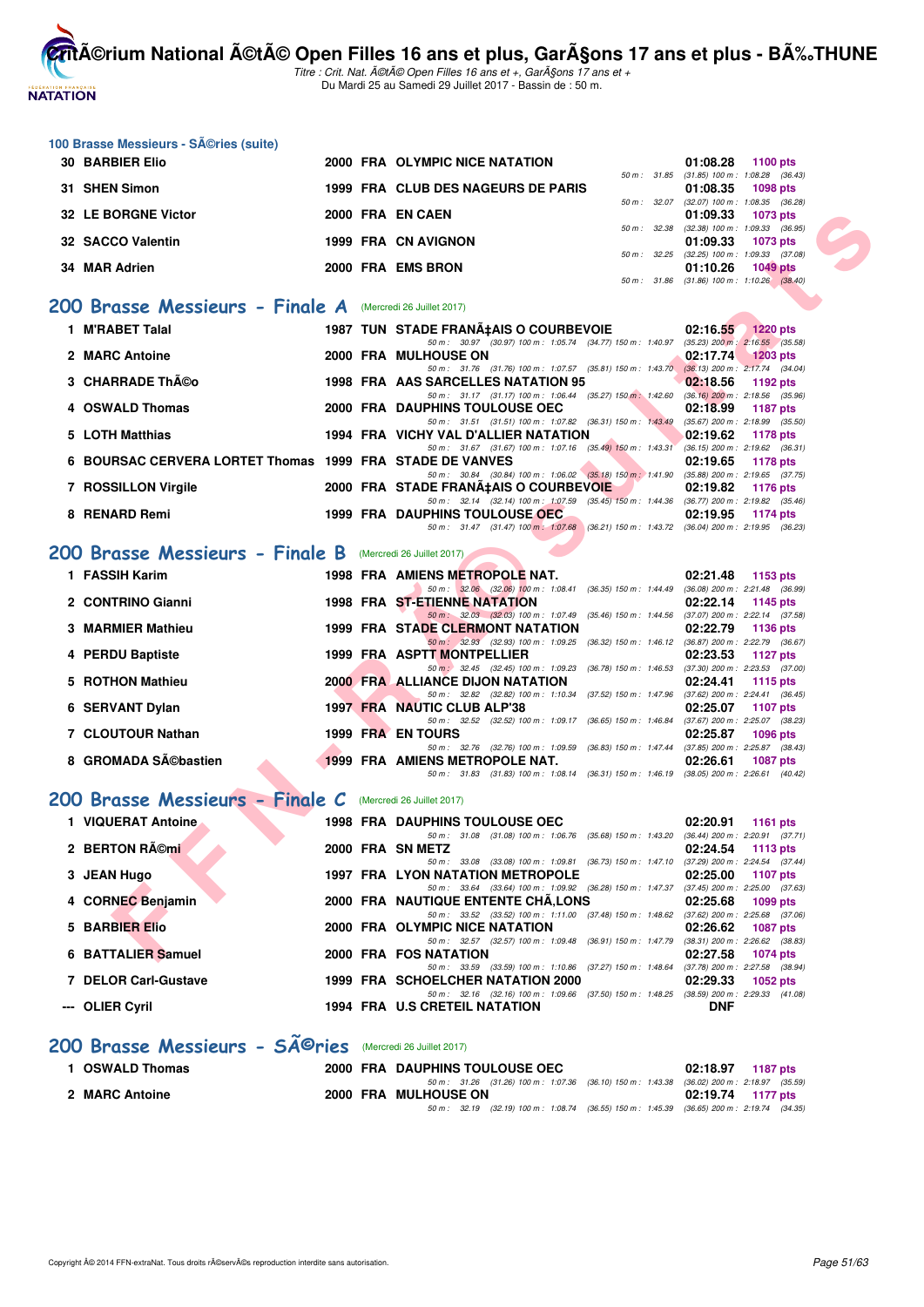## 100 Brasse Messieurs - Séries (suite)

| Rang | Nom | Année | Nat | Club | Temps | Points | Splits |
|---|---|---|---|---|---|---|---|
| 30 | BARBIER Elio | 2000 | FRA | OLYMPIC NICE NATATION | 01:08.28 | 1100 pts | 50 m : 31.85 (31.85) 100 m : 1:08.28 (36.43) |
| 31 | SHEN Simon | 1999 | FRA | CLUB DES NAGEURS DE PARIS | 01:08.35 | 1098 pts | 50 m : 32.07 (32.07) 100 m : 1:08.35 (36.28) |
| 32 | LE BORGNE Victor | 2000 | FRA | EN CAEN | 01:09.33 | 1073 pts | 50 m : 32.38 (32.38) 100 m : 1:09.33 (36.95) |
| 32 | SACCO Valentin | 1999 | FRA | CN AVIGNON | 01:09.33 | 1073 pts | 50 m : 32.25 (32.25) 100 m : 1:09.33 (37.08) |
| 34 | MAR Adrien | 2000 | FRA | EMS BRON | 01:10.26 | 1049 pts | 50 m : 31.86 (31.86) 100 m : 1:10.26 (38.40) |

## 200 Brasse Messieurs - Finale A (Mercredi 26 Juillet 2017)

| Rang | Nom | Année | Nat | Club | Temps | Points | Splits |
|---|---|---|---|---|---|---|---|
| 1 | M'RABET Talal | 1987 | TUN | STADE FRANÇAIS O COURBEVOIE | 02:16.55 | 1220 pts | 50 m : 30.97 (30.97) 100 m : 1:05.74 (34.77) 150 m : 1:40.97 (35.23) 200 m : 2:16.55 (35.58) |
| 2 | MARC Antoine | 2000 | FRA | MULHOUSE ON | 02:17.74 | 1203 pts | 50 m : 31.76 (31.76) 100 m : 1:07.57 (35.81) 150 m : 1:43.70 (36.13) 200 m : 2:17.74 (34.04) |
| 3 | CHARRADE Théo | 1998 | FRA | AAS SARCELLES NATATION 95 | 02:18.56 | 1192 pts | 50 m : 31.17 (31.17) 100 m : 1:06.44 (35.27) 150 m : 1:42.60 (36.16) 200 m : 2:18.56 (35.96) |
| 4 | OSWALD Thomas | 2000 | FRA | DAUPHINS TOULOUSE OEC | 02:18.99 | 1187 pts | 50 m : 31.51 (31.51) 100 m : 1:07.82 (36.31) 150 m : 1:43.49 (35.67) 200 m : 2:18.99 (35.50) |
| 5 | LOTH Matthias | 1994 | FRA | VICHY VAL D'ALLIER NATATION | 02:19.62 | 1178 pts | 50 m : 31.67 (31.67) 100 m : 1:07.16 (35.49) 150 m : 1:43.31 (36.15) 200 m : 2:19.62 (36.31) |
| 6 | BOURSAC CERVERA LORTET Thomas | 1999 | FRA | STADE DE VANVES | 02:19.65 | 1178 pts | 50 m : 30.84 (30.84) 100 m : 1:06.02 (35.18) 150 m : 1:41.90 (35.88) 200 m : 2:19.65 (37.75) |
| 7 | ROSSILLON Virgile | 2000 | FRA | STADE FRANÇAIS O COURBEVOIE | 02:19.82 | 1176 pts | 50 m : 32.14 (32.14) 100 m : 1:07.59 (35.45) 150 m : 1:44.36 (36.77) 200 m : 2:19.82 (35.46) |
| 8 | RENARD Remi | 1999 | FRA | DAUPHINS TOULOUSE OEC | 02:19.95 | 1174 pts | 50 m : 31.47 (31.47) 100 m : 1:07.68 (36.21) 150 m : 1:43.72 (36.04) 200 m : 2:19.95 (36.23) |

## 200 Brasse Messieurs - Finale B (Mercredi 26 Juillet 2017)

| Rang | Nom | Année | Nat | Club | Temps | Points | Splits |
|---|---|---|---|---|---|---|---|
| 1 | FASSIH Karim | 1998 | FRA | AMIENS METROPOLE NAT. | 02:21.48 | 1153 pts | 50 m : 32.06 (32.06) 100 m : 1:08.41 (36.35) 150 m : 1:44.49 (36.08) 200 m : 2:21.48 (36.99) |
| 2 | CONTRINO Gianni | 1998 | FRA | ST-ETIENNE NATATION | 02:22.14 | 1145 pts | 50 m : 32.03 (32.03) 100 m : 1:07.49 (35.46) 150 m : 1:44.56 (37.07) 200 m : 2:22.14 (37.58) |
| 3 | MARMIER Mathieu | 1999 | FRA | STADE CLERMONT NATATION | 02:22.79 | 1136 pts | 50 m : 32.93 (32.93) 100 m : 1:09.25 (36.32) 150 m : 1:46.12 (36.87) 200 m : 2:22.79 (36.67) |
| 4 | PERDU Baptiste | 1999 | FRA | ASPTT MONTPELLIER | 02:23.53 | 1127 pts | 50 m : 32.45 (32.45) 100 m : 1:09.23 (36.78) 150 m : 1:46.53 (37.30) 200 m : 2:23.53 (37.00) |
| 5 | ROTHON Mathieu | 2000 | FRA | ALLIANCE DIJON NATATION | 02:24.41 | 1115 pts | 50 m : 32.82 (32.82) 100 m : 1:10.34 (37.52) 150 m : 1:47.96 (37.62) 200 m : 2:24.41 (36.45) |
| 6 | SERVANT Dylan | 1997 | FRA | NAUTIC CLUB ALP'38 | 02:25.07 | 1107 pts | 50 m : 32.52 (32.52) 100 m : 1:09.17 (36.65) 150 m : 1:46.84 (37.67) 200 m : 2:25.07 (38.23) |
| 7 | CLOUTOUR Nathan | 1999 | FRA | EN TOURS | 02:25.87 | 1096 pts | 50 m : 32.76 (32.76) 100 m : 1:09.59 (36.83) 150 m : 1:47.44 (37.85) 200 m : 2:25.87 (38.43) |
| 8 | GROMADA Sébastien | 1999 | FRA | AMIENS METROPOLE NAT. | 02:26.61 | 1087 pts | 50 m : 31.83 (31.83) 100 m : 1:08.14 (36.31) 150 m : 1:46.19 (38.05) 200 m : 2:26.61 (40.42) |

## 200 Brasse Messieurs - Finale C (Mercredi 26 Juillet 2017)

| Rang | Nom | Année | Nat | Club | Temps | Points | Splits |
|---|---|---|---|---|---|---|---|
| 1 | VIQUERAT Antoine | 1998 | FRA | DAUPHINS TOULOUSE OEC | 02:20.91 | 1161 pts | 50 m : 31.08 (31.08) 100 m : 1:06.76 (35.68) 150 m : 1:43.20 (36.44) 200 m : 2:20.91 (37.71) |
| 2 | BERTON Rémi | 2000 | FRA | SN METZ | 02:24.54 | 1113 pts | 50 m : 33.08 (33.08) 100 m : 1:09.81 (36.73) 150 m : 1:47.10 (37.29) 200 m : 2:24.54 (37.44) |
| 3 | JEAN Hugo | 1997 | FRA | LYON NATATION METROPOLE | 02:25.00 | 1107 pts | 50 m : 33.64 (33.64) 100 m : 1:09.92 (36.28) 150 m : 1:47.37 (37.45) 200 m : 2:25.00 (37.63) |
| 4 | CORNEC Benjamin | 2000 | FRA | NAUTIQUE ENTENTE CHÂLONS | 02:25.68 | 1099 pts | 50 m : 33.52 (33.52) 100 m : 1:11.00 (37.48) 150 m : 1:48.62 (37.62) 200 m : 2:25.68 (37.06) |
| 5 | BARBIER Elio | 2000 | FRA | OLYMPIC NICE NATATION | 02:26.62 | 1087 pts | 50 m : 32.57 (32.57) 100 m : 1:09.48 (36.91) 150 m : 1:47.79 (38.31) 200 m : 2:26.62 (38.83) |
| 6 | BATTALIER Samuel | 2000 | FRA | FOS NATATION | 02:27.58 | 1074 pts | 50 m : 33.59 (33.59) 100 m : 1:10.86 (37.27) 150 m : 1:48.64 (37.78) 200 m : 2:27.58 (38.94) |
| 7 | DELOR Carl-Gustave | 1999 | FRA | SCHOELCHER NATATION 2000 | 02:29.33 | 1052 pts | 50 m : 32.16 (32.16) 100 m : 1:09.66 (37.50) 150 m : 1:48.25 (38.59) 200 m : 2:29.33 (41.08) |
| --- | OLIER Cyril | 1994 | FRA | U.S CRETEIL NATATION | DNF | | |

## 200 Brasse Messieurs - Séries (Mercredi 26 Juillet 2017)

| Rang | Nom | Année | Nat | Club | Temps | Points | Splits |
|---|---|---|---|---|---|---|---|
| 1 | OSWALD Thomas | 2000 | FRA | DAUPHINS TOULOUSE OEC | 02:18.97 | 1187 pts | 50 m : 31.26 (31.26) 100 m : 1:07.36 (36.10) 150 m : 1:43.38 (36.02) 200 m : 2:18.97 (35.59) |
| 2 | MARC Antoine | 2000 | FRA | MULHOUSE ON | 02:19.74 | 1177 pts | 50 m : 32.19 (32.19) 100 m : 1:08.74 (36.55) 150 m : 1:45.39 (36.65) 200 m : 2:19.74 (34.35) |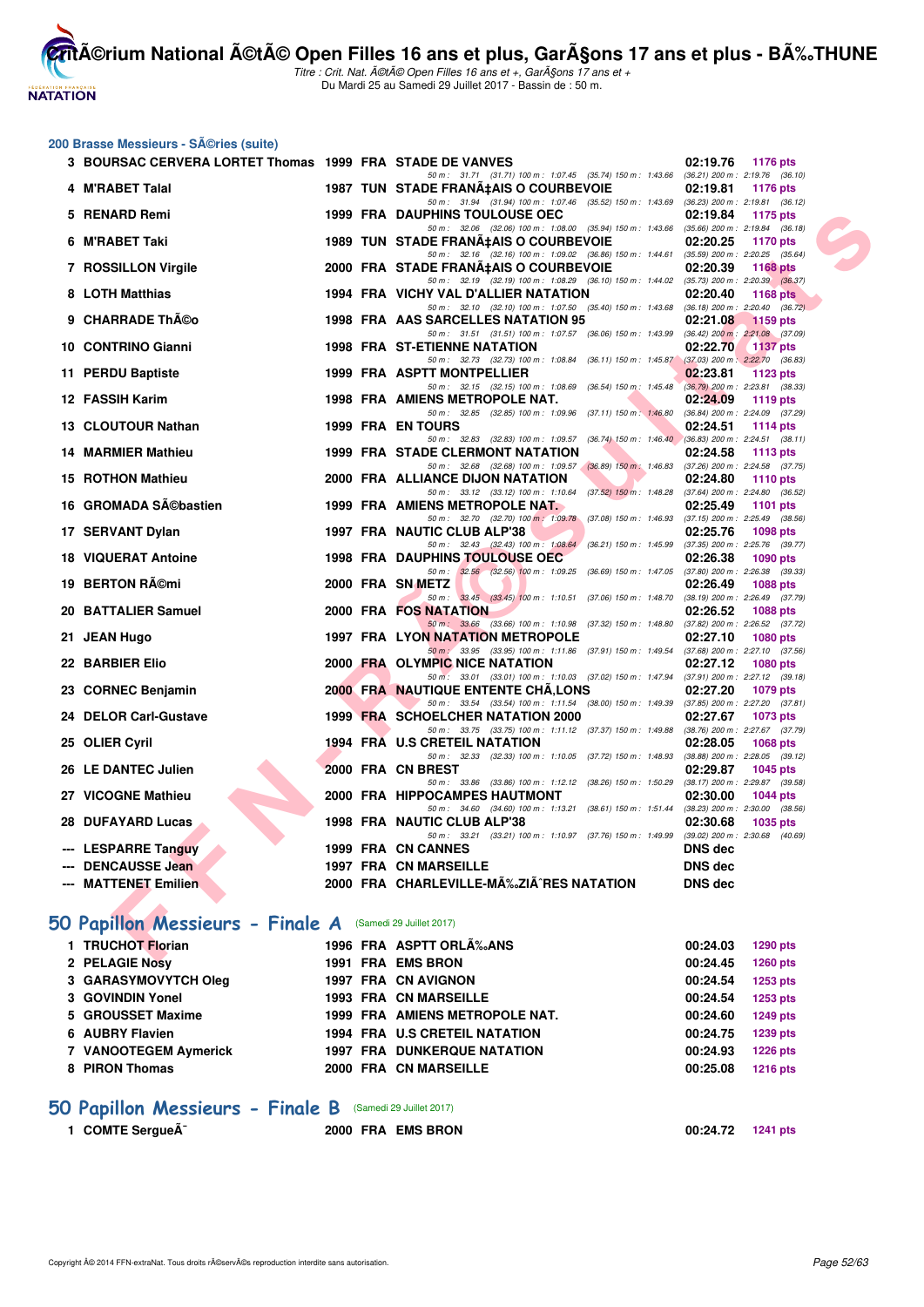## 200 Brasse Messieurs - SÃ©ries (suite)

| Pl. | Nom | Année | Nat. | Club | Temps | Points |
|---|---|---|---|---|---|---|
| 3 | BOURSAC CERVERA LORTET Thomas | 1999 | FRA | STADE DE VANVES | 02:19.76 | 1176 pts |
| | 50 m : 31.71 (31.71) 100 m : 1:07.45 (35.74) 150 m : 1:43.66 (36.21) 200 m : 2:19.76 (36.10) | | | | | |
| 4 | M'RABET Talal | 1987 | TUN | STADE FRANÃ‡AIS O COURBEVOIE | 02:19.81 | 1176 pts |
| | 50 m : 31.94 (31.94) 100 m : 1:07.46 (35.52) 150 m : 1:43.69 (36.23) 200 m : 2:19.81 (36.12) | | | | | |
| 5 | RENARD Remi | 1999 | FRA | DAUPHINS TOULOUSE OEC | 02:19.84 | 1175 pts |
| | 50 m : 32.06 (32.06) 100 m : 1:08.00 (35.94) 150 m : 1:43.66 (35.66) 200 m : 2:19.84 (36.18) | | | | | |
| 6 | M'RABET Taki | 1989 | TUN | STADE FRANÃ‡AIS O COURBEVOIE | 02:20.25 | 1170 pts |
| | 50 m : 32.16 (32.16) 100 m : 1:09.02 (36.86) 150 m : 1:44.61 (35.59) 200 m : 2:20.25 (35.64) | | | | | |
| 7 | ROSSILLON Virgile | 2000 | FRA | STADE FRANÃ‡AIS O COURBEVOIE | 02:20.39 | 1168 pts |
| | 50 m : 32.19 (32.19) 100 m : 1:08.29 (36.10) 150 m : 1:44.02 (35.73) 200 m : 2:20.39 (36.37) | | | | | |
| 8 | LOTH Matthias | 1994 | FRA | VICHY VAL D'ALLIER NATATION | 02:20.40 | 1168 pts |
| | 50 m : 32.10 (32.10) 100 m : 1:07.50 (35.40) 150 m : 1:43.68 (36.18) 200 m : 2:20.40 (36.72) | | | | | |
| 9 | CHARRADE ThÃ©o | 1998 | FRA | AAS SARCELLES NATATION 95 | 02:21.08 | 1159 pts |
| | 50 m : 31.51 (31.51) 100 m : 1:07.57 (36.06) 150 m : 1:43.99 (36.42) 200 m : 2:21.08 (37.09) | | | | | |
| 10 | CONTRINO Gianni | 1998 | FRA | ST-ETIENNE NATATION | 02:22.70 | 1137 pts |
| | 50 m : 32.73 (32.73) 100 m : 1:08.84 (36.11) 150 m : 1:45.87 (37.03) 200 m : 2:22.70 (36.83) | | | | | |
| 11 | PERDU Baptiste | 1999 | FRA | ASPTT MONTPELLIER | 02:23.81 | 1123 pts |
| | 50 m : 32.15 (32.15) 100 m : 1:08.69 (36.54) 150 m : 1:45.48 (36.79) 200 m : 2:23.81 (38.33) | | | | | |
| 12 | FASSIH Karim | 1998 | FRA | AMIENS METROPOLE NAT. | 02:24.09 | 1119 pts |
| | 50 m : 32.85 (32.85) 100 m : 1:09.96 (37.11) 150 m : 1:46.80 (36.84) 200 m : 2:24.09 (37.29) | | | | | |
| 13 | CLOUTOUR Nathan | 1999 | FRA | EN TOURS | 02:24.51 | 1114 pts |
| | 50 m : 32.83 (32.83) 100 m : 1:09.57 (36.74) 150 m : 1:46.40 (36.83) 200 m : 2:24.51 (38.11) | | | | | |
| 14 | MARMIER Mathieu | 1999 | FRA | STADE CLERMONT NATATION | 02:24.58 | 1113 pts |
| | 50 m : 32.68 (32.68) 100 m : 1:09.57 (36.89) 150 m : 1:46.83 (37.26) 200 m : 2:24.58 (37.75) | | | | | |
| 15 | ROTHON Mathieu | 2000 | FRA | ALLIANCE DIJON NATATION | 02:24.80 | 1110 pts |
| | 50 m : 33.12 (33.12) 100 m : 1:10.64 (37.52) 150 m : 1:48.28 (37.64) 200 m : 2:24.80 (36.52) | | | | | |
| 16 | GROMADA SÃ©bastien | 1999 | FRA | AMIENS METROPOLE NAT. | 02:25.49 | 1101 pts |
| | 50 m : 32.70 (32.70) 100 m : 1:09.78 (37.08) 150 m : 1:46.93 (37.15) 200 m : 2:25.49 (38.56) | | | | | |
| 17 | SERVANT Dylan | 1997 | FRA | NAUTIC CLUB ALP'38 | 02:25.76 | 1098 pts |
| | 50 m : 32.43 (32.43) 100 m : 1:08.64 (36.21) 150 m : 1:45.99 (37.35) 200 m : 2:25.76 (39.77) | | | | | |
| 18 | VIQUERAT Antoine | 1998 | FRA | DAUPHINS TOULOUSE OEC | 02:26.38 | 1090 pts |
| | 50 m : 32.56 (32.56) 100 m : 1:09.25 (36.69) 150 m : 1:47.05 (37.80) 200 m : 2:26.38 (39.33) | | | | | |
| 19 | BERTON RÃ©mi | 2000 | FRA | SN METZ | 02:26.49 | 1088 pts |
| | 50 m : 33.45 (33.45) 100 m : 1:10.51 (37.06) 150 m : 1:48.70 (38.19) 200 m : 2:26.49 (37.79) | | | | | |
| 20 | BATTALIER Samuel | 2000 | FRA | FOS NATATION | 02:26.52 | 1088 pts |
| | 50 m : 33.66 (33.66) 100 m : 1:10.98 (37.32) 150 m : 1:48.80 (37.82) 200 m : 2:26.52 (37.72) | | | | | |
| 21 | JEAN Hugo | 1997 | FRA | LYON NATATION METROPOLE | 02:27.10 | 1080 pts |
| | 50 m : 33.95 (33.95) 100 m : 1:11.86 (37.91) 150 m : 1:49.54 (37.68) 200 m : 2:27.10 (37.56) | | | | | |
| 22 | BARBIER Elio | 2000 | FRA | OLYMPIC NICE NATATION | 02:27.12 | 1080 pts |
| | 50 m : 33.01 (33.01) 100 m : 1:10.03 (37.02) 150 m : 1:47.94 (37.91) 200 m : 2:27.12 (39.18) | | | | | |
| 23 | CORNEC Benjamin | 2000 | FRA | NAUTIQUE ENTENTE CHÃ‚LONS | 02:27.20 | 1079 pts |
| | 50 m : 33.54 (33.54) 100 m : 1:11.54 (38.00) 150 m : 1:49.39 (37.85) 200 m : 2:27.20 (37.81) | | | | | |
| 24 | DELOR Carl-Gustave | 1999 | FRA | SCHOELCHER NATATION 2000 | 02:27.67 | 1073 pts |
| | 50 m : 33.75 (33.75) 100 m : 1:11.12 (37.37) 150 m : 1:49.88 (38.76) 200 m : 2:27.67 (37.79) | | | | | |
| 25 | OLIER Cyril | 1994 | FRA | U.S CRETEIL NATATION | 02:28.05 | 1068 pts |
| | 50 m : 32.33 (32.33) 100 m : 1:10.05 (37.72) 150 m : 1:48.93 (38.88) 200 m : 2:28.05 (39.12) | | | | | |
| 26 | LE DANTEC Julien | 2000 | FRA | CN BREST | 02:29.87 | 1045 pts |
| | 50 m : 33.86 (33.86) 100 m : 1:12.12 (38.26) 150 m : 1:50.29 (38.17) 200 m : 2:29.87 (39.58) | | | | | |
| 27 | VICOGNE Mathieu | 2000 | FRA | HIPPOCAMPES HAUTMONT | 02:30.00 | 1044 pts |
| | 50 m : 34.60 (34.60) 100 m : 1:13.21 (38.61) 150 m : 1:51.44 (38.23) 200 m : 2:30.00 (38.56) | | | | | |
| 28 | DUFAYARD Lucas | 1998 | FRA | NAUTIC CLUB ALP'38 | 02:30.68 | 1035 pts |
| | 50 m : 33.21 (33.21) 100 m : 1:10.97 (37.76) 150 m : 1:49.99 (39.02) 200 m : 2:30.68 (40.69) | | | | | |
| --- | LESPARRE Tanguy | 1999 | FRA | CN CANNES | DNS dec | |
| --- | DENCAUSSE Jean | 1997 | FRA | CN MARSEILLE | DNS dec | |
| --- | MATTENET Emilien | 2000 | FRA | CHARLEVILLE-MÃ‰ZIÃˆRES NATATION | DNS dec | |

## 50 Papillon Messieurs - Finale A (Samedi 29 Juillet 2017)

| Pl. | Nom | Année | Nat. | Club | Temps | Points |
|---|---|---|---|---|---|---|
| 1 | TRUCHOT Florian | 1996 | FRA | ASPTT ORLÃ‰ANS | 00:24.03 | 1290 pts |
| 2 | PELAGIE Nosy | 1991 | FRA | EMS BRON | 00:24.45 | 1260 pts |
| 3 | GARASYMOVYTCH Oleg | 1997 | FRA | CN AVIGNON | 00:24.54 | 1253 pts |
| 3 | GOVINDIN Yonel | 1993 | FRA | CN MARSEILLE | 00:24.54 | 1253 pts |
| 5 | GROUSSET Maxime | 1999 | FRA | AMIENS METROPOLE NAT. | 00:24.60 | 1249 pts |
| 6 | AUBRY Flavien | 1994 | FRA | U.S CRETEIL NATATION | 00:24.75 | 1239 pts |
| 7 | VANOOTEGEM Aymerick | 1997 | FRA | DUNKERQUE NATATION | 00:24.93 | 1226 pts |
| 8 | PIRON Thomas | 2000 | FRA | CN MARSEILLE | 00:25.08 | 1216 pts |

## 50 Papillon Messieurs - Finale B (Samedi 29 Juillet 2017)

| Pl. | Nom | Année | Nat. | Club | Temps | Points |
|---|---|---|---|---|---|---|
| 1 | COMTE SergueÃ¯ | 2000 | FRA | EMS BRON | 00:24.72 | 1241 pts |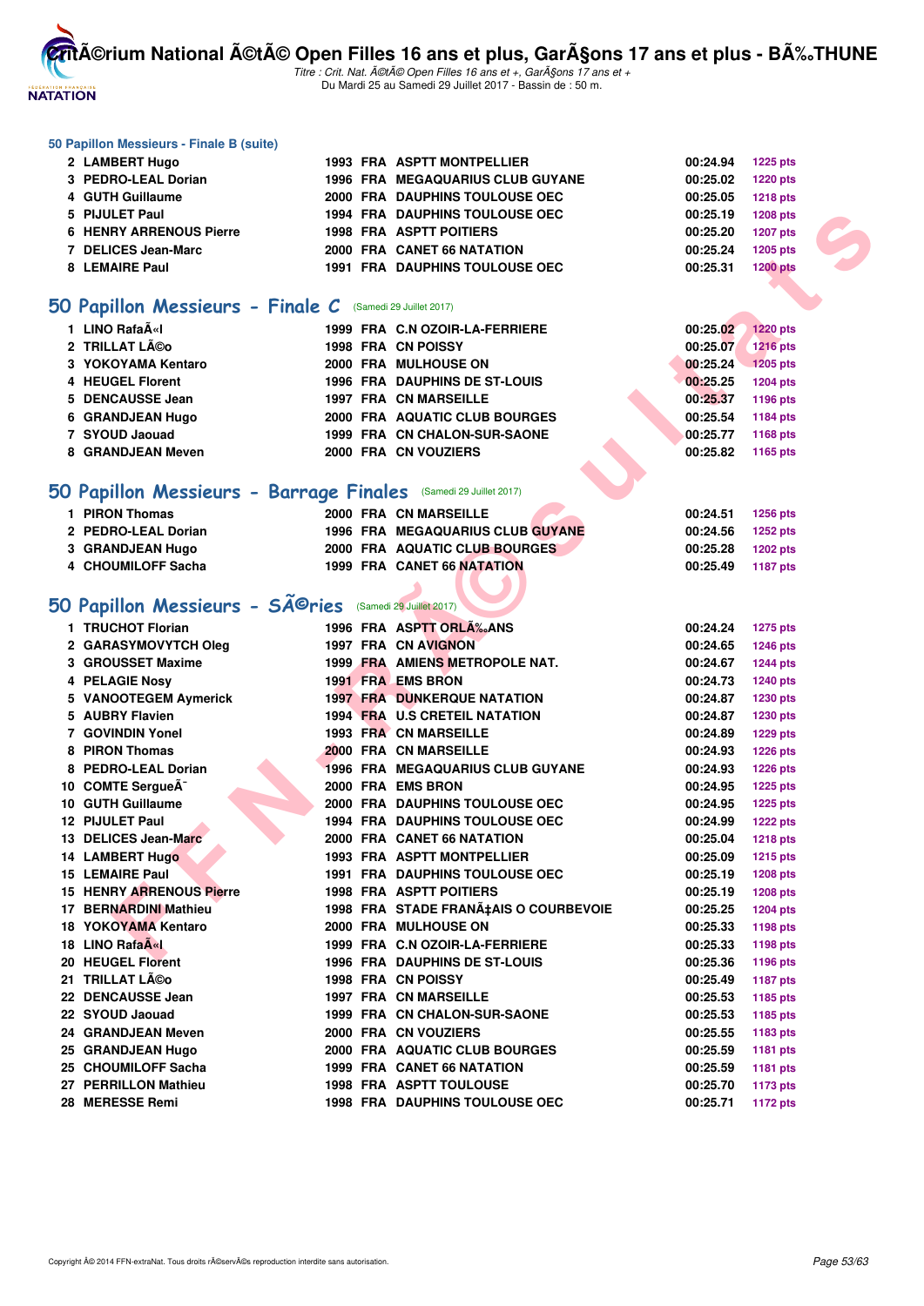### 50 Papillon Messieurs - Finale B (suite)

| | | | | | | |
|---|---|---|---|---|---|---|
| 2 | LAMBERT Hugo | 1993 | FRA | ASPTT MONTPELLIER | 00:24.94 | 1225 pts |
| 3 | PEDRO-LEAL Dorian | 1996 | FRA | MEGAQUARIUS CLUB GUYANE | 00:25.02 | 1220 pts |
| 4 | GUTH Guillaume | 2000 | FRA | DAUPHINS TOULOUSE OEC | 00:25.05 | 1218 pts |
| 5 | PIJULET Paul | 1994 | FRA | DAUPHINS TOULOUSE OEC | 00:25.19 | 1208 pts |
| 6 | HENRY ARRENOUS Pierre | 1998 | FRA | ASPTT POITIERS | 00:25.20 | 1207 pts |
| 7 | DELICES Jean-Marc | 2000 | FRA | CANET 66 NATATION | 00:25.24 | 1205 pts |
| 8 | LEMAIRE Paul | 1991 | FRA | DAUPHINS TOULOUSE OEC | 00:25.31 | 1200 pts |

## 50 Papillon Messieurs - Finale C (Samedi 29 Juillet 2017)

| | | | | | | |
|---|---|---|---|---|---|---|
| 1 | LINO RafaÃ«l | 1999 | FRA | C.N OZOIR-LA-FERRIERE | 00:25.02 | 1220 pts |
| 2 | TRILLAT LÃ©o | 1998 | FRA | CN POISSY | 00:25.07 | 1216 pts |
| 3 | YOKOYAMA Kentaro | 2000 | FRA | MULHOUSE ON | 00:25.24 | 1205 pts |
| 4 | HEUGEL Florent | 1996 | FRA | DAUPHINS DE ST-LOUIS | 00:25.25 | 1204 pts |
| 5 | DENCAUSSE Jean | 1997 | FRA | CN MARSEILLE | 00:25.37 | 1196 pts |
| 6 | GRANDJEAN Hugo | 2000 | FRA | AQUATIC CLUB BOURGES | 00:25.54 | 1184 pts |
| 7 | SYOUD Jaouad | 1999 | FRA | CN CHALON-SUR-SAONE | 00:25.77 | 1168 pts |
| 8 | GRANDJEAN Meven | 2000 | FRA | CN VOUZIERS | 00:25.82 | 1165 pts |

## 50 Papillon Messieurs - Barrage Finales (Samedi 29 Juillet 2017)

| | | | | | | |
|---|---|---|---|---|---|---|
| 1 | PIRON Thomas | 2000 | FRA | CN MARSEILLE | 00:24.51 | 1256 pts |
| 2 | PEDRO-LEAL Dorian | 1996 | FRA | MEGAQUARIUS CLUB GUYANE | 00:24.56 | 1252 pts |
| 3 | GRANDJEAN Hugo | 2000 | FRA | AQUATIC CLUB BOURGES | 00:25.28 | 1202 pts |
| 4 | CHOUMILOFF Sacha | 1999 | FRA | CANET 66 NATATION | 00:25.49 | 1187 pts |

## 50 Papillon Messieurs - SÃ©ries (Samedi 29 Juillet 2017)

| | | | | | | |
|---|---|---|---|---|---|---|
| 1 | TRUCHOT Florian | 1996 | FRA | ASPTT ORLÃ‰ANS | 00:24.24 | 1275 pts |
| 2 | GARASYMOVYTCH Oleg | 1997 | FRA | CN AVIGNON | 00:24.65 | 1246 pts |
| 3 | GROUSSET Maxime | 1999 | FRA | AMIENS METROPOLE NAT. | 00:24.67 | 1244 pts |
| 4 | PELAGIE Nosy | 1991 | FRA | EMS BRON | 00:24.73 | 1240 pts |
| 5 | VANOOTEGEM Aymerick | 1997 | FRA | DUNKERQUE NATATION | 00:24.87 | 1230 pts |
| 5 | AUBRY Flavien | 1994 | FRA | U.S CRETEIL NATATION | 00:24.87 | 1230 pts |
| 7 | GOVINDIN Yonel | 1993 | FRA | CN MARSEILLE | 00:24.89 | 1229 pts |
| 8 | PIRON Thomas | 2000 | FRA | CN MARSEILLE | 00:24.93 | 1226 pts |
| 8 | PEDRO-LEAL Dorian | 1996 | FRA | MEGAQUARIUS CLUB GUYANE | 00:24.93 | 1226 pts |
| 10 | COMTE SergueÃ¯ | 2000 | FRA | EMS BRON | 00:24.95 | 1225 pts |
| 10 | GUTH Guillaume | 2000 | FRA | DAUPHINS TOULOUSE OEC | 00:24.95 | 1225 pts |
| 12 | PIJULET Paul | 1994 | FRA | DAUPHINS TOULOUSE OEC | 00:24.99 | 1222 pts |
| 13 | DELICES Jean-Marc | 2000 | FRA | CANET 66 NATATION | 00:25.04 | 1218 pts |
| 14 | LAMBERT Hugo | 1993 | FRA | ASPTT MONTPELLIER | 00:25.09 | 1215 pts |
| 15 | LEMAIRE Paul | 1991 | FRA | DAUPHINS TOULOUSE OEC | 00:25.19 | 1208 pts |
| 15 | HENRY ARRENOUS Pierre | 1998 | FRA | ASPTT POITIERS | 00:25.19 | 1208 pts |
| 17 | BERNARDINI Mathieu | 1998 | FRA | STADE FRANÃ‡AIS O COURBEVOIE | 00:25.25 | 1204 pts |
| 18 | YOKOYAMA Kentaro | 2000 | FRA | MULHOUSE ON | 00:25.33 | 1198 pts |
| 18 | LINO RafaÃ«l | 1999 | FRA | C.N OZOIR-LA-FERRIERE | 00:25.33 | 1198 pts |
| 20 | HEUGEL Florent | 1996 | FRA | DAUPHINS DE ST-LOUIS | 00:25.36 | 1196 pts |
| 21 | TRILLAT LÃ©o | 1998 | FRA | CN POISSY | 00:25.49 | 1187 pts |
| 22 | DENCAUSSE Jean | 1997 | FRA | CN MARSEILLE | 00:25.53 | 1185 pts |
| 22 | SYOUD Jaouad | 1999 | FRA | CN CHALON-SUR-SAONE | 00:25.53 | 1185 pts |
| 24 | GRANDJEAN Meven | 2000 | FRA | CN VOUZIERS | 00:25.55 | 1183 pts |
| 25 | GRANDJEAN Hugo | 2000 | FRA | AQUATIC CLUB BOURGES | 00:25.59 | 1181 pts |
| 25 | CHOUMILOFF Sacha | 1999 | FRA | CANET 66 NATATION | 00:25.59 | 1181 pts |
| 27 | PERRILLON Mathieu | 1998 | FRA | ASPTT TOULOUSE | 00:25.70 | 1173 pts |
| 28 | MERESSE Remi | 1998 | FRA | DAUPHINS TOULOUSE OEC | 00:25.71 | 1172 pts |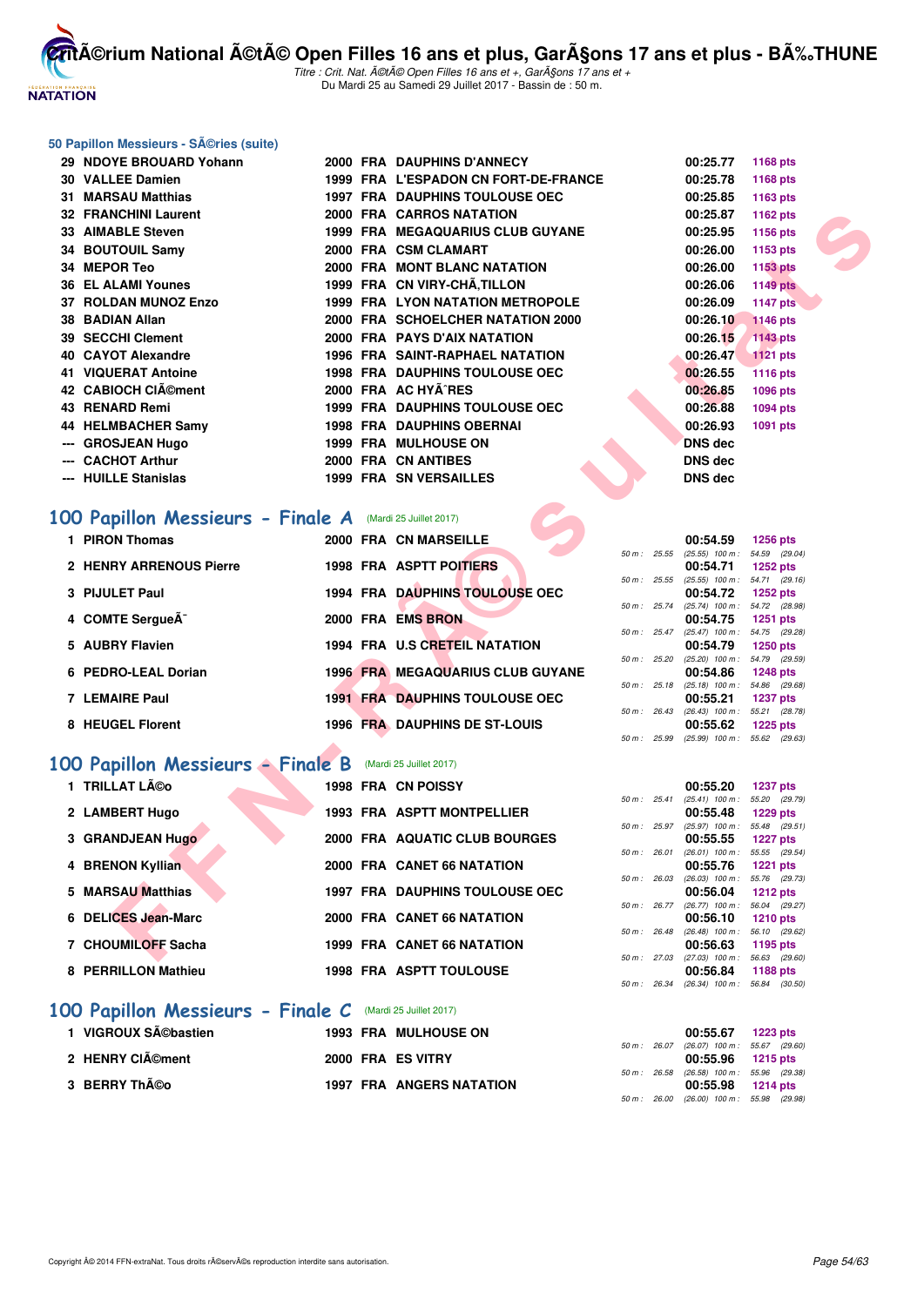## 50 Papillon Messieurs - SÃ©ries (suite)

| | | | | | | |
|---|---|---|---|---|---|---|
| 29 | NDOYE BROUARD Yohann | 2000 | FRA | DAUPHINS D'ANNECY | 00:25.77 | 1168 pts |
| 30 | VALLEE Damien | 1999 | FRA | L'ESPADON CN FORT-DE-FRANCE | 00:25.78 | 1168 pts |
| 31 | MARSAU Matthias | 1997 | FRA | DAUPHINS TOULOUSE OEC | 00:25.85 | 1163 pts |
| 32 | FRANCHINI Laurent | 2000 | FRA | CARROS NATATION | 00:25.87 | 1162 pts |
| 33 | AIMABLE Steven | 1999 | FRA | MEGAQUARIUS CLUB GUYANE | 00:25.95 | 1156 pts |
| 34 | BOUTOUIL Samy | 2000 | FRA | CSM CLAMART | 00:26.00 | 1153 pts |
| 34 | MEPOR Teo | 2000 | FRA | MONT BLANC NATATION | 00:26.00 | 1153 pts |
| 36 | EL ALAMI Younes | 1999 | FRA | CN VIRY-CHÃ,TILLON | 00:26.06 | 1149 pts |
| 37 | ROLDAN MUNOZ Enzo | 1999 | FRA | LYON NATATION METROPOLE | 00:26.09 | 1147 pts |
| 38 | BADIAN Allan | 2000 | FRA | SCHOELCHER NATATION 2000 | 00:26.10 | 1146 pts |
| 39 | SECCHI Clement | 2000 | FRA | PAYS D'AIX NATATION | 00:26.15 | 1143 pts |
| 40 | CAYOT Alexandre | 1996 | FRA | SAINT-RAPHAEL NATATION | 00:26.47 | 1121 pts |
| 41 | VIQUERAT Antoine | 1998 | FRA | DAUPHINS TOULOUSE OEC | 00:26.55 | 1116 pts |
| 42 | CABIOCH ClÃ©ment | 2000 | FRA | AC HYÃ̂RES | 00:26.85 | 1096 pts |
| 43 | RENARD Remi | 1999 | FRA | DAUPHINS TOULOUSE OEC | 00:26.88 | 1094 pts |
| 44 | HELMBACHER Samy | 1998 | FRA | DAUPHINS OBERNAI | 00:26.93 | 1091 pts |
| --- | GROSJEAN Hugo | 1999 | FRA | MULHOUSE ON | DNS dec | |
| --- | CACHOT Arthur | 2000 | FRA | CN ANTIBES | DNS dec | |
| --- | HUILLE Stanislas | 1999 | FRA | SN VERSAILLES | DNS dec | |

## 100 Papillon Messieurs - Finale A (Mardi 25 Juillet 2017)

| | | | | | | | |
|---|---|---|---|---|---|---|---|
| 1 | PIRON Thomas | 2000 | FRA | CN MARSEILLE | 00:54.59 | 1256 pts | 50 m : 25.55 (25.55) 100 m : 54.59 (29.04) |
| 2 | HENRY ARRENOUS Pierre | 1998 | FRA | ASPTT POITIERS | 00:54.71 | 1252 pts | 50 m : 25.55 (25.55) 100 m : 54.71 (29.16) |
| 3 | PIJULET Paul | 1994 | FRA | DAUPHINS TOULOUSE OEC | 00:54.72 | 1252 pts | 50 m : 25.74 (25.74) 100 m : 54.72 (28.98) |
| 4 | COMTE SergueÃ¯ | 2000 | FRA | EMS BRON | 00:54.75 | 1251 pts | 50 m : 25.47 (25.47) 100 m : 54.75 (29.28) |
| 5 | AUBRY Flavien | 1994 | FRA | U.S CRETEIL NATATION | 00:54.79 | 1250 pts | 50 m : 25.20 (25.20) 100 m : 54.79 (29.59) |
| 6 | PEDRO-LEAL Dorian | 1996 | FRA | MEGAQUARIUS CLUB GUYANE | 00:54.86 | 1248 pts | 50 m : 25.18 (25.18) 100 m : 54.86 (29.68) |
| 7 | LEMAIRE Paul | 1991 | FRA | DAUPHINS TOULOUSE OEC | 00:55.21 | 1237 pts | 50 m : 26.43 (26.43) 100 m : 55.21 (28.78) |
| 8 | HEUGEL Florent | 1996 | FRA | DAUPHINS DE ST-LOUIS | 00:55.62 | 1225 pts | 50 m : 25.99 (25.99) 100 m : 55.62 (29.63) |

## 100 Papillon Messieurs - Finale B (Mardi 25 Juillet 2017)

| | | | | | | | |
|---|---|---|---|---|---|---|---|
| 1 | TRILLAT LÃ©o | 1998 | FRA | CN POISSY | 00:55.20 | 1237 pts | 50 m : 25.41 (25.41) 100 m : 55.20 (29.79) |
| 2 | LAMBERT Hugo | 1993 | FRA | ASPTT MONTPELLIER | 00:55.48 | 1229 pts | 50 m : 25.97 (25.97) 100 m : 55.48 (29.51) |
| 3 | GRANDJEAN Hugo | 2000 | FRA | AQUATIC CLUB BOURGES | 00:55.55 | 1227 pts | 50 m : 26.01 (26.01) 100 m : 55.55 (29.54) |
| 4 | BRENON Kyllian | 2000 | FRA | CANET 66 NATATION | 00:55.76 | 1221 pts | 50 m : 26.03 (26.03) 100 m : 55.76 (29.73) |
| 5 | MARSAU Matthias | 1997 | FRA | DAUPHINS TOULOUSE OEC | 00:56.04 | 1212 pts | 50 m : 26.77 (26.77) 100 m : 56.04 (29.27) |
| 6 | DELICES Jean-Marc | 2000 | FRA | CANET 66 NATATION | 00:56.10 | 1210 pts | 50 m : 26.48 (26.48) 100 m : 56.10 (29.62) |
| 7 | CHOUMILOFF Sacha | 1999 | FRA | CANET 66 NATATION | 00:56.63 | 1195 pts | 50 m : 27.03 (27.03) 100 m : 56.63 (29.60) |
| 8 | PERRILLON Mathieu | 1998 | FRA | ASPTT TOULOUSE | 00:56.84 | 1188 pts | 50 m : 26.34 (26.34) 100 m : 56.84 (30.50) |

## 100 Papillon Messieurs - Finale C (Mardi 25 Juillet 2017)

| | | | | | | | |
|---|---|---|---|---|---|---|---|
| 1 | VIGROUX SÃ©bastien | 1993 | FRA | MULHOUSE ON | 00:55.67 | 1223 pts | 50 m : 26.07 (26.07) 100 m : 55.67 (29.60) |
| 2 | HENRY ClÃ©ment | 2000 | FRA | ES VITRY | 00:55.96 | 1215 pts | 50 m : 26.58 (26.58) 100 m : 55.96 (29.38) |
| 3 | BERRY ThÃ©o | 1997 | FRA | ANGERS NATATION | 00:55.98 | 1214 pts | 50 m : 26.00 (26.00) 100 m : 55.98 (29.98) |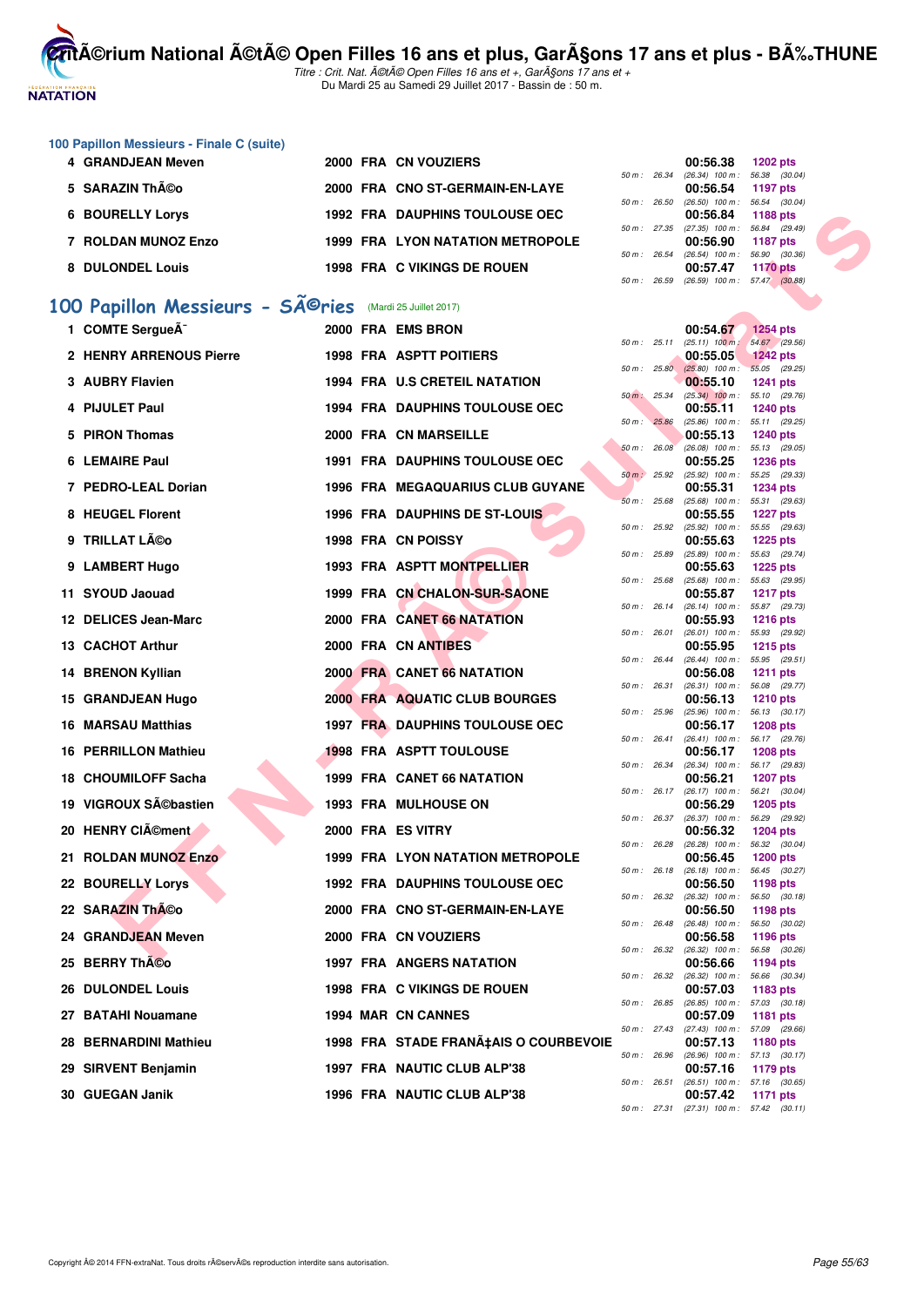## 100 Papillon Messieurs - Finale C (suite)

| Rang | Nom | Année | Nat | Club | 50 m | 100 m | Temps | Points |
|---|---|---|---|---|---|---|---|---|
| 4 | GRANDJEAN Meven | 2000 | FRA | CN VOUZIERS | 26.34 | 56.38 (30.04) | 00:56.38 | 1202 pts |
| 5 | SARAZIN ThÃ©o | 2000 | FRA | CNO ST-GERMAIN-EN-LAYE | 26.50 | 56.54 (30.04) | 00:56.54 | 1197 pts |
| 6 | BOURELLY Lorys | 1992 | FRA | DAUPHINS TOULOUSE OEC | 27.35 | 56.84 (29.49) | 00:56.84 | 1188 pts |
| 7 | ROLDAN MUNOZ Enzo | 1999 | FRA | LYON NATATION METROPOLE | 26.54 | 56.90 (30.36) | 00:56.90 | 1187 pts |
| 8 | DULONDEL Louis | 1998 | FRA | C VIKINGS DE ROUEN | 26.59 | 57.47 (30.88) | 00:57.47 | 1170 pts |

## 100 Papillon Messieurs - SÃ©ries (Mardi 25 Juillet 2017)

| Rang | Nom | Année | Nat | Club | 50 m | 100 m | Temps | Points |
|---|---|---|---|---|---|---|---|---|
| 1 | COMTE SergueÃ¯ | 2000 | FRA | EMS BRON | 25.11 | 54.67 (29.56) | 00:54.67 | 1254 pts |
| 2 | HENRY ARRENOUS Pierre | 1998 | FRA | ASPTT POITIERS | 25.80 | 55.05 (29.25) | 00:55.05 | 1242 pts |
| 3 | AUBRY Flavien | 1994 | FRA | U.S CRETEIL NATATION | 25.34 | 55.10 (29.76) | 00:55.10 | 1241 pts |
| 4 | PIJULET Paul | 1994 | FRA | DAUPHINS TOULOUSE OEC | 25.86 | 55.11 (29.25) | 00:55.11 | 1240 pts |
| 5 | PIRON Thomas | 2000 | FRA | CN MARSEILLE | 26.08 | 55.13 (29.05) | 00:55.13 | 1240 pts |
| 6 | LEMAIRE Paul | 1991 | FRA | DAUPHINS TOULOUSE OEC | 25.92 | 55.25 (29.33) | 00:55.25 | 1236 pts |
| 7 | PEDRO-LEAL Dorian | 1996 | FRA | MEGAQUARIUS CLUB GUYANE | 25.68 | 55.31 (29.63) | 00:55.31 | 1234 pts |
| 8 | HEUGEL Florent | 1996 | FRA | DAUPHINS DE ST-LOUIS | 25.92 | 55.55 (29.63) | 00:55.55 | 1227 pts |
| 9 | TRILLAT LÃ©o | 1998 | FRA | CN POISSY | 25.89 | 55.63 (29.74) | 00:55.63 | 1225 pts |
| 9 | LAMBERT Hugo | 1993 | FRA | ASPTT MONTPELLIER | 25.68 | 55.63 (29.95) | 00:55.63 | 1225 pts |
| 11 | SYOUD Jaouad | 1999 | FRA | CN CHALON-SUR-SAONE | 26.14 | 55.87 (29.73) | 00:55.87 | 1217 pts |
| 12 | DELICES Jean-Marc | 2000 | FRA | CANET 66 NATATION | 26.01 | 55.93 (29.92) | 00:55.93 | 1216 pts |
| 13 | CACHOT Arthur | 2000 | FRA | CN ANTIBES | 26.44 | 55.95 (29.51) | 00:55.95 | 1215 pts |
| 14 | BRENON Kyllian | 2000 | FRA | CANET 66 NATATION | 26.31 | 56.08 (29.77) | 00:56.08 | 1211 pts |
| 15 | GRANDJEAN Hugo | 2000 | FRA | AQUATIC CLUB BOURGES | 25.96 | 56.13 (30.17) | 00:56.13 | 1210 pts |
| 16 | MARSAU Matthias | 1997 | FRA | DAUPHINS TOULOUSE OEC | 26.41 | 56.17 (29.76) | 00:56.17 | 1208 pts |
| 16 | PERRILLON Mathieu | 1998 | FRA | ASPTT TOULOUSE | 26.34 | 56.17 (29.83) | 00:56.17 | 1208 pts |
| 18 | CHOUMILOFF Sacha | 1999 | FRA | CANET 66 NATATION | 26.17 | 56.21 (30.04) | 00:56.21 | 1207 pts |
| 19 | VIGROUX SÃ©bastien | 1993 | FRA | MULHOUSE ON | 26.37 | 56.29 (29.92) | 00:56.29 | 1205 pts |
| 20 | HENRY ClÃ©ment | 2000 | FRA | ES VITRY | 26.28 | 56.32 (30.04) | 00:56.32 | 1204 pts |
| 21 | ROLDAN MUNOZ Enzo | 1999 | FRA | LYON NATATION METROPOLE | 26.18 | 56.45 (30.27) | 00:56.45 | 1200 pts |
| 22 | BOURELLY Lorys | 1992 | FRA | DAUPHINS TOULOUSE OEC | 26.32 | 56.50 (30.18) | 00:56.50 | 1198 pts |
| 22 | SARAZIN ThÃ©o | 2000 | FRA | CNO ST-GERMAIN-EN-LAYE | 26.48 | 56.50 (30.02) | 00:56.50 | 1198 pts |
| 24 | GRANDJEAN Meven | 2000 | FRA | CN VOUZIERS | 26.32 | 56.58 (30.26) | 00:56.58 | 1196 pts |
| 25 | BERRY ThÃ©o | 1997 | FRA | ANGERS NATATION | 26.32 | 56.66 (30.34) | 00:56.66 | 1194 pts |
| 26 | DULONDEL Louis | 1998 | FRA | C VIKINGS DE ROUEN | 26.85 | 57.03 (30.18) | 00:57.03 | 1183 pts |
| 27 | BATAHI Nouamane | 1994 | MAR | CN CANNES | 27.43 | 57.09 (29.66) | 00:57.09 | 1181 pts |
| 28 | BERNARDINI Mathieu | 1998 | FRA | STADE FRANÃ‡AIS O COURBEVOIE | 26.96 | 57.13 (30.17) | 00:57.13 | 1180 pts |
| 29 | SIRVENT Benjamin | 1997 | FRA | NAUTIC CLUB ALP'38 | 26.51 | 57.16 (30.65) | 00:57.16 | 1179 pts |
| 30 | GUEGAN Janik | 1996 | FRA | NAUTIC CLUB ALP'38 | 27.31 | 57.42 (30.11) | 00:57.42 | 1171 pts |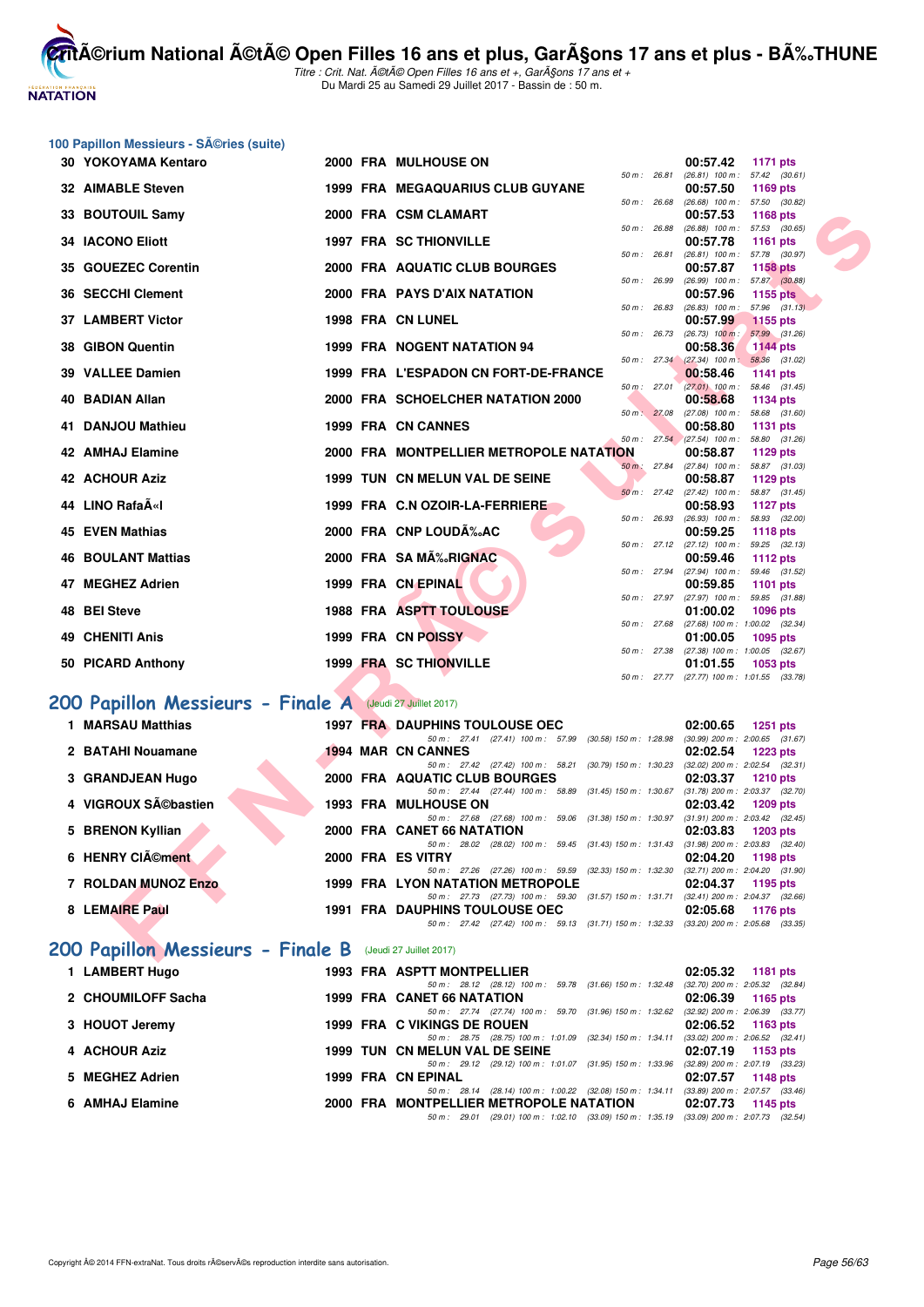## 100 Papillon Messieurs - SÃ©ries (suite)

| Rang | Nom | Année | Nation | Club | Temps | Points | Intermédiaires |
|---|---|---|---|---|---|---|---|
| 30 | YOKOYAMA Kentaro | 2000 | FRA | MULHOUSE ON | 00:57.42 | 1171 pts | 50 m : 26.81 (26.81) 100 m : 57.42 (30.61) |
| 32 | AIMABLE Steven | 1999 | FRA | MEGAQUARIUS CLUB GUYANE | 00:57.50 | 1169 pts | 50 m : 26.68 (26.68) 100 m : 57.50 (30.82) |
| 33 | BOUTOUIL Samy | 2000 | FRA | CSM CLAMART | 00:57.53 | 1168 pts | 50 m : 26.88 (26.88) 100 m : 57.53 (30.65) |
| 34 | IACONO Eliott | 1997 | FRA | SC THIONVILLE | 00:57.78 | 1161 pts | 50 m : 26.81 (26.81) 100 m : 57.78 (30.97) |
| 35 | GOUEZEC Corentin | 2000 | FRA | AQUATIC CLUB BOURGES | 00:57.87 | 1158 pts | 50 m : 26.99 (26.99) 100 m : 57.87 (30.88) |
| 36 | SECCHI Clement | 2000 | FRA | PAYS D'AIX NATATION | 00:57.96 | 1155 pts | 50 m : 26.83 (26.83) 100 m : 57.96 (31.13) |
| 37 | LAMBERT Victor | 1998 | FRA | CN LUNEL | 00:57.99 | 1155 pts | 50 m : 26.73 (26.73) 100 m : 57.99 (31.26) |
| 38 | GIBON Quentin | 1999 | FRA | NOGENT NATATION 94 | 00:58.36 | 1144 pts | 50 m : 27.34 (27.34) 100 m : 58.36 (31.02) |
| 39 | VALLEE Damien | 1999 | FRA | L'ESPADON CN FORT-DE-FRANCE | 00:58.46 | 1141 pts | 50 m : 27.01 (27.01) 100 m : 58.46 (31.45) |
| 40 | BADIAN Allan | 2000 | FRA | SCHOELCHER NATATION 2000 | 00:58.68 | 1134 pts | 50 m : 27.08 (27.08) 100 m : 58.68 (31.60) |
| 41 | DANJOU Mathieu | 1999 | FRA | CN CANNES | 00:58.80 | 1131 pts | 50 m : 27.54 (27.54) 100 m : 58.80 (31.26) |
| 42 | AMHAJ Elamine | 2000 | FRA | MONTPELLIER METROPOLE NATATION | 00:58.87 | 1129 pts | 50 m : 27.84 (27.84) 100 m : 58.87 (31.03) |
| 42 | ACHOUR Aziz | 1999 | TUN | CN MELUN VAL DE SEINE | 00:58.87 | 1129 pts | 50 m : 27.42 (27.42) 100 m : 58.87 (31.45) |
| 44 | LINO RafaÃ«l | 1999 | FRA | C.N OZOIR-LA-FERRIERE | 00:58.93 | 1127 pts | 50 m : 26.93 (26.93) 100 m : 58.93 (32.00) |
| 45 | EVEN Mathias | 2000 | FRA | CNP LOUDÃ‰AC | 00:59.25 | 1118 pts | 50 m : 27.12 (27.12) 100 m : 59.25 (32.13) |
| 46 | BOULANT Mattias | 2000 | FRA | SA MÃ‰RIGNAC | 00:59.46 | 1112 pts | 50 m : 27.94 (27.94) 100 m : 59.46 (31.52) |
| 47 | MEGHEZ Adrien | 1999 | FRA | CN EPINAL | 00:59.85 | 1101 pts | 50 m : 27.97 (27.97) 100 m : 59.85 (31.88) |
| 48 | BEI Steve | 1988 | FRA | ASPTT TOULOUSE | 01:00.02 | 1096 pts | 50 m : 27.68 (27.68) 100 m : 1:00.02 (32.34) |
| 49 | CHENITI Anis | 1999 | FRA | CN POISSY | 01:00.05 | 1095 pts | 50 m : 27.38 (27.38) 100 m : 1:00.05 (32.67) |
| 50 | PICARD Anthony | 1999 | FRA | SC THIONVILLE | 01:01.55 | 1053 pts | 50 m : 27.77 (27.77) 100 m : 1:01.55 (33.78) |

## 200 Papillon Messieurs - Finale A (Jeudi 27 Juillet 2017)

| Rang | Nom | Année | Nation | Club | Temps | Points | Intermédiaires |
|---|---|---|---|---|---|---|---|
| 1 | MARSAU Matthias | 1997 | FRA | DAUPHINS TOULOUSE OEC | 02:00.65 | 1251 pts | 50 m : 27.41 (27.41) 100 m : 57.99 (30.58) 150 m : 1:28.98 (30.99) 200 m : 2:00.65 (31.67) |
| 2 | BATAHI Nouamane | 1994 | MAR | CN CANNES | 02:02.54 | 1223 pts | 50 m : 27.42 (27.42) 100 m : 58.21 (30.79) 150 m : 1:30.23 (32.02) 200 m : 2:02.54 (32.31) |
| 3 | GRANDJEAN Hugo | 2000 | FRA | AQUATIC CLUB BOURGES | 02:03.37 | 1210 pts | 50 m : 27.44 (27.44) 100 m : 58.89 (31.45) 150 m : 1:30.67 (31.78) 200 m : 2:03.37 (32.70) |
| 4 | VIGROUX SÃ©bastien | 1993 | FRA | MULHOUSE ON | 02:03.42 | 1209 pts | 50 m : 27.68 (27.68) 100 m : 59.06 (31.38) 150 m : 1:30.97 (31.91) 200 m : 2:03.42 (32.45) |
| 5 | BRENON Kyllian | 2000 | FRA | CANET 66 NATATION | 02:03.83 | 1203 pts | 50 m : 28.02 (28.02) 100 m : 59.45 (31.43) 150 m : 1:31.43 (31.98) 200 m : 2:03.83 (32.40) |
| 6 | HENRY ClÃ©ment | 2000 | FRA | ES VITRY | 02:04.20 | 1198 pts | 50 m : 27.26 (27.26) 100 m : 59.59 (32.33) 150 m : 1:32.30 (32.71) 200 m : 2:04.20 (31.90) |
| 7 | ROLDAN MUNOZ Enzo | 1999 | FRA | LYON NATATION METROPOLE | 02:04.37 | 1195 pts | 50 m : 27.73 (27.73) 100 m : 59.30 (31.57) 150 m : 1:31.71 (32.41) 200 m : 2:04.37 (32.66) |
| 8 | LEMAIRE Paul | 1991 | FRA | DAUPHINS TOULOUSE OEC | 02:05.68 | 1176 pts | 50 m : 27.42 (27.42) 100 m : 59.13 (31.71) 150 m : 1:32.33 (33.20) 200 m : 2:05.68 (33.35) |

## 200 Papillon Messieurs - Finale B (Jeudi 27 Juillet 2017)

| Rang | Nom | Année | Nation | Club | Temps | Points | Intermédiaires |
|---|---|---|---|---|---|---|---|
| 1 | LAMBERT Hugo | 1993 | FRA | ASPTT MONTPELLIER | 02:05.32 | 1181 pts | 50 m : 28.12 (28.12) 100 m : 59.78 (31.66) 150 m : 1:32.48 (32.70) 200 m : 2:05.32 (32.84) |
| 2 | CHOUMILOFF Sacha | 1999 | FRA | CANET 66 NATATION | 02:06.39 | 1165 pts | 50 m : 27.74 (27.74) 100 m : 59.70 (31.96) 150 m : 1:32.62 (32.92) 200 m : 2:06.39 (33.77) |
| 3 | HOUOT Jeremy | 1999 | FRA | C VIKINGS DE ROUEN | 02:06.52 | 1163 pts | 50 m : 28.75 (28.75) 100 m : 1:01.09 (32.34) 150 m : 1:34.11 (33.02) 200 m : 2:06.52 (32.41) |
| 4 | ACHOUR Aziz | 1999 | TUN | CN MELUN VAL DE SEINE | 02:07.19 | 1153 pts | 50 m : 29.12 (29.12) 100 m : 1:01.07 (31.95) 150 m : 1:33.96 (32.89) 200 m : 2:07.19 (33.23) |
| 5 | MEGHEZ Adrien | 1999 | FRA | CN EPINAL | 02:07.57 | 1148 pts | 50 m : 28.14 (28.14) 100 m : 1:00.22 (32.08) 150 m : 1:34.11 (33.89) 200 m : 2:07.57 (33.46) |
| 6 | AMHAJ Elamine | 2000 | FRA | MONTPELLIER METROPOLE NATATION | 02:07.73 | 1145 pts | 50 m : 29.01 (29.01) 100 m : 1:02.10 (33.09) 150 m : 1:35.19 (33.09) 200 m : 2:07.73 (32.54) |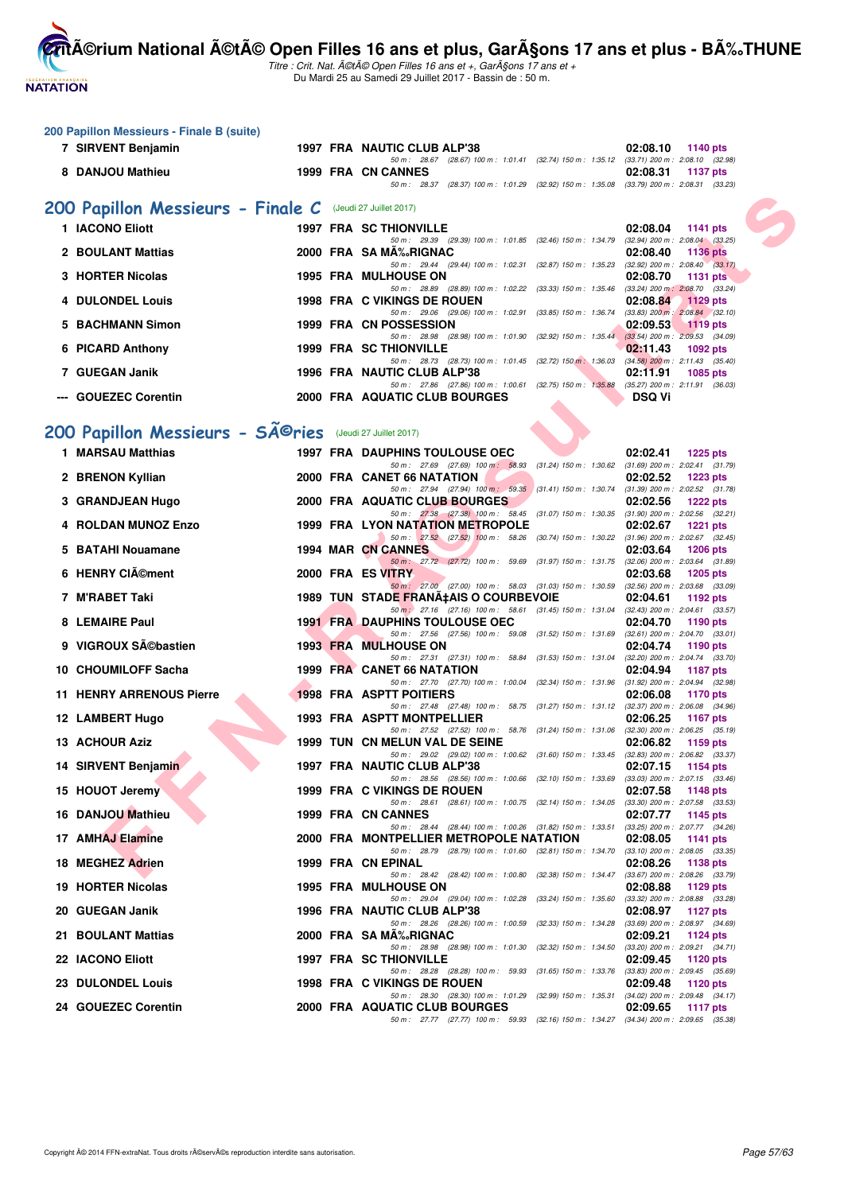## 200 Papillon Messieurs - Finale B (suite)

| | Nom | Année | Pays | Club | Temps | Points |
|---|---|---|---|---|---|---|
| 7 | SIRVENT Benjamin | 1997 | FRA | NAUTIC CLUB ALP'38 | 02:08.10 | 1140 pts |
| | 50 m : 28.67 (28.67) 100 m : 1:01.41 (32.74) 150 m : 1:35.12 (33.71) 200 m : 2:08.10 (32.98) | | | | | |
| 8 | DANJOU Mathieu | 1999 | FRA | CN CANNES | 02:08.31 | 1137 pts |
| | 50 m : 28.37 (28.37) 100 m : 1:01.29 (32.92) 150 m : 1:35.08 (33.79) 200 m : 2:08.31 (33.23) | | | | | |

## 200 Papillon Messieurs - Finale C (Jeudi 27 Juillet 2017)

| | Nom | Année | Pays | Club | Temps | Points |
|---|---|---|---|---|---|---|
| 1 | IACONO Eliott | 1997 | FRA | SC THIONVILLE | 02:08.04 | 1141 pts |
| | 50 m : 29.39 (29.39) 100 m : 1:01.85 (32.46) 150 m : 1:34.79 (32.94) 200 m : 2:08.04 (33.25) | | | | | |
| 2 | BOULANT Mattias | 2000 | FRA | SA MÃ‰RIGNAC | 02:08.40 | 1136 pts |
| | 50 m : 29.44 (29.44) 100 m : 1:02.31 (32.87) 150 m : 1:35.23 (32.92) 200 m : 2:08.40 (33.17) | | | | | |
| 3 | HORTER Nicolas | 1995 | FRA | MULHOUSE ON | 02:08.70 | 1131 pts |
| | 50 m : 28.89 (28.89) 100 m : 1:02.22 (33.33) 150 m : 1:35.46 (33.24) 200 m : 2:08.70 (33.24) | | | | | |
| 4 | DULONDEL Louis | 1998 | FRA | C VIKINGS DE ROUEN | 02:08.84 | 1129 pts |
| | 50 m : 29.06 (29.06) 100 m : 1:02.91 (33.85) 150 m : 1:36.74 (33.83) 200 m : 2:08.84 (32.10) | | | | | |
| 5 | BACHMANN Simon | 1999 | FRA | CN POSSESSION | 02:09.53 | 1119 pts |
| | 50 m : 28.98 (28.98) 100 m : 1:01.90 (32.92) 150 m : 1:35.44 (33.54) 200 m : 2:09.53 (34.09) | | | | | |
| 6 | PICARD Anthony | 1999 | FRA | SC THIONVILLE | 02:11.43 | 1092 pts |
| | 50 m : 28.73 (28.73) 100 m : 1:01.45 (32.72) 150 m : 1:36.03 (34.58) 200 m : 2:11.43 (35.40) | | | | | |
| 7 | GUEGAN Janik | 1996 | FRA | NAUTIC CLUB ALP'38 | 02:11.91 | 1085 pts |
| | 50 m : 27.86 (27.86) 100 m : 1:00.61 (32.75) 150 m : 1:35.88 (35.27) 200 m : 2:11.91 (36.03) | | | | | |
| --- | GOUEZEC Corentin | 2000 | FRA | AQUATIC CLUB BOURGES | DSQ Vi | |

## 200 Papillon Messieurs - SÃ©ries (Jeudi 27 Juillet 2017)

| | Nom | Année | Pays | Club | Temps | Points |
|---|---|---|---|---|---|---|
| 1 | MARSAU Matthias | 1997 | FRA | DAUPHINS TOULOUSE OEC | 02:02.41 | 1225 pts |
| | 50 m : 27.69 (27.69) 100 m : 58.93 (31.24) 150 m : 1:30.62 (31.69) 200 m : 2:02.41 (31.79) | | | | | |
| 2 | BRENON Kyllian | 2000 | FRA | CANET 66 NATATION | 02:02.52 | 1223 pts |
| | 50 m : 27.94 (27.94) 100 m : 59.35 (31.41) 150 m : 1:30.74 (31.39) 200 m : 2:02.52 (31.78) | | | | | |
| 3 | GRANDJEAN Hugo | 2000 | FRA | AQUATIC CLUB BOURGES | 02:02.56 | 1222 pts |
| | 50 m : 27.38 (27.38) 100 m : 58.45 (31.07) 150 m : 1:30.35 (31.90) 200 m : 2:02.56 (32.21) | | | | | |
| 4 | ROLDAN MUNOZ Enzo | 1999 | FRA | LYON NATATION METROPOLE | 02:02.67 | 1221 pts |
| | 50 m : 27.52 (27.52) 100 m : 58.26 (30.74) 150 m : 1:30.22 (31.96) 200 m : 2:02.67 (32.45) | | | | | |
| 5 | BATAHI Nouamane | 1994 | MAR | CN CANNES | 02:03.64 | 1206 pts |
| | 50 m : 27.72 (27.72) 100 m : 59.69 (31.97) 150 m : 1:31.75 (32.06) 200 m : 2:03.64 (31.89) | | | | | |
| 6 | HENRY ClÃ©ment | 2000 | FRA | ES VITRY | 02:03.68 | 1205 pts |
| | 50 m : 27.00 (27.00) 100 m : 58.03 (31.03) 150 m : 1:30.59 (32.56) 200 m : 2:03.68 (33.09) | | | | | |
| 7 | M'RABET Taki | 1989 | TUN | STADE FRANÃ‡AIS O COURBEVOIE | 02:04.61 | 1192 pts |
| | 50 m : 27.16 (27.16) 100 m : 58.61 (31.45) 150 m : 1:31.04 (32.43) 200 m : 2:04.61 (33.57) | | | | | |
| 8 | LEMAIRE Paul | 1991 | FRA | DAUPHINS TOULOUSE OEC | 02:04.70 | 1190 pts |
| | 50 m : 27.56 (27.56) 100 m : 59.08 (31.52) 150 m : 1:31.69 (32.61) 200 m : 2:04.70 (33.01) | | | | | |
| 9 | VIGROUX SÃ©bastien | 1993 | FRA | MULHOUSE ON | 02:04.74 | 1190 pts |
| | 50 m : 27.31 (27.31) 100 m : 58.84 (31.53) 150 m : 1:31.04 (32.20) 200 m : 2:04.74 (33.70) | | | | | |
| 10 | CHOUMILOFF Sacha | 1999 | FRA | CANET 66 NATATION | 02:04.94 | 1187 pts |
| | 50 m : 27.70 (27.70) 100 m : 1:00.04 (32.34) 150 m : 1:31.96 (31.92) 200 m : 2:04.94 (32.98) | | | | | |
| 11 | HENRY ARRENOUS Pierre | 1998 | FRA | ASPTT POITIERS | 02:06.08 | 1170 pts |
| | 50 m : 27.48 (27.48) 100 m : 58.75 (31.27) 150 m : 1:31.12 (32.37) 200 m : 2:06.08 (34.96) | | | | | |
| 12 | LAMBERT Hugo | 1993 | FRA | ASPTT MONTPELLIER | 02:06.25 | 1167 pts |
| | 50 m : 27.52 (27.52) 100 m : 58.76 (31.24) 150 m : 1:31.06 (32.30) 200 m : 2:06.25 (35.19) | | | | | |
| 13 | ACHOUR Aziz | 1999 | TUN | CN MELUN VAL DE SEINE | 02:06.82 | 1159 pts |
| | 50 m : 29.02 (29.02) 100 m : 1:00.62 (31.60) 150 m : 1:33.45 (32.83) 200 m : 2:06.82 (33.37) | | | | | |
| 14 | SIRVENT Benjamin | 1997 | FRA | NAUTIC CLUB ALP'38 | 02:07.15 | 1154 pts |
| | 50 m : 28.56 (28.56) 100 m : 1:00.66 (32.10) 150 m : 1:33.69 (33.03) 200 m : 2:07.15 (33.46) | | | | | |
| 15 | HOUOT Jeremy | 1999 | FRA | C VIKINGS DE ROUEN | 02:07.58 | 1148 pts |
| | 50 m : 28.61 (28.61) 100 m : 1:00.75 (32.14) 150 m : 1:34.05 (33.30) 200 m : 2:07.58 (33.53) | | | | | |
| 16 | DANJOU Mathieu | 1999 | FRA | CN CANNES | 02:07.77 | 1145 pts |
| | 50 m : 28.44 (28.44) 100 m : 1:00.26 (31.82) 150 m : 1:33.51 (33.25) 200 m : 2:07.77 (34.26) | | | | | |
| 17 | AMHAJ Elamine | 2000 | FRA | MONTPELLIER METROPOLE NATATION | 02:08.05 | 1141 pts |
| | 50 m : 28.79 (28.79) 100 m : 1:01.60 (32.81) 150 m : 1:34.70 (33.10) 200 m : 2:08.05 (33.35) | | | | | |
| 18 | MEGHEZ Adrien | 1999 | FRA | CN EPINAL | 02:08.26 | 1138 pts |
| | 50 m : 28.42 (28.42) 100 m : 1:00.80 (32.38) 150 m : 1:34.47 (33.67) 200 m : 2:08.26 (33.79) | | | | | |
| 19 | HORTER Nicolas | 1995 | FRA | MULHOUSE ON | 02:08.88 | 1129 pts |
| | 50 m : 29.04 (29.04) 100 m : 1:02.28 (33.24) 150 m : 1:35.60 (33.32) 200 m : 2:08.88 (33.28) | | | | | |
| 20 | GUEGAN Janik | 1996 | FRA | NAUTIC CLUB ALP'38 | 02:08.97 | 1127 pts |
| | 50 m : 28.26 (28.26) 100 m : 1:00.59 (32.33) 150 m : 1:34.28 (33.69) 200 m : 2:08.97 (34.69) | | | | | |
| 21 | BOULANT Mattias | 2000 | FRA | SA MÃ‰RIGNAC | 02:09.21 | 1124 pts |
| | 50 m : 28.98 (28.98) 100 m : 1:01.30 (32.32) 150 m : 1:34.50 (33.20) 200 m : 2:09.21 (34.71) | | | | | |
| 22 | IACONO Eliott | 1997 | FRA | SC THIONVILLE | 02:09.45 | 1120 pts |
| | 50 m : 28.28 (28.28) 100 m : 59.93 (31.65) 150 m : 1:33.76 (33.83) 200 m : 2:09.45 (35.69) | | | | | |
| 23 | DULONDEL Louis | 1998 | FRA | C VIKINGS DE ROUEN | 02:09.48 | 1120 pts |
| | 50 m : 28.30 (28.30) 100 m : 1:01.29 (32.99) 150 m : 1:35.31 (34.02) 200 m : 2:09.48 (34.17) | | | | | |
| 24 | GOUEZEC Corentin | 2000 | FRA | AQUATIC CLUB BOURGES | 02:09.65 | 1117 pts |
| | 50 m : 27.77 (27.77) 100 m : 59.93 (32.16) 150 m : 1:34.27 (34.34) 200 m : 2:09.65 (35.38) | | | | | |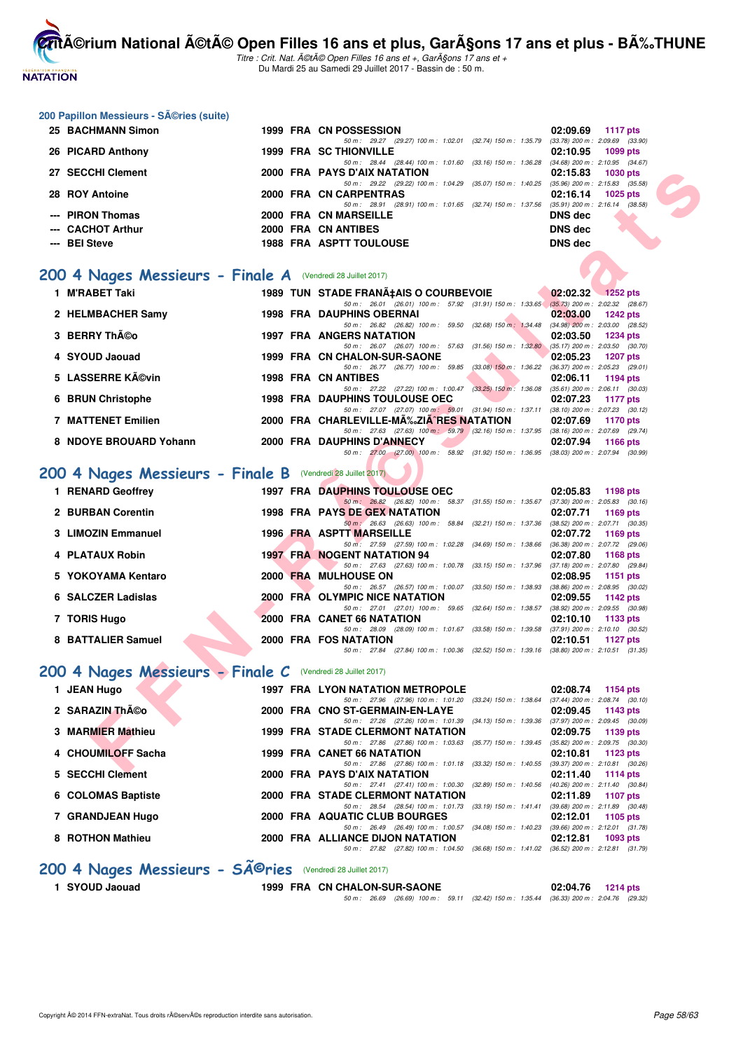## 200 Papillon Messieurs - SÃ©ries (suite)

| Rang | Nom | Année | Nat | Club | Temps | Points |
|---|---|---|---|---|---|---|
| 25 | BACHMANN Simon | 1999 | FRA | CN POSSESSION | 02:09.69 | 1117 pts |
| | 50 m : 29.27 (29.27) 100 m : 1:02.01 (32.74) 150 m : 1:35.79 (33.78) 200 m : 2:09.69 (33.90) | | | | | |
| 26 | PICARD Anthony | 1999 | FRA | SC THIONVILLE | 02:10.95 | 1099 pts |
| | 50 m : 28.44 (28.44) 100 m : 1:01.60 (33.16) 150 m : 1:36.28 (34.68) 200 m : 2:10.95 (34.67) | | | | | |
| 27 | SECCHI Clement | 2000 | FRA | PAYS D'AIX NATATION | 02:15.83 | 1030 pts |
| | 50 m : 29.22 (29.22) 100 m : 1:04.29 (35.07) 150 m : 1:40.25 (35.96) 200 m : 2:15.83 (35.58) | | | | | |
| 28 | ROY Antoine | 2000 | FRA | CN CARPENTRAS | 02:16.14 | 1025 pts |
| | 50 m : 28.91 (28.91) 100 m : 1:01.65 (32.74) 150 m : 1:37.56 (35.91) 200 m : 2:16.14 (38.58) | | | | | |
| --- | PIRON Thomas | 2000 | FRA | CN MARSEILLE | DNS dec | |
| --- | CACHOT Arthur | 2000 | FRA | CN ANTIBES | DNS dec | |
| --- | BEI Steve | 1988 | FRA | ASPTT TOULOUSE | DNS dec | |

## 200 4 Nages Messieurs - Finale A (Vendredi 28 Juillet 2017)

| Rang | Nom | Année | Nat | Club | Temps | Points |
|---|---|---|---|---|---|---|
| 1 | M'RABET Taki | 1989 | TUN | STADE FRANÃ‡AIS O COURBEVOIE | 02:02.32 | 1252 pts |
| | 50 m : 26.01 (26.01) 100 m : 57.92 (31.91) 150 m : 1:33.65 (35.73) 200 m : 2:02.32 (28.67) | | | | | |
| 2 | HELMBACHER Samy | 1998 | FRA | DAUPHINS OBERNAI | 02:03.00 | 1242 pts |
| | 50 m : 26.82 (26.82) 100 m : 59.50 (32.68) 150 m : 1:34.48 (34.98) 200 m : 2:03.00 (28.52) | | | | | |
| 3 | BERRY ThÃ©o | 1997 | FRA | ANGERS NATATION | 02:03.50 | 1234 pts |
| | 50 m : 26.07 (26.07) 100 m : 57.63 (31.56) 150 m : 1:32.80 (35.17) 200 m : 2:03.50 (30.70) | | | | | |
| 4 | SYOUD Jaouad | 1999 | FRA | CN CHALON-SUR-SAONE | 02:05.23 | 1207 pts |
| | 50 m : 26.77 (26.77) 100 m : 59.85 (33.08) 150 m : 1:36.22 (36.37) 200 m : 2:05.23 (29.01) | | | | | |
| 5 | LASSERRE KÃ©vin | 1998 | FRA | CN ANTIBES | 02:06.11 | 1194 pts |
| | 50 m : 27.22 (27.22) 100 m : 1:00.47 (33.25) 150 m : 1:36.08 (35.61) 200 m : 2:06.11 (30.03) | | | | | |
| 6 | BRUN Christophe | 1998 | FRA | DAUPHINS TOULOUSE OEC | 02:07.23 | 1177 pts |
| | 50 m : 27.07 (27.07) 100 m : 59.01 (31.94) 150 m : 1:37.11 (38.10) 200 m : 2:07.23 (30.12) | | | | | |
| 7 | MATTENET Emilien | 2000 | FRA | CHARLEVILLE-MÃ‰ZIÃˆRES NATATION | 02:07.69 | 1170 pts |
| | 50 m : 27.63 (27.63) 100 m : 59.79 (32.16) 150 m : 1:37.95 (38.16) 200 m : 2:07.69 (29.74) | | | | | |
| 8 | NDOYE BROUARD Yohann | 2000 | FRA | DAUPHINS D'ANNECY | 02:07.94 | 1166 pts |
| | 50 m : 27.00 (27.00) 100 m : 58.92 (31.92) 150 m : 1:36.95 (38.03) 200 m : 2:07.94 (30.99) | | | | | |

## 200 4 Nages Messieurs - Finale B (Vendredi 28 Juillet 2017)

| Rang | Nom | Année | Nat | Club | Temps | Points |
|---|---|---|---|---|---|---|
| 1 | RENARD Geoffrey | 1997 | FRA | DAUPHINS TOULOUSE OEC | 02:05.83 | 1198 pts |
| | 50 m : 26.82 (26.82) 100 m : 58.37 (31.55) 150 m : 1:35.67 (37.30) 200 m : 2:05.83 (30.16) | | | | | |
| 2 | BURBAN Corentin | 1998 | FRA | PAYS DE GEX NATATION | 02:07.71 | 1169 pts |
| | 50 m : 26.63 (26.63) 100 m : 58.84 (32.21) 150 m : 1:37.36 (38.52) 200 m : 2:07.71 (30.35) | | | | | |
| 3 | LIMOZIN Emmanuel | 1996 | FRA | ASPTT MARSEILLE | 02:07.72 | 1169 pts |
| | 50 m : 27.59 (27.59) 100 m : 1:02.28 (34.69) 150 m : 1:38.66 (36.38) 200 m : 2:07.72 (29.06) | | | | | |
| 4 | PLATAUX Robin | 1997 | FRA | NOGENT NATATION 94 | 02:07.80 | 1168 pts |
| | 50 m : 27.63 (27.63) 100 m : 1:00.78 (33.15) 150 m : 1:37.96 (37.18) 200 m : 2:07.80 (29.84) | | | | | |
| 5 | YOKOYAMA Kentaro | 2000 | FRA | MULHOUSE ON | 02:08.95 | 1151 pts |
| | 50 m : 26.57 (26.57) 100 m : 1:00.07 (33.50) 150 m : 1:38.93 (38.86) 200 m : 2:08.95 (30.02) | | | | | |
| 6 | SALCZER Ladislas | 2000 | FRA | OLYMPIC NICE NATATION | 02:09.55 | 1142 pts |
| | 50 m : 27.01 (27.01) 100 m : 59.65 (32.64) 150 m : 1:38.57 (38.92) 200 m : 2:09.55 (30.98) | | | | | |
| 7 | TORIS Hugo | 2000 | FRA | CANET 66 NATATION | 02:10.10 | 1133 pts |
| | 50 m : 28.09 (28.09) 100 m : 1:01.67 (33.58) 150 m : 1:39.58 (37.91) 200 m : 2:10.10 (30.52) | | | | | |
| 8 | BATTALIER Samuel | 2000 | FRA | FOS NATATION | 02:10.51 | 1127 pts |
| | 50 m : 27.84 (27.84) 100 m : 1:00.36 (32.52) 150 m : 1:39.16 (38.80) 200 m : 2:10.51 (31.35) | | | | | |

## 200 4 Nages Messieurs - Finale C (Vendredi 28 Juillet 2017)

| Rang | Nom | Année | Nat | Club | Temps | Points |
|---|---|---|---|---|---|---|
| 1 | JEAN Hugo | 1997 | FRA | LYON NATATION METROPOLE | 02:08.74 | 1154 pts |
| | 50 m : 27.96 (27.96) 100 m : 1:01.20 (33.24) 150 m : 1:38.64 (37.44) 200 m : 2:08.74 (30.10) | | | | | |
| 2 | SARAZIN ThÃ©o | 2000 | FRA | CNO ST-GERMAIN-EN-LAYE | 02:09.45 | 1143 pts |
| | 50 m : 27.26 (27.26) 100 m : 1:01.39 (34.13) 150 m : 1:39.36 (37.97) 200 m : 2:09.45 (30.09) | | | | | |
| 3 | MARMIER Mathieu | 1999 | FRA | STADE CLERMONT NATATION | 02:09.75 | 1139 pts |
| | 50 m : 27.86 (27.86) 100 m : 1:03.63 (35.77) 150 m : 1:39.45 (35.82) 200 m : 2:09.75 (30.30) | | | | | |
| 4 | CHOUMILOFF Sacha | 1999 | FRA | CANET 66 NATATION | 02:10.81 | 1123 pts |
| | 50 m : 27.86 (27.86) 100 m : 1:01.18 (33.32) 150 m : 1:40.55 (39.37) 200 m : 2:10.81 (30.26) | | | | | |
| 5 | SECCHI Clement | 2000 | FRA | PAYS D'AIX NATATION | 02:11.40 | 1114 pts |
| | 50 m : 27.41 (27.41) 100 m : 1:00.30 (32.89) 150 m : 1:40.56 (40.26) 200 m : 2:11.40 (30.84) | | | | | |
| 6 | COLOMAS Baptiste | 2000 | FRA | STADE CLERMONT NATATION | 02:11.89 | 1107 pts |
| | 50 m : 28.54 (28.54) 100 m : 1:01.73 (33.19) 150 m : 1:41.41 (39.68) 200 m : 2:11.89 (30.48) | | | | | |
| 7 | GRANDJEAN Hugo | 2000 | FRA | AQUATIC CLUB BOURGES | 02:12.01 | 1105 pts |
| | 50 m : 26.49 (26.49) 100 m : 1:00.57 (34.08) 150 m : 1:40.23 (39.66) 200 m : 2:12.01 (31.78) | | | | | |
| 8 | ROTHON Mathieu | 2000 | FRA | ALLIANCE DIJON NATATION | 02:12.81 | 1093 pts |
| | 50 m : 27.82 (27.82) 100 m : 1:04.50 (36.68) 150 m : 1:41.02 (36.52) 200 m : 2:12.81 (31.79) | | | | | |

## 200 4 Nages Messieurs - SÃ©ries (Vendredi 28 Juillet 2017)

| Rang | Nom | Année | Nat | Club | Temps | Points |
|---|---|---|---|---|---|---|
| 1 | SYOUD Jaouad | 1999 | FRA | CN CHALON-SUR-SAONE | 02:04.76 | 1214 pts |
| | 50 m : 26.69 (26.69) 100 m : 59.11 (32.42) 150 m : 1:35.44 (36.33) 200 m : 2:04.76 (29.32) | | | | | |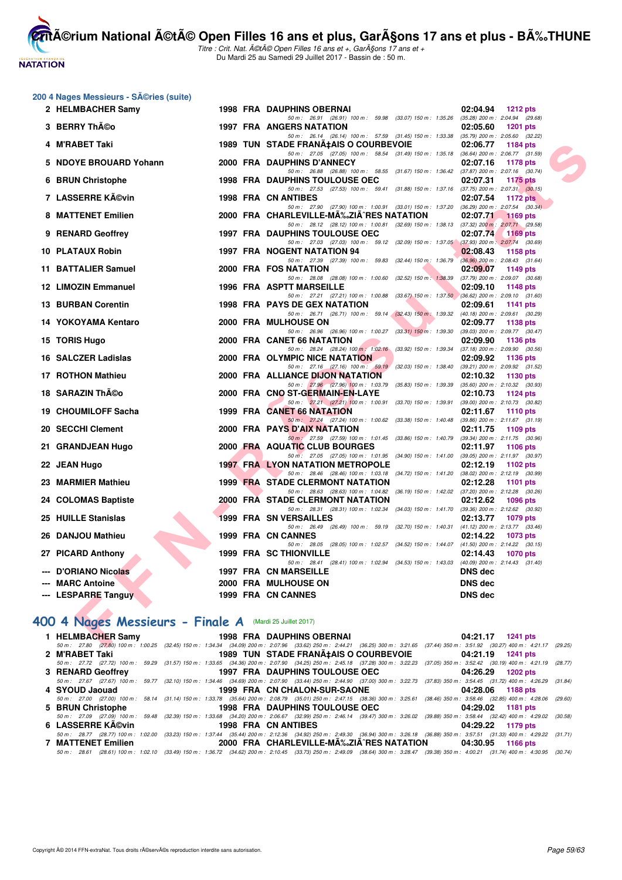## 200 4 Nages Messieurs - SÃ©ries (suite)

| Rang | Nom | Année | Nat | Club | Temps | Points |
|---|---|---|---|---|---|---|
| 2 | HELMBACHER Samy | 1998 | FRA | DAUPHINS OBERNAI | 02:04.94 | 1212 pts |
| | 50 m : 26.91 (26.91) 100 m : 59.98 (33.07) 150 m : 1:35.26 (35.28) 200 m : 2:04.94 (29.68) | | | | | |
| 3 | BERRY ThÃ©o | 1997 | FRA | ANGERS NATATION | 02:05.60 | 1201 pts |
| | 50 m : 26.14 (26.14) 100 m : 57.59 (31.45) 150 m : 1:33.38 (35.79) 200 m : 2:05.60 (32.22) | | | | | |
| 4 | M'RABET Taki | 1989 | TUN | STADE FRANÃ‡AIS O COURBEVOIE | 02:06.77 | 1184 pts |
| | 50 m : 27.05 (27.05) 100 m : 58.54 (31.49) 150 m : 1:35.18 (36.64) 200 m : 2:06.77 (31.59) | | | | | |
| 5 | NDOYE BROUARD Yohann | 2000 | FRA | DAUPHINS D'ANNECY | 02:07.16 | 1178 pts |
| | 50 m : 26.88 (26.88) 100 m : 58.55 (31.67) 150 m : 1:36.42 (37.87) 200 m : 2:07.16 (30.74) | | | | | |
| 6 | BRUN Christophe | 1998 | FRA | DAUPHINS TOULOUSE OEC | 02:07.31 | 1175 pts |
| | 50 m : 27.53 (27.53) 100 m : 59.41 (31.88) 150 m : 1:37.16 (37.75) 200 m : 2:07.31 (30.15) | | | | | |
| 7 | LASSERRE KÃ©vin | 1998 | FRA | CN ANTIBES | 02:07.54 | 1172 pts |
| | 50 m : 27.90 (27.90) 100 m : 1:00.91 (33.01) 150 m : 1:37.20 (36.29) 200 m : 2:07.54 (30.34) | | | | | |
| 8 | MATTENET Emilien | 2000 | FRA | CHARLEVILLE-MÃ‰ZIÃˆRES NATATION | 02:07.71 | 1169 pts |
| | 50 m : 28.12 (28.12) 100 m : 1:00.81 (32.69) 150 m : 1:38.13 (37.32) 200 m : 2:07.71 (29.58) | | | | | |
| 9 | RENARD Geoffrey | 1997 | FRA | DAUPHINS TOULOUSE OEC | 02:07.74 | 1169 pts |
| | 50 m : 27.03 (27.03) 100 m : 59.12 (32.09) 150 m : 1:37.05 (37.93) 200 m : 2:07.74 (30.69) | | | | | |
| 10 | PLATAUX Robin | 1997 | FRA | NOGENT NATATION 94 | 02:08.43 | 1158 pts |
| | 50 m : 27.39 (27.39) 100 m : 59.83 (32.44) 150 m : 1:36.79 (36.96) 200 m : 2:08.43 (31.64) | | | | | |
| 11 | BATTALIER Samuel | 2000 | FRA | FOS NATATION | 02:09.07 | 1149 pts |
| | 50 m : 28.08 (28.08) 100 m : 1:00.60 (32.52) 150 m : 1:38.39 (37.79) 200 m : 2:09.07 (30.68) | | | | | |
| 12 | LIMOZIN Emmanuel | 1996 | FRA | ASPTT MARSEILLE | 02:09.10 | 1148 pts |
| | 50 m : 27.21 (27.21) 100 m : 1:00.88 (33.67) 150 m : 1:37.50 (36.62) 200 m : 2:09.10 (31.60) | | | | | |
| 13 | BURBAN Corentin | 1998 | FRA | PAYS DE GEX NATATION | 02:09.61 | 1141 pts |
| | 50 m : 26.71 (26.71) 100 m : 59.14 (32.43) 150 m : 1:39.32 (40.18) 200 m : 2:09.61 (30.29) | | | | | |
| 14 | YOKOYAMA Kentaro | 2000 | FRA | MULHOUSE ON | 02:09.77 | 1138 pts |
| | 50 m : 26.96 (26.96) 100 m : 1:00.27 (33.31) 150 m : 1:39.30 (39.03) 200 m : 2:09.77 (30.47) | | | | | |
| 15 | TORIS Hugo | 2000 | FRA | CANET 66 NATATION | 02:09.90 | 1136 pts |
| | 50 m : 28.24 (28.24) 100 m : 1:02.16 (33.92) 150 m : 1:39.34 (37.18) 200 m : 2:09.90 (30.56) | | | | | |
| 16 | SALCZER Ladislas | 2000 | FRA | OLYMPIC NICE NATATION | 02:09.92 | 1136 pts |
| | 50 m : 27.16 (27.16) 100 m : 59.19 (32.03) 150 m : 1:38.40 (39.21) 200 m : 2:09.92 (31.52) | | | | | |
| 17 | ROTHON Mathieu | 2000 | FRA | ALLIANCE DIJON NATATION | 02:10.32 | 1130 pts |
| | 50 m : 27.96 (27.96) 100 m : 1:03.79 (35.83) 150 m : 1:39.39 (35.60) 200 m : 2:10.32 (30.93) | | | | | |
| 18 | SARAZIN ThÃ©o | 2000 | FRA | CNO ST-GERMAIN-EN-LAYE | 02:10.73 | 1124 pts |
| | 50 m : 27.21 (27.21) 100 m : 1:00.91 (33.70) 150 m : 1:39.91 (39.00) 200 m : 2:10.73 (30.82) | | | | | |
| 19 | CHOUMILOFF Sacha | 1999 | FRA | CANET 66 NATATION | 02:11.67 | 1110 pts |
| | 50 m : 27.24 (27.24) 100 m : 1:00.62 (33.38) 150 m : 1:40.48 (39.86) 200 m : 2:11.67 (31.19) | | | | | |
| 20 | SECCHI Clement | 2000 | FRA | PAYS D'AIX NATATION | 02:11.75 | 1109 pts |
| | 50 m : 27.59 (27.59) 100 m : 1:01.45 (33.86) 150 m : 1:40.79 (39.34) 200 m : 2:11.75 (30.96) | | | | | |
| 21 | GRANDJEAN Hugo | 2000 | FRA | AQUATIC CLUB BOURGES | 02:11.97 | 1106 pts |
| | 50 m : 27.05 (27.05) 100 m : 1:01.95 (34.90) 150 m : 1:41.00 (39.05) 200 m : 2:11.97 (30.97) | | | | | |
| 22 | JEAN Hugo | 1997 | FRA | LYON NATATION METROPOLE | 02:12.19 | 1102 pts |
| | 50 m : 28.46 (28.46) 100 m : 1:03.18 (34.72) 150 m : 1:41.20 (38.02) 200 m : 2:12.19 (30.99) | | | | | |
| 23 | MARMIER Mathieu | 1999 | FRA | STADE CLERMONT NATATION | 02:12.28 | 1101 pts |
| | 50 m : 28.63 (28.63) 100 m : 1:04.82 (36.19) 150 m : 1:42.02 (37.20) 200 m : 2:12.28 (30.26) | | | | | |
| 24 | COLOMAS Baptiste | 2000 | FRA | STADE CLERMONT NATATION | 02:12.62 | 1096 pts |
| | 50 m : 28.31 (28.31) 100 m : 1:02.34 (34.03) 150 m : 1:41.70 (39.36) 200 m : 2:12.62 (30.92) | | | | | |
| 25 | HUILLE Stanislas | 1999 | FRA | SN VERSAILLES | 02:13.77 | 1079 pts |
| | 50 m : 26.49 (26.49) 100 m : 59.19 (32.70) 150 m : 1:40.31 (41.12) 200 m : 2:13.77 (33.46) | | | | | |
| 26 | DANJOU Mathieu | 1999 | FRA | CN CANNES | 02:14.22 | 1073 pts |
| | 50 m : 28.05 (28.05) 100 m : 1:02.57 (34.52) 150 m : 1:44.07 (41.50) 200 m : 2:14.22 (30.15) | | | | | |
| 27 | PICARD Anthony | 1999 | FRA | SC THIONVILLE | 02:14.43 | 1070 pts |
| | 50 m : 28.41 (28.41) 100 m : 1:02.94 (34.53) 150 m : 1:43.03 (40.09) 200 m : 2:14.43 (31.40) | | | | | |
| --- | D'ORIANO Nicolas | 1997 | FRA | CN MARSEILLE | DNS dec | |
| --- | MARC Antoine | 2000 | FRA | MULHOUSE ON | DNS dec | |
| --- | LESPARRE Tanguy | 1999 | FRA | CN CANNES | DNS dec | |

## 400 4 Nages Messieurs - Finale A (Mardi 25 Juillet 2017)

| Rang | Nom | Année | Nat | Club | Temps | Points |
|---|---|---|---|---|---|---|
| 1 | HELMBACHER Samy | 1998 | FRA | DAUPHINS OBERNAI | 04:21.17 | 1241 pts |
| | 50 m : 27.80 (27.80) 100 m : 1:00.25 (32.45) 150 m : 1:34.34 (34.09) 200 m : 2:07.96 (33.62) 250 m : 2:44.21 (36.25) 300 m : 3:21.65 (37.44) 350 m : 3:51.92 (30.27) 400 m : 4:21.17 (29.25) | | | | | |
| 2 | M'RABET Taki | 1989 | TUN | STADE FRANÃ‡AIS O COURBEVOIE | 04:21.19 | 1241 pts |
| | 50 m : 27.72 (27.72) 100 m : 59.29 (31.57) 150 m : 1:33.65 (34.36) 200 m : 2:07.90 (34.25) 250 m : 2:45.18 (37.28) 300 m : 3:22.23 (37.05) 350 m : 3:52.42 (30.19) 400 m : 4:21.19 (28.77) | | | | | |
| 3 | RENARD Geoffrey | 1997 | FRA | DAUPHINS TOULOUSE OEC | 04:26.29 | 1202 pts |
| | 50 m : 27.67 (27.67) 100 m : 59.77 (32.10) 150 m : 1:34.46 (34.69) 200 m : 2:07.90 (33.44) 250 m : 2:44.90 (37.00) 300 m : 3:22.73 (37.83) 350 m : 3:54.45 (31.72) 400 m : 4:26.29 (31.84) | | | | | |
| 4 | SYOUD Jaouad | 1999 | FRA | CN CHALON-SUR-SAONE | 04:28.06 | 1188 pts |
| | 50 m : 27.00 (27.00) 100 m : 58.14 (31.14) 150 m : 1:33.78 (35.64) 200 m : 2:08.79 (35.01) 250 m : 2:47.15 (38.36) 300 m : 3:25.61 (38.46) 350 m : 3:58.46 (32.85) 400 m : 4:28.06 (29.60) | | | | | |
| 5 | BRUN Christophe | 1998 | FRA | DAUPHINS TOULOUSE OEC | 04:29.02 | 1181 pts |
| | 50 m : 27.09 (27.09) 100 m : 59.48 (32.39) 150 m : 1:33.68 (34.20) 200 m : 2:06.67 (32.99) 250 m : 2:46.14 (39.47) 300 m : 3:26.02 (39.88) 350 m : 3:58.44 (32.42) 400 m : 4:29.02 (30.58) | | | | | |
| 6 | LASSERRE KÃ©vin | 1998 | FRA | CN ANTIBES | 04:29.22 | 1179 pts |
| | 50 m : 28.77 (28.77) 100 m : 1:02.00 (33.23) 150 m : 1:37.44 (35.44) 200 m : 2:12.36 (34.92) 250 m : 2:49.30 (36.94) 300 m : 3:26.18 (36.88) 350 m : 3:57.51 (31.33) 400 m : 4:29.22 (31.71) | | | | | |
| 7 | MATTENET Emilien | 2000 | FRA | CHARLEVILLE-MÃ‰ZIÃˆRES NATATION | 04:30.95 | 1166 pts |
| | 50 m : 28.61 (28.61) 100 m : 1:02.10 (33.49) 150 m : 1:36.72 (34.62) 200 m : 2:10.45 (33.73) 250 m : 2:49.09 (38.64) 300 m : 3:28.47 (39.38) 350 m : 4:00.21 (31.74) 400 m : 4:30.95 (30.74) | | | | | |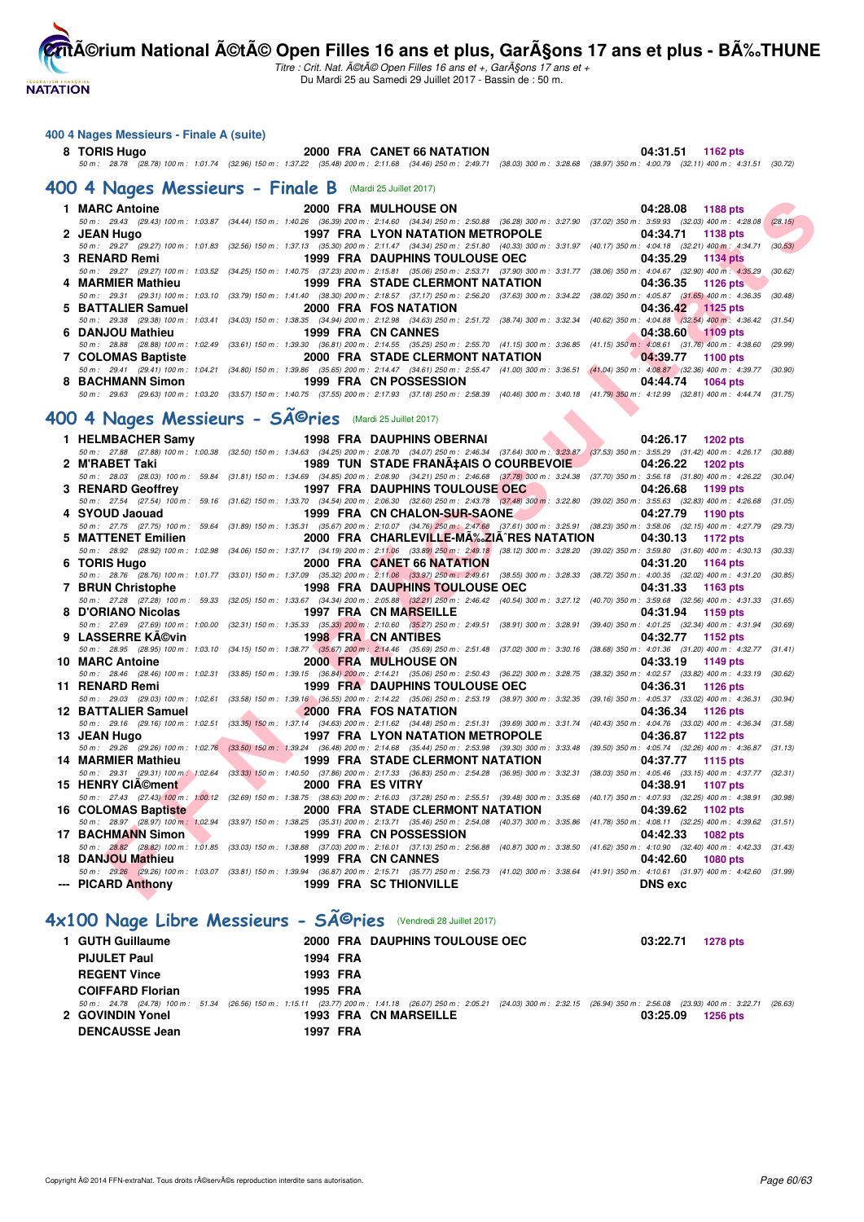### 400 4 Nages Messieurs - Finale A (suite)

| Rg | Nom | Année | Nat | Club | Temps | Points |
|---|---|---|---|---|---|---|
| 8 | TORIS Hugo | 2000 | FRA | CANET 66 NATATION | 04:31.51 | 1162 pts |

50 m : 28.78 (28.78) 100 m : 1:01.74 (32.96) 150 m : 1:37.22 (35.48) 200 m : 2:11.68 (34.46) 250 m : 2:49.71 (38.03) 300 m : 3:28.68 (38.97) 350 m : 4:00.79 (32.11) 400 m : 4:31.51 (30.72)

## 400 4 Nages Messieurs - Finale B (Mardi 25 Juillet 2017)

| Rg | Nom | Année | Nat | Club | Temps | Points |
|---|---|---|---|---|---|---|
| 1 | MARC Antoine | 2000 | FRA | MULHOUSE ON | 04:28.08 | 1188 pts |
| | 50 m : 29.43 (29.43) 100 m : 1:03.87 (34.44) 150 m : 1:40.26 (36.39) 200 m : 2:14.60 (34.34) 250 m : 2:50.88 (36.28) 300 m : 3:27.90 (37.02) 350 m : 3:59.93 (32.03) 400 m : 4:28.08 (28.15) | | | | | |
| 2 | JEAN Hugo | 1997 | FRA | LYON NATATION METROPOLE | 04:34.71 | 1138 pts |
| | 50 m : 29.27 (29.27) 100 m : 1:01.83 (32.56) 150 m : 1:37.13 (35.30) 200 m : 2:11.47 (34.34) 250 m : 2:51.80 (40.33) 300 m : 3:31.97 (40.17) 350 m : 4:04.18 (32.21) 400 m : 4:34.71 (30.53) | | | | | |
| 3 | RENARD Remi | 1999 | FRA | DAUPHINS TOULOUSE OEC | 04:35.29 | 1134 pts |
| | 50 m : 29.27 (29.27) 100 m : 1:03.52 (34.25) 150 m : 1:40.75 (37.23) 200 m : 2:15.81 (35.06) 250 m : 2:53.71 (37.90) 300 m : 3:31.77 (38.06) 350 m : 4:04.67 (32.90) 400 m : 4:35.29 (30.62) | | | | | |
| 4 | MARMIER Mathieu | 1999 | FRA | STADE CLERMONT NATATION | 04:36.35 | 1126 pts |
| | 50 m : 29.31 (29.31) 100 m : 1:03.10 (33.79) 150 m : 1:41.40 (38.30) 200 m : 2:18.57 (37.17) 250 m : 2:56.20 (37.63) 300 m : 3:34.22 (38.02) 350 m : 4:05.87 (31.65) 400 m : 4:36.35 (30.48) | | | | | |
| 5 | BATTALIER Samuel | 2000 | FRA | FOS NATATION | 04:36.42 | 1125 pts |
| | 50 m : 29.38 (29.38) 100 m : 1:03.41 (34.03) 150 m : 1:38.35 (34.94) 200 m : 2:12.98 (34.63) 250 m : 2:51.72 (38.74) 300 m : 3:32.34 (40.62) 350 m : 4:04.88 (32.54) 400 m : 4:36.42 (31.54) | | | | | |
| 6 | DANJOU Mathieu | 1999 | FRA | CN CANNES | 04:38.60 | 1109 pts |
| | 50 m : 28.88 (28.88) 100 m : 1:02.49 (33.61) 150 m : 1:39.30 (36.81) 200 m : 2:14.55 (35.25) 250 m : 2:55.70 (41.15) 300 m : 3:36.85 (41.15) 350 m : 4:08.61 (31.76) 400 m : 4:38.60 (29.99) | | | | | |
| 7 | COLOMAS Baptiste | 2000 | FRA | STADE CLERMONT NATATION | 04:39.77 | 1100 pts |
| | 50 m : 29.41 (29.41) 100 m : 1:04.21 (34.80) 150 m : 1:39.86 (35.65) 200 m : 2:14.47 (34.61) 250 m : 2:55.47 (41.00) 300 m : 3:36.51 (41.04) 350 m : 4:08.87 (32.36) 400 m : 4:39.77 (30.90) | | | | | |
| 8 | BACHMANN Simon | 1999 | FRA | CN POSSESSION | 04:44.74 | 1064 pts |
| | 50 m : 29.63 (29.63) 100 m : 1:03.20 (33.57) 150 m : 1:40.75 (37.55) 200 m : 2:17.93 (37.18) 250 m : 2:58.39 (40.46) 300 m : 3:40.18 (41.79) 350 m : 4:12.99 (32.81) 400 m : 4:44.74 (31.75) | | | | | |

## 400 4 Nages Messieurs - SÃ©ries (Mardi 25 Juillet 2017)

| Rg | Nom | Année | Nat | Club | Temps | Points |
|---|---|---|---|---|---|---|
| 1 | HELMBACHER Samy | 1998 | FRA | DAUPHINS OBERNAI | 04:26.17 | 1202 pts |
| | 50 m : 27.88 (27.88) 100 m : 1:00.38 (32.50) 150 m : 1:34.63 (34.25) 200 m : 2:08.70 (34.07) 250 m : 2:46.34 (37.64) 300 m : 3:23.87 (37.53) 350 m : 3:55.29 (31.42) 400 m : 4:26.17 (30.88) | | | | | |
| 2 | M'RABET Taki | 1989 | TUN | STADE FRANÃ‡AIS O COURBEVOIE | 04:26.22 | 1202 pts |
| | 50 m : 28.03 (28.03) 100 m : 59.84 (31.81) 150 m : 1:34.69 (34.85) 200 m : 2:08.90 (34.21) 250 m : 2:46.68 (37.78) 300 m : 3:24.38 (37.70) 350 m : 3:56.18 (31.80) 400 m : 4:26.22 (30.04) | | | | | |
| 3 | RENARD Geoffrey | 1997 | FRA | DAUPHINS TOULOUSE OEC | 04:26.68 | 1199 pts |
| | 50 m : 27.54 (27.54) 100 m : 59.16 (31.62) 150 m : 1:33.70 (34.54) 200 m : 2:06.30 (32.60) 250 m : 2:43.78 (37.48) 300 m : 3:22.80 (39.02) 350 m : 3:55.63 (32.83) 400 m : 4:26.68 (31.05) | | | | | |
| 4 | SYOUD Jaouad | 1999 | FRA | CN CHALON-SUR-SAONE | 04:27.79 | 1190 pts |
| | 50 m : 27.75 (27.75) 100 m : 59.64 (31.89) 150 m : 1:35.31 (35.67) 200 m : 2:10.07 (34.76) 250 m : 2:47.68 (37.61) 300 m : 3:25.91 (38.23) 350 m : 3:58.06 (32.15) 400 m : 4:27.79 (29.73) | | | | | |
| 5 | MATTENET Emilien | 2000 | FRA | CHARLEVILLE-MÃ‰ZIÃˆRES NATATION | 04:30.13 | 1172 pts |
| | 50 m : 28.92 (28.92) 100 m : 1:02.98 (34.06) 150 m : 1:37.17 (34.19) 200 m : 2:11.06 (33.89) 250 m : 2:49.18 (38.12) 300 m : 3:28.20 (39.02) 350 m : 3:59.80 (31.60) 400 m : 4:30.13 (30.33) | | | | | |
| 6 | TORIS Hugo | 2000 | FRA | CANET 66 NATATION | 04:31.20 | 1164 pts |
| | 50 m : 28.76 (28.76) 100 m : 1:01.77 (33.01) 150 m : 1:37.09 (35.32) 200 m : 2:11.06 (33.97) 250 m : 2:49.61 (38.55) 300 m : 3:28.33 (38.72) 350 m : 4:00.35 (32.02) 400 m : 4:31.20 (30.85) | | | | | |
| 7 | BRUN Christophe | 1998 | FRA | DAUPHINS TOULOUSE OEC | 04:31.33 | 1163 pts |
| | 50 m : 27.28 (27.28) 100 m : 59.33 (32.05) 150 m : 1:33.67 (34.34) 200 m : 2:05.88 (32.21) 250 m : 2:46.42 (40.54) 300 m : 3:27.12 (40.70) 350 m : 3:59.68 (32.56) 400 m : 4:31.33 (31.65) | | | | | |
| 8 | D'ORIANO Nicolas | 1997 | FRA | CN MARSEILLE | 04:31.94 | 1159 pts |
| | 50 m : 27.69 (27.69) 100 m : 1:00.00 (32.31) 150 m : 1:35.33 (35.33) 200 m : 2:10.60 (35.27) 250 m : 2:49.51 (38.91) 300 m : 3:28.91 (39.40) 350 m : 4:01.25 (32.34) 400 m : 4:31.94 (30.69) | | | | | |
| 9 | LASSERRE KÃ©vin | 1998 | FRA | CN ANTIBES | 04:32.77 | 1152 pts |
| | 50 m : 28.95 (28.95) 100 m : 1:03.10 (34.15) 150 m : 1:38.77 (35.67) 200 m : 2:14.46 (35.69) 250 m : 2:51.48 (37.02) 300 m : 3:30.16 (38.68) 350 m : 4:01.36 (31.20) 400 m : 4:32.77 (31.41) | | | | | |
| 10 | MARC Antoine | 2000 | FRA | MULHOUSE ON | 04:33.19 | 1149 pts |
| | 50 m : 28.46 (28.46) 100 m : 1:02.31 (33.85) 150 m : 1:39.15 (36.84) 200 m : 2:14.21 (35.06) 250 m : 2:50.43 (36.22) 300 m : 3:28.75 (38.32) 350 m : 4:02.57 (33.82) 400 m : 4:33.19 (30.62) | | | | | |
| 11 | RENARD Remi | 1999 | FRA | DAUPHINS TOULOUSE OEC | 04:36.31 | 1126 pts |
| | 50 m : 29.03 (29.03) 100 m : 1:02.61 (33.58) 150 m : 1:39.16 (36.55) 200 m : 2:14.22 (35.06) 250 m : 2:53.19 (38.97) 300 m : 3:32.35 (39.16) 350 m : 4:05.37 (33.02) 400 m : 4:36.31 (30.94) | | | | | |
| 12 | BATTALIER Samuel | 2000 | FRA | FOS NATATION | 04:36.34 | 1126 pts |
| | 50 m : 29.16 (29.16) 100 m : 1:02.51 (33.35) 150 m : 1:37.14 (34.63) 200 m : 2:11.62 (34.48) 250 m : 2:51.31 (39.69) 300 m : 3:31.74 (40.43) 350 m : 4:04.76 (33.02) 400 m : 4:36.34 (31.58) | | | | | |
| 13 | JEAN Hugo | 1997 | FRA | LYON NATATION METROPOLE | 04:36.87 | 1122 pts |
| | 50 m : 29.26 (29.26) 100 m : 1:02.76 (33.50) 150 m : 1:39.24 (36.48) 200 m : 2:14.68 (35.44) 250 m : 2:53.98 (39.30) 300 m : 3:33.48 (39.50) 350 m : 4:05.74 (32.26) 400 m : 4:36.87 (31.13) | | | | | |
| 14 | MARMIER Mathieu | 1999 | FRA | STADE CLERMONT NATATION | 04:37.77 | 1115 pts |
| | 50 m : 29.31 (29.31) 100 m : 1:02.64 (33.33) 150 m : 1:40.50 (37.86) 200 m : 2:17.33 (36.83) 250 m : 2:54.28 (36.95) 300 m : 3:32.31 (38.03) 350 m : 4:05.46 (33.15) 400 m : 4:37.77 (32.31) | | | | | |
| 15 | HENRY ClÃ©ment | 2000 | FRA | ES VITRY | 04:38.91 | 1107 pts |
| | 50 m : 27.43 (27.43) 100 m : 1:00.12 (32.69) 150 m : 1:38.75 (38.63) 200 m : 2:16.03 (37.28) 250 m : 2:55.51 (39.48) 300 m : 3:35.68 (40.17) 350 m : 4:07.93 (32.25) 400 m : 4:38.91 (30.98) | | | | | |
| 16 | COLOMAS Baptiste | 2000 | FRA | STADE CLERMONT NATATION | 04:39.62 | 1102 pts |
| | 50 m : 28.97 (28.97) 100 m : 1:02.94 (33.97) 150 m : 1:38.25 (35.31) 200 m : 2:13.71 (35.46) 250 m : 2:54.08 (40.37) 300 m : 3:35.86 (41.78) 350 m : 4:08.11 (32.25) 400 m : 4:39.62 (31.51) | | | | | |
| 17 | BACHMANN Simon | 1999 | FRA | CN POSSESSION | 04:42.33 | 1082 pts |
| | 50 m : 28.82 (28.82) 100 m : 1:01.85 (33.03) 150 m : 1:38.88 (37.03) 200 m : 2:16.01 (37.13) 250 m : 2:56.88 (40.87) 300 m : 3:38.50 (41.62) 350 m : 4:10.90 (32.40) 400 m : 4:42.33 (31.43) | | | | | |
| 18 | DANJOU Mathieu | 1999 | FRA | CN CANNES | 04:42.60 | 1080 pts |
| | 50 m : 29.26 (29.26) 100 m : 1:03.07 (33.81) 150 m : 1:39.94 (36.87) 200 m : 2:15.71 (35.77) 250 m : 2:56.73 (41.02) 300 m : 3:38.64 (41.91) 350 m : 4:10.61 (31.97) 400 m : 4:42.60 (31.99) | | | | | |
| --- | PICARD Anthony | 1999 | FRA | SC THIONVILLE | DNS exc | |

## 4x100 Nage Libre Messieurs - SÃ©ries (Vendredi 28 Juillet 2017)

| Rg | Nom | Année | Nat | Club | Temps | Points |
|---|---|---|---|---|---|---|
| 1 | GUTH Guillaume | 2000 | FRA | DAUPHINS TOULOUSE OEC | 03:22.71 | 1278 pts |
| | PIJULET Paul | 1994 | FRA | | | |
| | REGENT Vince | 1993 | FRA | | | |
| | COIFFARD Florian | 1995 | FRA | | | |
| | 50 m : 24.78 (24.78) 100 m : 51.34 (26.56) 150 m : 1:15.11 (23.77) 200 m : 1:41.18 (26.07) 250 m : 2:05.21 (24.03) 300 m : 2:32.15 (26.94) 350 m : 2:56.08 (23.93) 400 m : 3:22.71 (26.63) | | | | | |
| 2 | GOVINDIN Yonel | 1993 | FRA | CN MARSEILLE | 03:25.09 | 1256 pts |
| | DENCAUSSE Jean | 1997 | FRA | | | |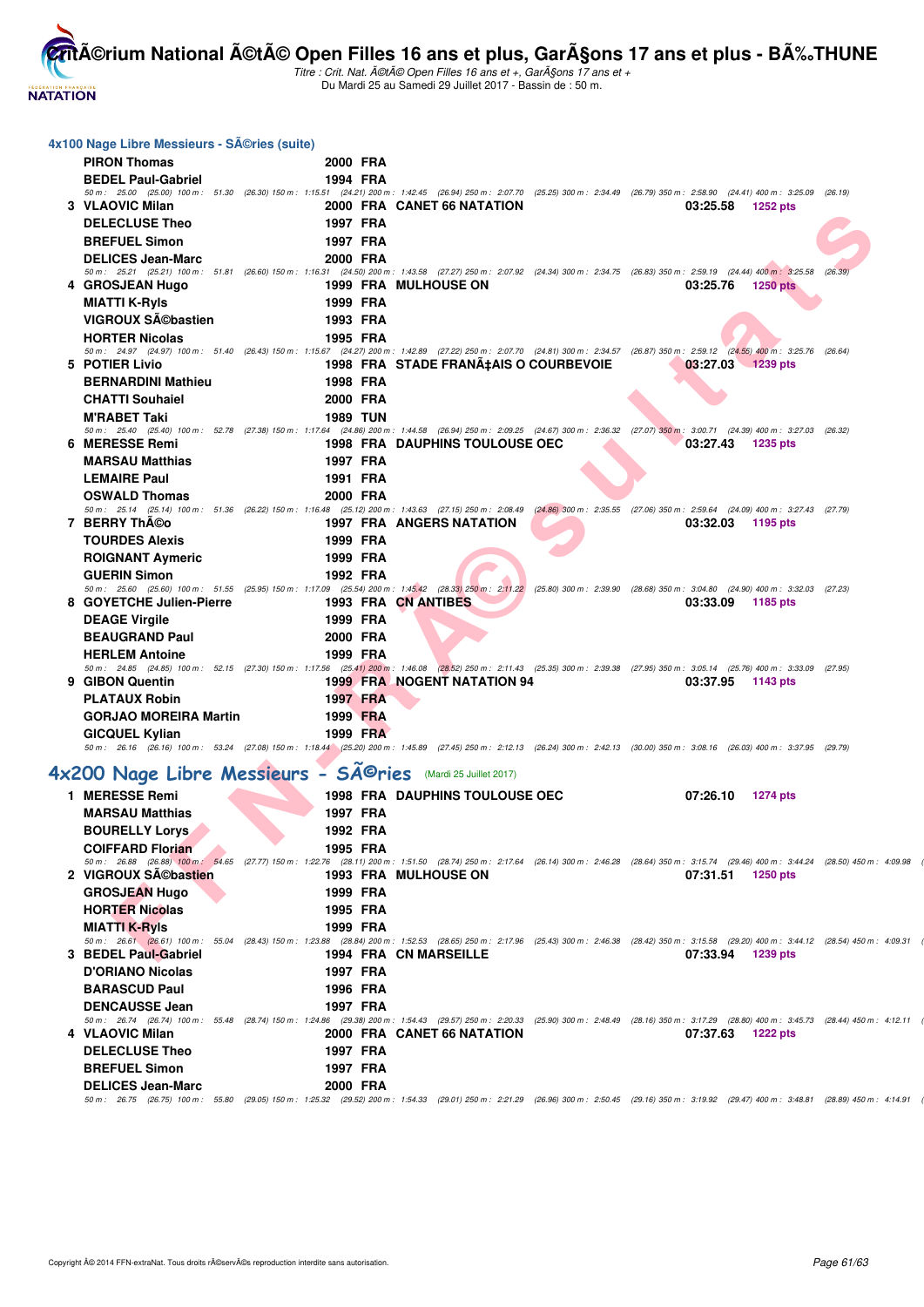## 4x100 Nage Libre Messieurs - SÃ©ries (suite)

| Rang | Nom | Année | Nat | Club | Temps | Points |
|---|---|---|---|---|---|---|
| | PIRON Thomas | 2000 | FRA | | | |
| | BEDEL Paul-Gabriel | 1994 | FRA | | | |

50 m : 25.00 (25.00) 100 m : 51.30 (26.30) 150 m : 1:15.51 (24.21) 200 m : 1:42.45 (26.94) 250 m : 2:07.70 (25.25) 300 m : 2:34.49 (26.79) 350 m : 2:58.90 (24.41) 400 m : 3:25.09 (26.19)

| Rang | Nom | Année | Nat | Club | Temps | Points |
|---|---|---|---|---|---|---|
| 3 | VLAOVIC Milan | 2000 | FRA | CANET 66 NATATION | 03:25.58 | 1252 pts |
| | DELECLUSE Theo | 1997 | FRA | | | |
| | BREFUEL Simon | 1997 | FRA | | | |
| | DELICES Jean-Marc | 2000 | FRA | | | |

50 m : 25.21 (25.21) 100 m : 51.81 (26.60) 150 m : 1:16.31 (24.50) 200 m : 1:43.58 (27.27) 250 m : 2:07.92 (24.34) 300 m : 2:34.75 (26.83) 350 m : 2:59.19 (24.44) 400 m : 3:25.58 (26.39)

| Rang | Nom | Année | Nat | Club | Temps | Points |
|---|---|---|---|---|---|---|
| 4 | GROSJEAN Hugo | 1999 | FRA | MULHOUSE ON | 03:25.76 | 1250 pts |
| | MIATTI K-Ryls | 1999 | FRA | | | |
| | VIGROUX SÃ©bastien | 1993 | FRA | | | |
| | HORTER Nicolas | 1995 | FRA | | | |

50 m : 24.97 (24.97) 100 m : 51.40 (26.43) 150 m : 1:15.67 (24.27) 200 m : 1:42.89 (27.22) 250 m : 2:07.70 (24.81) 300 m : 2:34.57 (26.87) 350 m : 2:59.12 (24.55) 400 m : 3:25.76 (26.64)

| Rang | Nom | Année | Nat | Club | Temps | Points |
|---|---|---|---|---|---|---|
| 5 | POTIER Livio | 1998 | FRA | STADE FRANÃ‡AIS O COURBEVOIE | 03:27.03 | 1239 pts |
| | BERNARDINI Mathieu | 1998 | FRA | | | |
| | CHATTI Souhaiel | 2000 | FRA | | | |
| | M'RABET Taki | 1989 | TUN | | | |

50 m : 25.40 (25.40) 100 m : 52.78 (27.38) 150 m : 1:17.64 (24.86) 200 m : 1:44.58 (26.94) 250 m : 2:09.25 (24.67) 300 m : 2:36.32 (27.07) 350 m : 3:00.71 (24.39) 400 m : 3:27.03 (26.32)

| Rang | Nom | Année | Nat | Club | Temps | Points |
|---|---|---|---|---|---|---|
| 6 | MERESSE Remi | 1998 | FRA | DAUPHINS TOULOUSE OEC | 03:27.43 | 1235 pts |
| | MARSAU Matthias | 1997 | FRA | | | |
| | LEMAIRE Paul | 1991 | FRA | | | |
| | OSWALD Thomas | 2000 | FRA | | | |

50 m : 25.14 (25.14) 100 m : 51.36 (26.22) 150 m : 1:16.48 (25.12) 200 m : 1:43.63 (27.15) 250 m : 2:08.49 (24.86) 300 m : 2:35.55 (27.06) 350 m : 2:59.64 (24.09) 400 m : 3:27.43 (27.79)

| Rang | Nom | Année | Nat | Club | Temps | Points |
|---|---|---|---|---|---|---|
| 7 | BERRY ThÃ©o | 1997 | FRA | ANGERS NATATION | 03:32.03 | 1195 pts |
| | TOURDES Alexis | 1999 | FRA | | | |
| | ROIGNANT Aymeric | 1999 | FRA | | | |
| | GUERIN Simon | 1992 | FRA | | | |

50 m : 25.60 (25.60) 100 m : 51.55 (25.95) 150 m : 1:17.09 (25.54) 200 m : 1:45.42 (28.33) 250 m : 2:11.22 (25.80) 300 m : 2:39.90 (28.68) 350 m : 3:04.80 (24.90) 400 m : 3:32.03 (27.23)

| Rang | Nom | Année | Nat | Club | Temps | Points |
|---|---|---|---|---|---|---|
| 8 | GOYETCHE Julien-Pierre | 1993 | FRA | CN ANTIBES | 03:33.09 | 1185 pts |
| | DEAGE Virgile | 1999 | FRA | | | |
| | BEAUGRAND Paul | 2000 | FRA | | | |
| | HERLEM Antoine | 1999 | FRA | | | |

50 m : 24.85 (24.85) 100 m : 52.15 (27.30) 150 m : 1:17.56 (25.41) 200 m : 1:46.08 (28.52) 250 m : 2:11.43 (25.35) 300 m : 2:39.38 (27.95) 350 m : 3:05.14 (25.76) 400 m : 3:33.09 (27.95)

| Rang | Nom | Année | Nat | Club | Temps | Points |
|---|---|---|---|---|---|---|
| 9 | GIBON Quentin | 1999 | FRA | NOGENT NATATION 94 | 03:37.95 | 1143 pts |
| | PLATAUX Robin | 1997 | FRA | | | |
| | GORJAO MOREIRA Martin | 1999 | FRA | | | |
| | GICQUEL Kylian | 1999 | FRA | | | |

50 m : 26.16 (26.16) 100 m : 53.24 (27.08) 150 m : 1:18.44 (25.20) 200 m : 1:45.89 (27.45) 250 m : 2:12.13 (26.24) 300 m : 2:42.13 (30.00) 350 m : 3:08.16 (26.03) 400 m : 3:37.95 (29.79)

## 4x200 Nage Libre Messieurs - SÃ©ries (Mardi 25 Juillet 2017)

| Rang | Nom | Année | Nat | Club | Temps | Points |
|---|---|---|---|---|---|---|
| 1 | MERESSE Remi | 1998 | FRA | DAUPHINS TOULOUSE OEC | 07:26.10 | 1274 pts |
| | MARSAU Matthias | 1997 | FRA | | | |
| | BOURELLY Lorys | 1992 | FRA | | | |
| | COIFFARD Florian | 1995 | FRA | | | |

50 m : 26.88 (26.88) 100 m : 54.65 (27.77) 150 m : 1:22.76 (28.11) 200 m : 1:51.50 (28.74) 250 m : 2:17.64 (26.14) 300 m : 2:46.28 (28.64) 350 m : 3:15.74 (29.46) 400 m : 3:44.24 (28.50) 450 m : 4:09.98

| Rang | Nom | Année | Nat | Club | Temps | Points |
|---|---|---|---|---|---|---|
| 2 | VIGROUX SÃ©bastien | 1993 | FRA | MULHOUSE ON | 07:31.51 | 1250 pts |
| | GROSJEAN Hugo | 1999 | FRA | | | |
| | HORTER Nicolas | 1995 | FRA | | | |
| | MIATTI K-Ryls | 1999 | FRA | | | |

50 m : 26.61 (26.61) 100 m : 55.04 (28.43) 150 m : 1:23.88 (28.84) 200 m : 1:52.53 (28.65) 250 m : 2:17.96 (25.43) 300 m : 2:46.38 (28.42) 350 m : 3:15.58 (29.20) 400 m : 3:44.12 (28.54) 450 m : 4:09.31

| Rang | Nom | Année | Nat | Club | Temps | Points |
|---|---|---|---|---|---|---|
| 3 | BEDEL Paul-Gabriel | 1994 | FRA | CN MARSEILLE | 07:33.94 | 1239 pts |
| | D'ORIANO Nicolas | 1997 | FRA | | | |
| | BARASCUD Paul | 1996 | FRA | | | |
| | DENCAUSSE Jean | 1997 | FRA | | | |

50 m : 26.74 (26.74) 100 m : 55.48 (28.74) 150 m : 1:24.86 (29.38) 200 m : 1:54.43 (29.57) 250 m : 2:20.33 (25.90) 300 m : 2:48.49 (28.16) 350 m : 3:17.29 (28.80) 400 m : 3:45.73 (28.44) 450 m : 4:12.11

| Rang | Nom | Année | Nat | Club | Temps | Points |
|---|---|---|---|---|---|---|
| 4 | VLAOVIC Milan | 2000 | FRA | CANET 66 NATATION | 07:37.63 | 1222 pts |
| | DELECLUSE Theo | 1997 | FRA | | | |
| | BREFUEL Simon | 1997 | FRA | | | |
| | DELICES Jean-Marc | 2000 | FRA | | | |

50 m : 26.75 (26.75) 100 m : 55.80 (29.05) 150 m : 1:25.32 (29.52) 200 m : 1:54.33 (29.01) 250 m : 2:21.29 (26.96) 300 m : 2:50.45 (29.16) 350 m : 3:19.92 (29.47) 400 m : 3:48.81 (28.89) 450 m : 4:14.91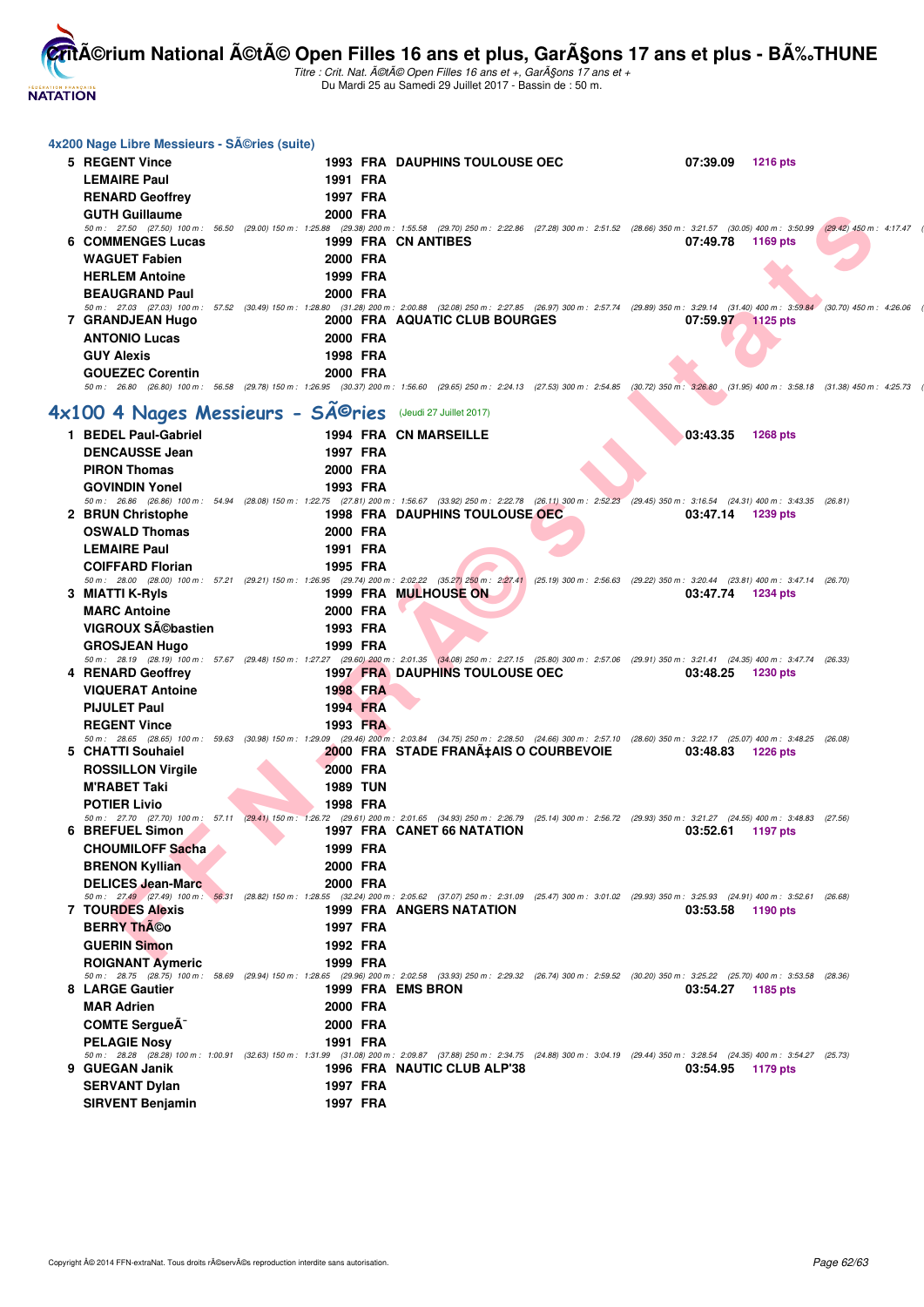## 4x200 Nage Libre Messieurs - SÃ©ries (suite)

| Rang | Nom | Année | Nat | Club | Temps | Points |
|---|---|---|---|---|---|---|
| 5 | REGENT Vince | 1993 | FRA | DAUPHINS TOULOUSE OEC | 07:39.09 | 1216 pts |
| | LEMAIRE Paul | 1991 | FRA | | | |
| | RENARD Geoffrey | 1997 | FRA | | | |
| | GUTH Guillaume | 2000 | FRA | | | |

50 m : 27.50 (27.50) 100 m : 56.50 (29.00) 150 m : 1:25.88 (29.38) 200 m : 1:55.58 (29.70) 250 m : 2:22.86 (27.28) 300 m : 2:51.52 (28.66) 350 m : 3:21.57 (30.05) 400 m : 3:50.99 (29.42) 450 m : 4:17.47 (

| Rang | Nom | Année | Nat | Club | Temps | Points |
|---|---|---|---|---|---|---|
| 6 | COMMENGES Lucas | 1999 | FRA | CN ANTIBES | 07:49.78 | 1169 pts |
| | WAGUET Fabien | 2000 | FRA | | | |
| | HERLEM Antoine | 1999 | FRA | | | |
| | BEAUGRAND Paul | 2000 | FRA | | | |

50 m : 27.03 (27.03) 100 m : 57.52 (30.49) 150 m : 1:28.80 (31.28) 200 m : 2:00.88 (32.08) 250 m : 2:27.85 (26.97) 300 m : 2:57.74 (29.89) 350 m : 3:29.14 (31.40) 400 m : 3:59.84 (30.70) 450 m : 4:26.06 (

| Rang | Nom | Année | Nat | Club | Temps | Points |
|---|---|---|---|---|---|---|
| 7 | GRANDJEAN Hugo | 2000 | FRA | AQUATIC CLUB BOURGES | 07:59.97 | 1125 pts |
| | ANTONIO Lucas | 2000 | FRA | | | |
| | GUY Alexis | 1998 | FRA | | | |
| | GOUEZEC Corentin | 2000 | FRA | | | |

50 m : 26.80 (26.80) 100 m : 56.58 (29.78) 150 m : 1:26.95 (30.37) 200 m : 1:56.60 (29.65) 250 m : 2:24.13 (27.53) 300 m : 2:54.85 (30.72) 350 m : 3:26.80 (31.95) 400 m : 3:58.18 (31.38) 450 m : 4:25.73 (

## 4x100 4 Nages Messieurs - SÃ©ries (Jeudi 27 Juillet 2017)

| Rang | Nom | Année | Nat | Club | Temps | Points |
|---|---|---|---|---|---|---|
| 1 | BEDEL Paul-Gabriel | 1994 | FRA | CN MARSEILLE | 03:43.35 | 1268 pts |
| | DENCAUSSE Jean | 1997 | FRA | | | |
| | PIRON Thomas | 2000 | FRA | | | |
| | GOVINDIN Yonel | 1993 | FRA | | | |

50 m : 26.86 (26.86) 100 m : 54.94 (28.08) 150 m : 1:22.75 (27.81) 200 m : 1:56.67 (33.92) 250 m : 2:22.78 (26.11) 300 m : 2:52.23 (29.45) 350 m : 3:16.54 (24.31) 400 m : 3:43.35 (26.81)

| Rang | Nom | Année | Nat | Club | Temps | Points |
|---|---|---|---|---|---|---|
| 2 | BRUN Christophe | 1998 | FRA | DAUPHINS TOULOUSE OEC | 03:47.14 | 1239 pts |
| | OSWALD Thomas | 2000 | FRA | | | |
| | LEMAIRE Paul | 1991 | FRA | | | |
| | COIFFARD Florian | 1995 | FRA | | | |

50 m : 28.00 (28.00) 100 m : 57.21 (29.21) 150 m : 1:26.95 (29.74) 200 m : 2:02.22 (35.27) 250 m : 2:27.41 (25.19) 300 m : 2:56.63 (29.22) 350 m : 3:20.44 (23.81) 400 m : 3:47.14 (26.70)

| Rang | Nom | Année | Nat | Club | Temps | Points |
|---|---|---|---|---|---|---|
| 3 | MIATTI K-Ryls | 1999 | FRA | MULHOUSE ON | 03:47.74 | 1234 pts |
| | MARC Antoine | 2000 | FRA | | | |
| | VIGROUX SÃ©bastien | 1993 | FRA | | | |
| | GROSJEAN Hugo | 1999 | FRA | | | |

50 m : 28.19 (28.19) 100 m : 57.67 (29.48) 150 m : 1:27.27 (29.60) 200 m : 2:01.35 (34.08) 250 m : 2:27.15 (25.80) 300 m : 2:57.06 (29.91) 350 m : 3:21.41 (24.35) 400 m : 3:47.74 (26.33)

| Rang | Nom | Année | Nat | Club | Temps | Points |
|---|---|---|---|---|---|---|
| 4 | RENARD Geoffrey | 1997 | FRA | DAUPHINS TOULOUSE OEC | 03:48.25 | 1230 pts |
| | VIQUERAT Antoine | 1998 | FRA | | | |
| | PIJULET Paul | 1994 | FRA | | | |
| | REGENT Vince | 1993 | FRA | | | |

50 m : 28.65 (28.65) 100 m : 59.63 (30.98) 150 m : 1:29.09 (29.46) 200 m : 2:03.84 (34.75) 250 m : 2:28.50 (24.66) 300 m : 2:57.10 (28.60) 350 m : 3:22.17 (25.07) 400 m : 3:48.25 (26.08)

| Rang | Nom | Année | Nat | Club | Temps | Points |
|---|---|---|---|---|---|---|
| 5 | CHATTI Souhaiel | 2000 | FRA | STADE FRANÃ‡AIS O COURBEVOIE | 03:48.83 | 1226 pts |
| | ROSSILLON Virgile | 2000 | FRA | | | |
| | M'RABET Taki | 1989 | TUN | | | |
| | POTIER Livio | 1998 | FRA | | | |

50 m : 27.70 (27.70) 100 m : 57.11 (29.41) 150 m : 1:26.72 (29.61) 200 m : 2:01.65 (34.93) 250 m : 2:26.79 (25.14) 300 m : 2:56.72 (29.93) 350 m : 3:21.27 (24.55) 400 m : 3:48.83 (27.56)

| Rang | Nom | Année | Nat | Club | Temps | Points |
|---|---|---|---|---|---|---|
| 6 | BREFUEL Simon | 1997 | FRA | CANET 66 NATATION | 03:52.61 | 1197 pts |
| | CHOUMILOFF Sacha | 1999 | FRA | | | |
| | BRENON Kyllian | 2000 | FRA | | | |
| | DELICES Jean-Marc | 2000 | FRA | | | |

50 m : 27.49 (27.49) 100 m : 56.31 (28.82) 150 m : 1:28.55 (32.24) 200 m : 2:05.62 (37.07) 250 m : 2:31.09 (25.47) 300 m : 3:01.02 (29.93) 350 m : 3:25.93 (24.91) 400 m : 3:52.61 (26.68)

| Rang | Nom | Année | Nat | Club | Temps | Points |
|---|---|---|---|---|---|---|
| 7 | TOURDES Alexis | 1999 | FRA | ANGERS NATATION | 03:53.58 | 1190 pts |
| | BERRY ThÃ©o | 1997 | FRA | | | |
| | GUERIN Simon | 1992 | FRA | | | |
| | ROIGNANT Aymeric | 1999 | FRA | | | |

50 m : 28.75 (28.75) 100 m : 58.69 (29.94) 150 m : 1:28.65 (29.96) 200 m : 2:02.58 (33.93) 250 m : 2:29.32 (26.74) 300 m : 2:59.52 (30.20) 350 m : 3:25.22 (25.70) 400 m : 3:53.58 (28.36)

| Rang | Nom | Année | Nat | Club | Temps | Points |
|---|---|---|---|---|---|---|
| 8 | LARGE Gautier | 1999 | FRA | EMS BRON | 03:54.27 | 1185 pts |
| | MAR Adrien | 2000 | FRA | | | |
| | COMTE SergueÃ¯ | 2000 | FRA | | | |
| | PELAGIE Nosy | 1991 | FRA | | | |

50 m : 28.28 (28.28) 100 m : 1:00.91 (32.63) 150 m : 1:31.99 (31.08) 200 m : 2:09.87 (37.88) 250 m : 2:34.75 (24.88) 300 m : 3:04.19 (29.44) 350 m : 3:28.54 (24.35) 400 m : 3:54.27 (25.73)

| Rang | Nom | Année | Nat | Club | Temps | Points |
|---|---|---|---|---|---|---|
| 9 | GUEGAN Janik | 1996 | FRA | NAUTIC CLUB ALP'38 | 03:54.95 | 1179 pts |
| | SERVANT Dylan | 1997 | FRA | | | |
| | SIRVENT Benjamin | 1997 | FRA | | | |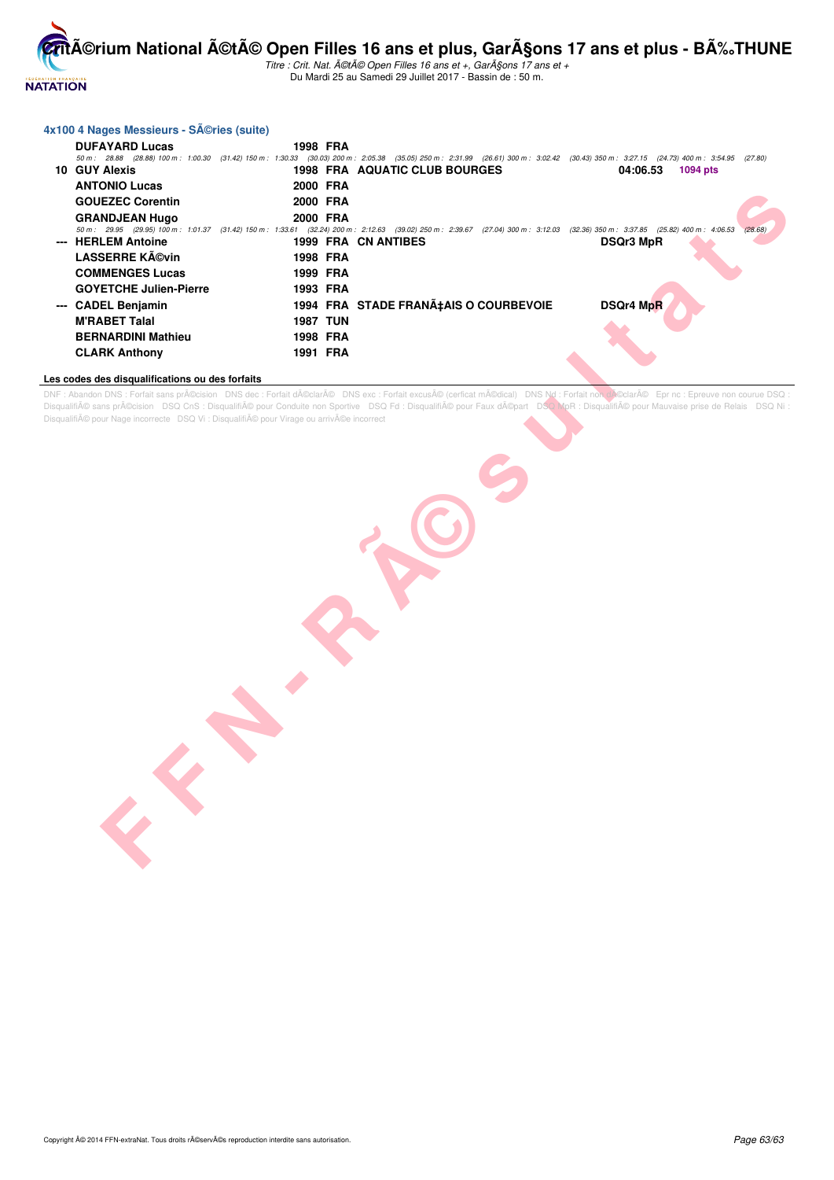## 4x100 4 Nages Messieurs - SÃ©ries (suite)

| | | | | | |
|---|---|---|---|---|---|
| | DUFAYARD Lucas | 1998 FRA | | | |
| | *50 m : 28.88 (28.88) 100 m : 1:00.30 (31.42) 150 m : 1:30.33 (30.03) 200 m : 2:05.38 (35.05) 250 m : 2:31.99 (26.61) 300 m : 3:02.42 (30.43) 350 m : 3:27.15 (24.73) 400 m : 3:54.95 (27.80)* | | | | |
| 10 | GUY Alexis | 1998 FRA | AQUATIC CLUB BOURGES | 04:06.53 | 1094 pts |
| | ANTONIO Lucas | 2000 FRA | | | |
| | GOUEZEC Corentin | 2000 FRA | | | |
| | GRANDJEAN Hugo | 2000 FRA | | | |
| | *50 m : 29.95 (29.95) 100 m : 1:01.37 (31.42) 150 m : 1:33.61 (32.24) 200 m : 2:12.63 (39.02) 250 m : 2:39.67 (27.04) 300 m : 3:12.03 (32.36) 350 m : 3:37.85 (25.82) 400 m : 4:06.53 (28.68)* | | | | |
| --- | HERLEM Antoine | 1999 FRA | CN ANTIBES | DSQr3 MpR | |
| | LASSERRE KÃ©vin | 1998 FRA | | | |
| | COMMENGES Lucas | 1999 FRA | | | |
| | GOYETCHE Julien-Pierre | 1993 FRA | | | |
| --- | CADEL Benjamin | 1994 FRA | STADE FRANÃ‡AIS O COURBEVOIE | DSQr4 MpR | |
| | M'RABET Talal | 1987 TUN | | | |
| | BERNARDINI Mathieu | 1998 FRA | | | |
| | CLARK Anthony | 1991 FRA | | | |

### Les codes des disqualifications ou des forfaits

DNF : Abandon DNS : Forfait sans prÃ©cision DNS dec : Forfait dÃ©clarÃ© DNS exc : Forfait excusÃ© (certicat mÃ©dical) DNS Nd : Forfait non dÃ©clarÃ© Epr nc : Epreuve non courue DSQ : DisqualifiÃ© sans prÃ©cision DSQ CnS : DisqualifiÃ© pour Conduite non Sportive DSQ Fd : DisqualifiÃ© pour Faux dÃ©part DSQ MpR : DisqualifiÃ© pour Mauvaise prise de Relais DSQ Ni : DisqualifiÃ© pour Nage incorrecte DSQ Vi : DisqualifiÃ© pour Virage ou arrivÃ©e incorrect